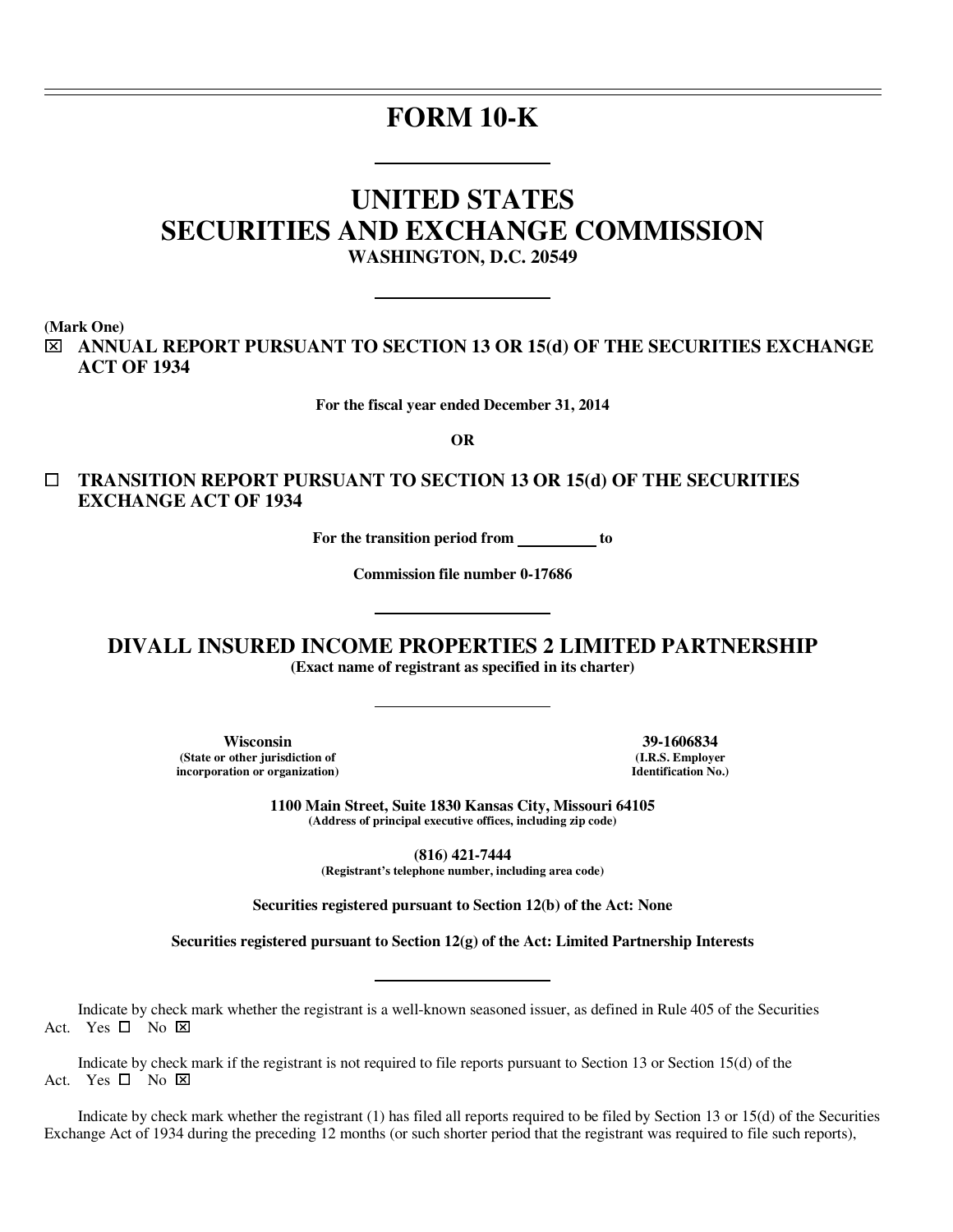# FORM 10-K

# UNITED STATES SECURITIES AND EXCHANGE COMMISSION

**WASHINGTON, D.C. 20549**

**(Mark One)**

☒ **ANNUAL REPORT PURSUANT TO SECTION 13 OR 15(d) OF THE SECURITIES EXCHANGE ACT OF 1934**

**For the fiscal year ended December 31, 2014**

**OR**

☐ **TRANSITION REPORT PURSUANT TO SECTION 13 OR 15(d) OF THE SECURITIES EXCHANGE ACT OF 1934**

**For the transition period from \_\_\_\_\_\_\_\_\_\_ to**

**Commission file number 0-17686**

## DIVALL INSURED INCOME PROPERTIES 2 LIMITED PARTNERSHIP

**(Exact name of registrant as specified in its charter)**

| **Wisconsin** | **39-1606834** |
|---|---|
| **(State or other jurisdiction of incorporation or organization)** | **(I.R.S. Employer Identification No.)** |

**1100 Main Street, Suite 1830 Kansas City, Missouri 64105**
**(Address of principal executive offices, including zip code)**

**(816) 421-7444**
**(Registrant's telephone number, including area code)**

**Securities registered pursuant to Section 12(b) of the Act: None**

**Securities registered pursuant to Section 12(g) of the Act: Limited Partnership Interests**

Indicate by check mark whether the registrant is a well-known seasoned issuer, as defined in Rule 405 of the Securities Act. Yes ☐ No ☒

Indicate by check mark if the registrant is not required to file reports pursuant to Section 13 or Section 15(d) of the Act. Yes ☐ No ☒

Indicate by check mark whether the registrant (1) has filed all reports required to be filed by Section 13 or 15(d) of the Securities Exchange Act of 1934 during the preceding 12 months (or such shorter period that the registrant was required to file such reports),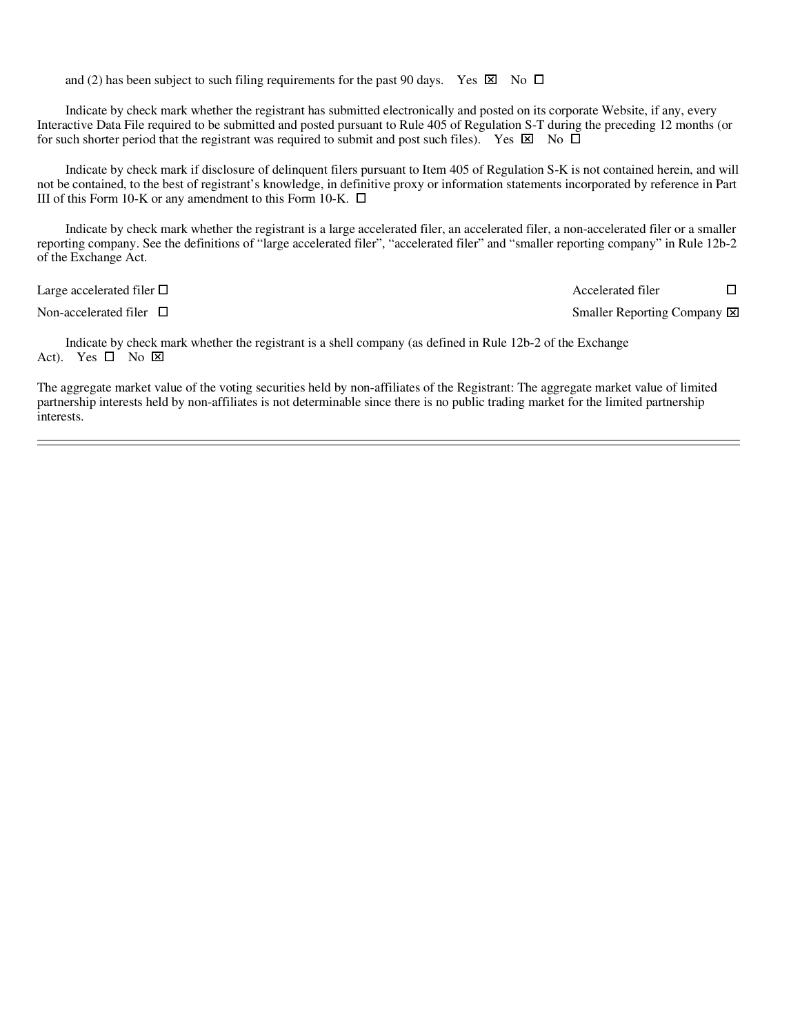and (2) has been subject to such filing requirements for the past 90 days. Yes ☒ No ☐

Indicate by check mark whether the registrant has submitted electronically and posted on its corporate Website, if any, every Interactive Data File required to be submitted and posted pursuant to Rule 405 of Regulation S-T during the preceding 12 months (or for such shorter period that the registrant was required to submit and post such files). Yes ☒ No ☐

Indicate by check mark if disclosure of delinquent filers pursuant to Item 405 of Regulation S-K is not contained herein, and will not be contained, to the best of registrant's knowledge, in definitive proxy or information statements incorporated by reference in Part III of this Form 10-K or any amendment to this Form 10-K. ☐

Indicate by check mark whether the registrant is a large accelerated filer, an accelerated filer, a non-accelerated filer or a smaller reporting company. See the definitions of "large accelerated filer", "accelerated filer" and "smaller reporting company" in Rule 12b-2 of the Exchange Act.

| | |
|---|---|
| Large accelerated filer ☐ | Accelerated filer ☐ |
| Non-accelerated filer ☐ | Smaller Reporting Company ☒ |

Indicate by check mark whether the registrant is a shell company (as defined in Rule 12b-2 of the Exchange Act). Yes ☐ No ☒

The aggregate market value of the voting securities held by non-affiliates of the Registrant: The aggregate market value of limited partnership interests held by non-affiliates is not determinable since there is no public trading market for the limited partnership interests.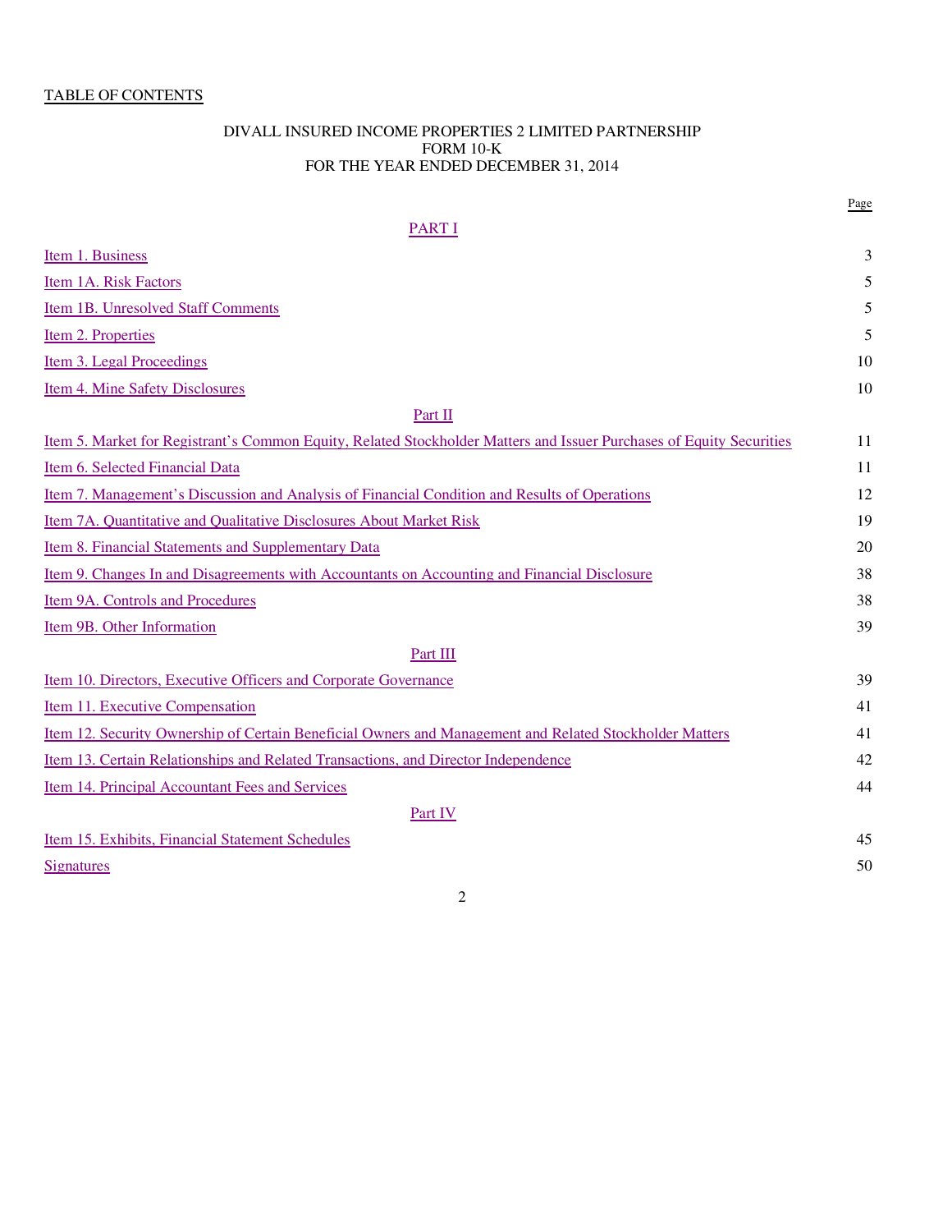TABLE OF CONTENTS

DIVALL INSURED INCOME PROPERTIES 2 LIMITED PARTNERSHIP
FORM 10-K
FOR THE YEAR ENDED DECEMBER 31, 2014

| | Page |
|---|---|
| **PART I** | |
| Item 1. Business | 3 |
| Item 1A. Risk Factors | 5 |
| Item 1B. Unresolved Staff Comments | 5 |
| Item 2. Properties | 5 |
| Item 3. Legal Proceedings | 10 |
| Item 4. Mine Safety Disclosures | 10 |
| **Part II** | |
| Item 5. Market for Registrant's Common Equity, Related Stockholder Matters and Issuer Purchases of Equity Securities | 11 |
| Item 6. Selected Financial Data | 11 |
| Item 7. Management's Discussion and Analysis of Financial Condition and Results of Operations | 12 |
| Item 7A. Quantitative and Qualitative Disclosures About Market Risk | 19 |
| Item 8. Financial Statements and Supplementary Data | 20 |
| Item 9. Changes In and Disagreements with Accountants on Accounting and Financial Disclosure | 38 |
| Item 9A. Controls and Procedures | 38 |
| Item 9B. Other Information | 39 |
| **Part III** | |
| Item 10. Directors, Executive Officers and Corporate Governance | 39 |
| Item 11. Executive Compensation | 41 |
| Item 12. Security Ownership of Certain Beneficial Owners and Management and Related Stockholder Matters | 41 |
| Item 13. Certain Relationships and Related Transactions, and Director Independence | 42 |
| Item 14. Principal Accountant Fees and Services | 44 |
| **Part IV** | |
| Item 15. Exhibits, Financial Statement Schedules | 45 |
| Signatures | 50 |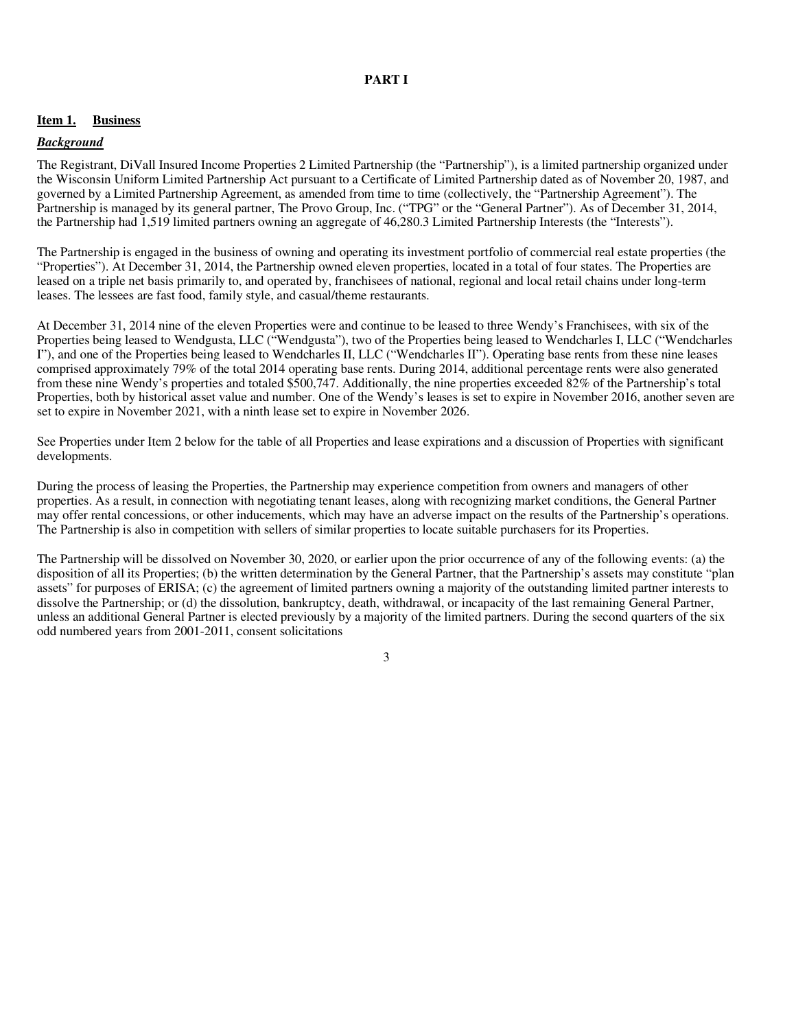# PART I

## Item 1. Business

### *Background*

The Registrant, DiVall Insured Income Properties 2 Limited Partnership (the "Partnership"), is a limited partnership organized under the Wisconsin Uniform Limited Partnership Act pursuant to a Certificate of Limited Partnership dated as of November 20, 1987, and governed by a Limited Partnership Agreement, as amended from time to time (collectively, the "Partnership Agreement"). The Partnership is managed by its general partner, The Provo Group, Inc. ("TPG" or the "General Partner"). As of December 31, 2014, the Partnership had 1,519 limited partners owning an aggregate of 46,280.3 Limited Partnership Interests (the "Interests").

The Partnership is engaged in the business of owning and operating its investment portfolio of commercial real estate properties (the "Properties"). At December 31, 2014, the Partnership owned eleven properties, located in a total of four states. The Properties are leased on a triple net basis primarily to, and operated by, franchisees of national, regional and local retail chains under long-term leases. The lessees are fast food, family style, and casual/theme restaurants.

At December 31, 2014 nine of the eleven Properties were and continue to be leased to three Wendy's Franchisees, with six of the Properties being leased to Wendgusta, LLC ("Wendgusta"), two of the Properties being leased to Wendcharles I, LLC ("Wendcharles I"), and one of the Properties being leased to Wendcharles II, LLC ("Wendcharles II"). Operating base rents from these nine leases comprised approximately 79% of the total 2014 operating base rents. During 2014, additional percentage rents were also generated from these nine Wendy's properties and totaled $500,747. Additionally, the nine properties exceeded 82% of the Partnership's total Properties, both by historical asset value and number. One of the Wendy's leases is set to expire in November 2016, another seven are set to expire in November 2021, with a ninth lease set to expire in November 2026.

See Properties under Item 2 below for the table of all Properties and lease expirations and a discussion of Properties with significant developments.

During the process of leasing the Properties, the Partnership may experience competition from owners and managers of other properties. As a result, in connection with negotiating tenant leases, along with recognizing market conditions, the General Partner may offer rental concessions, or other inducements, which may have an adverse impact on the results of the Partnership's operations. The Partnership is also in competition with sellers of similar properties to locate suitable purchasers for its Properties.

The Partnership will be dissolved on November 30, 2020, or earlier upon the prior occurrence of any of the following events: (a) the disposition of all its Properties; (b) the written determination by the General Partner, that the Partnership's assets may constitute "plan assets" for purposes of ERISA; (c) the agreement of limited partners owning a majority of the outstanding limited partner interests to dissolve the Partnership; or (d) the dissolution, bankruptcy, death, withdrawal, or incapacity of the last remaining General Partner, unless an additional General Partner is elected previously by a majority of the limited partners. During the second quarters of the six odd numbered years from 2001-2011, consent solicitations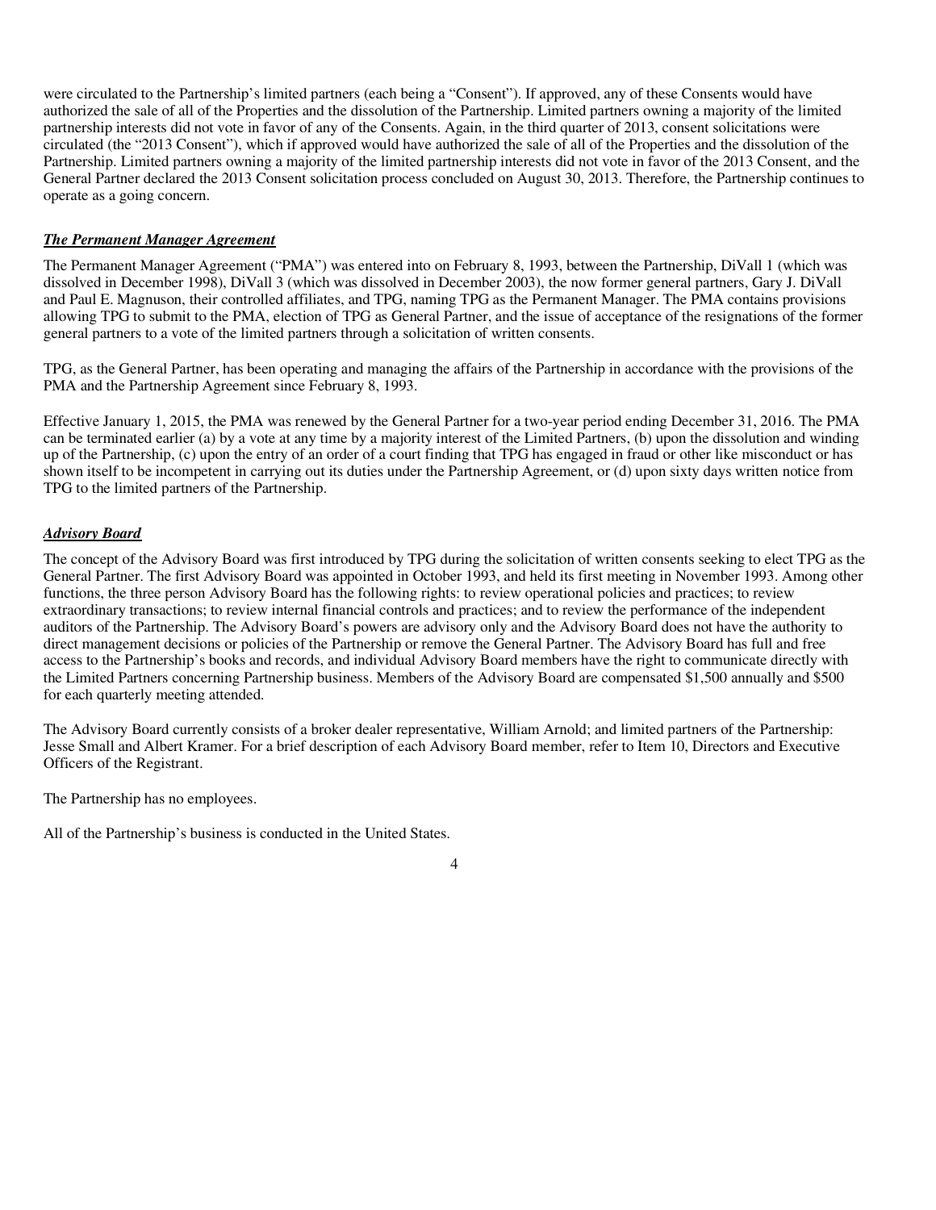were circulated to the Partnership's limited partners (each being a "Consent"). If approved, any of these Consents would have authorized the sale of all of the Properties and the dissolution of the Partnership. Limited partners owning a majority of the limited partnership interests did not vote in favor of any of the Consents. Again, in the third quarter of 2013, consent solicitations were circulated (the "2013 Consent"), which if approved would have authorized the sale of all of the Properties and the dissolution of the Partnership. Limited partners owning a majority of the limited partnership interests did not vote in favor of the 2013 Consent, and the General Partner declared the 2013 Consent solicitation process concluded on August 30, 2013. Therefore, the Partnership continues to operate as a going concern.

***The Permanent Manager Agreement***

The Permanent Manager Agreement ("PMA") was entered into on February 8, 1993, between the Partnership, DiVall 1 (which was dissolved in December 1998), DiVall 3 (which was dissolved in December 2003), the now former general partners, Gary J. DiVall and Paul E. Magnuson, their controlled affiliates, and TPG, naming TPG as the Permanent Manager. The PMA contains provisions allowing TPG to submit to the PMA, election of TPG as General Partner, and the issue of acceptance of the resignations of the former general partners to a vote of the limited partners through a solicitation of written consents.

TPG, as the General Partner, has been operating and managing the affairs of the Partnership in accordance with the provisions of the PMA and the Partnership Agreement since February 8, 1993.

Effective January 1, 2015, the PMA was renewed by the General Partner for a two-year period ending December 31, 2016. The PMA can be terminated earlier (a) by a vote at any time by a majority interest of the Limited Partners, (b) upon the dissolution and winding up of the Partnership, (c) upon the entry of an order of a court finding that TPG has engaged in fraud or other like misconduct or has shown itself to be incompetent in carrying out its duties under the Partnership Agreement, or (d) upon sixty days written notice from TPG to the limited partners of the Partnership.

***Advisory Board***

The concept of the Advisory Board was first introduced by TPG during the solicitation of written consents seeking to elect TPG as the General Partner. The first Advisory Board was appointed in October 1993, and held its first meeting in November 1993. Among other functions, the three person Advisory Board has the following rights: to review operational policies and practices; to review extraordinary transactions; to review internal financial controls and practices; and to review the performance of the independent auditors of the Partnership. The Advisory Board's powers are advisory only and the Advisory Board does not have the authority to direct management decisions or policies of the Partnership or remove the General Partner. The Advisory Board has full and free access to the Partnership's books and records, and individual Advisory Board members have the right to communicate directly with the Limited Partners concerning Partnership business. Members of the Advisory Board are compensated $1,500 annually and $500 for each quarterly meeting attended.

The Advisory Board currently consists of a broker dealer representative, William Arnold; and limited partners of the Partnership: Jesse Small and Albert Kramer. For a brief description of each Advisory Board member, refer to Item 10, Directors and Executive Officers of the Registrant.

The Partnership has no employees.

All of the Partnership's business is conducted in the United States.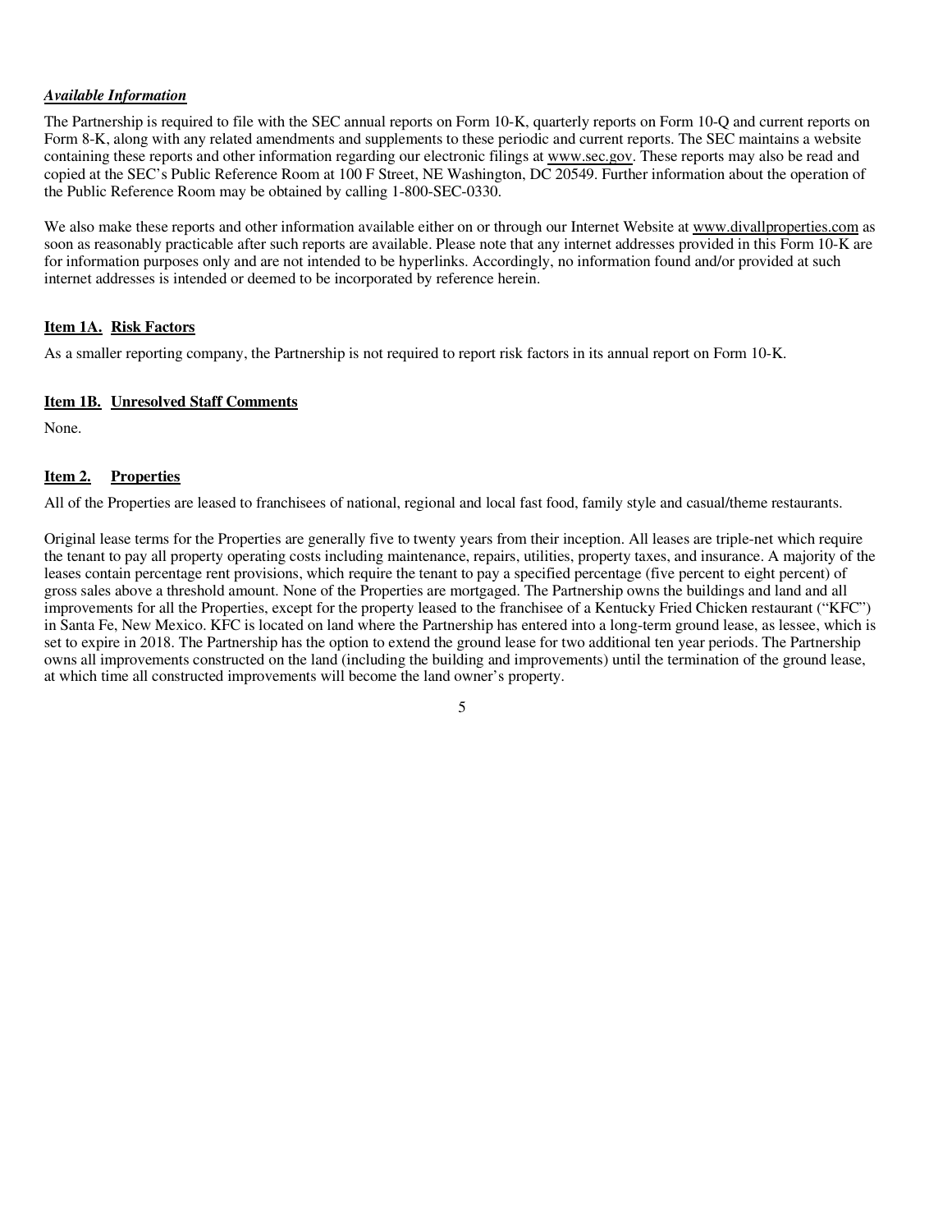***Available Information***

The Partnership is required to file with the SEC annual reports on Form 10-K, quarterly reports on Form 10-Q and current reports on Form 8-K, along with any related amendments and supplements to these periodic and current reports. The SEC maintains a website containing these reports and other information regarding our electronic filings at www.sec.gov. These reports may also be read and copied at the SEC's Public Reference Room at 100 F Street, NE Washington, DC 20549. Further information about the operation of the Public Reference Room may be obtained by calling 1-800-SEC-0330.

We also make these reports and other information available either on or through our Internet Website at www.divallproperties.com as soon as reasonably practicable after such reports are available. Please note that any internet addresses provided in this Form 10-K are for information purposes only and are not intended to be hyperlinks. Accordingly, no information found and/or provided at such internet addresses is intended or deemed to be incorporated by reference herein.

## Item 1A. Risk Factors

As a smaller reporting company, the Partnership is not required to report risk factors in its annual report on Form 10-K.

## Item 1B. Unresolved Staff Comments

None.

## Item 2. Properties

All of the Properties are leased to franchisees of national, regional and local fast food, family style and casual/theme restaurants.

Original lease terms for the Properties are generally five to twenty years from their inception. All leases are triple-net which require the tenant to pay all property operating costs including maintenance, repairs, utilities, property taxes, and insurance. A majority of the leases contain percentage rent provisions, which require the tenant to pay a specified percentage (five percent to eight percent) of gross sales above a threshold amount. None of the Properties are mortgaged. The Partnership owns the buildings and land and all improvements for all the Properties, except for the property leased to the franchisee of a Kentucky Fried Chicken restaurant ("KFC") in Santa Fe, New Mexico. KFC is located on land where the Partnership has entered into a long-term ground lease, as lessee, which is set to expire in 2018. The Partnership has the option to extend the ground lease for two additional ten year periods. The Partnership owns all improvements constructed on the land (including the building and improvements) until the termination of the ground lease, at which time all constructed improvements will become the land owner's property.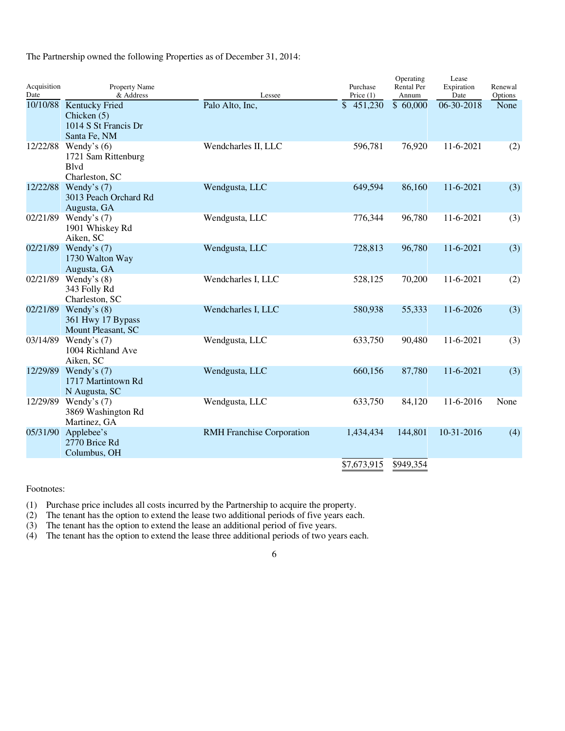The Partnership owned the following Properties as of December 31, 2014:

| Acquisition Date | Property Name & Address | Lessee | Purchase Price (1) | Operating Rental Per Annum | Lease Expiration Date | Renewal Options |
|---|---|---|---|---|---|---|
| 10/10/88 | Kentucky Fried Chicken (5) 1014 S St Francis Dr Santa Fe, NM | Palo Alto, Inc, | $ 451,230 | $ 60,000 | 06-30-2018 | None |
| 12/22/88 | Wendy's (6) 1721 Sam Rittenburg Blvd Charleston, SC | Wendcharles II, LLC | 596,781 | 76,920 | 11-6-2021 | (2) |
| 12/22/88 | Wendy's (7) 3013 Peach Orchard Rd Augusta, GA | Wendgusta, LLC | 649,594 | 86,160 | 11-6-2021 | (3) |
| 02/21/89 | Wendy's (7) 1901 Whiskey Rd Aiken, SC | Wendgusta, LLC | 776,344 | 96,780 | 11-6-2021 | (3) |
| 02/21/89 | Wendy's (7) 1730 Walton Way Augusta, GA | Wendgusta, LLC | 728,813 | 96,780 | 11-6-2021 | (3) |
| 02/21/89 | Wendy's (8) 343 Folly Rd Charleston, SC | Wendcharles I, LLC | 528,125 | 70,200 | 11-6-2021 | (2) |
| 02/21/89 | Wendy's (8) 361 Hwy 17 Bypass Mount Pleasant, SC | Wendcharles I, LLC | 580,938 | 55,333 | 11-6-2026 | (3) |
| 03/14/89 | Wendy's (7) 1004 Richland Ave Aiken, SC | Wendgusta, LLC | 633,750 | 90,480 | 11-6-2021 | (3) |
| 12/29/89 | Wendy's (7) 1717 Martintown Rd N Augusta, SC | Wendgusta, LLC | 660,156 | 87,780 | 11-6-2021 | (3) |
| 12/29/89 | Wendy's (7) 3869 Washington Rd Martinez, GA | Wendgusta, LLC | 633,750 | 84,120 | 11-6-2016 | None |
| 05/31/90 | Applebee's 2770 Brice Rd Columbus, OH | RMH Franchise Corporation | 1,434,434 | 144,801 | 10-31-2016 | (4) |
| | | | $7,673,915 | $949,354 | | |

Footnotes:

(1) Purchase price includes all costs incurred by the Partnership to acquire the property.
(2) The tenant has the option to extend the lease two additional periods of five years each.
(3) The tenant has the option to extend the lease an additional period of five years.
(4) The tenant has the option to extend the lease three additional periods of two years each.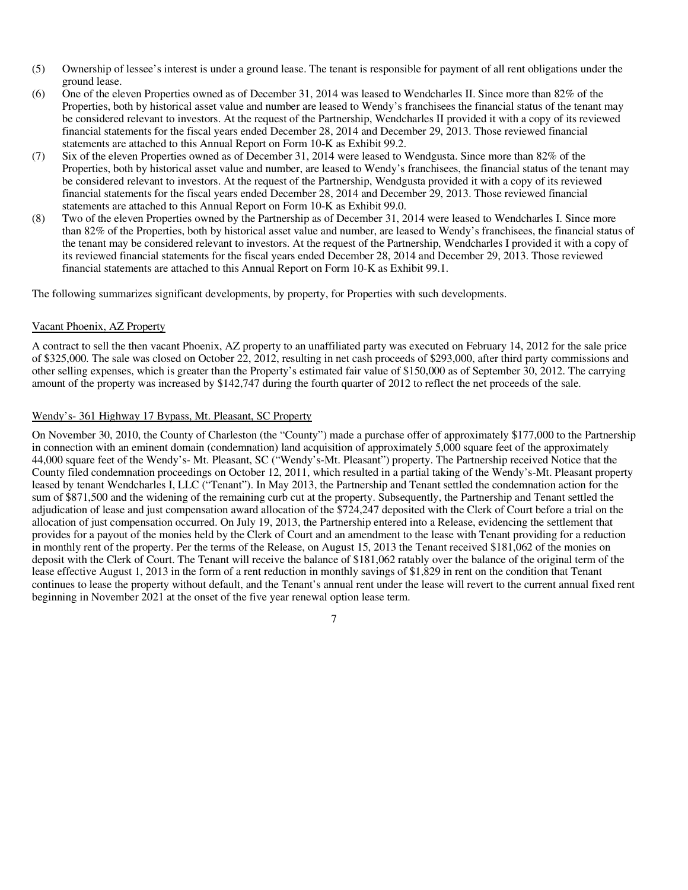(5) Ownership of lessee's interest is under a ground lease. The tenant is responsible for payment of all rent obligations under the ground lease.

(6) One of the eleven Properties owned as of December 31, 2014 was leased to Wendcharles II. Since more than 82% of the Properties, both by historical asset value and number are leased to Wendy's franchisees the financial status of the tenant may be considered relevant to investors. At the request of the Partnership, Wendcharles II provided it with a copy of its reviewed financial statements for the fiscal years ended December 28, 2014 and December 29, 2013. Those reviewed financial statements are attached to this Annual Report on Form 10-K as Exhibit 99.2.

(7) Six of the eleven Properties owned as of December 31, 2014 were leased to Wendgusta. Since more than 82% of the Properties, both by historical asset value and number, are leased to Wendy's franchisees, the financial status of the tenant may be considered relevant to investors. At the request of the Partnership, Wendgusta provided it with a copy of its reviewed financial statements for the fiscal years ended December 28, 2014 and December 29, 2013. Those reviewed financial statements are attached to this Annual Report on Form 10-K as Exhibit 99.0.

(8) Two of the eleven Properties owned by the Partnership as of December 31, 2014 were leased to Wendcharles I. Since more than 82% of the Properties, both by historical asset value and number, are leased to Wendy's franchisees, the financial status of the tenant may be considered relevant to investors. At the request of the Partnership, Wendcharles I provided it with a copy of its reviewed financial statements for the fiscal years ended December 28, 2014 and December 29, 2013. Those reviewed financial statements are attached to this Annual Report on Form 10-K as Exhibit 99.1.

The following summarizes significant developments, by property, for Properties with such developments.

Vacant Phoenix, AZ Property

A contract to sell the then vacant Phoenix, AZ property to an unaffiliated party was executed on February 14, 2012 for the sale price of $325,000. The sale was closed on October 22, 2012, resulting in net cash proceeds of $293,000, after third party commissions and other selling expenses, which is greater than the Property's estimated fair value of $150,000 as of September 30, 2012. The carrying amount of the property was increased by $142,747 during the fourth quarter of 2012 to reflect the net proceeds of the sale.

Wendy's- 361 Highway 17 Bypass, Mt. Pleasant, SC Property

On November 30, 2010, the County of Charleston (the "County") made a purchase offer of approximately $177,000 to the Partnership in connection with an eminent domain (condemnation) land acquisition of approximately 5,000 square feet of the approximately 44,000 square feet of the Wendy's- Mt. Pleasant, SC ("Wendy's-Mt. Pleasant") property. The Partnership received Notice that the County filed condemnation proceedings on October 12, 2011, which resulted in a partial taking of the Wendy's-Mt. Pleasant property leased by tenant Wendcharles I, LLC ("Tenant"). In May 2013, the Partnership and Tenant settled the condemnation action for the sum of $871,500 and the widening of the remaining curb cut at the property. Subsequently, the Partnership and Tenant settled the adjudication of lease and just compensation award allocation of the $724,247 deposited with the Clerk of Court before a trial on the allocation of just compensation occurred. On July 19, 2013, the Partnership entered into a Release, evidencing the settlement that provides for a payout of the monies held by the Clerk of Court and an amendment to the lease with Tenant providing for a reduction in monthly rent of the property. Per the terms of the Release, on August 15, 2013 the Tenant received $181,062 of the monies on deposit with the Clerk of Court. The Tenant will receive the balance of $181,062 ratably over the balance of the original term of the lease effective August 1, 2013 in the form of a rent reduction in monthly savings of $1,829 in rent on the condition that Tenant continues to lease the property without default, and the Tenant's annual rent under the lease will revert to the current annual fixed rent beginning in November 2021 at the onset of the five year renewal option lease term.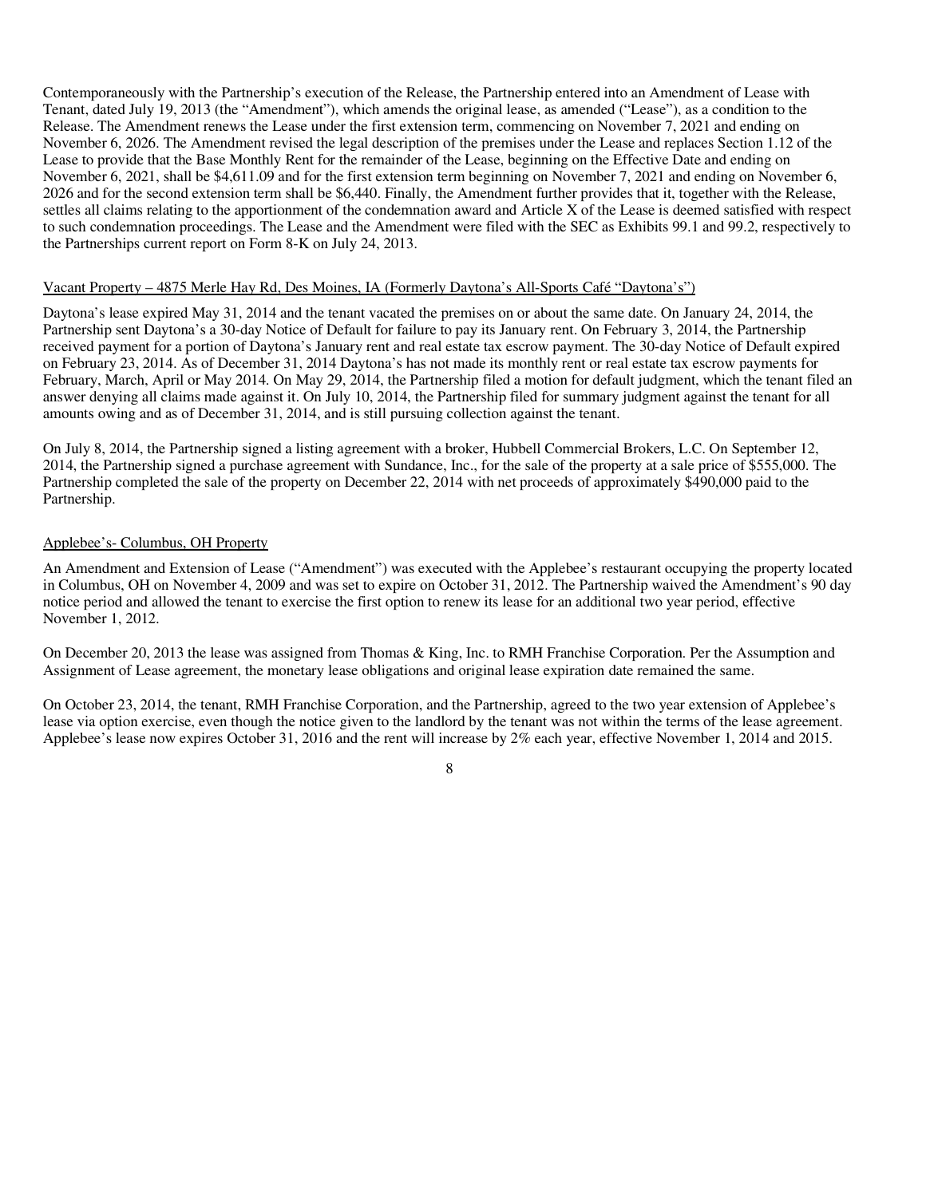Contemporaneously with the Partnership's execution of the Release, the Partnership entered into an Amendment of Lease with Tenant, dated July 19, 2013 (the "Amendment"), which amends the original lease, as amended ("Lease"), as a condition to the Release. The Amendment renews the Lease under the first extension term, commencing on November 7, 2021 and ending on November 6, 2026. The Amendment revised the legal description of the premises under the Lease and replaces Section 1.12 of the Lease to provide that the Base Monthly Rent for the remainder of the Lease, beginning on the Effective Date and ending on November 6, 2021, shall be $4,611.09 and for the first extension term beginning on November 7, 2021 and ending on November 6, 2026 and for the second extension term shall be $6,440. Finally, the Amendment further provides that it, together with the Release, settles all claims relating to the apportionment of the condemnation award and Article X of the Lease is deemed satisfied with respect to such condemnation proceedings. The Lease and the Amendment were filed with the SEC as Exhibits 99.1 and 99.2, respectively to the Partnerships current report on Form 8-K on July 24, 2013.

Vacant Property – 4875 Merle Hay Rd, Des Moines, IA (Formerly Daytona's All-Sports Café "Daytona's")

Daytona's lease expired May 31, 2014 and the tenant vacated the premises on or about the same date. On January 24, 2014, the Partnership sent Daytona's a 30-day Notice of Default for failure to pay its January rent. On February 3, 2014, the Partnership received payment for a portion of Daytona's January rent and real estate tax escrow payment. The 30-day Notice of Default expired on February 23, 2014. As of December 31, 2014 Daytona's has not made its monthly rent or real estate tax escrow payments for February, March, April or May 2014. On May 29, 2014, the Partnership filed a motion for default judgment, which the tenant filed an answer denying all claims made against it. On July 10, 2014, the Partnership filed for summary judgment against the tenant for all amounts owing and as of December 31, 2014, and is still pursuing collection against the tenant.

On July 8, 2014, the Partnership signed a listing agreement with a broker, Hubbell Commercial Brokers, L.C. On September 12, 2014, the Partnership signed a purchase agreement with Sundance, Inc., for the sale of the property at a sale price of $555,000. The Partnership completed the sale of the property on December 22, 2014 with net proceeds of approximately $490,000 paid to the Partnership.

Applebee's- Columbus, OH Property

An Amendment and Extension of Lease ("Amendment") was executed with the Applebee's restaurant occupying the property located in Columbus, OH on November 4, 2009 and was set to expire on October 31, 2012. The Partnership waived the Amendment's 90 day notice period and allowed the tenant to exercise the first option to renew its lease for an additional two year period, effective November 1, 2012.

On December 20, 2013 the lease was assigned from Thomas & King, Inc. to RMH Franchise Corporation. Per the Assumption and Assignment of Lease agreement, the monetary lease obligations and original lease expiration date remained the same.

On October 23, 2014, the tenant, RMH Franchise Corporation, and the Partnership, agreed to the two year extension of Applebee's lease via option exercise, even though the notice given to the landlord by the tenant was not within the terms of the lease agreement. Applebee's lease now expires October 31, 2016 and the rent will increase by 2% each year, effective November 1, 2014 and 2015.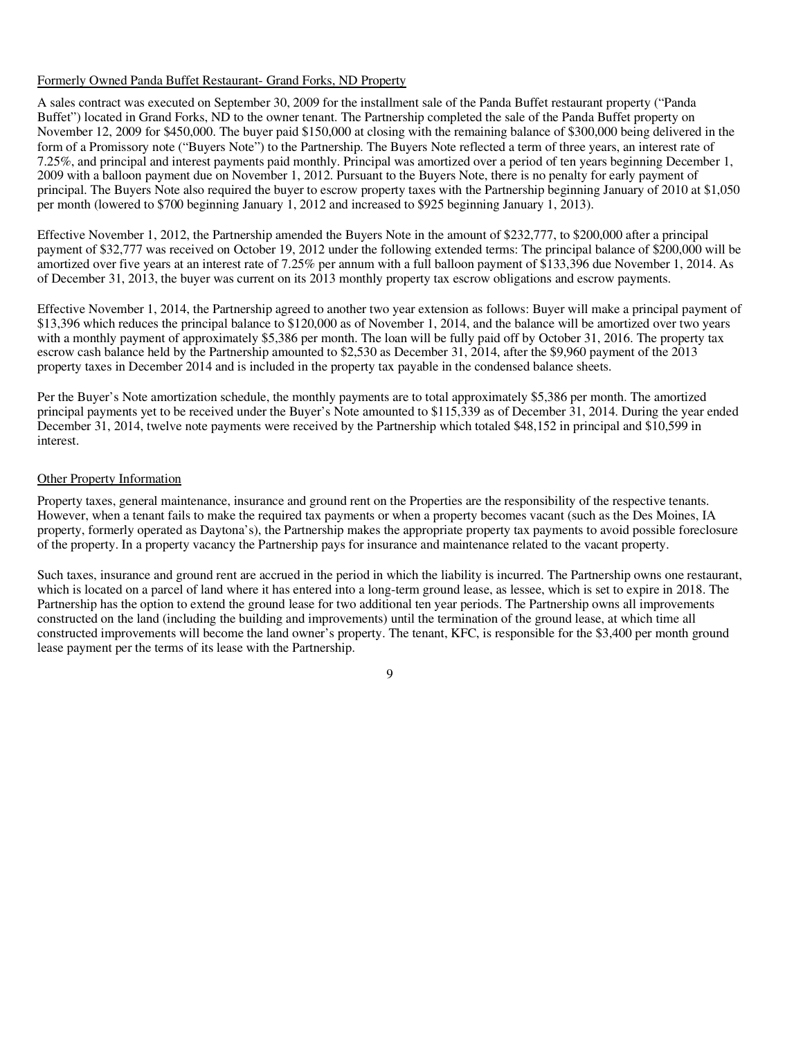Formerly Owned Panda Buffet Restaurant- Grand Forks, ND Property

A sales contract was executed on September 30, 2009 for the installment sale of the Panda Buffet restaurant property ("Panda Buffet") located in Grand Forks, ND to the owner tenant. The Partnership completed the sale of the Panda Buffet property on November 12, 2009 for $450,000. The buyer paid $150,000 at closing with the remaining balance of $300,000 being delivered in the form of a Promissory note ("Buyers Note") to the Partnership. The Buyers Note reflected a term of three years, an interest rate of 7.25%, and principal and interest payments paid monthly. Principal was amortized over a period of ten years beginning December 1, 2009 with a balloon payment due on November 1, 2012. Pursuant to the Buyers Note, there is no penalty for early payment of principal. The Buyers Note also required the buyer to escrow property taxes with the Partnership beginning January of 2010 at $1,050 per month (lowered to $700 beginning January 1, 2012 and increased to $925 beginning January 1, 2013).

Effective November 1, 2012, the Partnership amended the Buyers Note in the amount of $232,777, to $200,000 after a principal payment of $32,777 was received on October 19, 2012 under the following extended terms: The principal balance of $200,000 will be amortized over five years at an interest rate of 7.25% per annum with a full balloon payment of $133,396 due November 1, 2014. As of December 31, 2013, the buyer was current on its 2013 monthly property tax escrow obligations and escrow payments.

Effective November 1, 2014, the Partnership agreed to another two year extension as follows: Buyer will make a principal payment of $13,396 which reduces the principal balance to $120,000 as of November 1, 2014, and the balance will be amortized over two years with a monthly payment of approximately $5,386 per month. The loan will be fully paid off by October 31, 2016. The property tax escrow cash balance held by the Partnership amounted to $2,530 as December 31, 2014, after the $9,960 payment of the 2013 property taxes in December 2014 and is included in the property tax payable in the condensed balance sheets.

Per the Buyer's Note amortization schedule, the monthly payments are to total approximately $5,386 per month. The amortized principal payments yet to be received under the Buyer's Note amounted to $115,339 as of December 31, 2014. During the year ended December 31, 2014, twelve note payments were received by the Partnership which totaled $48,152 in principal and $10,599 in interest.

Other Property Information

Property taxes, general maintenance, insurance and ground rent on the Properties are the responsibility of the respective tenants. However, when a tenant fails to make the required tax payments or when a property becomes vacant (such as the Des Moines, IA property, formerly operated as Daytona's), the Partnership makes the appropriate property tax payments to avoid possible foreclosure of the property. In a property vacancy the Partnership pays for insurance and maintenance related to the vacant property.

Such taxes, insurance and ground rent are accrued in the period in which the liability is incurred. The Partnership owns one restaurant, which is located on a parcel of land where it has entered into a long-term ground lease, as lessee, which is set to expire in 2018. The Partnership has the option to extend the ground lease for two additional ten year periods. The Partnership owns all improvements constructed on the land (including the building and improvements) until the termination of the ground lease, at which time all constructed improvements will become the land owner's property. The tenant, KFC, is responsible for the $3,400 per month ground lease payment per the terms of its lease with the Partnership.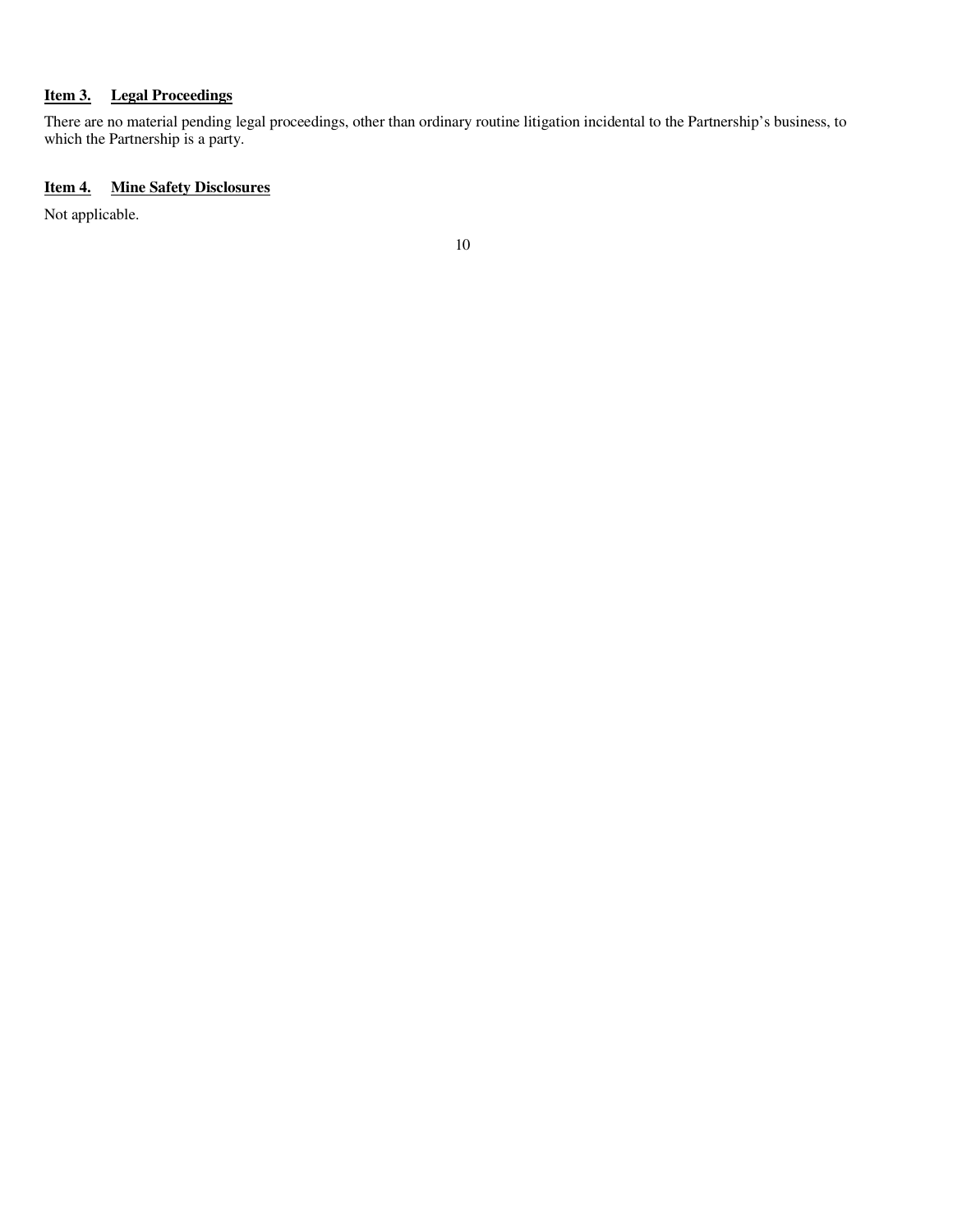## Item 3. Legal Proceedings

There are no material pending legal proceedings, other than ordinary routine litigation incidental to the Partnership's business, to which the Partnership is a party.

## Item 4. Mine Safety Disclosures

Not applicable.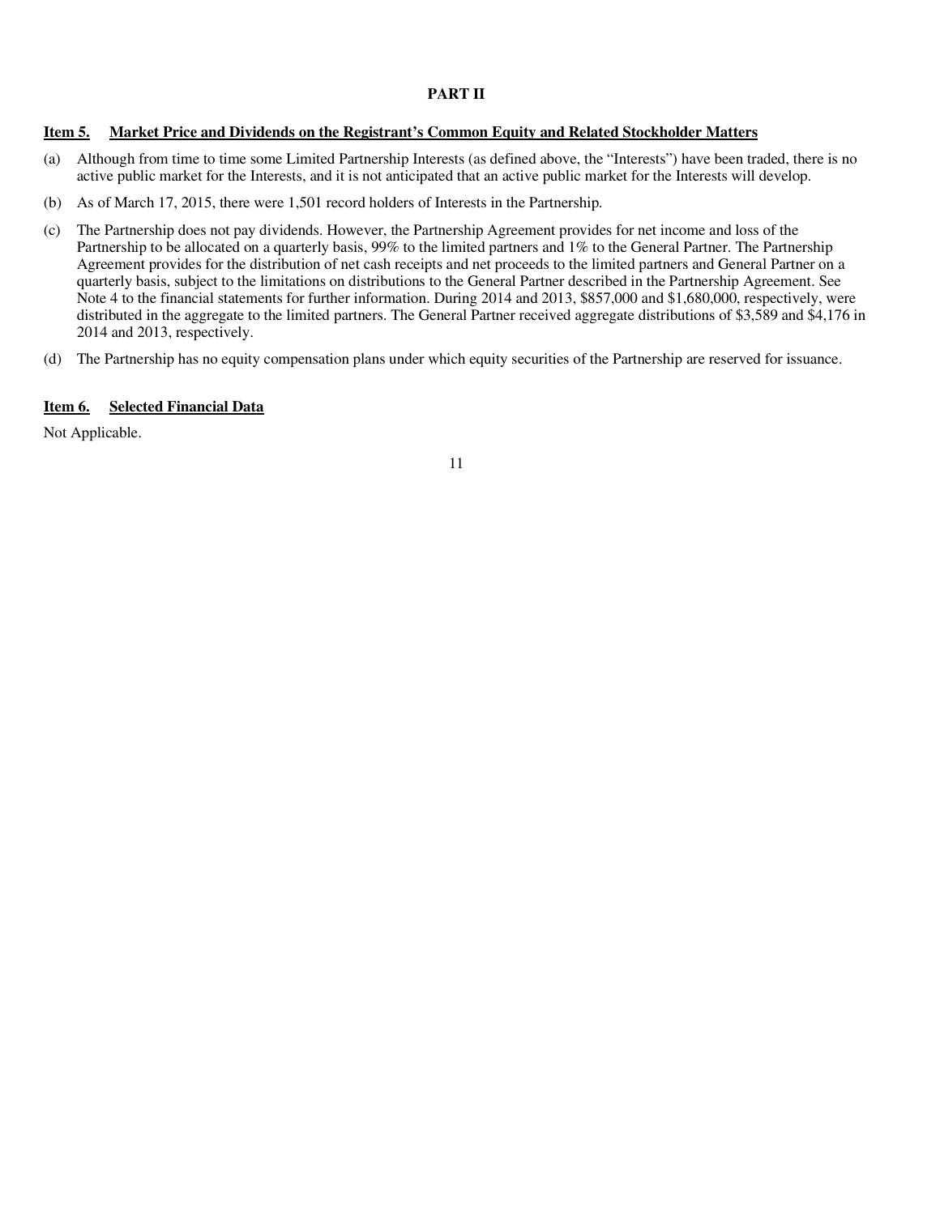# PART II

## Item 5. Market Price and Dividends on the Registrant's Common Equity and Related Stockholder Matters

(a) Although from time to time some Limited Partnership Interests (as defined above, the "Interests") have been traded, there is no active public market for the Interests, and it is not anticipated that an active public market for the Interests will develop.

(b) As of March 17, 2015, there were 1,501 record holders of Interests in the Partnership.

(c) The Partnership does not pay dividends. However, the Partnership Agreement provides for net income and loss of the Partnership to be allocated on a quarterly basis, 99% to the limited partners and 1% to the General Partner. The Partnership Agreement provides for the distribution of net cash receipts and net proceeds to the limited partners and General Partner on a quarterly basis, subject to the limitations on distributions to the General Partner described in the Partnership Agreement. See Note 4 to the financial statements for further information. During 2014 and 2013, $857,000 and $1,680,000, respectively, were distributed in the aggregate to the limited partners. The General Partner received aggregate distributions of $3,589 and $4,176 in 2014 and 2013, respectively.

(d) The Partnership has no equity compensation plans under which equity securities of the Partnership are reserved for issuance.

## Item 6. Selected Financial Data

Not Applicable.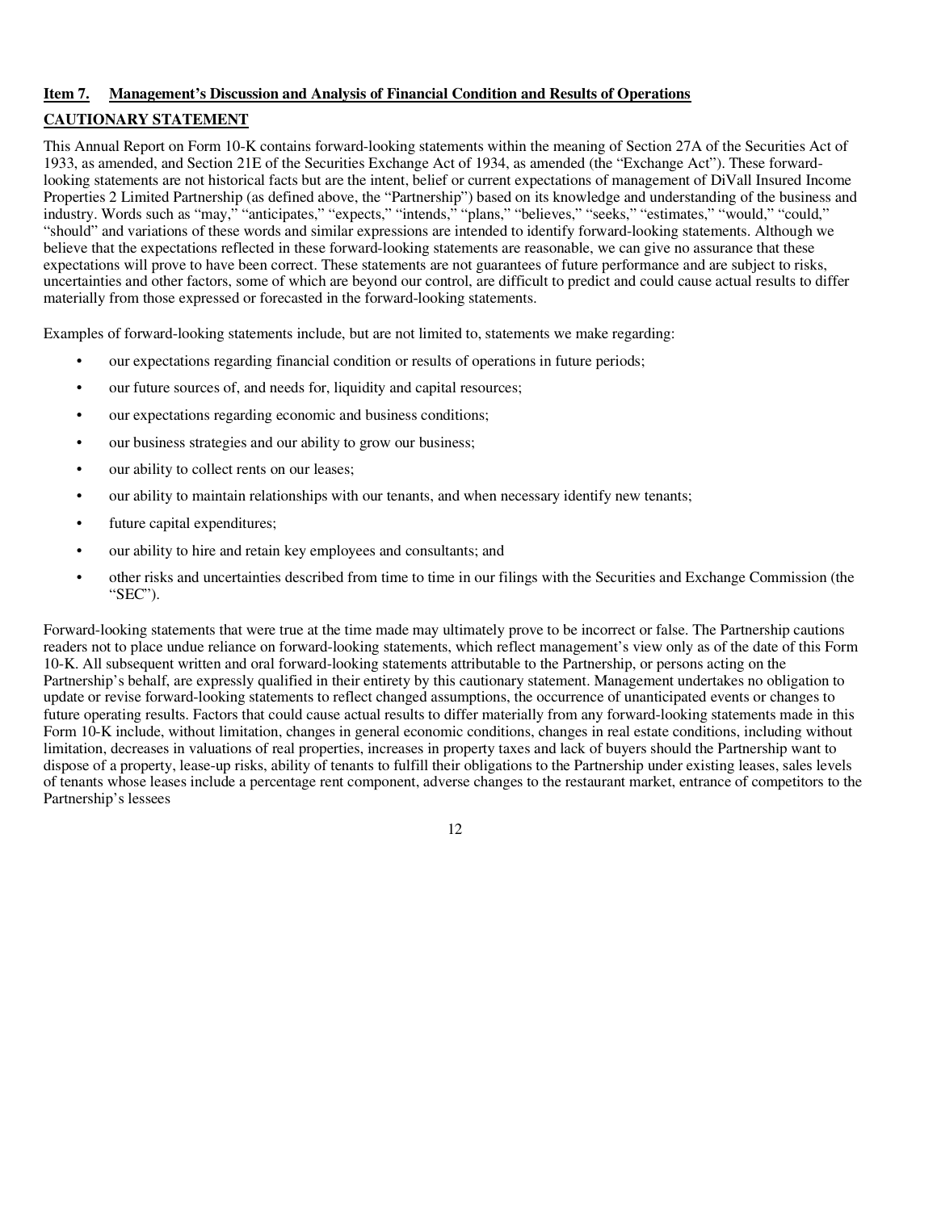## Item 7. Management's Discussion and Analysis of Financial Condition and Results of Operations

## CAUTIONARY STATEMENT

This Annual Report on Form 10-K contains forward-looking statements within the meaning of Section 27A of the Securities Act of 1933, as amended, and Section 21E of the Securities Exchange Act of 1934, as amended (the "Exchange Act"). These forward-looking statements are not historical facts but are the intent, belief or current expectations of management of DiVall Insured Income Properties 2 Limited Partnership (as defined above, the "Partnership") based on its knowledge and understanding of the business and industry. Words such as "may," "anticipates," "expects," "intends," "plans," "believes," "seeks," "estimates," "would," "could," "should" and variations of these words and similar expressions are intended to identify forward-looking statements. Although we believe that the expectations reflected in these forward-looking statements are reasonable, we can give no assurance that these expectations will prove to have been correct. These statements are not guarantees of future performance and are subject to risks, uncertainties and other factors, some of which are beyond our control, are difficult to predict and could cause actual results to differ materially from those expressed or forecasted in the forward-looking statements.

Examples of forward-looking statements include, but are not limited to, statements we make regarding:

- our expectations regarding financial condition or results of operations in future periods;
- our future sources of, and needs for, liquidity and capital resources;
- our expectations regarding economic and business conditions;
- our business strategies and our ability to grow our business;
- our ability to collect rents on our leases;
- our ability to maintain relationships with our tenants, and when necessary identify new tenants;
- future capital expenditures;
- our ability to hire and retain key employees and consultants; and
- other risks and uncertainties described from time to time in our filings with the Securities and Exchange Commission (the "SEC").

Forward-looking statements that were true at the time made may ultimately prove to be incorrect or false. The Partnership cautions readers not to place undue reliance on forward-looking statements, which reflect management's view only as of the date of this Form 10-K. All subsequent written and oral forward-looking statements attributable to the Partnership, or persons acting on the Partnership's behalf, are expressly qualified in their entirety by this cautionary statement. Management undertakes no obligation to update or revise forward-looking statements to reflect changed assumptions, the occurrence of unanticipated events or changes to future operating results. Factors that could cause actual results to differ materially from any forward-looking statements made in this Form 10-K include, without limitation, changes in general economic conditions, changes in real estate conditions, including without limitation, decreases in valuations of real properties, increases in property taxes and lack of buyers should the Partnership want to dispose of a property, lease-up risks, ability of tenants to fulfill their obligations to the Partnership under existing leases, sales levels of tenants whose leases include a percentage rent component, adverse changes to the restaurant market, entrance of competitors to the Partnership's lessees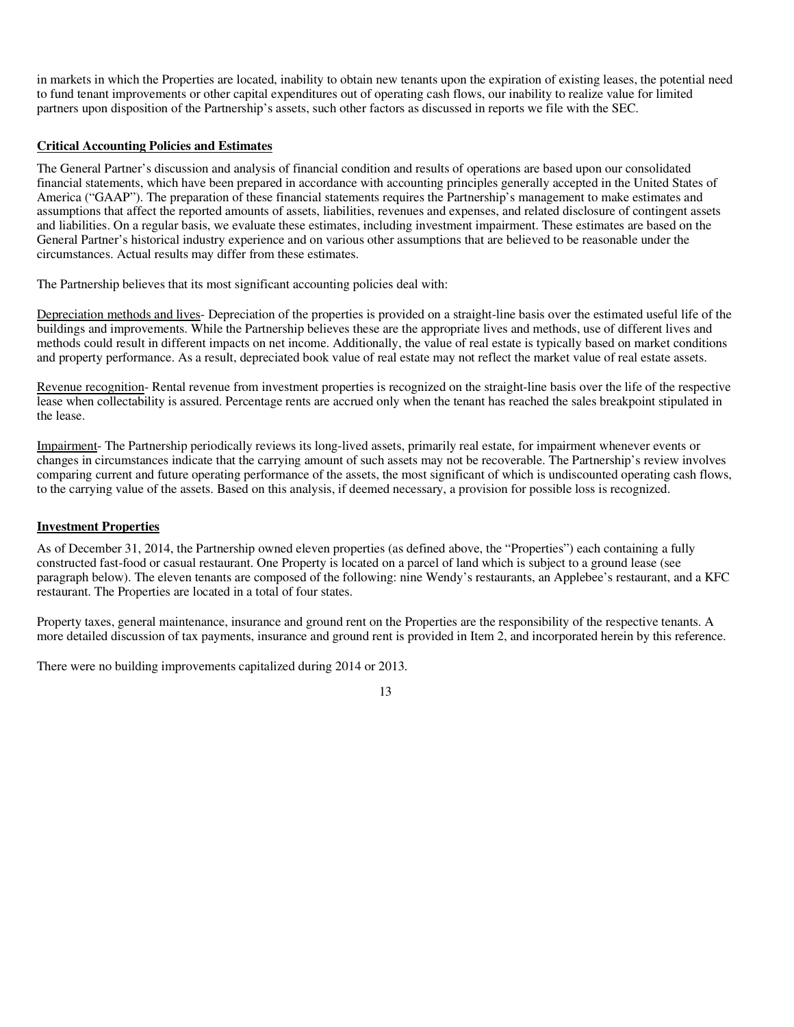in markets in which the Properties are located, inability to obtain new tenants upon the expiration of existing leases, the potential need to fund tenant improvements or other capital expenditures out of operating cash flows, our inability to realize value for limited partners upon disposition of the Partnership's assets, such other factors as discussed in reports we file with the SEC.

## Critical Accounting Policies and Estimates

The General Partner's discussion and analysis of financial condition and results of operations are based upon our consolidated financial statements, which have been prepared in accordance with accounting principles generally accepted in the United States of America ("GAAP"). The preparation of these financial statements requires the Partnership's management to make estimates and assumptions that affect the reported amounts of assets, liabilities, revenues and expenses, and related disclosure of contingent assets and liabilities. On a regular basis, we evaluate these estimates, including investment impairment. These estimates are based on the General Partner's historical industry experience and on various other assumptions that are believed to be reasonable under the circumstances. Actual results may differ from these estimates.

The Partnership believes that its most significant accounting policies deal with:

Depreciation methods and lives- Depreciation of the properties is provided on a straight-line basis over the estimated useful life of the buildings and improvements. While the Partnership believes these are the appropriate lives and methods, use of different lives and methods could result in different impacts on net income. Additionally, the value of real estate is typically based on market conditions and property performance. As a result, depreciated book value of real estate may not reflect the market value of real estate assets.

Revenue recognition- Rental revenue from investment properties is recognized on the straight-line basis over the life of the respective lease when collectability is assured. Percentage rents are accrued only when the tenant has reached the sales breakpoint stipulated in the lease.

Impairment- The Partnership periodically reviews its long-lived assets, primarily real estate, for impairment whenever events or changes in circumstances indicate that the carrying amount of such assets may not be recoverable. The Partnership's review involves comparing current and future operating performance of the assets, the most significant of which is undiscounted operating cash flows, to the carrying value of the assets. Based on this analysis, if deemed necessary, a provision for possible loss is recognized.

## Investment Properties

As of December 31, 2014, the Partnership owned eleven properties (as defined above, the "Properties") each containing a fully constructed fast-food or casual restaurant. One Property is located on a parcel of land which is subject to a ground lease (see paragraph below). The eleven tenants are composed of the following: nine Wendy's restaurants, an Applebee's restaurant, and a KFC restaurant. The Properties are located in a total of four states.

Property taxes, general maintenance, insurance and ground rent on the Properties are the responsibility of the respective tenants. A more detailed discussion of tax payments, insurance and ground rent is provided in Item 2, and incorporated herein by this reference.

There were no building improvements capitalized during 2014 or 2013.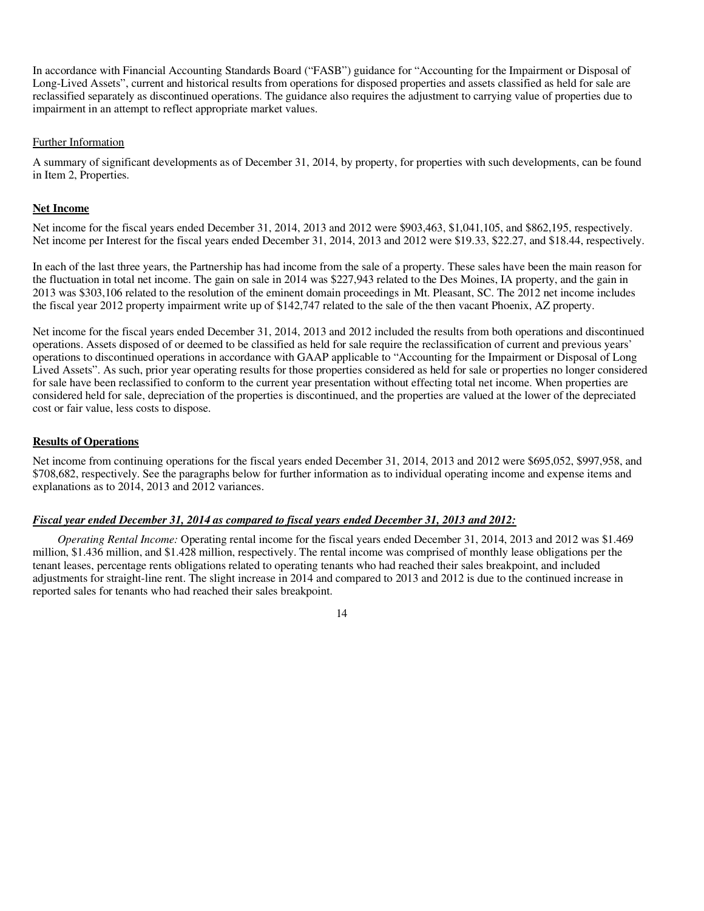In accordance with Financial Accounting Standards Board ("FASB") guidance for "Accounting for the Impairment or Disposal of Long-Lived Assets", current and historical results from operations for disposed properties and assets classified as held for sale are reclassified separately as discontinued operations. The guidance also requires the adjustment to carrying value of properties due to impairment in an attempt to reflect appropriate market values.

Further Information

A summary of significant developments as of December 31, 2014, by property, for properties with such developments, can be found in Item 2, Properties.

**Net Income**

Net income for the fiscal years ended December 31, 2014, 2013 and 2012 were $903,463, $1,041,105, and $862,195, respectively. Net income per Interest for the fiscal years ended December 31, 2014, 2013 and 2012 were $19.33, $22.27, and $18.44, respectively.

In each of the last three years, the Partnership has had income from the sale of a property. These sales have been the main reason for the fluctuation in total net income. The gain on sale in 2014 was $227,943 related to the Des Moines, IA property, and the gain in 2013 was $303,106 related to the resolution of the eminent domain proceedings in Mt. Pleasant, SC. The 2012 net income includes the fiscal year 2012 property impairment write up of $142,747 related to the sale of the then vacant Phoenix, AZ property.

Net income for the fiscal years ended December 31, 2014, 2013 and 2012 included the results from both operations and discontinued operations. Assets disposed of or deemed to be classified as held for sale require the reclassification of current and previous years' operations to discontinued operations in accordance with GAAP applicable to "Accounting for the Impairment or Disposal of Long Lived Assets". As such, prior year operating results for those properties considered as held for sale or properties no longer considered for sale have been reclassified to conform to the current year presentation without effecting total net income. When properties are considered held for sale, depreciation of the properties is discontinued, and the properties are valued at the lower of the depreciated cost or fair value, less costs to dispose.

**Results of Operations**

Net income from continuing operations for the fiscal years ended December 31, 2014, 2013 and 2012 were $695,052, $997,958, and $708,682, respectively. See the paragraphs below for further information as to individual operating income and expense items and explanations as to 2014, 2013 and 2012 variances.

***Fiscal year ended December 31, 2014 as compared to fiscal years ended December 31, 2013 and 2012:***

*Operating Rental Income:* Operating rental income for the fiscal years ended December 31, 2014, 2013 and 2012 was $1.469 million, $1.436 million, and $1.428 million, respectively. The rental income was comprised of monthly lease obligations per the tenant leases, percentage rents obligations related to operating tenants who had reached their sales breakpoint, and included adjustments for straight-line rent. The slight increase in 2014 and compared to 2013 and 2012 is due to the continued increase in reported sales for tenants who had reached their sales breakpoint.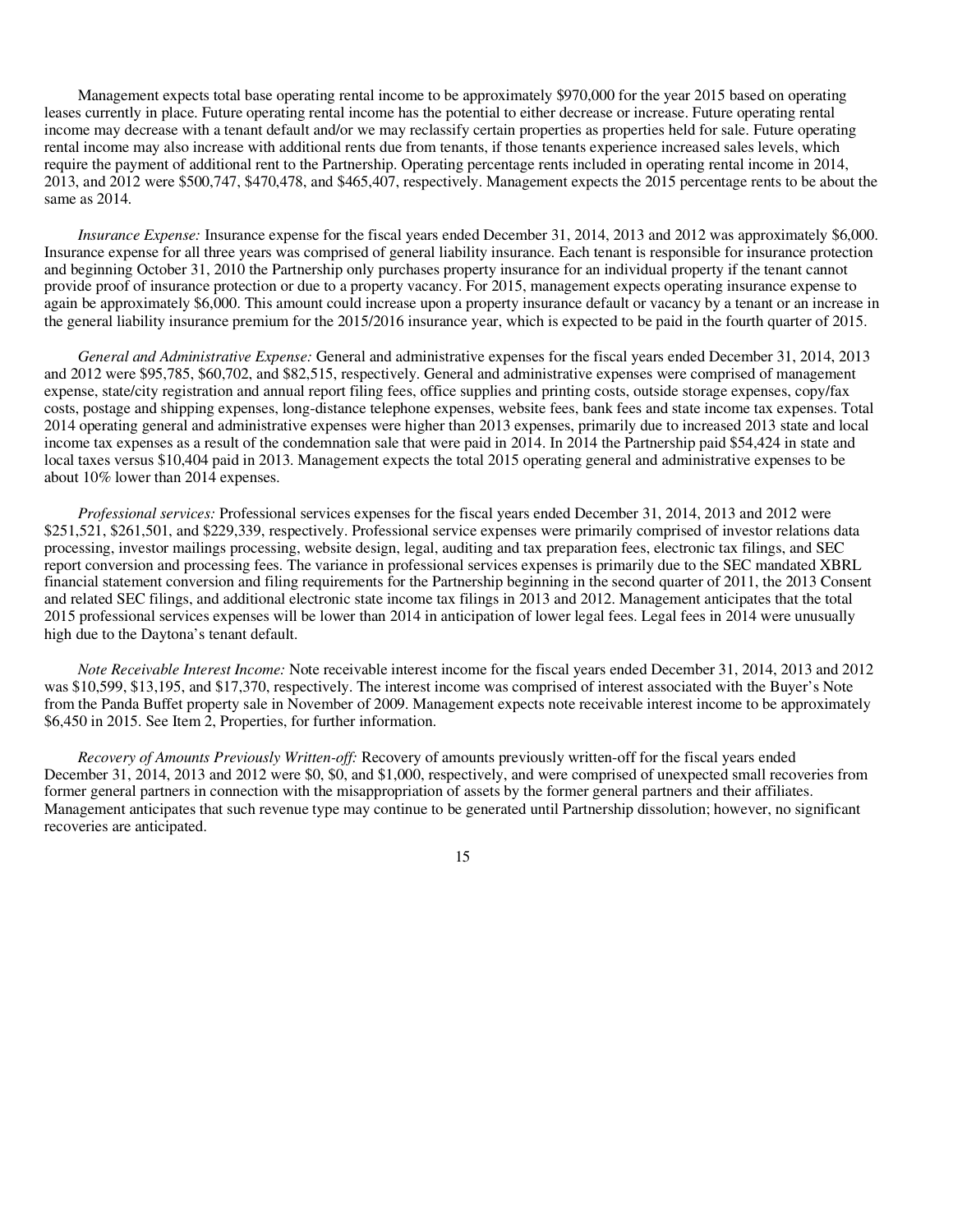Management expects total base operating rental income to be approximately $970,000 for the year 2015 based on operating leases currently in place. Future operating rental income has the potential to either decrease or increase. Future operating rental income may decrease with a tenant default and/or we may reclassify certain properties as properties held for sale. Future operating rental income may also increase with additional rents due from tenants, if those tenants experience increased sales levels, which require the payment of additional rent to the Partnership. Operating percentage rents included in operating rental income in 2014, 2013, and 2012 were $500,747, $470,478, and $465,407, respectively. Management expects the 2015 percentage rents to be about the same as 2014.

*Insurance Expense:* Insurance expense for the fiscal years ended December 31, 2014, 2013 and 2012 was approximately $6,000. Insurance expense for all three years was comprised of general liability insurance. Each tenant is responsible for insurance protection and beginning October 31, 2010 the Partnership only purchases property insurance for an individual property if the tenant cannot provide proof of insurance protection or due to a property vacancy. For 2015, management expects operating insurance expense to again be approximately $6,000. This amount could increase upon a property insurance default or vacancy by a tenant or an increase in the general liability insurance premium for the 2015/2016 insurance year, which is expected to be paid in the fourth quarter of 2015.

*General and Administrative Expense:* General and administrative expenses for the fiscal years ended December 31, 2014, 2013 and 2012 were $95,785, $60,702, and $82,515, respectively. General and administrative expenses were comprised of management expense, state/city registration and annual report filing fees, office supplies and printing costs, outside storage expenses, copy/fax costs, postage and shipping expenses, long-distance telephone expenses, website fees, bank fees and state income tax expenses. Total 2014 operating general and administrative expenses were higher than 2013 expenses, primarily due to increased 2013 state and local income tax expenses as a result of the condemnation sale that were paid in 2014. In 2014 the Partnership paid $54,424 in state and local taxes versus $10,404 paid in 2013. Management expects the total 2015 operating general and administrative expenses to be about 10% lower than 2014 expenses.

*Professional services:* Professional services expenses for the fiscal years ended December 31, 2014, 2013 and 2012 were $251,521, $261,501, and $229,339, respectively. Professional service expenses were primarily comprised of investor relations data processing, investor mailings processing, website design, legal, auditing and tax preparation fees, electronic tax filings, and SEC report conversion and processing fees. The variance in professional services expenses is primarily due to the SEC mandated XBRL financial statement conversion and filing requirements for the Partnership beginning in the second quarter of 2011, the 2013 Consent and related SEC filings, and additional electronic state income tax filings in 2013 and 2012. Management anticipates that the total 2015 professional services expenses will be lower than 2014 in anticipation of lower legal fees. Legal fees in 2014 were unusually high due to the Daytona's tenant default.

*Note Receivable Interest Income:* Note receivable interest income for the fiscal years ended December 31, 2014, 2013 and 2012 was $10,599, $13,195, and $17,370, respectively. The interest income was comprised of interest associated with the Buyer's Note from the Panda Buffet property sale in November of 2009. Management expects note receivable interest income to be approximately $6,450 in 2015. See Item 2, Properties, for further information.

*Recovery of Amounts Previously Written-off:* Recovery of amounts previously written-off for the fiscal years ended December 31, 2014, 2013 and 2012 were $0, $0, and $1,000, respectively, and were comprised of unexpected small recoveries from former general partners in connection with the misappropriation of assets by the former general partners and their affiliates. Management anticipates that such revenue type may continue to be generated until Partnership dissolution; however, no significant recoveries are anticipated.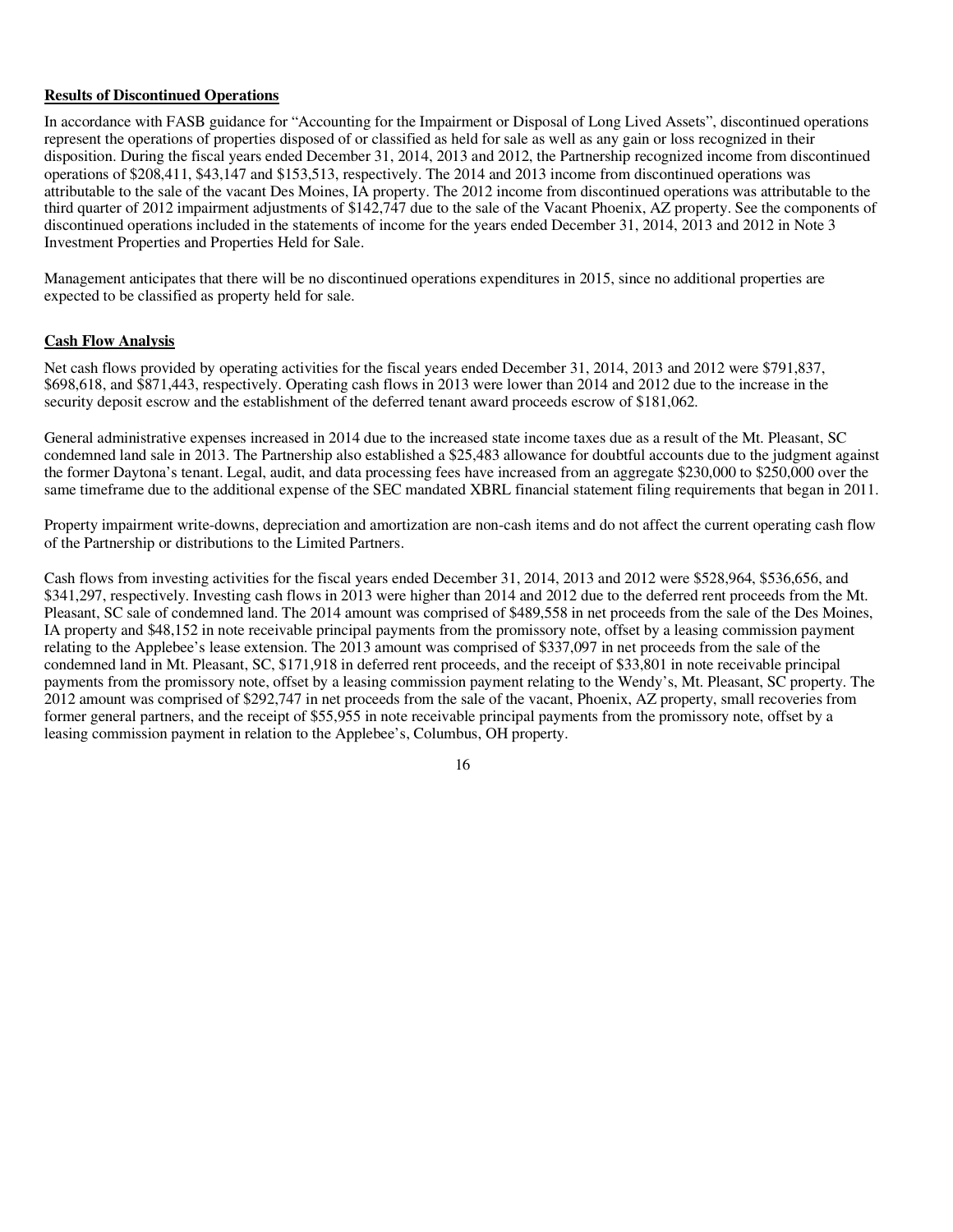**Results of Discontinued Operations**

In accordance with FASB guidance for "Accounting for the Impairment or Disposal of Long Lived Assets", discontinued operations represent the operations of properties disposed of or classified as held for sale as well as any gain or loss recognized in their disposition. During the fiscal years ended December 31, 2014, 2013 and 2012, the Partnership recognized income from discontinued operations of $208,411, $43,147 and $153,513, respectively. The 2014 and 2013 income from discontinued operations was attributable to the sale of the vacant Des Moines, IA property. The 2012 income from discontinued operations was attributable to the third quarter of 2012 impairment adjustments of $142,747 due to the sale of the Vacant Phoenix, AZ property. See the components of discontinued operations included in the statements of income for the years ended December 31, 2014, 2013 and 2012 in Note 3 Investment Properties and Properties Held for Sale.

Management anticipates that there will be no discontinued operations expenditures in 2015, since no additional properties are expected to be classified as property held for sale.

**Cash Flow Analysis**

Net cash flows provided by operating activities for the fiscal years ended December 31, 2014, 2013 and 2012 were $791,837, $698,618, and $871,443, respectively. Operating cash flows in 2013 were lower than 2014 and 2012 due to the increase in the security deposit escrow and the establishment of the deferred tenant award proceeds escrow of $181,062.

General administrative expenses increased in 2014 due to the increased state income taxes due as a result of the Mt. Pleasant, SC condemned land sale in 2013. The Partnership also established a $25,483 allowance for doubtful accounts due to the judgment against the former Daytona's tenant. Legal, audit, and data processing fees have increased from an aggregate $230,000 to $250,000 over the same timeframe due to the additional expense of the SEC mandated XBRL financial statement filing requirements that began in 2011.

Property impairment write-downs, depreciation and amortization are non-cash items and do not affect the current operating cash flow of the Partnership or distributions to the Limited Partners.

Cash flows from investing activities for the fiscal years ended December 31, 2014, 2013 and 2012 were $528,964, $536,656, and $341,297, respectively. Investing cash flows in 2013 were higher than 2014 and 2012 due to the deferred rent proceeds from the Mt. Pleasant, SC sale of condemned land. The 2014 amount was comprised of $489,558 in net proceeds from the sale of the Des Moines, IA property and $48,152 in note receivable principal payments from the promissory note, offset by a leasing commission payment relating to the Applebee's lease extension. The 2013 amount was comprised of $337,097 in net proceeds from the sale of the condemned land in Mt. Pleasant, SC, $171,918 in deferred rent proceeds, and the receipt of $33,801 in note receivable principal payments from the promissory note, offset by a leasing commission payment relating to the Wendy's, Mt. Pleasant, SC property. The 2012 amount was comprised of $292,747 in net proceeds from the sale of the vacant, Phoenix, AZ property, small recoveries from former general partners, and the receipt of $55,955 in note receivable principal payments from the promissory note, offset by a leasing commission payment in relation to the Applebee's, Columbus, OH property.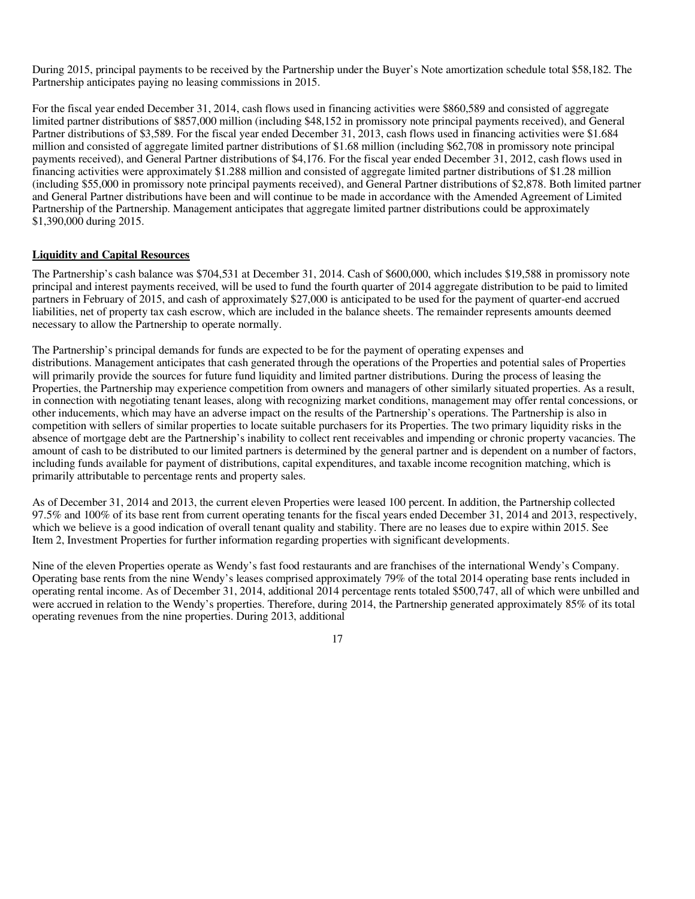During 2015, principal payments to be received by the Partnership under the Buyer's Note amortization schedule total $58,182. The Partnership anticipates paying no leasing commissions in 2015.

For the fiscal year ended December 31, 2014, cash flows used in financing activities were $860,589 and consisted of aggregate limited partner distributions of $857,000 million (including $48,152 in promissory note principal payments received), and General Partner distributions of $3,589. For the fiscal year ended December 31, 2013, cash flows used in financing activities were $1.684 million and consisted of aggregate limited partner distributions of $1.68 million (including $62,708 in promissory note principal payments received), and General Partner distributions of $4,176. For the fiscal year ended December 31, 2012, cash flows used in financing activities were approximately $1.288 million and consisted of aggregate limited partner distributions of $1.28 million (including $55,000 in promissory note principal payments received), and General Partner distributions of $2,878. Both limited partner and General Partner distributions have been and will continue to be made in accordance with the Amended Agreement of Limited Partnership of the Partnership. Management anticipates that aggregate limited partner distributions could be approximately $1,390,000 during 2015.

**Liquidity and Capital Resources**

The Partnership's cash balance was $704,531 at December 31, 2014. Cash of $600,000, which includes $19,588 in promissory note principal and interest payments received, will be used to fund the fourth quarter of 2014 aggregate distribution to be paid to limited partners in February of 2015, and cash of approximately $27,000 is anticipated to be used for the payment of quarter-end accrued liabilities, net of property tax cash escrow, which are included in the balance sheets. The remainder represents amounts deemed necessary to allow the Partnership to operate normally.

The Partnership's principal demands for funds are expected to be for the payment of operating expenses and distributions. Management anticipates that cash generated through the operations of the Properties and potential sales of Properties will primarily provide the sources for future fund liquidity and limited partner distributions. During the process of leasing the Properties, the Partnership may experience competition from owners and managers of other similarly situated properties. As a result, in connection with negotiating tenant leases, along with recognizing market conditions, management may offer rental concessions, or other inducements, which may have an adverse impact on the results of the Partnership's operations. The Partnership is also in competition with sellers of similar properties to locate suitable purchasers for its Properties. The two primary liquidity risks in the absence of mortgage debt are the Partnership's inability to collect rent receivables and impending or chronic property vacancies. The amount of cash to be distributed to our limited partners is determined by the general partner and is dependent on a number of factors, including funds available for payment of distributions, capital expenditures, and taxable income recognition matching, which is primarily attributable to percentage rents and property sales.

As of December 31, 2014 and 2013, the current eleven Properties were leased 100 percent. In addition, the Partnership collected 97.5% and 100% of its base rent from current operating tenants for the fiscal years ended December 31, 2014 and 2013, respectively, which we believe is a good indication of overall tenant quality and stability. There are no leases due to expire within 2015. See Item 2, Investment Properties for further information regarding properties with significant developments.

Nine of the eleven Properties operate as Wendy's fast food restaurants and are franchises of the international Wendy's Company. Operating base rents from the nine Wendy's leases comprised approximately 79% of the total 2014 operating base rents included in operating rental income. As of December 31, 2014, additional 2014 percentage rents totaled $500,747, all of which were unbilled and were accrued in relation to the Wendy's properties. Therefore, during 2014, the Partnership generated approximately 85% of its total operating revenues from the nine properties. During 2013, additional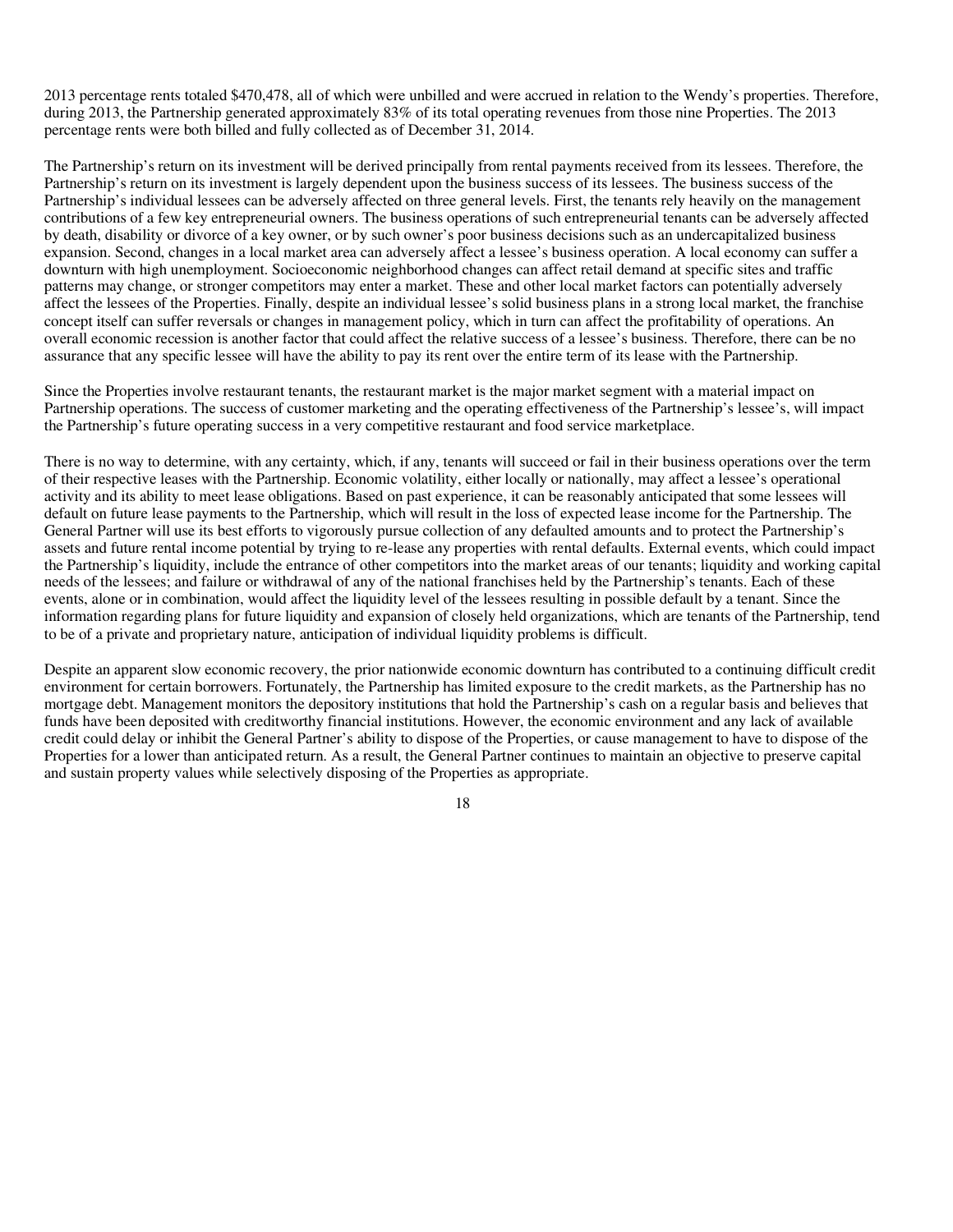2013 percentage rents totaled $470,478, all of which were unbilled and were accrued in relation to the Wendy's properties. Therefore, during 2013, the Partnership generated approximately 83% of its total operating revenues from those nine Properties. The 2013 percentage rents were both billed and fully collected as of December 31, 2014.

The Partnership's return on its investment will be derived principally from rental payments received from its lessees. Therefore, the Partnership's return on its investment is largely dependent upon the business success of its lessees. The business success of the Partnership's individual lessees can be adversely affected on three general levels. First, the tenants rely heavily on the management contributions of a few key entrepreneurial owners. The business operations of such entrepreneurial tenants can be adversely affected by death, disability or divorce of a key owner, or by such owner's poor business decisions such as an undercapitalized business expansion. Second, changes in a local market area can adversely affect a lessee's business operation. A local economy can suffer a downturn with high unemployment. Socioeconomic neighborhood changes can affect retail demand at specific sites and traffic patterns may change, or stronger competitors may enter a market. These and other local market factors can potentially adversely affect the lessees of the Properties. Finally, despite an individual lessee's solid business plans in a strong local market, the franchise concept itself can suffer reversals or changes in management policy, which in turn can affect the profitability of operations. An overall economic recession is another factor that could affect the relative success of a lessee's business. Therefore, there can be no assurance that any specific lessee will have the ability to pay its rent over the entire term of its lease with the Partnership.

Since the Properties involve restaurant tenants, the restaurant market is the major market segment with a material impact on Partnership operations. The success of customer marketing and the operating effectiveness of the Partnership's lessee's, will impact the Partnership's future operating success in a very competitive restaurant and food service marketplace.

There is no way to determine, with any certainty, which, if any, tenants will succeed or fail in their business operations over the term of their respective leases with the Partnership. Economic volatility, either locally or nationally, may affect a lessee's operational activity and its ability to meet lease obligations. Based on past experience, it can be reasonably anticipated that some lessees will default on future lease payments to the Partnership, which will result in the loss of expected lease income for the Partnership. The General Partner will use its best efforts to vigorously pursue collection of any defaulted amounts and to protect the Partnership's assets and future rental income potential by trying to re-lease any properties with rental defaults. External events, which could impact the Partnership's liquidity, include the entrance of other competitors into the market areas of our tenants; liquidity and working capital needs of the lessees; and failure or withdrawal of any of the national franchises held by the Partnership's tenants. Each of these events, alone or in combination, would affect the liquidity level of the lessees resulting in possible default by a tenant. Since the information regarding plans for future liquidity and expansion of closely held organizations, which are tenants of the Partnership, tend to be of a private and proprietary nature, anticipation of individual liquidity problems is difficult.

Despite an apparent slow economic recovery, the prior nationwide economic downturn has contributed to a continuing difficult credit environment for certain borrowers. Fortunately, the Partnership has limited exposure to the credit markets, as the Partnership has no mortgage debt. Management monitors the depository institutions that hold the Partnership's cash on a regular basis and believes that funds have been deposited with creditworthy financial institutions. However, the economic environment and any lack of available credit could delay or inhibit the General Partner's ability to dispose of the Properties, or cause management to have to dispose of the Properties for a lower than anticipated return. As a result, the General Partner continues to maintain an objective to preserve capital and sustain property values while selectively disposing of the Properties as appropriate.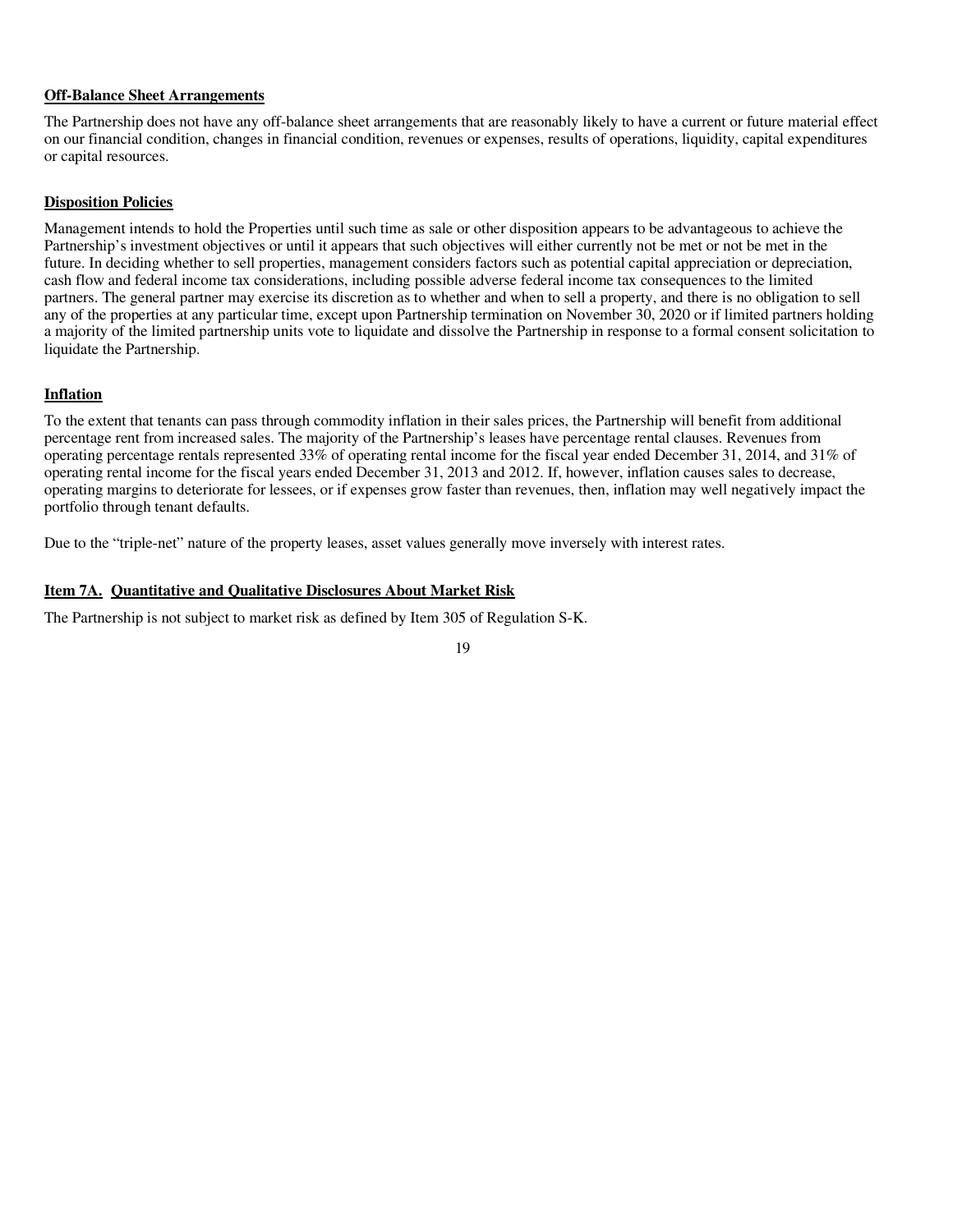**Off-Balance Sheet Arrangements**

The Partnership does not have any off-balance sheet arrangements that are reasonably likely to have a current or future material effect on our financial condition, changes in financial condition, revenues or expenses, results of operations, liquidity, capital expenditures or capital resources.

**Disposition Policies**

Management intends to hold the Properties until such time as sale or other disposition appears to be advantageous to achieve the Partnership's investment objectives or until it appears that such objectives will either currently not be met or not be met in the future. In deciding whether to sell properties, management considers factors such as potential capital appreciation or depreciation, cash flow and federal income tax considerations, including possible adverse federal income tax consequences to the limited partners. The general partner may exercise its discretion as to whether and when to sell a property, and there is no obligation to sell any of the properties at any particular time, except upon Partnership termination on November 30, 2020 or if limited partners holding a majority of the limited partnership units vote to liquidate and dissolve the Partnership in response to a formal consent solicitation to liquidate the Partnership.

**Inflation**

To the extent that tenants can pass through commodity inflation in their sales prices, the Partnership will benefit from additional percentage rent from increased sales. The majority of the Partnership's leases have percentage rental clauses. Revenues from operating percentage rentals represented 33% of operating rental income for the fiscal year ended December 31, 2014, and 31% of operating rental income for the fiscal years ended December 31, 2013 and 2012. If, however, inflation causes sales to decrease, operating margins to deteriorate for lessees, or if expenses grow faster than revenues, then, inflation may well negatively impact the portfolio through tenant defaults.

Due to the "triple-net" nature of the property leases, asset values generally move inversely with interest rates.

**Item 7A. Quantitative and Qualitative Disclosures About Market Risk**

The Partnership is not subject to market risk as defined by Item 305 of Regulation S-K.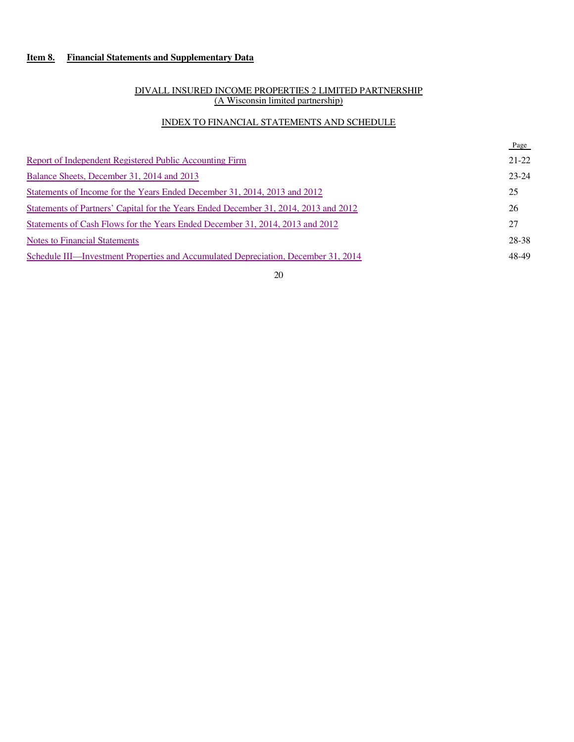## Item 8. Financial Statements and Supplementary Data

DIVALL INSURED INCOME PROPERTIES 2 LIMITED PARTNERSHIP
(A Wisconsin limited partnership)

INDEX TO FINANCIAL STATEMENTS AND SCHEDULE

| | Page |
|---|---|
| Report of Independent Registered Public Accounting Firm | 21-22 |
| Balance Sheets, December 31, 2014 and 2013 | 23-24 |
| Statements of Income for the Years Ended December 31, 2014, 2013 and 2012 | 25 |
| Statements of Partners' Capital for the Years Ended December 31, 2014, 2013 and 2012 | 26 |
| Statements of Cash Flows for the Years Ended December 31, 2014, 2013 and 2012 | 27 |
| Notes to Financial Statements | 28-38 |
| Schedule III—Investment Properties and Accumulated Depreciation, December 31, 2014 | 48-49 |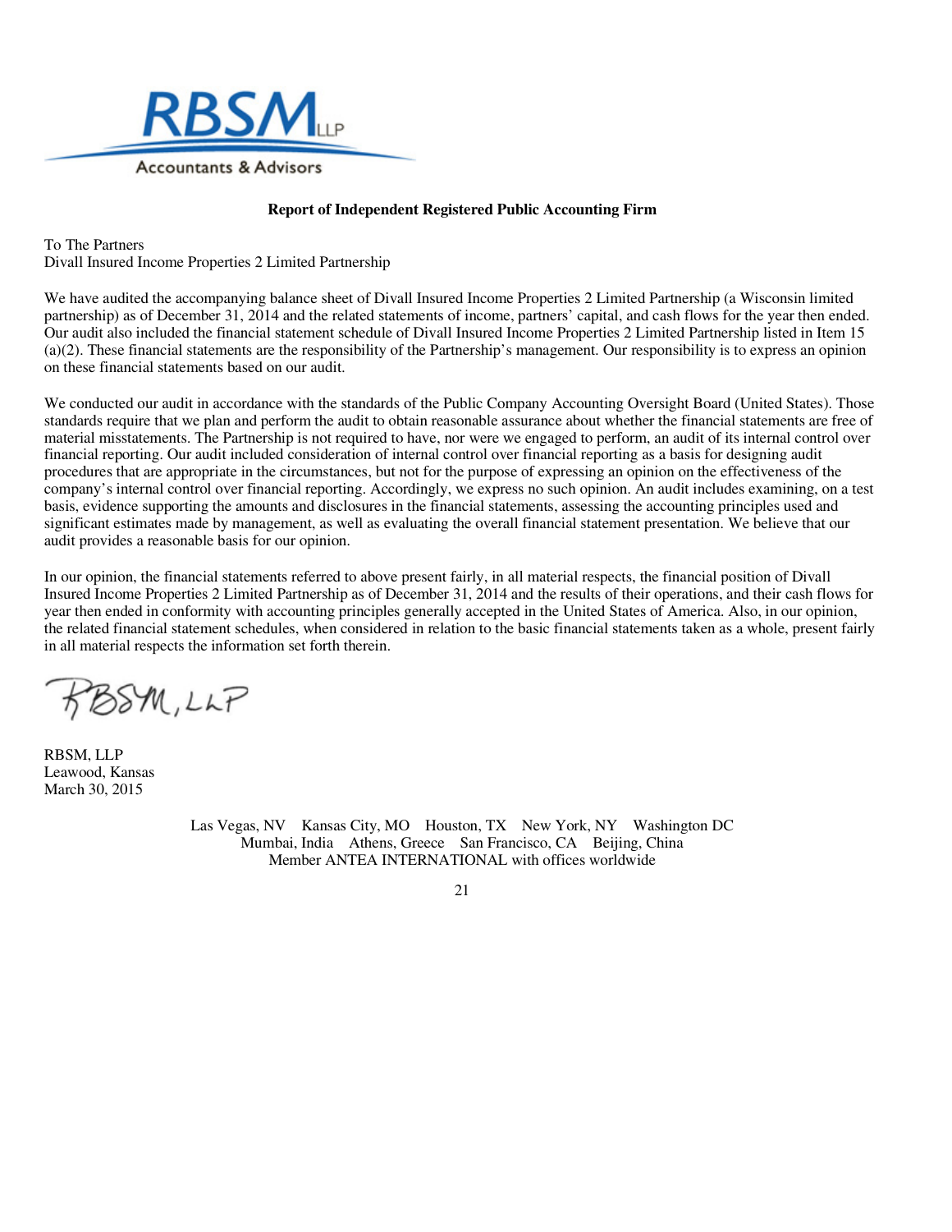**RBSM LLP**
Accountants & Advisors

**Report of Independent Registered Public Accounting Firm**

To The Partners
Divall Insured Income Properties 2 Limited Partnership

We have audited the accompanying balance sheet of Divall Insured Income Properties 2 Limited Partnership (a Wisconsin limited partnership) as of December 31, 2014 and the related statements of income, partners' capital, and cash flows for the year then ended. Our audit also included the financial statement schedule of Divall Insured Income Properties 2 Limited Partnership listed in Item 15 (a)(2). These financial statements are the responsibility of the Partnership's management. Our responsibility is to express an opinion on these financial statements based on our audit.

We conducted our audit in accordance with the standards of the Public Company Accounting Oversight Board (United States). Those standards require that we plan and perform the audit to obtain reasonable assurance about whether the financial statements are free of material misstatements. The Partnership is not required to have, nor were we engaged to perform, an audit of its internal control over financial reporting. Our audit included consideration of internal control over financial reporting as a basis for designing audit procedures that are appropriate in the circumstances, but not for the purpose of expressing an opinion on the effectiveness of the company's internal control over financial reporting. Accordingly, we express no such opinion. An audit includes examining, on a test basis, evidence supporting the amounts and disclosures in the financial statements, assessing the accounting principles used and significant estimates made by management, as well as evaluating the overall financial statement presentation. We believe that our audit provides a reasonable basis for our opinion.

In our opinion, the financial statements referred to above present fairly, in all material respects, the financial position of Divall Insured Income Properties 2 Limited Partnership as of December 31, 2014 and the results of their operations, and their cash flows for year then ended in conformity with accounting principles generally accepted in the United States of America. Also, in our opinion, the related financial statement schedules, when considered in relation to the basic financial statements taken as a whole, present fairly in all material respects the information set forth therein.

RBSM, LLP

RBSM, LLP
Leawood, Kansas
March 30, 2015

Las Vegas, NV Kansas City, MO Houston, TX New York, NY Washington DC
Mumbai, India Athens, Greece San Francisco, CA Beijing, China
Member ANTEA INTERNATIONAL with offices worldwide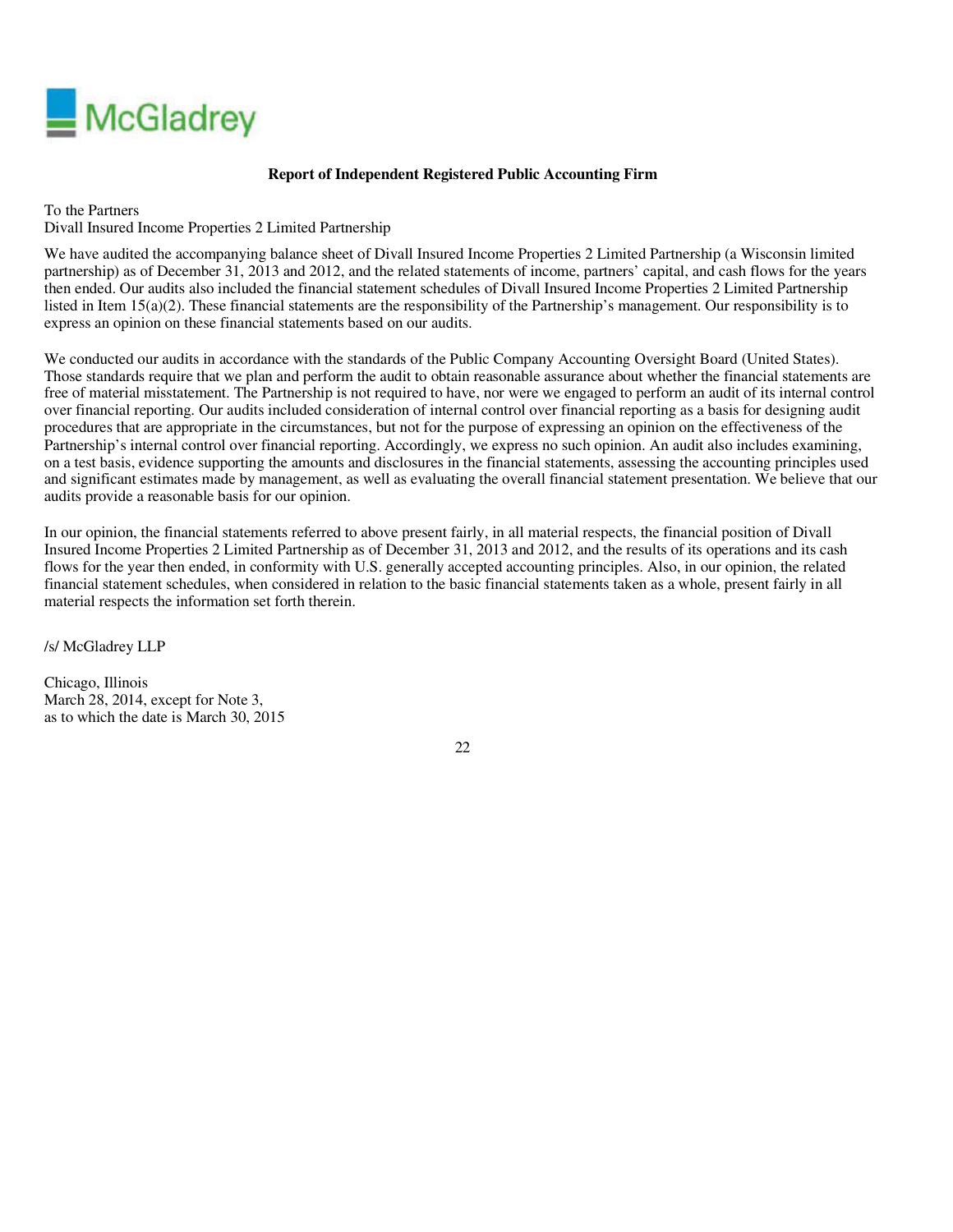McGladrey

**Report of Independent Registered Public Accounting Firm**

To the Partners
Divall Insured Income Properties 2 Limited Partnership

We have audited the accompanying balance sheet of Divall Insured Income Properties 2 Limited Partnership (a Wisconsin limited partnership) as of December 31, 2013 and 2012, and the related statements of income, partners' capital, and cash flows for the years then ended. Our audits also included the financial statement schedules of Divall Insured Income Properties 2 Limited Partnership listed in Item 15(a)(2). These financial statements are the responsibility of the Partnership's management. Our responsibility is to express an opinion on these financial statements based on our audits.

We conducted our audits in accordance with the standards of the Public Company Accounting Oversight Board (United States). Those standards require that we plan and perform the audit to obtain reasonable assurance about whether the financial statements are free of material misstatement. The Partnership is not required to have, nor were we engaged to perform an audit of its internal control over financial reporting. Our audits included consideration of internal control over financial reporting as a basis for designing audit procedures that are appropriate in the circumstances, but not for the purpose of expressing an opinion on the effectiveness of the Partnership's internal control over financial reporting. Accordingly, we express no such opinion. An audit also includes examining, on a test basis, evidence supporting the amounts and disclosures in the financial statements, assessing the accounting principles used and significant estimates made by management, as well as evaluating the overall financial statement presentation. We believe that our audits provide a reasonable basis for our opinion.

In our opinion, the financial statements referred to above present fairly, in all material respects, the financial position of Divall Insured Income Properties 2 Limited Partnership as of December 31, 2013 and 2012, and the results of its operations and its cash flows for the year then ended, in conformity with U.S. generally accepted accounting principles. Also, in our opinion, the related financial statement schedules, when considered in relation to the basic financial statements taken as a whole, present fairly in all material respects the information set forth therein.

/s/ McGladrey LLP

Chicago, Illinois
March 28, 2014, except for Note 3,
as to which the date is March 30, 2015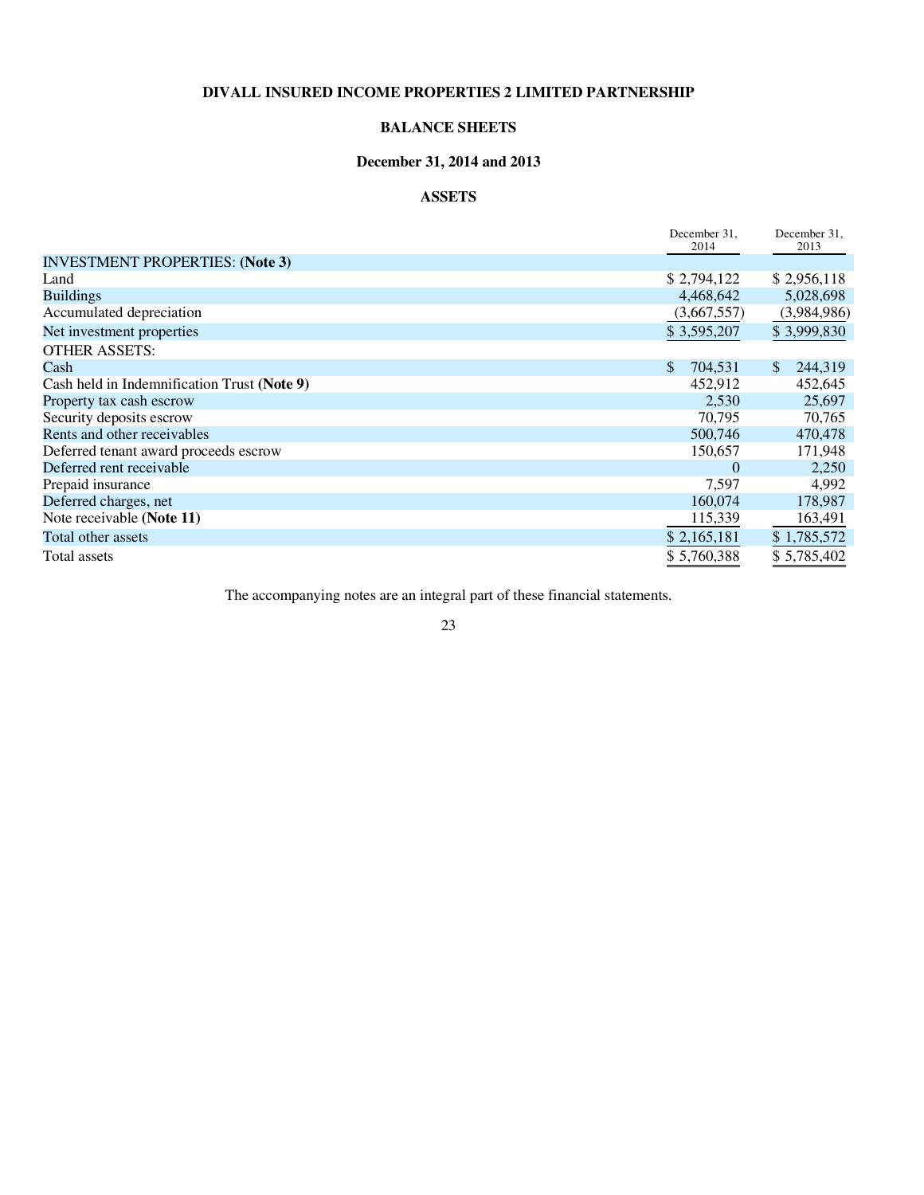**DIVALL INSURED INCOME PROPERTIES 2 LIMITED PARTNERSHIP**

**BALANCE SHEETS**

**December 31, 2014 and 2013**

**ASSETS**

| | December 31, 2014 | December 31, 2013 |
|---|---|---|
| INVESTMENT PROPERTIES: **(Note 3)** | | |
| Land | $ 2,794,122 | $ 2,956,118 |
| Buildings | 4,468,642 | 5,028,698 |
| Accumulated depreciation | (3,667,557) | (3,984,986) |
| Net investment properties | $ 3,595,207 | $ 3,999,830 |
| OTHER ASSETS: | | |
| Cash | $ 704,531 | $ 244,319 |
| Cash held in Indemnification Trust **(Note 9)** | 452,912 | 452,645 |
| Property tax cash escrow | 2,530 | 25,697 |
| Security deposits escrow | 70,795 | 70,765 |
| Rents and other receivables | 500,746 | 470,478 |
| Deferred tenant award proceeds escrow | 150,657 | 171,948 |
| Deferred rent receivable | 0 | 2,250 |
| Prepaid insurance | 7,597 | 4,992 |
| Deferred charges, net | 160,074 | 178,987 |
| Note receivable **(Note 11)** | 115,339 | 163,491 |
| Total other assets | $ 2,165,181 | $ 1,785,572 |
| Total assets | $ 5,760,388 | $ 5,785,402 |

The accompanying notes are an integral part of these financial statements.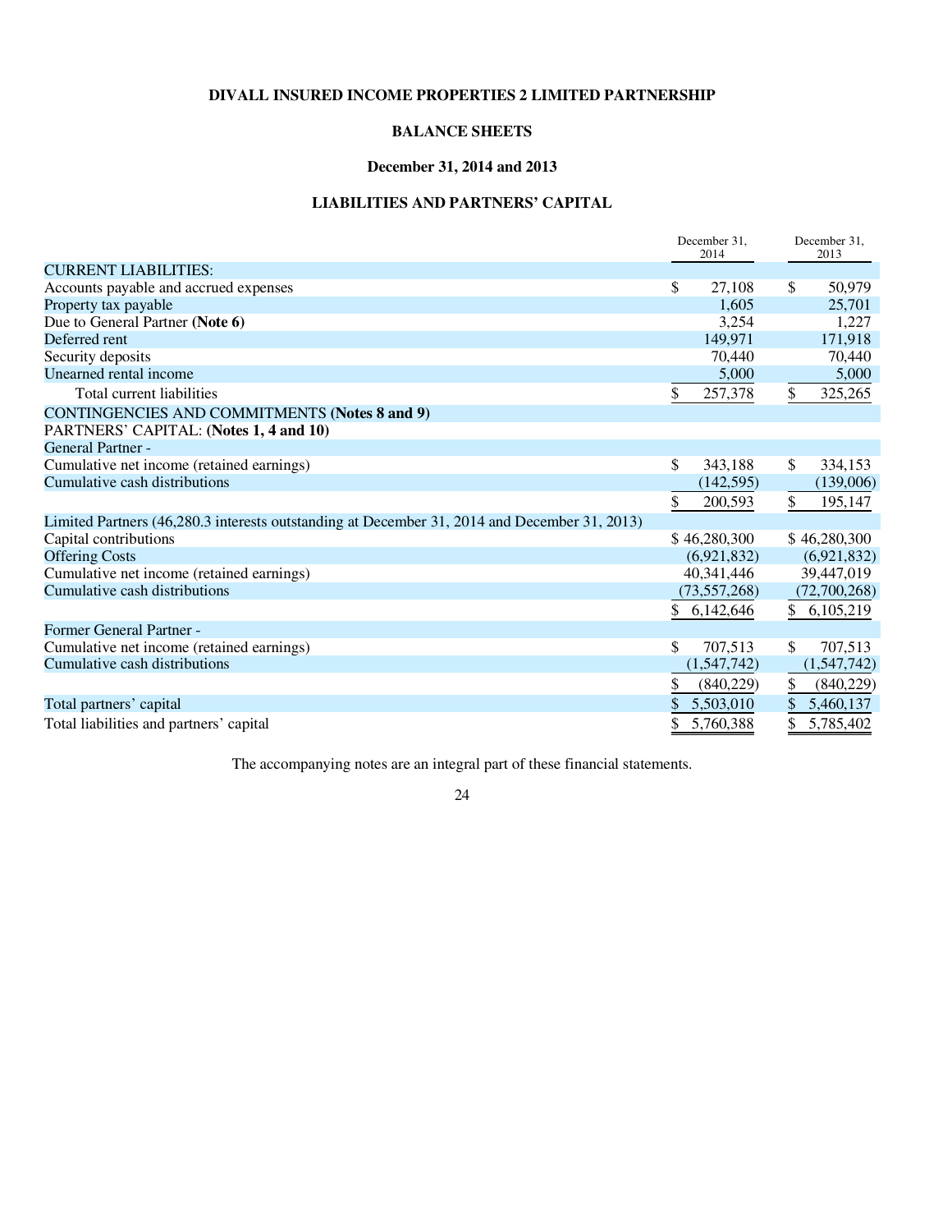**DIVALL INSURED INCOME PROPERTIES 2 LIMITED PARTNERSHIP**

**BALANCE SHEETS**

**December 31, 2014 and 2013**

**LIABILITIES AND PARTNERS' CAPITAL**

| | December 31, 2014 | December 31, 2013 |
|---|---|---|
| CURRENT LIABILITIES: | | |
| Accounts payable and accrued expenses | $ 27,108 | $ 50,979 |
| Property tax payable | 1,605 | 25,701 |
| Due to General Partner **(Note 6)** | 3,254 | 1,227 |
| Deferred rent | 149,971 | 171,918 |
| Security deposits | 70,440 | 70,440 |
| Unearned rental income | 5,000 | 5,000 |
| Total current liabilities | $ 257,378 | $ 325,265 |
| CONTINGENCIES AND COMMITMENTS **(Notes 8 and 9)** | | |
| PARTNERS' CAPITAL: **(Notes 1, 4 and 10)** | | |
| General Partner - | | |
| Cumulative net income (retained earnings) | $ 343,188 | $ 334,153 |
| Cumulative cash distributions | (142,595) | (139,006) |
| | $ 200,593 | $ 195,147 |
| Limited Partners (46,280.3 interests outstanding at December 31, 2014 and December 31, 2013) | | |
| Capital contributions | $ 46,280,300 | $ 46,280,300 |
| Offering Costs | (6,921,832) | (6,921,832) |
| Cumulative net income (retained earnings) | 40,341,446 | 39,447,019 |
| Cumulative cash distributions | (73,557,268) | (72,700,268) |
| | $ 6,142,646 | $ 6,105,219 |
| Former General Partner - | | |
| Cumulative net income (retained earnings) | $ 707,513 | $ 707,513 |
| Cumulative cash distributions | (1,547,742) | (1,547,742) |
| | $ (840,229) | $ (840,229) |
| Total partners' capital | $ 5,503,010 | $ 5,460,137 |
| Total liabilities and partners' capital | $ 5,760,388 | $ 5,785,402 |

The accompanying notes are an integral part of these financial statements.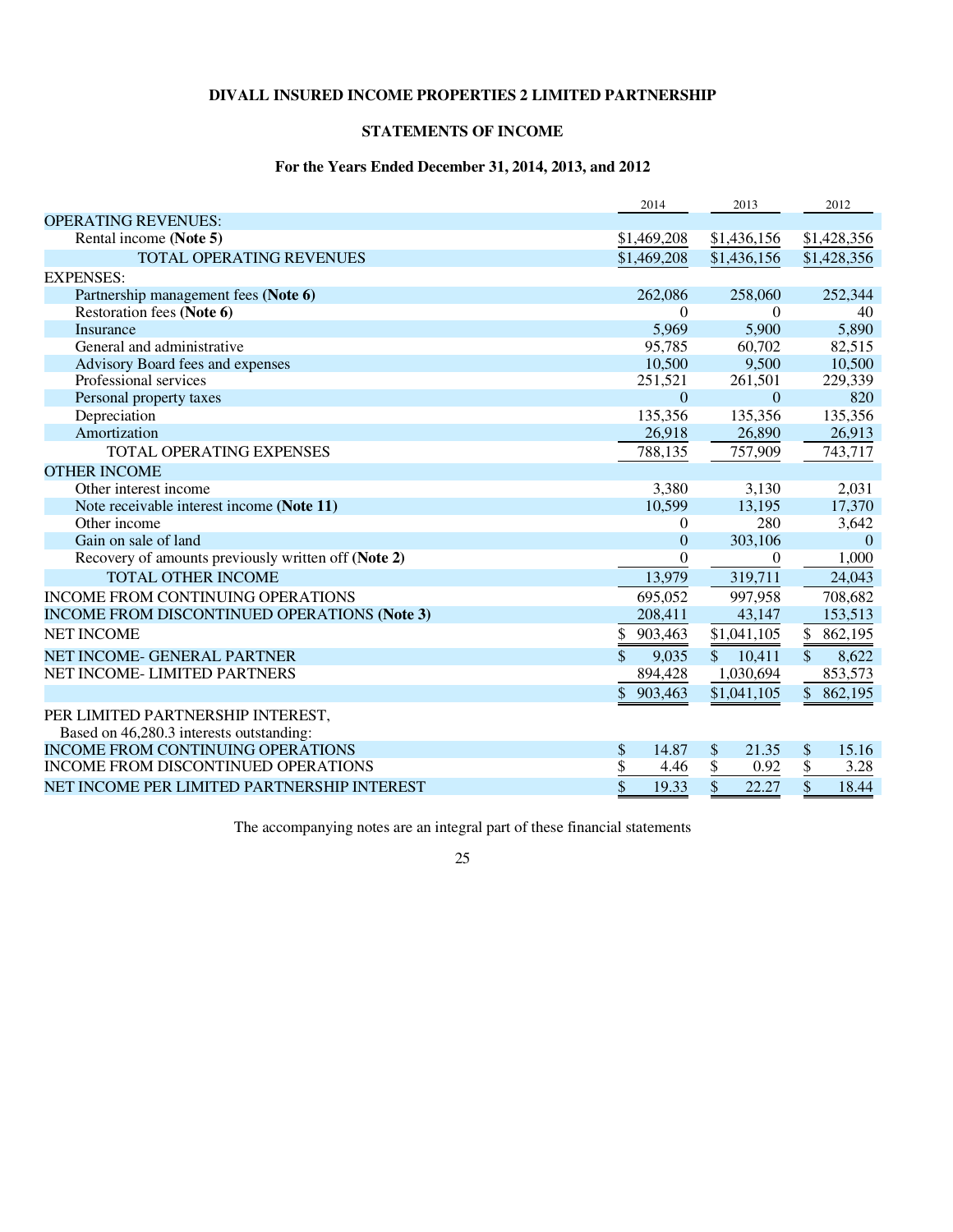**DIVALL INSURED INCOME PROPERTIES 2 LIMITED PARTNERSHIP**

**STATEMENTS OF INCOME**

**For the Years Ended December 31, 2014, 2013, and 2012**

| | 2014 | 2013 | 2012 |
|---|---|---|---|
| OPERATING REVENUES: | | | |
| Rental income **(Note 5)** | $1,469,208 | $1,436,156 | $1,428,356 |
| TOTAL OPERATING REVENUES | $1,469,208 | $1,436,156 | $1,428,356 |
| EXPENSES: | | | |
| Partnership management fees **(Note 6)** | 262,086 | 258,060 | 252,344 |
| Restoration fees **(Note 6)** | 0 | 0 | 40 |
| Insurance | 5,969 | 5,900 | 5,890 |
| General and administrative | 95,785 | 60,702 | 82,515 |
| Advisory Board fees and expenses | 10,500 | 9,500 | 10,500 |
| Professional services | 251,521 | 261,501 | 229,339 |
| Personal property taxes | 0 | 0 | 820 |
| Depreciation | 135,356 | 135,356 | 135,356 |
| Amortization | 26,918 | 26,890 | 26,913 |
| TOTAL OPERATING EXPENSES | 788,135 | 757,909 | 743,717 |
| OTHER INCOME | | | |
| Other interest income | 3,380 | 3,130 | 2,031 |
| Note receivable interest income **(Note 11)** | 10,599 | 13,195 | 17,370 |
| Other income | 0 | 280 | 3,642 |
| Gain on sale of land | 0 | 303,106 | 0 |
| Recovery of amounts previously written off **(Note 2)** | 0 | 0 | 1,000 |
| TOTAL OTHER INCOME | 13,979 | 319,711 | 24,043 |
| INCOME FROM CONTINUING OPERATIONS | 695,052 | 997,958 | 708,682 |
| INCOME FROM DISCONTINUED OPERATIONS **(Note 3)** | 208,411 | 43,147 | 153,513 |
| NET INCOME | $ 903,463 | $1,041,105 | $ 862,195 |
| NET INCOME- GENERAL PARTNER | $ 9,035 | $ 10,411 | $ 8,622 |
| NET INCOME- LIMITED PARTNERS | 894,428 | 1,030,694 | 853,573 |
| | $ 903,463 | $1,041,105 | $ 862,195 |
| PER LIMITED PARTNERSHIP INTEREST, Based on 46,280.3 interests outstanding: | | | |
| INCOME FROM CONTINUING OPERATIONS | $ 14.87 | $ 21.35 | $ 15.16 |
| INCOME FROM DISCONTINUED OPERATIONS | $ 4.46 | $ 0.92 | $ 3.28 |
| NET INCOME PER LIMITED PARTNERSHIP INTEREST | $ 19.33 | $ 22.27 | $ 18.44 |

The accompanying notes are an integral part of these financial statements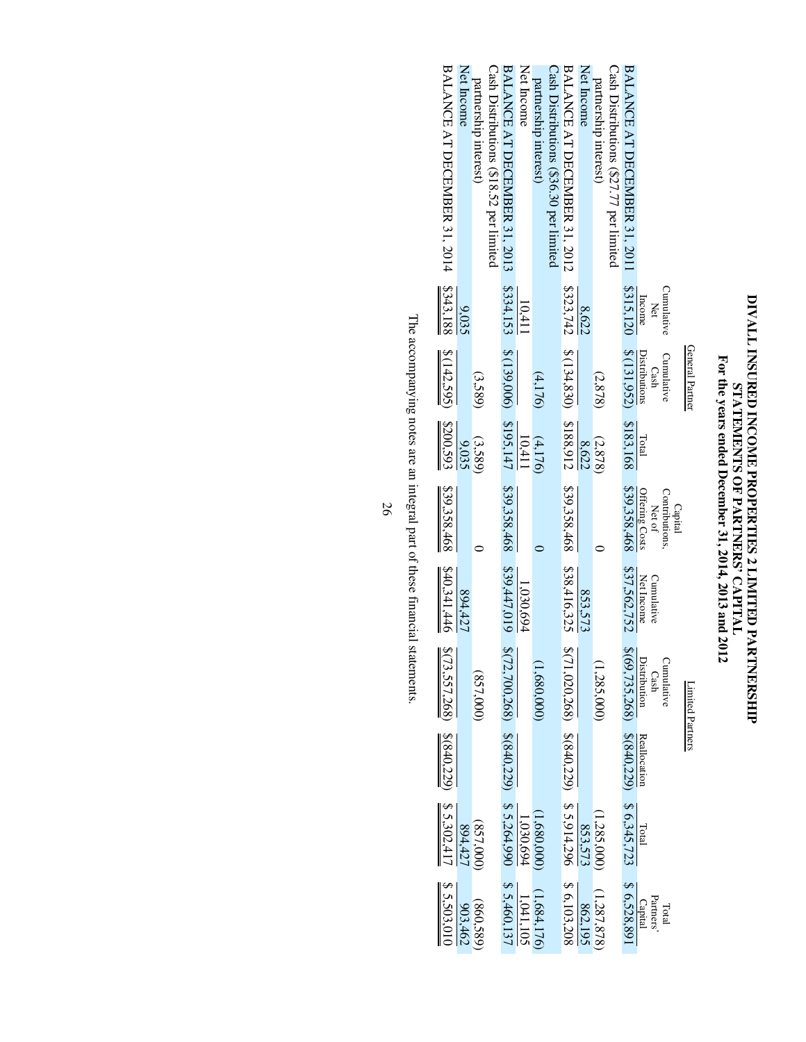# DIVALL INSURED INCOME PROPERTIES 2 LIMITED PARTNERSHIP

## STATEMENTS OF PARTNERS' CAPITAL

### For the years ended December 31, 2014, 2013 and 2012

| | General Partner | | | Limited Partners | | | | | |
|---|---|---|---|---|---|---|---|---|---|
| | Cumulative Net Income | Cumulative Cash Distributions | Total | Capital Contributions, Net of Offering Costs | Cumulative Net Income | Cumulative Cash Distribution | Reallocation | Total | Total Partners' Capital |
| BALANCE AT DECEMBER 31, 2011 | $315,120 | $ (131,952) | $183,168 | $39,358,468 | $37,562,752 | $(69,735,268) | $(840,229) | $ 6,345,723 | $ 6,528,891 |
| Cash Distributions ($27.77 per limited partnership interest) | | (2,878) | (2,878) | 0 | | (1,285,000) | | (1,285,000) | (1,287,878) |
| Net Income | 8,622 | | 8,622 | | 853,573 | | | 853,573 | 862,195 |
| BALANCE AT DECEMBER 31, 2012 | $323,742 | $ (134,830) | $188,912 | $39,358,468 | $38,416,325 | $(71,020,268) | $(840,229) | $ 5,914,296 | $ 6,103,208 |
| Cash Distributions ($36.30 per limited partnership interest) | | (4,176) | (4,176) | 0 | | (1,680,000) | | (1,680,000) | (1,684,176) |
| Net Income | 10,411 | | 10,411 | | 1,030,694 | | | 1,030,694 | 1,041,105 |
| BALANCE AT DECEMBER 31, 2013 | $334,153 | $ (139,006) | $195,147 | $39,358,468 | $39,447,019 | $(72,700,268) | $(840,229) | $ 5,264,990 | $ 5,460,137 |
| Cash Distributions ($18.52 per limited partnership interest) | | (3,589) | (3,589) | 0 | | (857,000) | | (857,000) | (860,589) |
| Net Income | 9,035 | | 9,035 | | 894,427 | | | 894,427 | 903,462 |
| BALANCE AT DECEMBER 31, 2014 | $343,188 | $ (142,595) | $200,593 | $39,358,468 | $40,341,446 | $(73,557,268) | $(840,229) | $ 5,302,417 | $ 5,503,010 |

The accompanying notes are an integral part of these financial statements.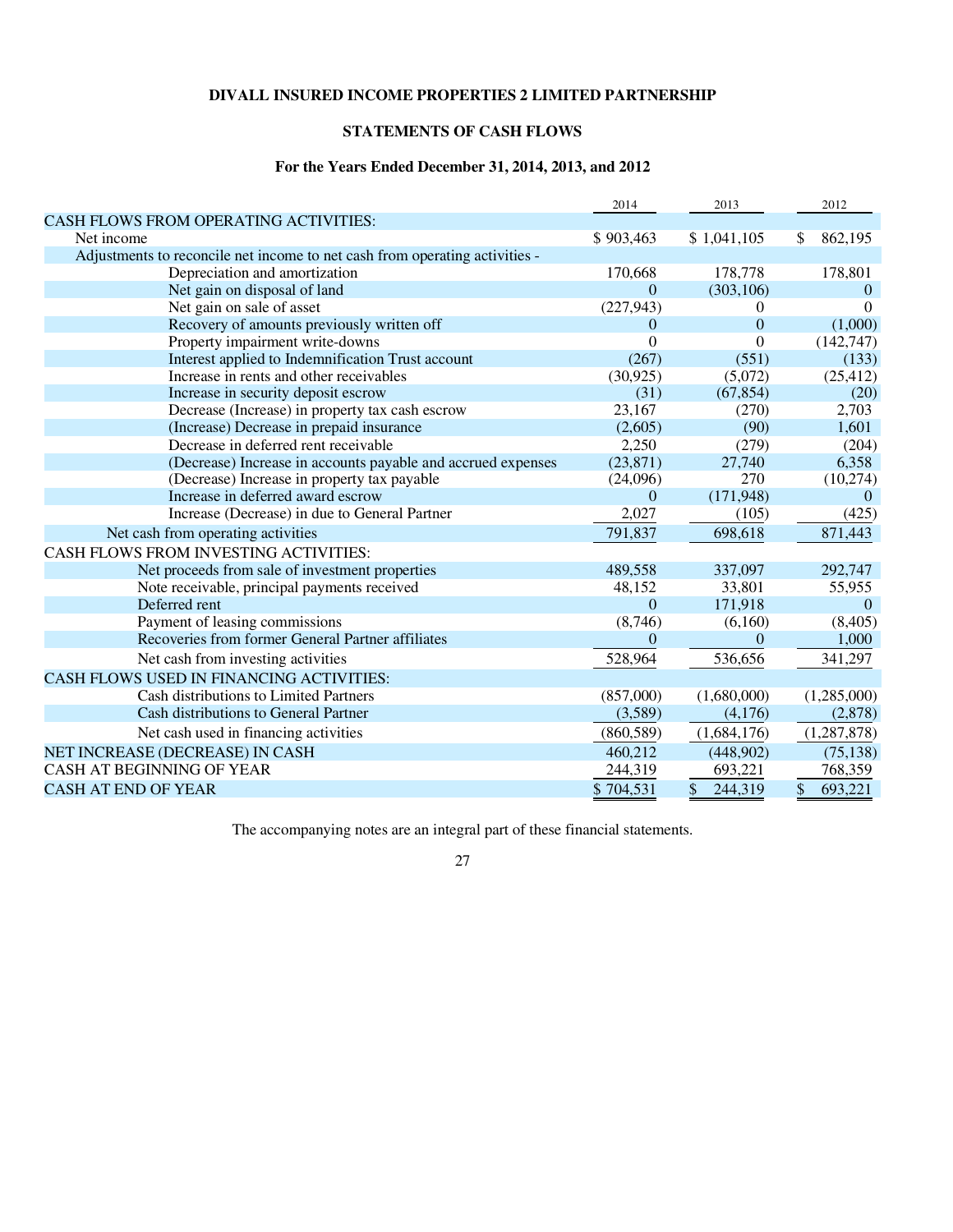**DIVALL INSURED INCOME PROPERTIES 2 LIMITED PARTNERSHIP**

**STATEMENTS OF CASH FLOWS**

**For the Years Ended December 31, 2014, 2013, and 2012**

| | 2014 | 2013 | 2012 |
|---|---|---|---|
| CASH FLOWS FROM OPERATING ACTIVITIES: | | | |
| Net income | $ 903,463 | $ 1,041,105 | $ 862,195 |
| Adjustments to reconcile net income to net cash from operating activities - | | | |
| Depreciation and amortization | 170,668 | 178,778 | 178,801 |
| Net gain on disposal of land | 0 | (303,106) | 0 |
| Net gain on sale of asset | (227,943) | 0 | 0 |
| Recovery of amounts previously written off | 0 | 0 | (1,000) |
| Property impairment write-downs | 0 | 0 | (142,747) |
| Interest applied to Indemnification Trust account | (267) | (551) | (133) |
| Increase in rents and other receivables | (30,925) | (5,072) | (25,412) |
| Increase in security deposit escrow | (31) | (67,854) | (20) |
| Decrease (Increase) in property tax cash escrow | 23,167 | (270) | 2,703 |
| (Increase) Decrease in prepaid insurance | (2,605) | (90) | 1,601 |
| Decrease in deferred rent receivable | 2,250 | (279) | (204) |
| (Decrease) Increase in accounts payable and accrued expenses | (23,871) | 27,740 | 6,358 |
| (Decrease) Increase in property tax payable | (24,096) | 270 | (10,274) |
| Increase in deferred award escrow | 0 | (171,948) | 0 |
| Increase (Decrease) in due to General Partner | 2,027 | (105) | (425) |
| Net cash from operating activities | 791,837 | 698,618 | 871,443 |
| CASH FLOWS FROM INVESTING ACTIVITIES: | | | |
| Net proceeds from sale of investment properties | 489,558 | 337,097 | 292,747 |
| Note receivable, principal payments received | 48,152 | 33,801 | 55,955 |
| Deferred rent | 0 | 171,918 | 0 |
| Payment of leasing commissions | (8,746) | (6,160) | (8,405) |
| Recoveries from former General Partner affiliates | 0 | 0 | 1,000 |
| Net cash from investing activities | 528,964 | 536,656 | 341,297 |
| CASH FLOWS USED IN FINANCING ACTIVITIES: | | | |
| Cash distributions to Limited Partners | (857,000) | (1,680,000) | (1,285,000) |
| Cash distributions to General Partner | (3,589) | (4,176) | (2,878) |
| Net cash used in financing activities | (860,589) | (1,684,176) | (1,287,878) |
| NET INCREASE (DECREASE) IN CASH | 460,212 | (448,902) | (75,138) |
| CASH AT BEGINNING OF YEAR | 244,319 | 693,221 | 768,359 |
| CASH AT END OF YEAR | $ 704,531 | $ 244,319 | $ 693,221 |

The accompanying notes are an integral part of these financial statements.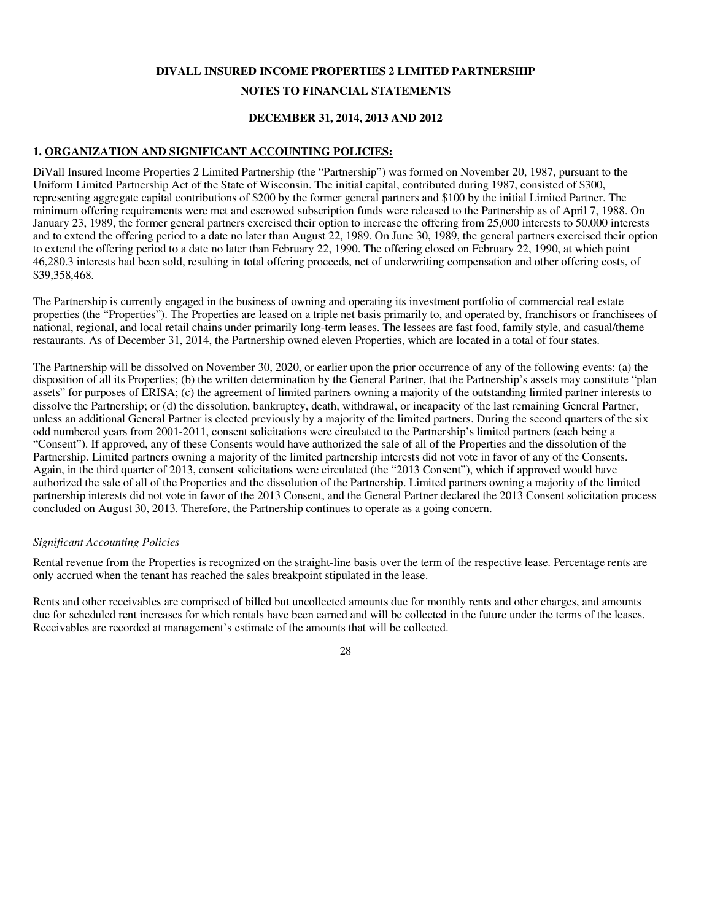**DIVALL INSURED INCOME PROPERTIES 2 LIMITED PARTNERSHIP**

**NOTES TO FINANCIAL STATEMENTS**

**DECEMBER 31, 2014, 2013 AND 2012**

## 1. ORGANIZATION AND SIGNIFICANT ACCOUNTING POLICIES:

DiVall Insured Income Properties 2 Limited Partnership (the "Partnership") was formed on November 20, 1987, pursuant to the Uniform Limited Partnership Act of the State of Wisconsin. The initial capital, contributed during 1987, consisted of $300, representing aggregate capital contributions of $200 by the former general partners and $100 by the initial Limited Partner. The minimum offering requirements were met and escrowed subscription funds were released to the Partnership as of April 7, 1988. On January 23, 1989, the former general partners exercised their option to increase the offering from 25,000 interests to 50,000 interests and to extend the offering period to a date no later than August 22, 1989. On June 30, 1989, the general partners exercised their option to extend the offering period to a date no later than February 22, 1990. The offering closed on February 22, 1990, at which point 46,280.3 interests had been sold, resulting in total offering proceeds, net of underwriting compensation and other offering costs, of $39,358,468.

The Partnership is currently engaged in the business of owning and operating its investment portfolio of commercial real estate properties (the "Properties"). The Properties are leased on a triple net basis primarily to, and operated by, franchisors or franchisees of national, regional, and local retail chains under primarily long-term leases. The lessees are fast food, family style, and casual/theme restaurants. As of December 31, 2014, the Partnership owned eleven Properties, which are located in a total of four states.

The Partnership will be dissolved on November 30, 2020, or earlier upon the prior occurrence of any of the following events: (a) the disposition of all its Properties; (b) the written determination by the General Partner, that the Partnership's assets may constitute "plan assets" for purposes of ERISA; (c) the agreement of limited partners owning a majority of the outstanding limited partner interests to dissolve the Partnership; or (d) the dissolution, bankruptcy, death, withdrawal, or incapacity of the last remaining General Partner, unless an additional General Partner is elected previously by a majority of the limited partners. During the second quarters of the six odd numbered years from 2001-2011, consent solicitations were circulated to the Partnership's limited partners (each being a "Consent"). If approved, any of these Consents would have authorized the sale of all of the Properties and the dissolution of the Partnership. Limited partners owning a majority of the limited partnership interests did not vote in favor of any of the Consents. Again, in the third quarter of 2013, consent solicitations were circulated (the "2013 Consent"), which if approved would have authorized the sale of all of the Properties and the dissolution of the Partnership. Limited partners owning a majority of the limited partnership interests did not vote in favor of the 2013 Consent, and the General Partner declared the 2013 Consent solicitation process concluded on August 30, 2013. Therefore, the Partnership continues to operate as a going concern.

*Significant Accounting Policies*

Rental revenue from the Properties is recognized on the straight-line basis over the term of the respective lease. Percentage rents are only accrued when the tenant has reached the sales breakpoint stipulated in the lease.

Rents and other receivables are comprised of billed but uncollected amounts due for monthly rents and other charges, and amounts due for scheduled rent increases for which rentals have been earned and will be collected in the future under the terms of the leases. Receivables are recorded at management's estimate of the amounts that will be collected.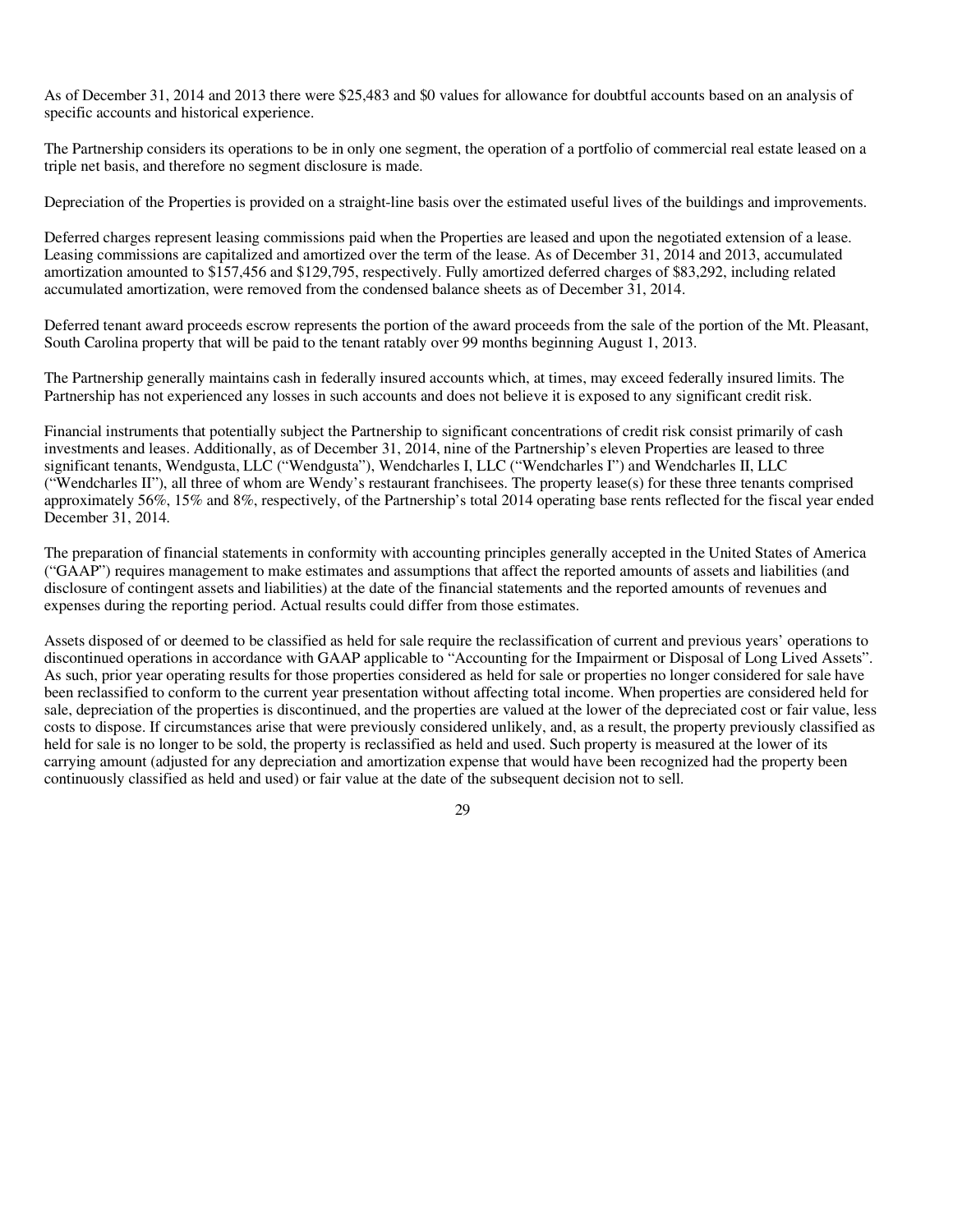As of December 31, 2014 and 2013 there were $25,483 and $0 values for allowance for doubtful accounts based on an analysis of specific accounts and historical experience.

The Partnership considers its operations to be in only one segment, the operation of a portfolio of commercial real estate leased on a triple net basis, and therefore no segment disclosure is made.

Depreciation of the Properties is provided on a straight-line basis over the estimated useful lives of the buildings and improvements.

Deferred charges represent leasing commissions paid when the Properties are leased and upon the negotiated extension of a lease. Leasing commissions are capitalized and amortized over the term of the lease. As of December 31, 2014 and 2013, accumulated amortization amounted to $157,456 and $129,795, respectively. Fully amortized deferred charges of $83,292, including related accumulated amortization, were removed from the condensed balance sheets as of December 31, 2014.

Deferred tenant award proceeds escrow represents the portion of the award proceeds from the sale of the portion of the Mt. Pleasant, South Carolina property that will be paid to the tenant ratably over 99 months beginning August 1, 2013.

The Partnership generally maintains cash in federally insured accounts which, at times, may exceed federally insured limits. The Partnership has not experienced any losses in such accounts and does not believe it is exposed to any significant credit risk.

Financial instruments that potentially subject the Partnership to significant concentrations of credit risk consist primarily of cash investments and leases. Additionally, as of December 31, 2014, nine of the Partnership's eleven Properties are leased to three significant tenants, Wendgusta, LLC ("Wendgusta"), Wendcharles I, LLC ("Wendcharles I") and Wendcharles II, LLC ("Wendcharles II"), all three of whom are Wendy's restaurant franchisees. The property lease(s) for these three tenants comprised approximately 56%, 15% and 8%, respectively, of the Partnership's total 2014 operating base rents reflected for the fiscal year ended December 31, 2014.

The preparation of financial statements in conformity with accounting principles generally accepted in the United States of America ("GAAP") requires management to make estimates and assumptions that affect the reported amounts of assets and liabilities (and disclosure of contingent assets and liabilities) at the date of the financial statements and the reported amounts of revenues and expenses during the reporting period. Actual results could differ from those estimates.

Assets disposed of or deemed to be classified as held for sale require the reclassification of current and previous years' operations to discontinued operations in accordance with GAAP applicable to "Accounting for the Impairment or Disposal of Long Lived Assets". As such, prior year operating results for those properties considered as held for sale or properties no longer considered for sale have been reclassified to conform to the current year presentation without affecting total income. When properties are considered held for sale, depreciation of the properties is discontinued, and the properties are valued at the lower of the depreciated cost or fair value, less costs to dispose. If circumstances arise that were previously considered unlikely, and, as a result, the property previously classified as held for sale is no longer to be sold, the property is reclassified as held and used. Such property is measured at the lower of its carrying amount (adjusted for any depreciation and amortization expense that would have been recognized had the property been continuously classified as held and used) or fair value at the date of the subsequent decision not to sell.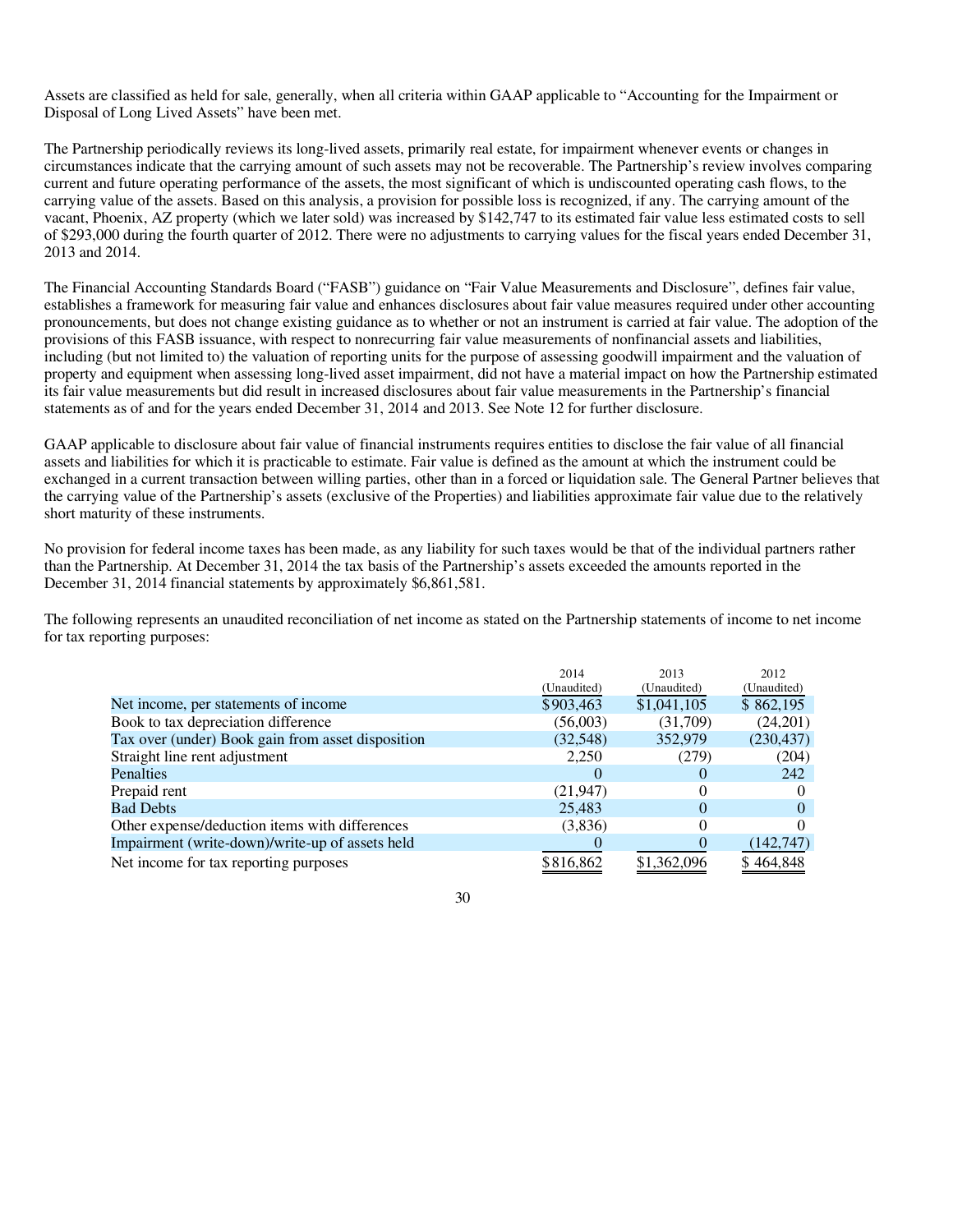Assets are classified as held for sale, generally, when all criteria within GAAP applicable to "Accounting for the Impairment or Disposal of Long Lived Assets" have been met.

The Partnership periodically reviews its long-lived assets, primarily real estate, for impairment whenever events or changes in circumstances indicate that the carrying amount of such assets may not be recoverable. The Partnership's review involves comparing current and future operating performance of the assets, the most significant of which is undiscounted operating cash flows, to the carrying value of the assets. Based on this analysis, a provision for possible loss is recognized, if any. The carrying amount of the vacant, Phoenix, AZ property (which we later sold) was increased by $142,747 to its estimated fair value less estimated costs to sell of $293,000 during the fourth quarter of 2012. There were no adjustments to carrying values for the fiscal years ended December 31, 2013 and 2014.

The Financial Accounting Standards Board ("FASB") guidance on "Fair Value Measurements and Disclosure", defines fair value, establishes a framework for measuring fair value and enhances disclosures about fair value measures required under other accounting pronouncements, but does not change existing guidance as to whether or not an instrument is carried at fair value. The adoption of the provisions of this FASB issuance, with respect to nonrecurring fair value measurements of nonfinancial assets and liabilities, including (but not limited to) the valuation of reporting units for the purpose of assessing goodwill impairment and the valuation of property and equipment when assessing long-lived asset impairment, did not have a material impact on how the Partnership estimated its fair value measurements but did result in increased disclosures about fair value measurements in the Partnership's financial statements as of and for the years ended December 31, 2014 and 2013. See Note 12 for further disclosure.

GAAP applicable to disclosure about fair value of financial instruments requires entities to disclose the fair value of all financial assets and liabilities for which it is practicable to estimate. Fair value is defined as the amount at which the instrument could be exchanged in a current transaction between willing parties, other than in a forced or liquidation sale. The General Partner believes that the carrying value of the Partnership's assets (exclusive of the Properties) and liabilities approximate fair value due to the relatively short maturity of these instruments.

No provision for federal income taxes has been made, as any liability for such taxes would be that of the individual partners rather than the Partnership. At December 31, 2014 the tax basis of the Partnership's assets exceeded the amounts reported in the December 31, 2014 financial statements by approximately $6,861,581.

The following represents an unaudited reconciliation of net income as stated on the Partnership statements of income to net income for tax reporting purposes:

| | 2014 (Unaudited) | 2013 (Unaudited) | 2012 (Unaudited) |
|---|---|---|---|
| Net income, per statements of income | $903,463 | $1,041,105 | $ 862,195 |
| Book to tax depreciation difference | (56,003) | (31,709) | (24,201) |
| Tax over (under) Book gain from asset disposition | (32,548) | 352,979 | (230,437) |
| Straight line rent adjustment | 2,250 | (279) | (204) |
| Penalties | 0 | 0 | 242 |
| Prepaid rent | (21,947) | 0 | 0 |
| Bad Debts | 25,483 | 0 | 0 |
| Other expense/deduction items with differences | (3,836) | 0 | 0 |
| Impairment (write-down)/write-up of assets held | 0 | 0 | (142,747) |
| Net income for tax reporting purposes | $816,862 | $1,362,096 | $ 464,848 |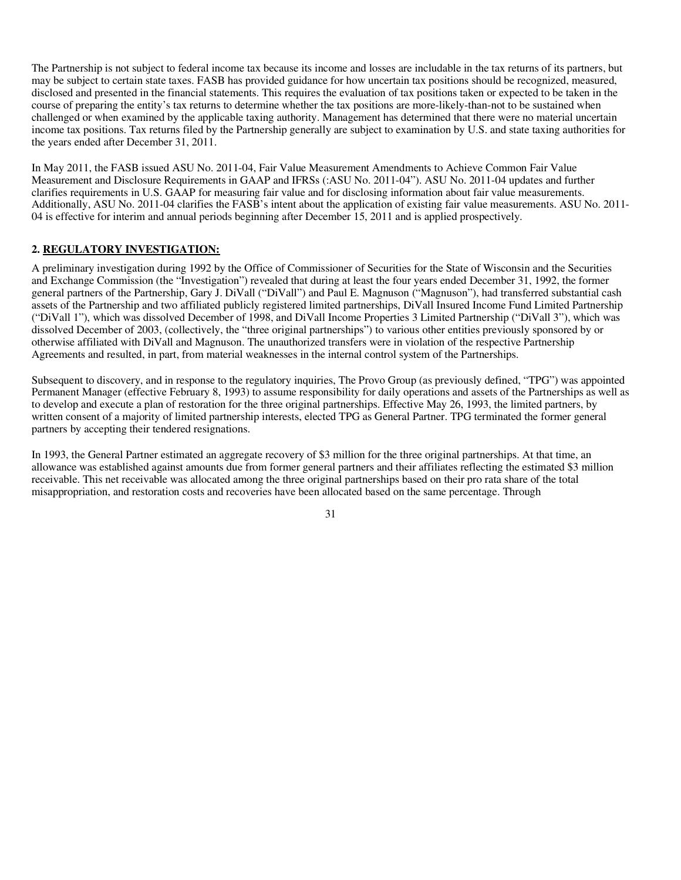The Partnership is not subject to federal income tax because its income and losses are includable in the tax returns of its partners, but may be subject to certain state taxes. FASB has provided guidance for how uncertain tax positions should be recognized, measured, disclosed and presented in the financial statements. This requires the evaluation of tax positions taken or expected to be taken in the course of preparing the entity's tax returns to determine whether the tax positions are more-likely-than-not to be sustained when challenged or when examined by the applicable taxing authority. Management has determined that there were no material uncertain income tax positions. Tax returns filed by the Partnership generally are subject to examination by U.S. and state taxing authorities for the years ended after December 31, 2011.

In May 2011, the FASB issued ASU No. 2011-04, Fair Value Measurement Amendments to Achieve Common Fair Value Measurement and Disclosure Requirements in GAAP and IFRSs (:ASU No. 2011-04"). ASU No. 2011-04 updates and further clarifies requirements in U.S. GAAP for measuring fair value and for disclosing information about fair value measurements. Additionally, ASU No. 2011-04 clarifies the FASB's intent about the application of existing fair value measurements. ASU No. 2011-04 is effective for interim and annual periods beginning after December 15, 2011 and is applied prospectively.

## 2. REGULATORY INVESTIGATION:

A preliminary investigation during 1992 by the Office of Commissioner of Securities for the State of Wisconsin and the Securities and Exchange Commission (the "Investigation") revealed that during at least the four years ended December 31, 1992, the former general partners of the Partnership, Gary J. DiVall ("DiVall") and Paul E. Magnuson ("Magnuson"), had transferred substantial cash assets of the Partnership and two affiliated publicly registered limited partnerships, DiVall Insured Income Fund Limited Partnership ("DiVall 1"), which was dissolved December of 1998, and DiVall Income Properties 3 Limited Partnership ("DiVall 3"), which was dissolved December of 2003, (collectively, the "three original partnerships") to various other entities previously sponsored by or otherwise affiliated with DiVall and Magnuson. The unauthorized transfers were in violation of the respective Partnership Agreements and resulted, in part, from material weaknesses in the internal control system of the Partnerships.

Subsequent to discovery, and in response to the regulatory inquiries, The Provo Group (as previously defined, "TPG") was appointed Permanent Manager (effective February 8, 1993) to assume responsibility for daily operations and assets of the Partnerships as well as to develop and execute a plan of restoration for the three original partnerships. Effective May 26, 1993, the limited partners, by written consent of a majority of limited partnership interests, elected TPG as General Partner. TPG terminated the former general partners by accepting their tendered resignations.

In 1993, the General Partner estimated an aggregate recovery of $3 million for the three original partnerships. At that time, an allowance was established against amounts due from former general partners and their affiliates reflecting the estimated $3 million receivable. This net receivable was allocated among the three original partnerships based on their pro rata share of the total misappropriation, and restoration costs and recoveries have been allocated based on the same percentage. Through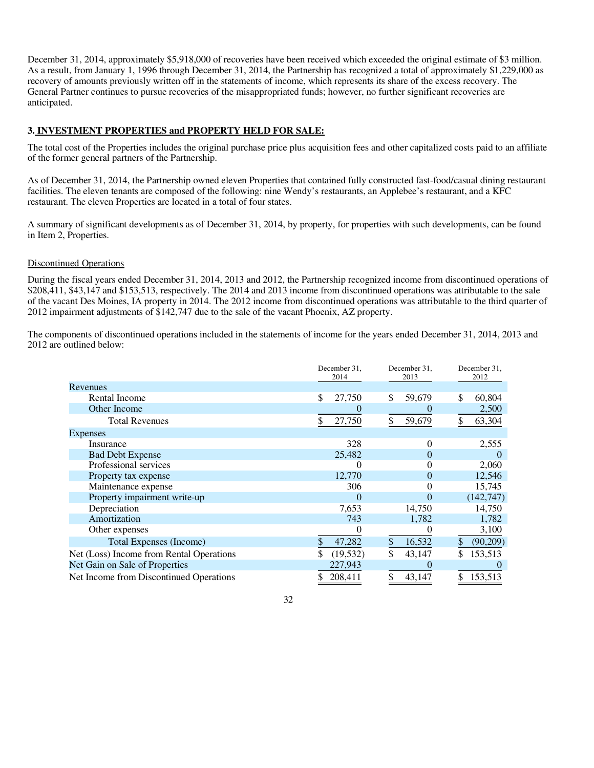December 31, 2014, approximately $5,918,000 of recoveries have been received which exceeded the original estimate of $3 million. As a result, from January 1, 1996 through December 31, 2014, the Partnership has recognized a total of approximately $1,229,000 as recovery of amounts previously written off in the statements of income, which represents its share of the excess recovery. The General Partner continues to pursue recoveries of the misappropriated funds; however, no further significant recoveries are anticipated.

### 3. INVESTMENT PROPERTIES and PROPERTY HELD FOR SALE:

The total cost of the Properties includes the original purchase price plus acquisition fees and other capitalized costs paid to an affiliate of the former general partners of the Partnership.

As of December 31, 2014, the Partnership owned eleven Properties that contained fully constructed fast-food/casual dining restaurant facilities. The eleven tenants are composed of the following: nine Wendy's restaurants, an Applebee's restaurant, and a KFC restaurant. The eleven Properties are located in a total of four states.

A summary of significant developments as of December 31, 2014, by property, for properties with such developments, can be found in Item 2, Properties.

Discontinued Operations

During the fiscal years ended December 31, 2014, 2013 and 2012, the Partnership recognized income from discontinued operations of $208,411, $43,147 and $153,513, respectively. The 2014 and 2013 income from discontinued operations was attributable to the sale of the vacant Des Moines, IA property in 2014. The 2012 income from discontinued operations was attributable to the third quarter of 2012 impairment adjustments of $142,747 due to the sale of the vacant Phoenix, AZ property.

The components of discontinued operations included in the statements of income for the years ended December 31, 2014, 2013 and 2012 are outlined below:

| | December 31, 2014 | December 31, 2013 | December 31, 2012 |
|---|---|---|---|
| Revenues | | | |
| Rental Income | $ 27,750 | $ 59,679 | $ 60,804 |
| Other Income | 0 | 0 | 2,500 |
| Total Revenues | $ 27,750 | $ 59,679 | $ 63,304 |
| Expenses | | | |
| Insurance | 328 | 0 | 2,555 |
| Bad Debt Expense | 25,482 | 0 | 0 |
| Professional services | 0 | 0 | 2,060 |
| Property tax expense | 12,770 | 0 | 12,546 |
| Maintenance expense | 306 | 0 | 15,745 |
| Property impairment write-up | 0 | 0 | (142,747) |
| Depreciation | 7,653 | 14,750 | 14,750 |
| Amortization | 743 | 1,782 | 1,782 |
| Other expenses | 0 | 0 | 3,100 |
| Total Expenses (Income) | $ 47,282 | $ 16,532 | $ (90,209) |
| Net (Loss) Income from Rental Operations | $ (19,532) | $ 43,147 | $ 153,513 |
| Net Gain on Sale of Properties | 227,943 | 0 | 0 |
| Net Income from Discontinued Operations | $ 208,411 | $ 43,147 | $ 153,513 |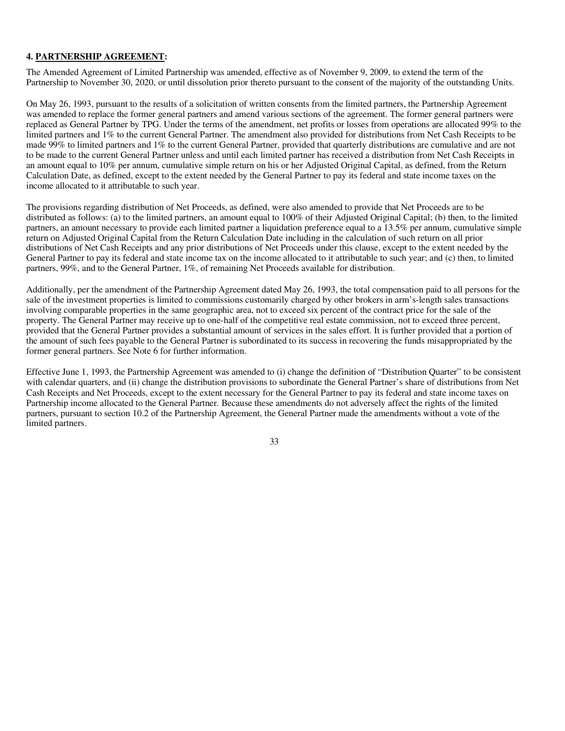### 4. PARTNERSHIP AGREEMENT:

The Amended Agreement of Limited Partnership was amended, effective as of November 9, 2009, to extend the term of the Partnership to November 30, 2020, or until dissolution prior thereto pursuant to the consent of the majority of the outstanding Units.

On May 26, 1993, pursuant to the results of a solicitation of written consents from the limited partners, the Partnership Agreement was amended to replace the former general partners and amend various sections of the agreement. The former general partners were replaced as General Partner by TPG. Under the terms of the amendment, net profits or losses from operations are allocated 99% to the limited partners and 1% to the current General Partner. The amendment also provided for distributions from Net Cash Receipts to be made 99% to limited partners and 1% to the current General Partner, provided that quarterly distributions are cumulative and are not to be made to the current General Partner unless and until each limited partner has received a distribution from Net Cash Receipts in an amount equal to 10% per annum, cumulative simple return on his or her Adjusted Original Capital, as defined, from the Return Calculation Date, as defined, except to the extent needed by the General Partner to pay its federal and state income taxes on the income allocated to it attributable to such year.

The provisions regarding distribution of Net Proceeds, as defined, were also amended to provide that Net Proceeds are to be distributed as follows: (a) to the limited partners, an amount equal to 100% of their Adjusted Original Capital; (b) then, to the limited partners, an amount necessary to provide each limited partner a liquidation preference equal to a 13.5% per annum, cumulative simple return on Adjusted Original Capital from the Return Calculation Date including in the calculation of such return on all prior distributions of Net Cash Receipts and any prior distributions of Net Proceeds under this clause, except to the extent needed by the General Partner to pay its federal and state income tax on the income allocated to it attributable to such year; and (c) then, to limited partners, 99%, and to the General Partner, 1%, of remaining Net Proceeds available for distribution.

Additionally, per the amendment of the Partnership Agreement dated May 26, 1993, the total compensation paid to all persons for the sale of the investment properties is limited to commissions customarily charged by other brokers in arm's-length sales transactions involving comparable properties in the same geographic area, not to exceed six percent of the contract price for the sale of the property. The General Partner may receive up to one-half of the competitive real estate commission, not to exceed three percent, provided that the General Partner provides a substantial amount of services in the sales effort. It is further provided that a portion of the amount of such fees payable to the General Partner is subordinated to its success in recovering the funds misappropriated by the former general partners. See Note 6 for further information.

Effective June 1, 1993, the Partnership Agreement was amended to (i) change the definition of "Distribution Quarter" to be consistent with calendar quarters, and (ii) change the distribution provisions to subordinate the General Partner's share of distributions from Net Cash Receipts and Net Proceeds, except to the extent necessary for the General Partner to pay its federal and state income taxes on Partnership income allocated to the General Partner. Because these amendments do not adversely affect the rights of the limited partners, pursuant to section 10.2 of the Partnership Agreement, the General Partner made the amendments without a vote of the limited partners.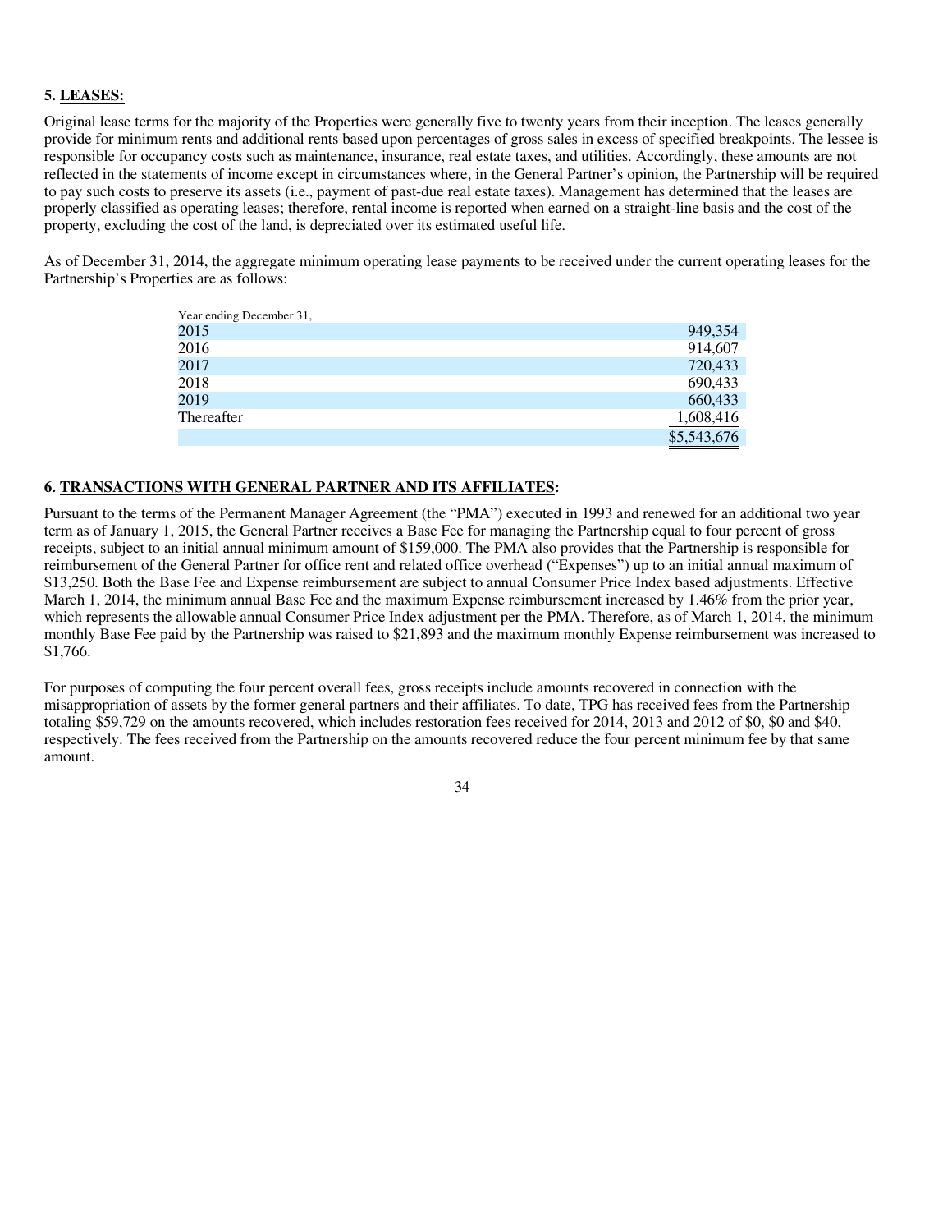## 5. LEASES:

Original lease terms for the majority of the Properties were generally five to twenty years from their inception. The leases generally provide for minimum rents and additional rents based upon percentages of gross sales in excess of specified breakpoints. The lessee is responsible for occupancy costs such as maintenance, insurance, real estate taxes, and utilities. Accordingly, these amounts are not reflected in the statements of income except in circumstances where, in the General Partner's opinion, the Partnership will be required to pay such costs to preserve its assets (i.e., payment of past-due real estate taxes). Management has determined that the leases are properly classified as operating leases; therefore, rental income is reported when earned on a straight-line basis and the cost of the property, excluding the cost of the land, is depreciated over its estimated useful life.

As of December 31, 2014, the aggregate minimum operating lease payments to be received under the current operating leases for the Partnership's Properties are as follows:

| Year ending December 31, | |
|---|---|
| 2015 | 949,354 |
| 2016 | 914,607 |
| 2017 | 720,433 |
| 2018 | 690,433 |
| 2019 | 660,433 |
| Thereafter | 1,608,416 |
| | $5,543,676 |

## 6. TRANSACTIONS WITH GENERAL PARTNER AND ITS AFFILIATES:

Pursuant to the terms of the Permanent Manager Agreement (the "PMA") executed in 1993 and renewed for an additional two year term as of January 1, 2015, the General Partner receives a Base Fee for managing the Partnership equal to four percent of gross receipts, subject to an initial annual minimum amount of $159,000. The PMA also provides that the Partnership is responsible for reimbursement of the General Partner for office rent and related office overhead ("Expenses") up to an initial annual maximum of $13,250. Both the Base Fee and Expense reimbursement are subject to annual Consumer Price Index based adjustments. Effective March 1, 2014, the minimum annual Base Fee and the maximum Expense reimbursement increased by 1.46% from the prior year, which represents the allowable annual Consumer Price Index adjustment per the PMA. Therefore, as of March 1, 2014, the minimum monthly Base Fee paid by the Partnership was raised to $21,893 and the maximum monthly Expense reimbursement was increased to $1,766.

For purposes of computing the four percent overall fees, gross receipts include amounts recovered in connection with the misappropriation of assets by the former general partners and their affiliates. To date, TPG has received fees from the Partnership totaling $59,729 on the amounts recovered, which includes restoration fees received for 2014, 2013 and 2012 of $0, $0 and $40, respectively. The fees received from the Partnership on the amounts recovered reduce the four percent minimum fee by that same amount.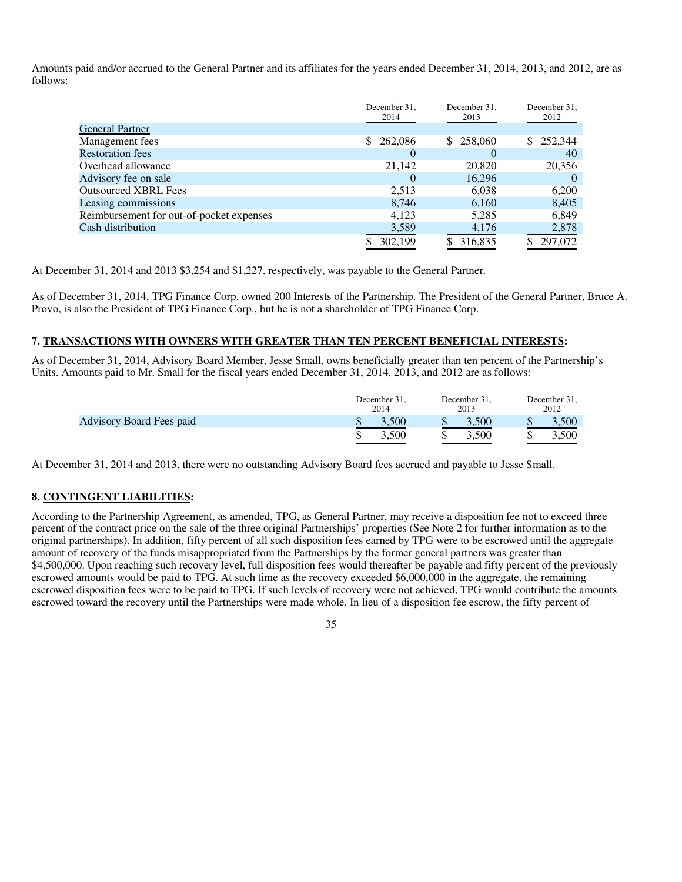Amounts paid and/or accrued to the General Partner and its affiliates for the years ended December 31, 2014, 2013, and 2012, are as follows:

| | December 31, 2014 | December 31, 2013 | December 31, 2012 |
|---|---|---|---|
| General Partner | | | |
| Management fees | $ 262,086 | $ 258,060 | $ 252,344 |
| Restoration fees | 0 | 0 | 40 |
| Overhead allowance | 21,142 | 20,820 | 20,356 |
| Advisory fee on sale | 0 | 16,296 | 0 |
| Outsourced XBRL Fees | 2,513 | 6,038 | 6,200 |
| Leasing commissions | 8,746 | 6,160 | 8,405 |
| Reimbursement for out-of-pocket expenses | 4,123 | 5,285 | 6,849 |
| Cash distribution | 3,589 | 4,176 | 2,878 |
| | $ 302,199 | $ 316,835 | $ 297,072 |

At December 31, 2014 and 2013 $3,254 and $1,227, respectively, was payable to the General Partner.

As of December 31, 2014, TPG Finance Corp. owned 200 Interests of the Partnership. The President of the General Partner, Bruce A. Provo, is also the President of TPG Finance Corp., but he is not a shareholder of TPG Finance Corp.

### 7. TRANSACTIONS WITH OWNERS WITH GREATER THAN TEN PERCENT BENEFICIAL INTERESTS:

As of December 31, 2014, Advisory Board Member, Jesse Small, owns beneficially greater than ten percent of the Partnership's Units. Amounts paid to Mr. Small for the fiscal years ended December 31, 2014, 2013, and 2012 are as follows:

| | December 31, 2014 | December 31, 2013 | December 31, 2012 |
|---|---|---|---|
| Advisory Board Fees paid | $ 3,500 | $ 3,500 | $ 3,500 |
| | $ 3,500 | $ 3,500 | $ 3,500 |

At December 31, 2014 and 2013, there were no outstanding Advisory Board fees accrued and payable to Jesse Small.

### 8. CONTINGENT LIABILITIES:

According to the Partnership Agreement, as amended, TPG, as General Partner, may receive a disposition fee not to exceed three percent of the contract price on the sale of the three original Partnerships' properties (See Note 2 for further information as to the original partnerships). In addition, fifty percent of all such disposition fees earned by TPG were to be escrowed until the aggregate amount of recovery of the funds misappropriated from the Partnerships by the former general partners was greater than $4,500,000. Upon reaching such recovery level, full disposition fees would thereafter be payable and fifty percent of the previously escrowed amounts would be paid to TPG. At such time as the recovery exceeded $6,000,000 in the aggregate, the remaining escrowed disposition fees were to be paid to TPG. If such levels of recovery were not achieved, TPG would contribute the amounts escrowed toward the recovery until the Partnerships were made whole. In lieu of a disposition fee escrow, the fifty percent of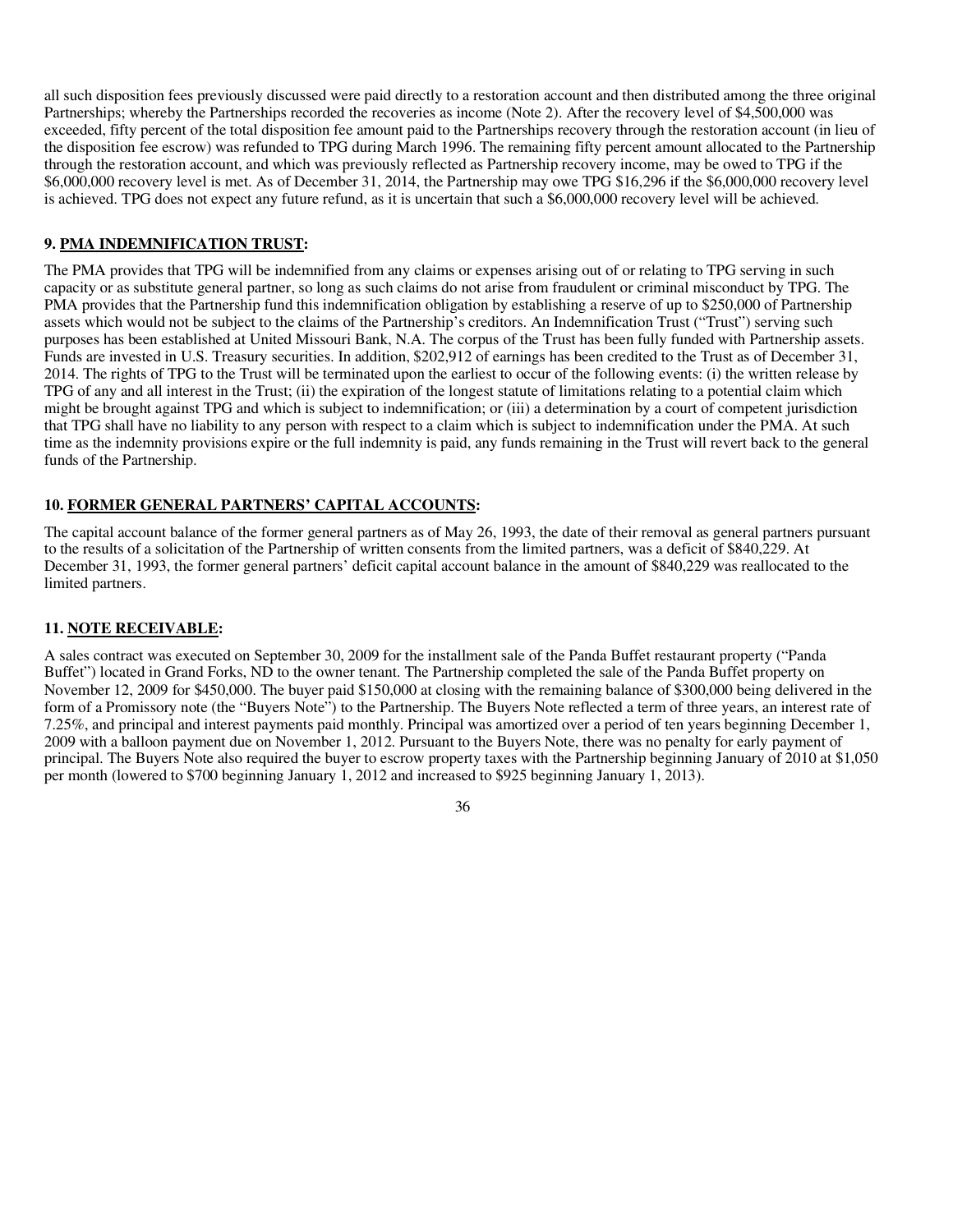all such disposition fees previously discussed were paid directly to a restoration account and then distributed among the three original Partnerships; whereby the Partnerships recorded the recoveries as income (Note 2). After the recovery level of $4,500,000 was exceeded, fifty percent of the total disposition fee amount paid to the Partnerships recovery through the restoration account (in lieu of the disposition fee escrow) was refunded to TPG during March 1996. The remaining fifty percent amount allocated to the Partnership through the restoration account, and which was previously reflected as Partnership recovery income, may be owed to TPG if the $6,000,000 recovery level is met. As of December 31, 2014, the Partnership may owe TPG $16,296 if the $6,000,000 recovery level is achieved. TPG does not expect any future refund, as it is uncertain that such a $6,000,000 recovery level will be achieved.

**9. PMA INDEMNIFICATION TRUST:**

The PMA provides that TPG will be indemnified from any claims or expenses arising out of or relating to TPG serving in such capacity or as substitute general partner, so long as such claims do not arise from fraudulent or criminal misconduct by TPG. The PMA provides that the Partnership fund this indemnification obligation by establishing a reserve of up to $250,000 of Partnership assets which would not be subject to the claims of the Partnership's creditors. An Indemnification Trust ("Trust") serving such purposes has been established at United Missouri Bank, N.A. The corpus of the Trust has been fully funded with Partnership assets. Funds are invested in U.S. Treasury securities. In addition, $202,912 of earnings has been credited to the Trust as of December 31, 2014. The rights of TPG to the Trust will be terminated upon the earliest to occur of the following events: (i) the written release by TPG of any and all interest in the Trust; (ii) the expiration of the longest statute of limitations relating to a potential claim which might be brought against TPG and which is subject to indemnification; or (iii) a determination by a court of competent jurisdiction that TPG shall have no liability to any person with respect to a claim which is subject to indemnification under the PMA. At such time as the indemnity provisions expire or the full indemnity is paid, any funds remaining in the Trust will revert back to the general funds of the Partnership.

**10. FORMER GENERAL PARTNERS' CAPITAL ACCOUNTS:**

The capital account balance of the former general partners as of May 26, 1993, the date of their removal as general partners pursuant to the results of a solicitation of the Partnership of written consents from the limited partners, was a deficit of $840,229. At December 31, 1993, the former general partners' deficit capital account balance in the amount of $840,229 was reallocated to the limited partners.

**11. NOTE RECEIVABLE:**

A sales contract was executed on September 30, 2009 for the installment sale of the Panda Buffet restaurant property ("Panda Buffet") located in Grand Forks, ND to the owner tenant. The Partnership completed the sale of the Panda Buffet property on November 12, 2009 for $450,000. The buyer paid $150,000 at closing with the remaining balance of $300,000 being delivered in the form of a Promissory note (the "Buyers Note") to the Partnership. The Buyers Note reflected a term of three years, an interest rate of 7.25%, and principal and interest payments paid monthly. Principal was amortized over a period of ten years beginning December 1, 2009 with a balloon payment due on November 1, 2012. Pursuant to the Buyers Note, there was no penalty for early payment of principal. The Buyers Note also required the buyer to escrow property taxes with the Partnership beginning January of 2010 at $1,050 per month (lowered to $700 beginning January 1, 2012 and increased to $925 beginning January 1, 2013).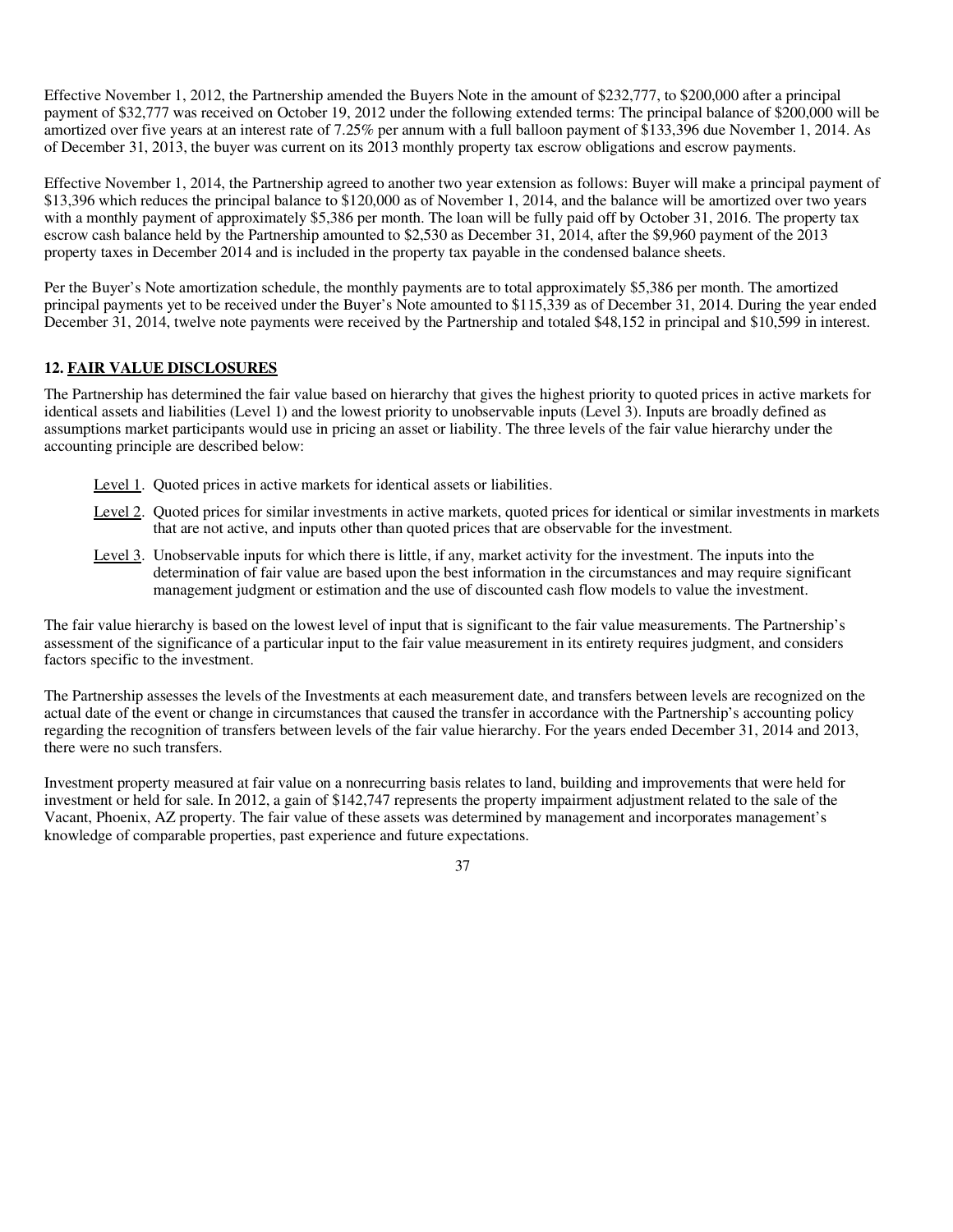Effective November 1, 2012, the Partnership amended the Buyers Note in the amount of $232,777, to $200,000 after a principal payment of $32,777 was received on October 19, 2012 under the following extended terms: The principal balance of $200,000 will be amortized over five years at an interest rate of 7.25% per annum with a full balloon payment of $133,396 due November 1, 2014. As of December 31, 2013, the buyer was current on its 2013 monthly property tax escrow obligations and escrow payments.

Effective November 1, 2014, the Partnership agreed to another two year extension as follows: Buyer will make a principal payment of $13,396 which reduces the principal balance to $120,000 as of November 1, 2014, and the balance will be amortized over two years with a monthly payment of approximately $5,386 per month. The loan will be fully paid off by October 31, 2016. The property tax escrow cash balance held by the Partnership amounted to $2,530 as December 31, 2014, after the $9,960 payment of the 2013 property taxes in December 2014 and is included in the property tax payable in the condensed balance sheets.

Per the Buyer's Note amortization schedule, the monthly payments are to total approximately $5,386 per month. The amortized principal payments yet to be received under the Buyer's Note amounted to $115,339 as of December 31, 2014. During the year ended December 31, 2014, twelve note payments were received by the Partnership and totaled $48,152 in principal and $10,599 in interest.

## 12. FAIR VALUE DISCLOSURES

The Partnership has determined the fair value based on hierarchy that gives the highest priority to quoted prices in active markets for identical assets and liabilities (Level 1) and the lowest priority to unobservable inputs (Level 3). Inputs are broadly defined as assumptions market participants would use in pricing an asset or liability. The three levels of the fair value hierarchy under the accounting principle are described below:

- Level 1. Quoted prices in active markets for identical assets or liabilities.
- Level 2. Quoted prices for similar investments in active markets, quoted prices for identical or similar investments in markets that are not active, and inputs other than quoted prices that are observable for the investment.
- Level 3. Unobservable inputs for which there is little, if any, market activity for the investment. The inputs into the determination of fair value are based upon the best information in the circumstances and may require significant management judgment or estimation and the use of discounted cash flow models to value the investment.

The fair value hierarchy is based on the lowest level of input that is significant to the fair value measurements. The Partnership's assessment of the significance of a particular input to the fair value measurement in its entirety requires judgment, and considers factors specific to the investment.

The Partnership assesses the levels of the Investments at each measurement date, and transfers between levels are recognized on the actual date of the event or change in circumstances that caused the transfer in accordance with the Partnership's accounting policy regarding the recognition of transfers between levels of the fair value hierarchy. For the years ended December 31, 2014 and 2013, there were no such transfers.

Investment property measured at fair value on a nonrecurring basis relates to land, building and improvements that were held for investment or held for sale. In 2012, a gain of $142,747 represents the property impairment adjustment related to the sale of the Vacant, Phoenix, AZ property. The fair value of these assets was determined by management and incorporates management's knowledge of comparable properties, past experience and future expectations.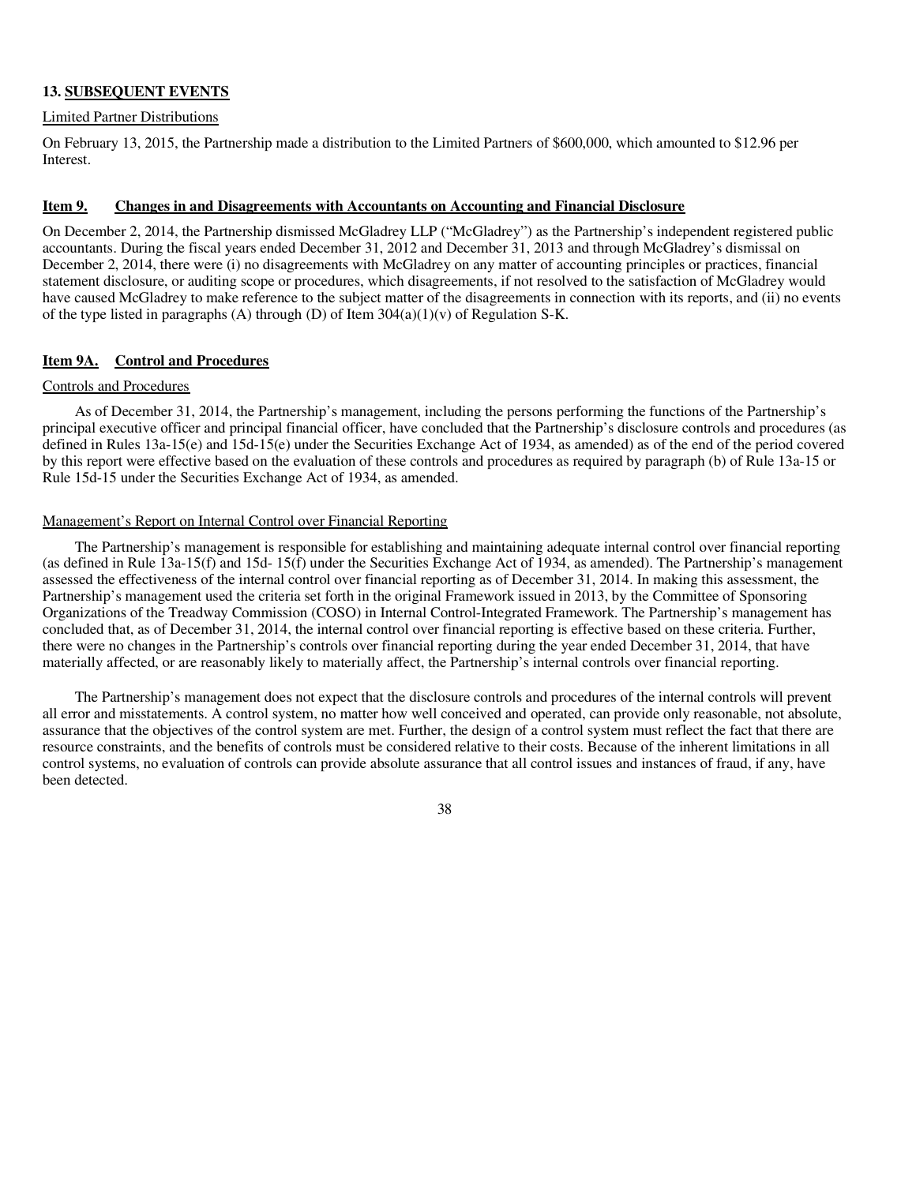**13. SUBSEQUENT EVENTS**

Limited Partner Distributions

On February 13, 2015, the Partnership made a distribution to the Limited Partners of $600,000, which amounted to $12.96 per Interest.

**Item 9. Changes in and Disagreements with Accountants on Accounting and Financial Disclosure**

On December 2, 2014, the Partnership dismissed McGladrey LLP ("McGladrey") as the Partnership's independent registered public accountants. During the fiscal years ended December 31, 2012 and December 31, 2013 and through McGladrey's dismissal on December 2, 2014, there were (i) no disagreements with McGladrey on any matter of accounting principles or practices, financial statement disclosure, or auditing scope or procedures, which disagreements, if not resolved to the satisfaction of McGladrey would have caused McGladrey to make reference to the subject matter of the disagreements in connection with its reports, and (ii) no events of the type listed in paragraphs (A) through (D) of Item 304(a)(1)(v) of Regulation S-K.

**Item 9A. Control and Procedures**

Controls and Procedures

As of December 31, 2014, the Partnership's management, including the persons performing the functions of the Partnership's principal executive officer and principal financial officer, have concluded that the Partnership's disclosure controls and procedures (as defined in Rules 13a-15(e) and 15d-15(e) under the Securities Exchange Act of 1934, as amended) as of the end of the period covered by this report were effective based on the evaluation of these controls and procedures as required by paragraph (b) of Rule 13a-15 or Rule 15d-15 under the Securities Exchange Act of 1934, as amended.

Management's Report on Internal Control over Financial Reporting

The Partnership's management is responsible for establishing and maintaining adequate internal control over financial reporting (as defined in Rule 13a-15(f) and 15d- 15(f) under the Securities Exchange Act of 1934, as amended). The Partnership's management assessed the effectiveness of the internal control over financial reporting as of December 31, 2014. In making this assessment, the Partnership's management used the criteria set forth in the original Framework issued in 2013, by the Committee of Sponsoring Organizations of the Treadway Commission (COSO) in Internal Control-Integrated Framework. The Partnership's management has concluded that, as of December 31, 2014, the internal control over financial reporting is effective based on these criteria. Further, there were no changes in the Partnership's controls over financial reporting during the year ended December 31, 2014, that have materially affected, or are reasonably likely to materially affect, the Partnership's internal controls over financial reporting.

The Partnership's management does not expect that the disclosure controls and procedures of the internal controls will prevent all error and misstatements. A control system, no matter how well conceived and operated, can provide only reasonable, not absolute, assurance that the objectives of the control system are met. Further, the design of a control system must reflect the fact that there are resource constraints, and the benefits of controls must be considered relative to their costs. Because of the inherent limitations in all control systems, no evaluation of controls can provide absolute assurance that all control issues and instances of fraud, if any, have been detected.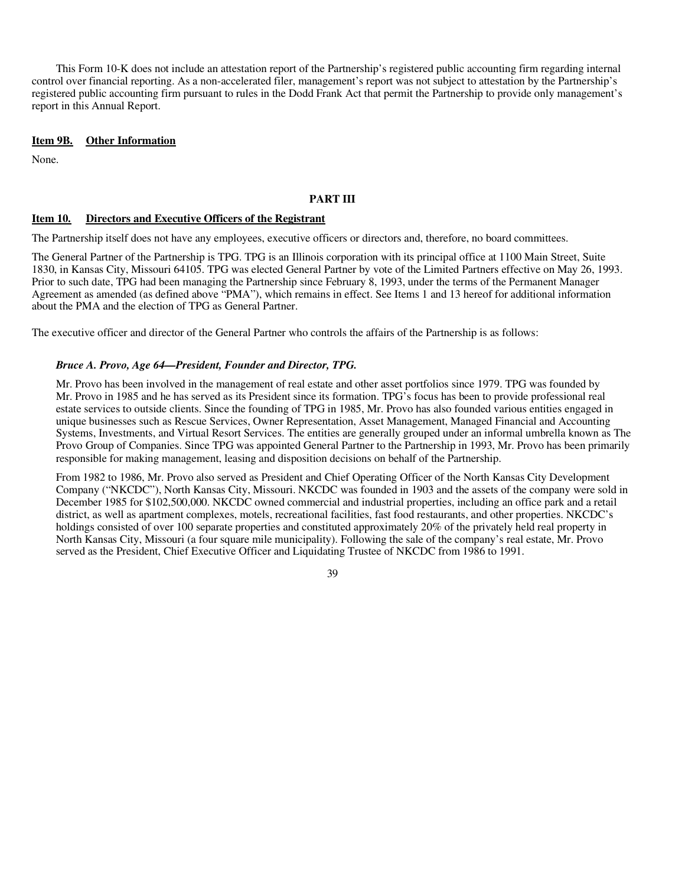This Form 10-K does not include an attestation report of the Partnership's registered public accounting firm regarding internal control over financial reporting. As a non-accelerated filer, management's report was not subject to attestation by the Partnership's registered public accounting firm pursuant to rules in the Dodd Frank Act that permit the Partnership to provide only management's report in this Annual Report.

## Item 9B. Other Information

None.

# PART III

## Item 10. Directors and Executive Officers of the Registrant

The Partnership itself does not have any employees, executive officers or directors and, therefore, no board committees.

The General Partner of the Partnership is TPG. TPG is an Illinois corporation with its principal office at 1100 Main Street, Suite 1830, in Kansas City, Missouri 64105. TPG was elected General Partner by vote of the Limited Partners effective on May 26, 1993. Prior to such date, TPG had been managing the Partnership since February 8, 1993, under the terms of the Permanent Manager Agreement as amended (as defined above "PMA"), which remains in effect. See Items 1 and 13 hereof for additional information about the PMA and the election of TPG as General Partner.

The executive officer and director of the General Partner who controls the affairs of the Partnership is as follows:

***Bruce A. Provo, Age 64—President, Founder and Director, TPG.***

Mr. Provo has been involved in the management of real estate and other asset portfolios since 1979. TPG was founded by Mr. Provo in 1985 and he has served as its President since its formation. TPG's focus has been to provide professional real estate services to outside clients. Since the founding of TPG in 1985, Mr. Provo has also founded various entities engaged in unique businesses such as Rescue Services, Owner Representation, Asset Management, Managed Financial and Accounting Systems, Investments, and Virtual Resort Services. The entities are generally grouped under an informal umbrella known as The Provo Group of Companies. Since TPG was appointed General Partner to the Partnership in 1993, Mr. Provo has been primarily responsible for making management, leasing and disposition decisions on behalf of the Partnership.

From 1982 to 1986, Mr. Provo also served as President and Chief Operating Officer of the North Kansas City Development Company ("NKCDC"), North Kansas City, Missouri. NKCDC was founded in 1903 and the assets of the company were sold in December 1985 for $102,500,000. NKCDC owned commercial and industrial properties, including an office park and a retail district, as well as apartment complexes, motels, recreational facilities, fast food restaurants, and other properties. NKCDC's holdings consisted of over 100 separate properties and constituted approximately 20% of the privately held real property in North Kansas City, Missouri (a four square mile municipality). Following the sale of the company's real estate, Mr. Provo served as the President, Chief Executive Officer and Liquidating Trustee of NKCDC from 1986 to 1991.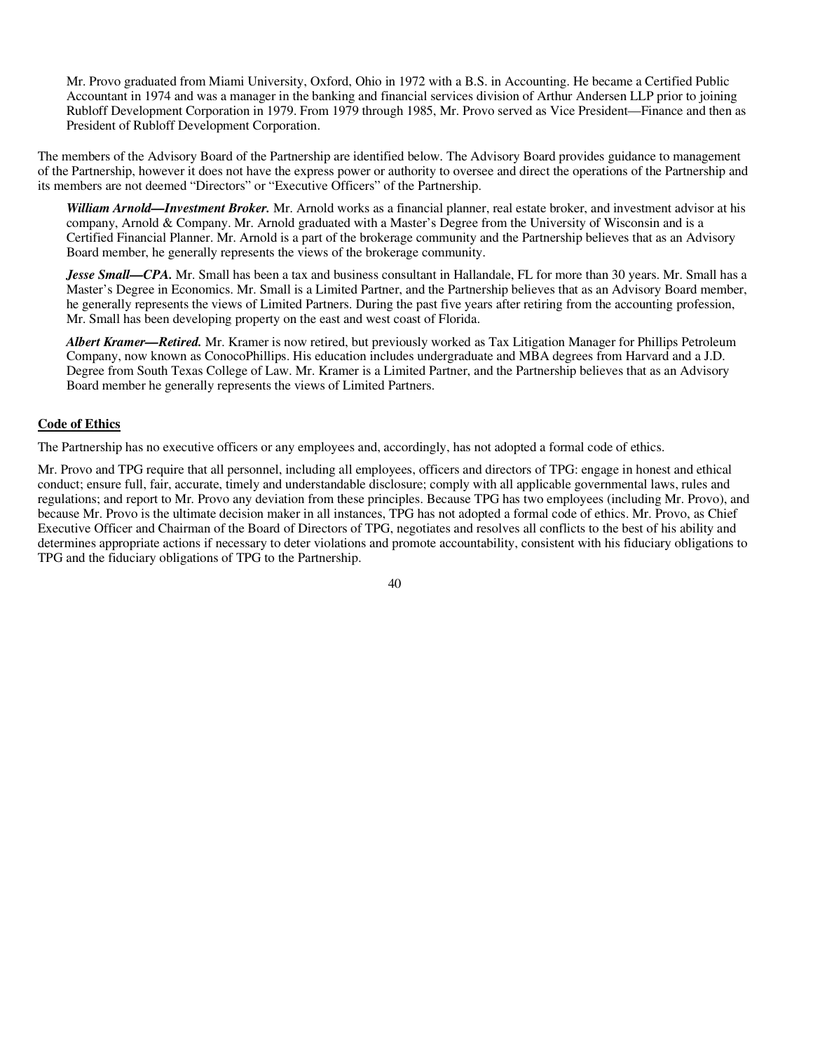Mr. Provo graduated from Miami University, Oxford, Ohio in 1972 with a B.S. in Accounting. He became a Certified Public Accountant in 1974 and was a manager in the banking and financial services division of Arthur Andersen LLP prior to joining Rubloff Development Corporation in 1979. From 1979 through 1985, Mr. Provo served as Vice President—Finance and then as President of Rubloff Development Corporation.

The members of the Advisory Board of the Partnership are identified below. The Advisory Board provides guidance to management of the Partnership, however it does not have the express power or authority to oversee and direct the operations of the Partnership and its members are not deemed "Directors" or "Executive Officers" of the Partnership.

***William Arnold—Investment Broker.*** Mr. Arnold works as a financial planner, real estate broker, and investment advisor at his company, Arnold & Company. Mr. Arnold graduated with a Master's Degree from the University of Wisconsin and is a Certified Financial Planner. Mr. Arnold is a part of the brokerage community and the Partnership believes that as an Advisory Board member, he generally represents the views of the brokerage community.

***Jesse Small—CPA.*** Mr. Small has been a tax and business consultant in Hallandale, FL for more than 30 years. Mr. Small has a Master's Degree in Economics. Mr. Small is a Limited Partner, and the Partnership believes that as an Advisory Board member, he generally represents the views of Limited Partners. During the past five years after retiring from the accounting profession, Mr. Small has been developing property on the east and west coast of Florida.

***Albert Kramer—Retired.*** Mr. Kramer is now retired, but previously worked as Tax Litigation Manager for Phillips Petroleum Company, now known as ConocoPhillips. His education includes undergraduate and MBA degrees from Harvard and a J.D. Degree from South Texas College of Law. Mr. Kramer is a Limited Partner, and the Partnership believes that as an Advisory Board member he generally represents the views of Limited Partners.

## Code of Ethics

The Partnership has no executive officers or any employees and, accordingly, has not adopted a formal code of ethics.

Mr. Provo and TPG require that all personnel, including all employees, officers and directors of TPG: engage in honest and ethical conduct; ensure full, fair, accurate, timely and understandable disclosure; comply with all applicable governmental laws, rules and regulations; and report to Mr. Provo any deviation from these principles. Because TPG has two employees (including Mr. Provo), and because Mr. Provo is the ultimate decision maker in all instances, TPG has not adopted a formal code of ethics. Mr. Provo, as Chief Executive Officer and Chairman of the Board of Directors of TPG, negotiates and resolves all conflicts to the best of his ability and determines appropriate actions if necessary to deter violations and promote accountability, consistent with his fiduciary obligations to TPG and the fiduciary obligations of TPG to the Partnership.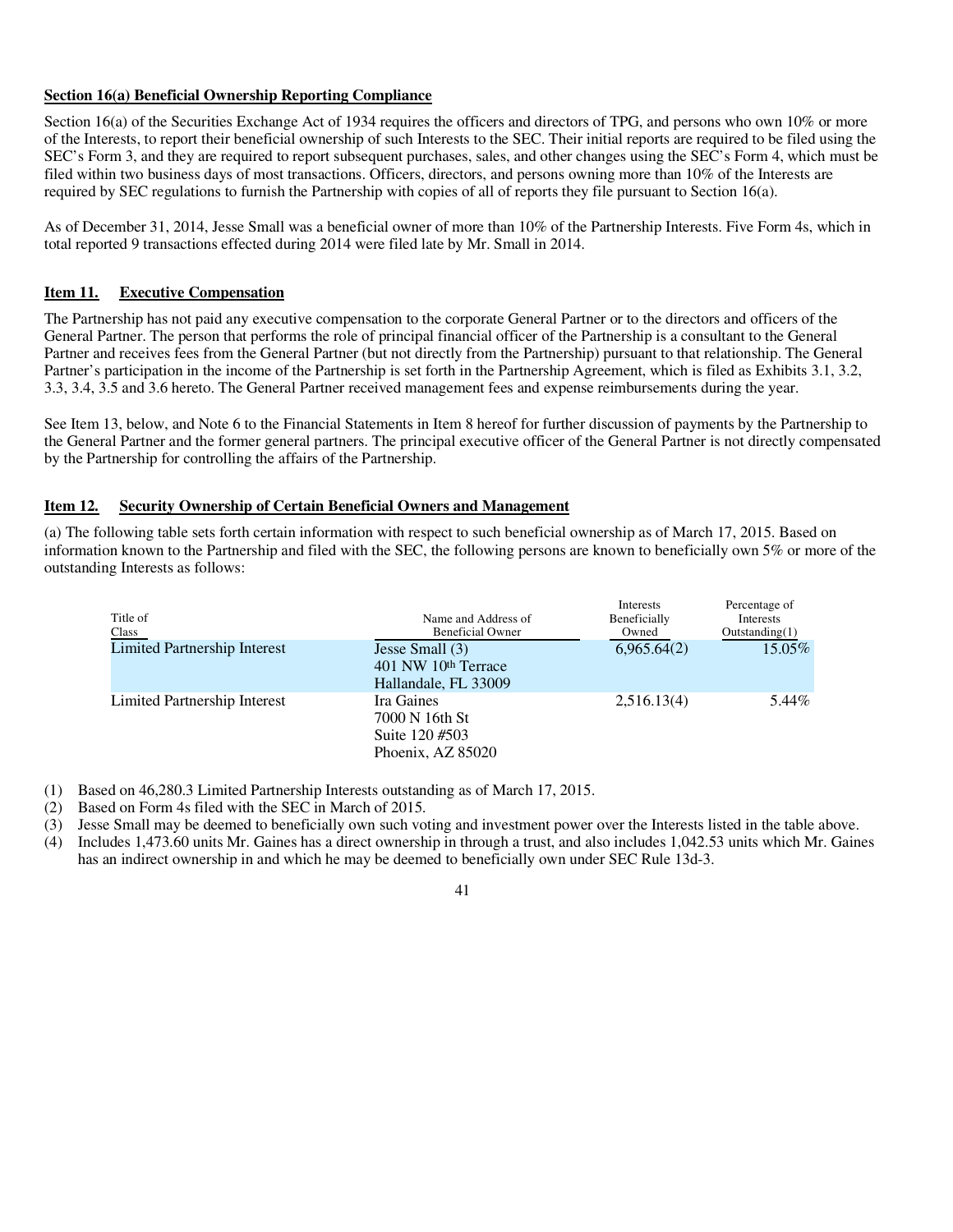**Section 16(a) Beneficial Ownership Reporting Compliance**

Section 16(a) of the Securities Exchange Act of 1934 requires the officers and directors of TPG, and persons who own 10% or more of the Interests, to report their beneficial ownership of such Interests to the SEC. Their initial reports are required to be filed using the SEC's Form 3, and they are required to report subsequent purchases, sales, and other changes using the SEC's Form 4, which must be filed within two business days of most transactions. Officers, directors, and persons owning more than 10% of the Interests are required by SEC regulations to furnish the Partnership with copies of all of reports they file pursuant to Section 16(a).

As of December 31, 2014, Jesse Small was a beneficial owner of more than 10% of the Partnership Interests. Five Form 4s, which in total reported 9 transactions effected during 2014 were filed late by Mr. Small in 2014.

## Item 11. Executive Compensation

The Partnership has not paid any executive compensation to the corporate General Partner or to the directors and officers of the General Partner. The person that performs the role of principal financial officer of the Partnership is a consultant to the General Partner and receives fees from the General Partner (but not directly from the Partnership) pursuant to that relationship. The General Partner's participation in the income of the Partnership is set forth in the Partnership Agreement, which is filed as Exhibits 3.1, 3.2, 3.3, 3.4, 3.5 and 3.6 hereto. The General Partner received management fees and expense reimbursements during the year.

See Item 13, below, and Note 6 to the Financial Statements in Item 8 hereof for further discussion of payments by the Partnership to the General Partner and the former general partners. The principal executive officer of the General Partner is not directly compensated by the Partnership for controlling the affairs of the Partnership.

## Item 12. Security Ownership of Certain Beneficial Owners and Management

(a) The following table sets forth certain information with respect to such beneficial ownership as of March 17, 2015. Based on information known to the Partnership and filed with the SEC, the following persons are known to beneficially own 5% or more of the outstanding Interests as follows:

| Title of Class | Name and Address of Beneficial Owner | Interests Beneficially Owned | Percentage of Interests Outstanding(1) |
|---|---|---|---|
| Limited Partnership Interest | Jesse Small (3)<br>401 NW 10th Terrace<br>Hallandale, FL 33009 | 6,965.64(2) | 15.05% |
| Limited Partnership Interest | Ira Gaines<br>7000 N 16th St<br>Suite 120 #503<br>Phoenix, AZ 85020 | 2,516.13(4) | 5.44% |

(1) Based on 46,280.3 Limited Partnership Interests outstanding as of March 17, 2015.
(2) Based on Form 4s filed with the SEC in March of 2015.
(3) Jesse Small may be deemed to beneficially own such voting and investment power over the Interests listed in the table above.
(4) Includes 1,473.60 units Mr. Gaines has a direct ownership in through a trust, and also includes 1,042.53 units which Mr. Gaines has an indirect ownership in and which he may be deemed to beneficially own under SEC Rule 13d-3.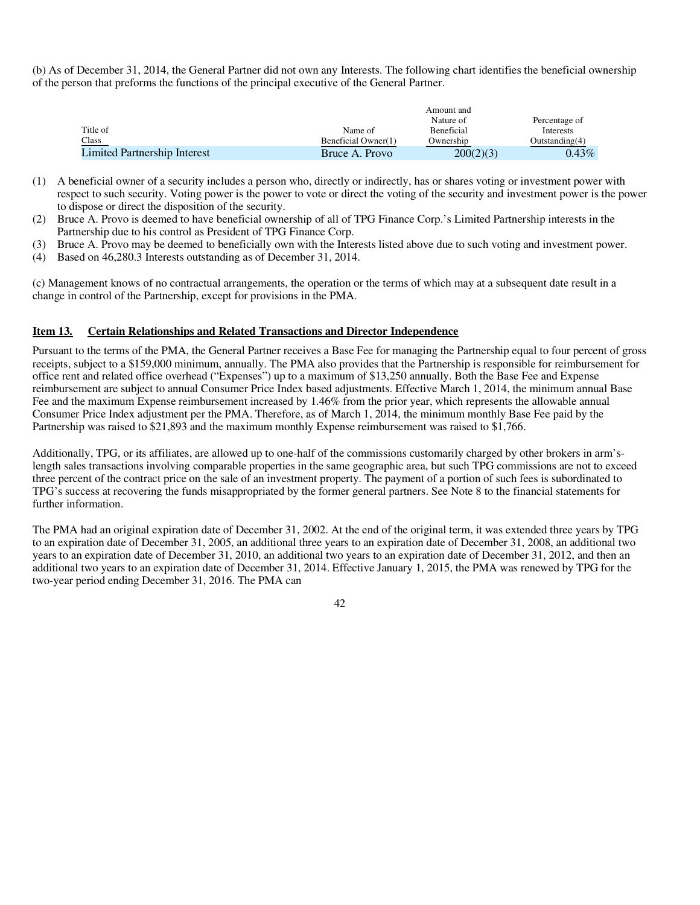(b) As of December 31, 2014, the General Partner did not own any Interests. The following chart identifies the beneficial ownership of the person that preforms the functions of the principal executive of the General Partner.

| Title of Class | Name of Beneficial Owner(1) | Amount and Nature of Beneficial Ownership | Percentage of Interests Outstanding(4) |
|---|---|---|---|
| Limited Partnership Interest | Bruce A. Provo | 200(2)(3) | 0.43% |

(1) A beneficial owner of a security includes a person who, directly or indirectly, has or shares voting or investment power with respect to such security. Voting power is the power to vote or direct the voting of the security and investment power is the power to dispose or direct the disposition of the security.

(2) Bruce A. Provo is deemed to have beneficial ownership of all of TPG Finance Corp.'s Limited Partnership interests in the Partnership due to his control as President of TPG Finance Corp.

(3) Bruce A. Provo may be deemed to beneficially own with the Interests listed above due to such voting and investment power.

(4) Based on 46,280.3 Interests outstanding as of December 31, 2014.

(c) Management knows of no contractual arrangements, the operation or the terms of which may at a subsequent date result in a change in control of the Partnership, except for provisions in the PMA.

## Item 13. Certain Relationships and Related Transactions and Director Independence

Pursuant to the terms of the PMA, the General Partner receives a Base Fee for managing the Partnership equal to four percent of gross receipts, subject to a $159,000 minimum, annually. The PMA also provides that the Partnership is responsible for reimbursement for office rent and related office overhead ("Expenses") up to a maximum of $13,250 annually. Both the Base Fee and Expense reimbursement are subject to annual Consumer Price Index based adjustments. Effective March 1, 2014, the minimum annual Base Fee and the maximum Expense reimbursement increased by 1.46% from the prior year, which represents the allowable annual Consumer Price Index adjustment per the PMA. Therefore, as of March 1, 2014, the minimum monthly Base Fee paid by the Partnership was raised to $21,893 and the maximum monthly Expense reimbursement was raised to $1,766.

Additionally, TPG, or its affiliates, are allowed up to one-half of the commissions customarily charged by other brokers in arm's-length sales transactions involving comparable properties in the same geographic area, but such TPG commissions are not to exceed three percent of the contract price on the sale of an investment property. The payment of a portion of such fees is subordinated to TPG's success at recovering the funds misappropriated by the former general partners. See Note 8 to the financial statements for further information.

The PMA had an original expiration date of December 31, 2002. At the end of the original term, it was extended three years by TPG to an expiration date of December 31, 2005, an additional three years to an expiration date of December 31, 2008, an additional two years to an expiration date of December 31, 2010, an additional two years to an expiration date of December 31, 2012, and then an additional two years to an expiration date of December 31, 2014. Effective January 1, 2015, the PMA was renewed by TPG for the two-year period ending December 31, 2016. The PMA can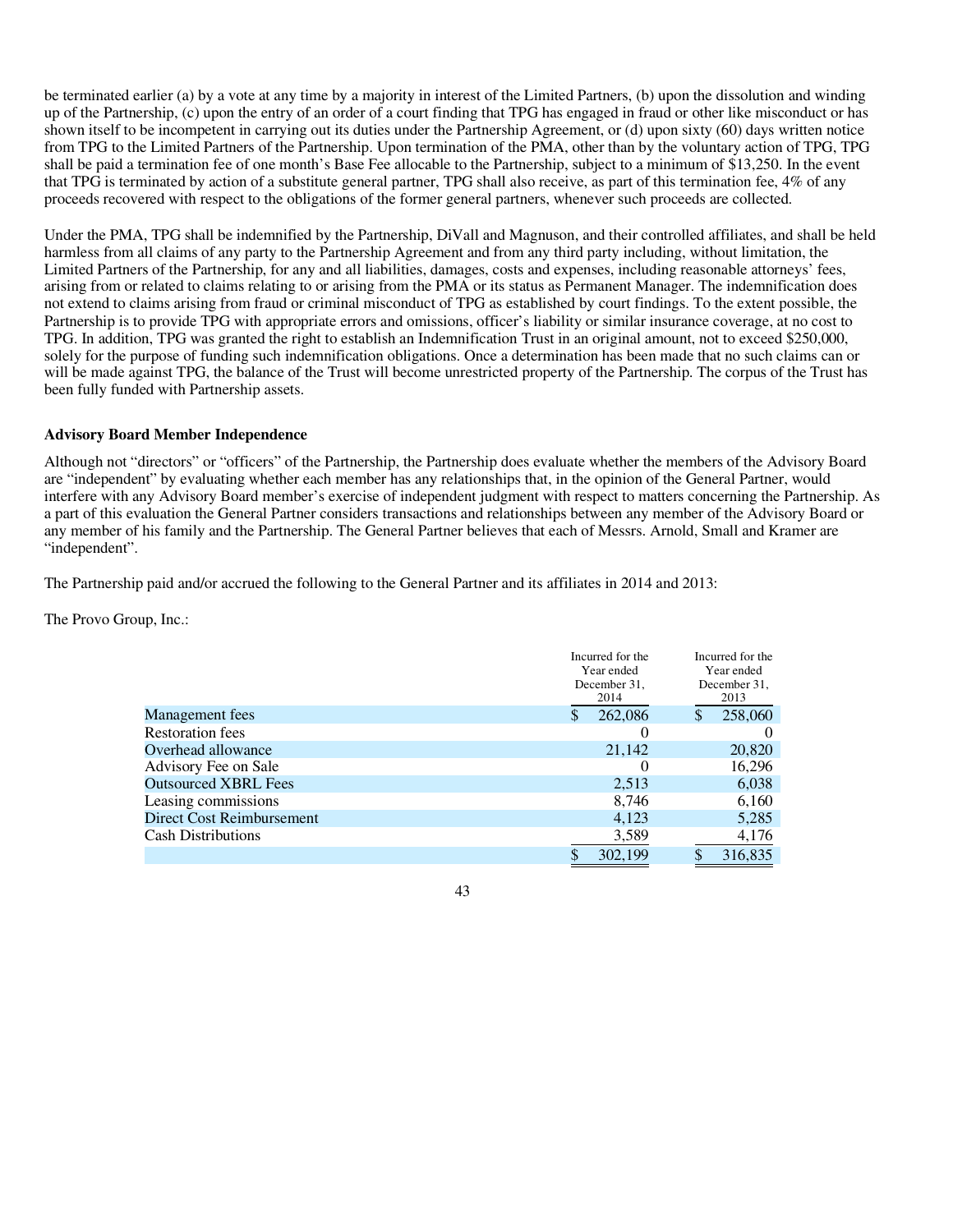be terminated earlier (a) by a vote at any time by a majority in interest of the Limited Partners, (b) upon the dissolution and winding up of the Partnership, (c) upon the entry of an order of a court finding that TPG has engaged in fraud or other like misconduct or has shown itself to be incompetent in carrying out its duties under the Partnership Agreement, or (d) upon sixty (60) days written notice from TPG to the Limited Partners of the Partnership. Upon termination of the PMA, other than by the voluntary action of TPG, TPG shall be paid a termination fee of one month's Base Fee allocable to the Partnership, subject to a minimum of $13,250. In the event that TPG is terminated by action of a substitute general partner, TPG shall also receive, as part of this termination fee, 4% of any proceeds recovered with respect to the obligations of the former general partners, whenever such proceeds are collected.

Under the PMA, TPG shall be indemnified by the Partnership, DiVall and Magnuson, and their controlled affiliates, and shall be held harmless from all claims of any party to the Partnership Agreement and from any third party including, without limitation, the Limited Partners of the Partnership, for any and all liabilities, damages, costs and expenses, including reasonable attorneys' fees, arising from or related to claims relating to or arising from the PMA or its status as Permanent Manager. The indemnification does not extend to claims arising from fraud or criminal misconduct of TPG as established by court findings. To the extent possible, the Partnership is to provide TPG with appropriate errors and omissions, officer's liability or similar insurance coverage, at no cost to TPG. In addition, TPG was granted the right to establish an Indemnification Trust in an original amount, not to exceed $250,000, solely for the purpose of funding such indemnification obligations. Once a determination has been made that no such claims can or will be made against TPG, the balance of the Trust will become unrestricted property of the Partnership. The corpus of the Trust has been fully funded with Partnership assets.

**Advisory Board Member Independence**

Although not "directors" or "officers" of the Partnership, the Partnership does evaluate whether the members of the Advisory Board are "independent" by evaluating whether each member has any relationships that, in the opinion of the General Partner, would interfere with any Advisory Board member's exercise of independent judgment with respect to matters concerning the Partnership. As a part of this evaluation the General Partner considers transactions and relationships between any member of the Advisory Board or any member of his family and the Partnership. The General Partner believes that each of Messrs. Arnold, Small and Kramer are "independent".

The Partnership paid and/or accrued the following to the General Partner and its affiliates in 2014 and 2013:

The Provo Group, Inc.:

| | Incurred for the Year ended December 31, 2014 | Incurred for the Year ended December 31, 2013 |
|---|---|---|
| Management fees | $ 262,086 | $ 258,060 |
| Restoration fees | 0 | 0 |
| Overhead allowance | 21,142 | 20,820 |
| Advisory Fee on Sale | 0 | 16,296 |
| Outsourced XBRL Fees | 2,513 | 6,038 |
| Leasing commissions | 8,746 | 6,160 |
| Direct Cost Reimbursement | 4,123 | 5,285 |
| Cash Distributions | 3,589 | 4,176 |
| | $ 302,199 | $ 316,835 |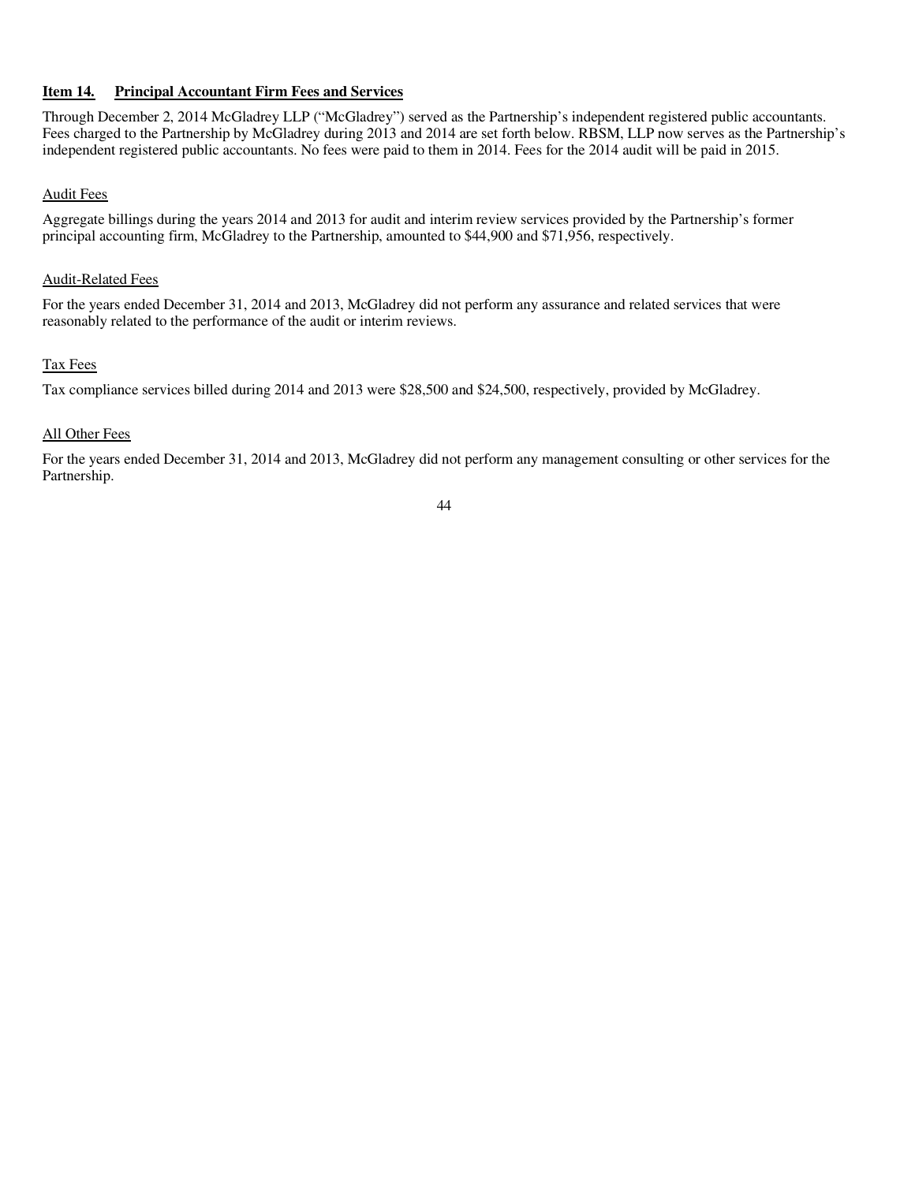## Item 14. Principal Accountant Firm Fees and Services

Through December 2, 2014 McGladrey LLP ("McGladrey") served as the Partnership's independent registered public accountants. Fees charged to the Partnership by McGladrey during 2013 and 2014 are set forth below. RBSM, LLP now serves as the Partnership's independent registered public accountants. No fees were paid to them in 2014. Fees for the 2014 audit will be paid in 2015.

### Audit Fees

Aggregate billings during the years 2014 and 2013 for audit and interim review services provided by the Partnership's former principal accounting firm, McGladrey to the Partnership, amounted to $44,900 and $71,956, respectively.

### Audit-Related Fees

For the years ended December 31, 2014 and 2013, McGladrey did not perform any assurance and related services that were reasonably related to the performance of the audit or interim reviews.

### Tax Fees

Tax compliance services billed during 2014 and 2013 were $28,500 and $24,500, respectively, provided by McGladrey.

### All Other Fees

For the years ended December 31, 2014 and 2013, McGladrey did not perform any management consulting or other services for the Partnership.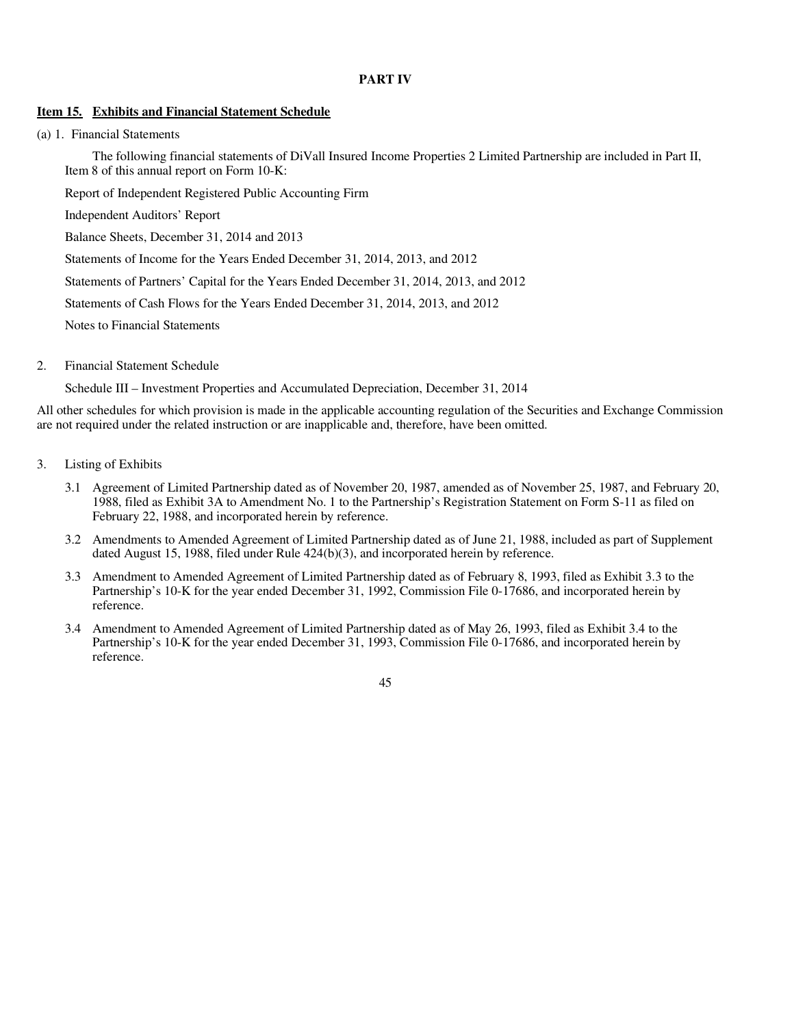## PART IV

### Item 15. Exhibits and Financial Statement Schedule

(a) 1. Financial Statements

The following financial statements of DiVall Insured Income Properties 2 Limited Partnership are included in Part II, Item 8 of this annual report on Form 10-K:

Report of Independent Registered Public Accounting Firm

Independent Auditors' Report

Balance Sheets, December 31, 2014 and 2013

Statements of Income for the Years Ended December 31, 2014, 2013, and 2012

Statements of Partners' Capital for the Years Ended December 31, 2014, 2013, and 2012

Statements of Cash Flows for the Years Ended December 31, 2014, 2013, and 2012

Notes to Financial Statements

2. Financial Statement Schedule

Schedule III – Investment Properties and Accumulated Depreciation, December 31, 2014

All other schedules for which provision is made in the applicable accounting regulation of the Securities and Exchange Commission are not required under the related instruction or are inapplicable and, therefore, have been omitted.

3. Listing of Exhibits

3.1 Agreement of Limited Partnership dated as of November 20, 1987, amended as of November 25, 1987, and February 20, 1988, filed as Exhibit 3A to Amendment No. 1 to the Partnership's Registration Statement on Form S-11 as filed on February 22, 1988, and incorporated herein by reference.

3.2 Amendments to Amended Agreement of Limited Partnership dated as of June 21, 1988, included as part of Supplement dated August 15, 1988, filed under Rule 424(b)(3), and incorporated herein by reference.

3.3 Amendment to Amended Agreement of Limited Partnership dated as of February 8, 1993, filed as Exhibit 3.3 to the Partnership's 10-K for the year ended December 31, 1992, Commission File 0-17686, and incorporated herein by reference.

3.4 Amendment to Amended Agreement of Limited Partnership dated as of May 26, 1993, filed as Exhibit 3.4 to the Partnership's 10-K for the year ended December 31, 1993, Commission File 0-17686, and incorporated herein by reference.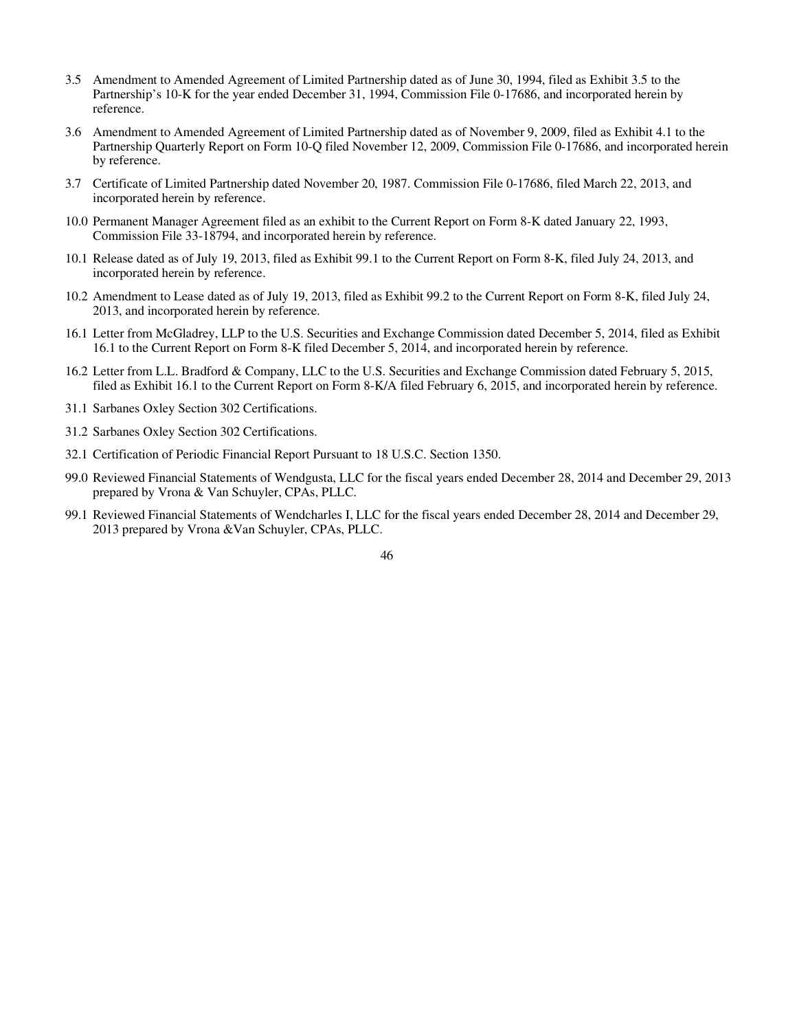3.5 Amendment to Amended Agreement of Limited Partnership dated as of June 30, 1994, filed as Exhibit 3.5 to the Partnership's 10-K for the year ended December 31, 1994, Commission File 0-17686, and incorporated herein by reference.

3.6 Amendment to Amended Agreement of Limited Partnership dated as of November 9, 2009, filed as Exhibit 4.1 to the Partnership Quarterly Report on Form 10-Q filed November 12, 2009, Commission File 0-17686, and incorporated herein by reference.

3.7 Certificate of Limited Partnership dated November 20, 1987. Commission File 0-17686, filed March 22, 2013, and incorporated herein by reference.

10.0 Permanent Manager Agreement filed as an exhibit to the Current Report on Form 8-K dated January 22, 1993, Commission File 33-18794, and incorporated herein by reference.

10.1 Release dated as of July 19, 2013, filed as Exhibit 99.1 to the Current Report on Form 8-K, filed July 24, 2013, and incorporated herein by reference.

10.2 Amendment to Lease dated as of July 19, 2013, filed as Exhibit 99.2 to the Current Report on Form 8-K, filed July 24, 2013, and incorporated herein by reference.

16.1 Letter from McGladrey, LLP to the U.S. Securities and Exchange Commission dated December 5, 2014, filed as Exhibit 16.1 to the Current Report on Form 8-K filed December 5, 2014, and incorporated herein by reference.

16.2 Letter from L.L. Bradford & Company, LLC to the U.S. Securities and Exchange Commission dated February 5, 2015, filed as Exhibit 16.1 to the Current Report on Form 8-K/A filed February 6, 2015, and incorporated herein by reference.

31.1 Sarbanes Oxley Section 302 Certifications.

31.2 Sarbanes Oxley Section 302 Certifications.

32.1 Certification of Periodic Financial Report Pursuant to 18 U.S.C. Section 1350.

99.0 Reviewed Financial Statements of Wendgusta, LLC for the fiscal years ended December 28, 2014 and December 29, 2013 prepared by Vrona & Van Schuyler, CPAs, PLLC.

99.1 Reviewed Financial Statements of Wendcharles I, LLC for the fiscal years ended December 28, 2014 and December 29, 2013 prepared by Vrona &Van Schuyler, CPAs, PLLC.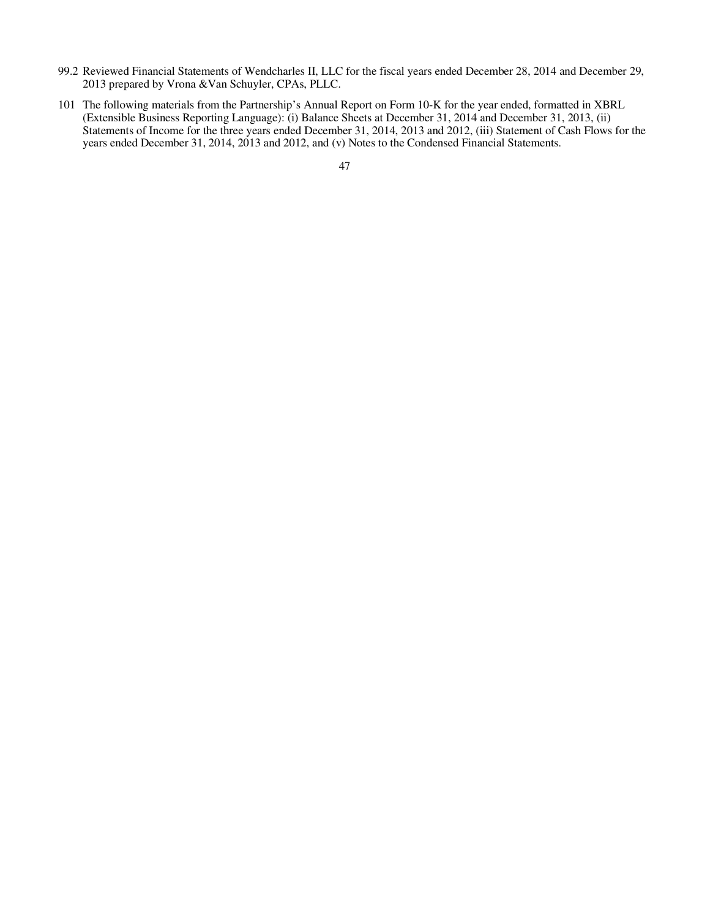99.2 Reviewed Financial Statements of Wendcharles II, LLC for the fiscal years ended December 28, 2014 and December 29, 2013 prepared by Vrona &Van Schuyler, CPAs, PLLC.

101 The following materials from the Partnership's Annual Report on Form 10-K for the year ended, formatted in XBRL (Extensible Business Reporting Language): (i) Balance Sheets at December 31, 2014 and December 31, 2013, (ii) Statements of Income for the three years ended December 31, 2014, 2013 and 2012, (iii) Statement of Cash Flows for the years ended December 31, 2014, 2013 and 2012, and (v) Notes to the Condensed Financial Statements.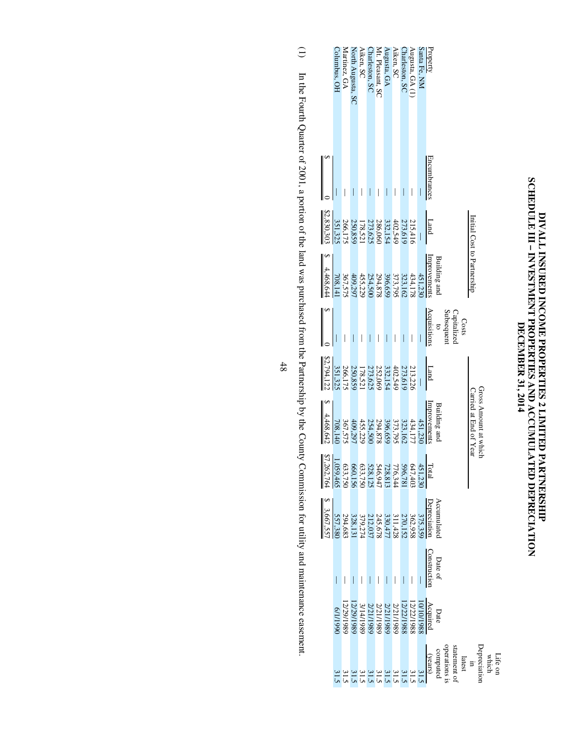# DIVALL INSURED INCOME PROPERTIES 2 LIMITED PARTNERSHIP
# SCHEDULE III – INVESTMENT PROPERTIES AND ACCUMULATED DEPRECIATION
# DECEMBER 31, 2014

| | | Initial Cost to Partnership | | Costs Capitalized Subsequent to Acquisitions | Gross Amount at which Carried at End of Year | | | | | | |
|---|---|---|---|---|---|---|---|---|---|---|---|
| Property | Encumbrances | Land | Building and Improvements | | Land | Building and Improvements | Total | Accumulated Depreciation | Date of Construction | Date Acquired | Life on which Depreciation in latest statement of operations is computed (years) |
| Santa Fe, NM | — | — | 451,230 | — | — | 451,230 | 451,230 | 375,359 | — | 10/10/1988 | 31.5 |
| Augusta, GA (1) | — | 215,416 | 434,178 | — | 213,226 | 434,177 | 647,403 | 362,958 | — | 12/22/1988 | 31.5 |
| Charleston, SC | — | 273,619 | 323,162 | — | 273,619 | 323,162 | 596,781 | 270,152 | — | 12/22/1988 | 31.5 |
| Aiken, SC | — | 402,549 | 373,795 | — | 402,549 | 373,795 | 776,344 | 311,428 | — | 2/21/1989 | 31.5 |
| Augusta, GA | — | 332,154 | 396,659 | — | 332,154 | 396,659 | 728,813 | 330,477 | — | 2/21/1989 | 31.5 |
| Mt. Pleasant, SC | — | 286,060 | 294,878 | — | 252,069 | 294,878 | 546,947 | 245,678 | — | 2/21/1989 | 31.5 |
| Charleston, SC | — | 273,625 | 254,500 | — | 273,625 | 254,500 | 528,125 | 212,037 | — | 2/21/1989 | 31.5 |
| Aiken, SC | — | 178,521 | 455,229 | — | 178,521 | 455,229 | 633,750 | 379,274 | — | 3/14/1989 | 31.5 |
| North Augusta, SC | — | 250,859 | 409,297 | — | 250,859 | 409,297 | 660,156 | 328,131 | — | 12/29/1989 | 31.5 |
| Martinez, GA | — | 266,175 | 367,575 | — | 266,175 | 367,575 | 633,750 | 294,683 | — | 12/29/1989 | 31.5 |
| Columbus, OH | — | 351,325 | 708,141 | — | 351,325 | 708,140 | 1,059,465 | 557,380 | — | 6/1/1990 | 31.5 |
| | $ 0 | $2,830,303 | $ 4,468,644 | $ 0 | $2,794,122 | $ 4,468,642 | $7,262,764 | $ 3,667,557 | | | |

(1) In the Fourth Quarter of 2001, a portion of the land was purchased from the Partnership by the County Commission for utility and maintenance easement.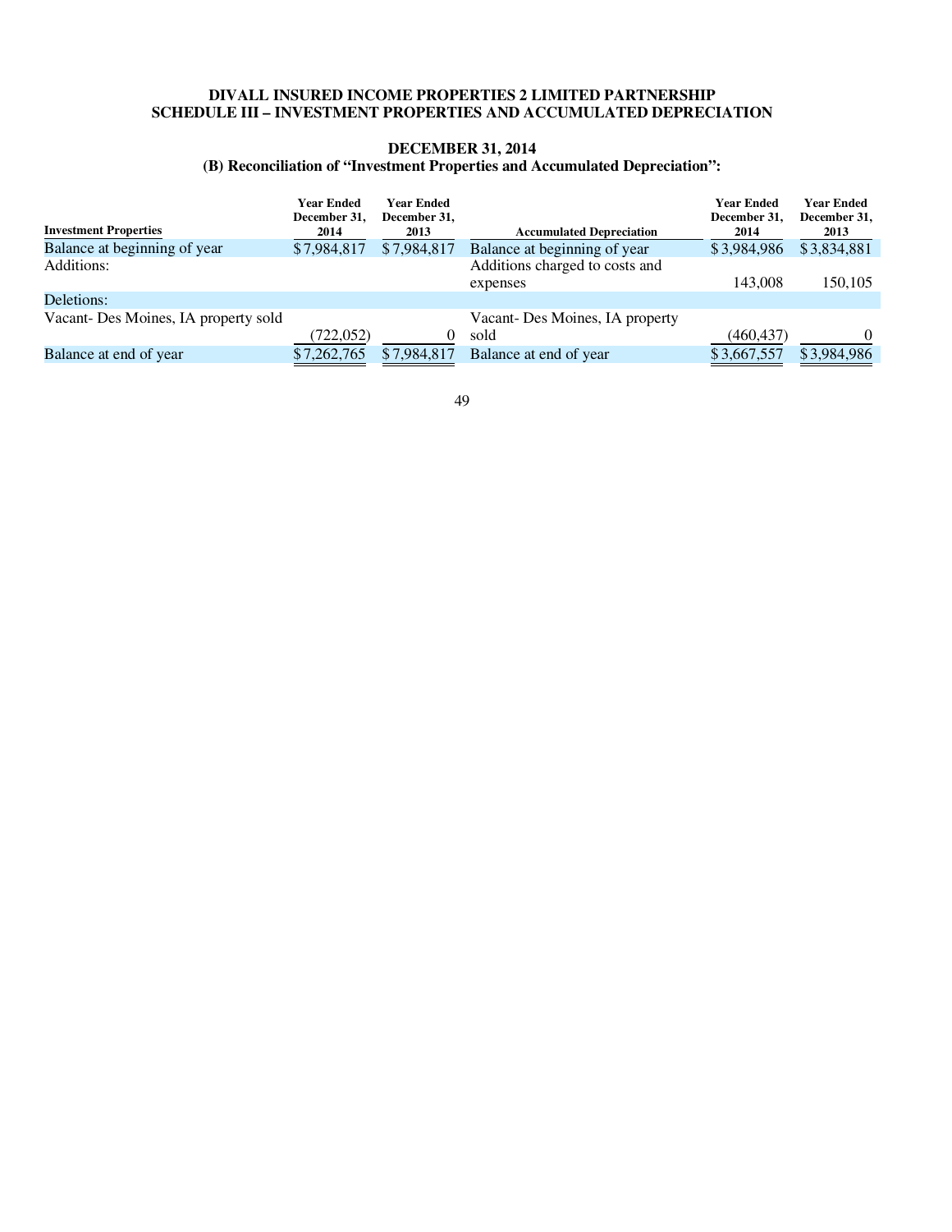**DIVALL INSURED INCOME PROPERTIES 2 LIMITED PARTNERSHIP**
**SCHEDULE III – INVESTMENT PROPERTIES AND ACCUMULATED DEPRECIATION**

**DECEMBER 31, 2014**
**(B) Reconciliation of "Investment Properties and Accumulated Depreciation":**

| Investment Properties | Year Ended December 31, 2014 | Year Ended December 31, 2013 | Accumulated Depreciation | Year Ended December 31, 2014 | Year Ended December 31, 2013 |
|---|---|---|---|---|---|
| Balance at beginning of year | $7,984,817 | $7,984,817 | Balance at beginning of year | $3,984,986 | $3,834,881 |
| Additions: | | | Additions charged to costs and expenses | 143,008 | 150,105 |
| Deletions: | | | | | |
| Vacant- Des Moines, IA property sold | (722,052) | 0 | Vacant- Des Moines, IA property sold | (460,437) | 0 |
| Balance at end of year | $7,262,765 | $7,984,817 | Balance at end of year | $3,667,557 | $3,984,986 |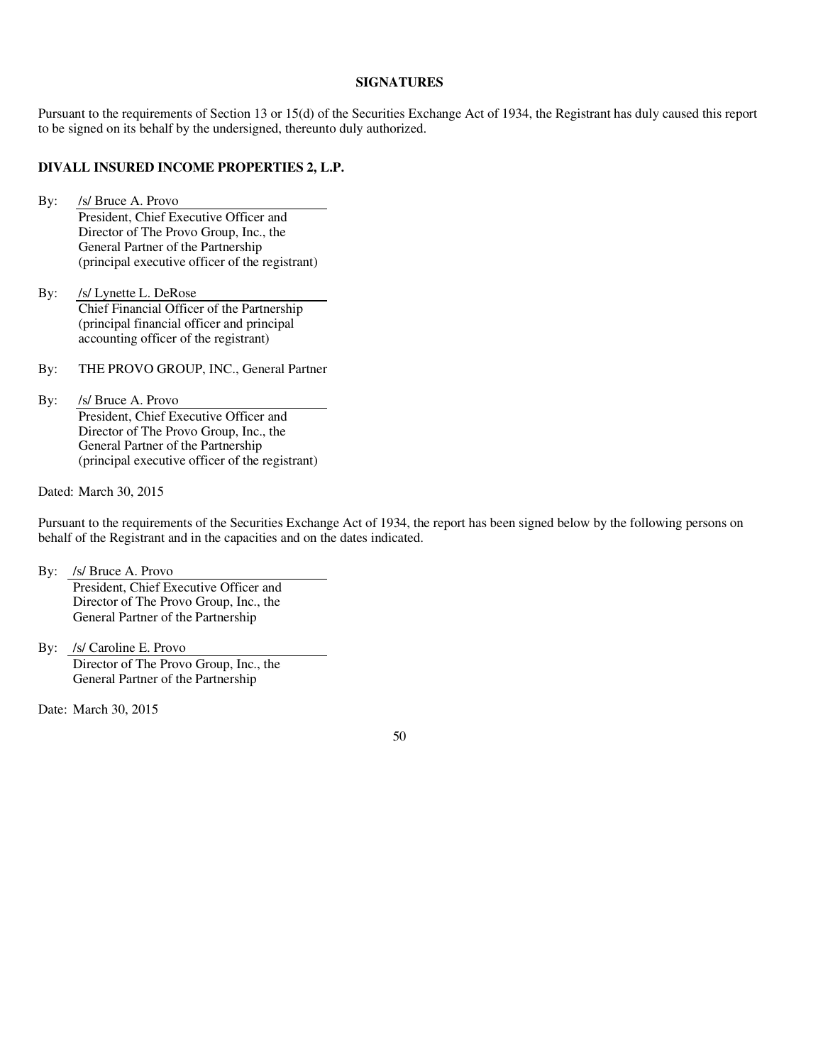## SIGNATURES

Pursuant to the requirements of Section 13 or 15(d) of the Securities Exchange Act of 1934, the Registrant has duly caused this report to be signed on its behalf by the undersigned, thereunto duly authorized.

**DIVALL INSURED INCOME PROPERTIES 2, L.P.**

By: /s/ Bruce A. Provo
President, Chief Executive Officer and
Director of The Provo Group, Inc., the
General Partner of the Partnership
(principal executive officer of the registrant)

By: /s/ Lynette L. DeRose
Chief Financial Officer of the Partnership
(principal financial officer and principal
accounting officer of the registrant)

By: THE PROVO GROUP, INC., General Partner

By: /s/ Bruce A. Provo
President, Chief Executive Officer and
Director of The Provo Group, Inc., the
General Partner of the Partnership
(principal executive officer of the registrant)

Dated: March 30, 2015

Pursuant to the requirements of the Securities Exchange Act of 1934, the report has been signed below by the following persons on behalf of the Registrant and in the capacities and on the dates indicated.

By: /s/ Bruce A. Provo
President, Chief Executive Officer and
Director of The Provo Group, Inc., the
General Partner of the Partnership

By: /s/ Caroline E. Provo
Director of The Provo Group, Inc., the
General Partner of the Partnership

Date: March 30, 2015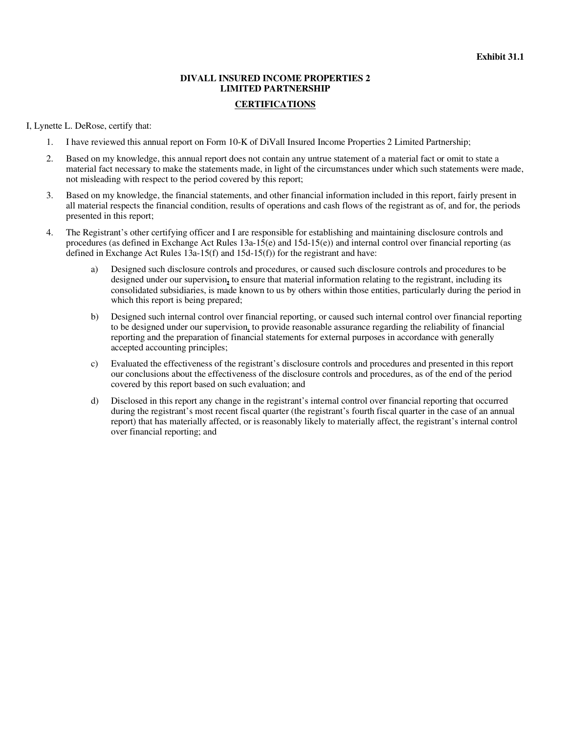**Exhibit 31.1**

**DIVALL INSURED INCOME PROPERTIES 2**
**LIMITED PARTNERSHIP**

**CERTIFICATIONS**

I, Lynette L. DeRose, certify that:

1. I have reviewed this annual report on Form 10-K of DiVall Insured Income Properties 2 Limited Partnership;
2. Based on my knowledge, this annual report does not contain any untrue statement of a material fact or omit to state a material fact necessary to make the statements made, in light of the circumstances under which such statements were made, not misleading with respect to the period covered by this report;
3. Based on my knowledge, the financial statements, and other financial information included in this report, fairly present in all material respects the financial condition, results of operations and cash flows of the registrant as of, and for, the periods presented in this report;
4. The Registrant's other certifying officer and I are responsible for establishing and maintaining disclosure controls and procedures (as defined in Exchange Act Rules 13a-15(e) and 15d-15(e)) and internal control over financial reporting (as defined in Exchange Act Rules 13a-15(f) and 15d-15(f)) for the registrant and have:
   a) Designed such disclosure controls and procedures, or caused such disclosure controls and procedures to be designed under our supervision, to ensure that material information relating to the registrant, including its consolidated subsidiaries, is made known to us by others within those entities, particularly during the period in which this report is being prepared;
   b) Designed such internal control over financial reporting, or caused such internal control over financial reporting to be designed under our supervision, to provide reasonable assurance regarding the reliability of financial reporting and the preparation of financial statements for external purposes in accordance with generally accepted accounting principles;
   c) Evaluated the effectiveness of the registrant's disclosure controls and procedures and presented in this report our conclusions about the effectiveness of the disclosure controls and procedures, as of the end of the period covered by this report based on such evaluation; and
   d) Disclosed in this report any change in the registrant's internal control over financial reporting that occurred during the registrant's most recent fiscal quarter (the registrant's fourth fiscal quarter in the case of an annual report) that has materially affected, or is reasonably likely to materially affect, the registrant's internal control over financial reporting; and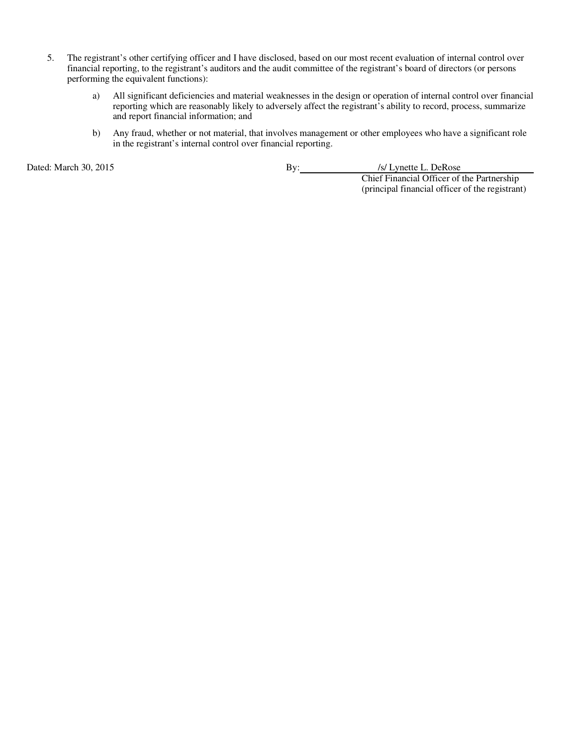5. The registrant's other certifying officer and I have disclosed, based on our most recent evaluation of internal control over financial reporting, to the registrant's auditors and the audit committee of the registrant's board of directors (or persons performing the equivalent functions):

   a) All significant deficiencies and material weaknesses in the design or operation of internal control over financial reporting which are reasonably likely to adversely affect the registrant's ability to record, process, summarize and report financial information; and

   b) Any fraud, whether or not material, that involves management or other employees who have a significant role in the registrant's internal control over financial reporting.

Dated: March 30, 2015

By: /s/ Lynette L. DeRose
Chief Financial Officer of the Partnership
(principal financial officer of the registrant)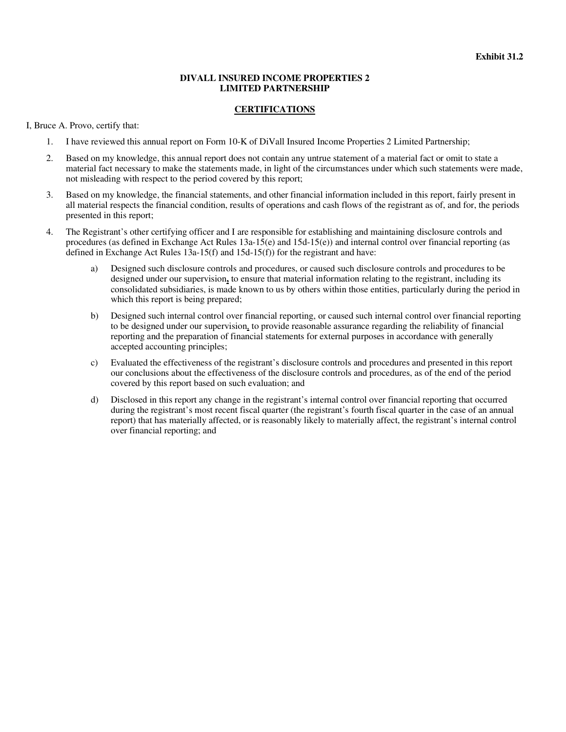**Exhibit 31.2**

**DIVALL INSURED INCOME PROPERTIES 2**
**LIMITED PARTNERSHIP**

**CERTIFICATIONS**

I, Bruce A. Provo, certify that:

1. I have reviewed this annual report on Form 10-K of DiVall Insured Income Properties 2 Limited Partnership;

2. Based on my knowledge, this annual report does not contain any untrue statement of a material fact or omit to state a material fact necessary to make the statements made, in light of the circumstances under which such statements were made, not misleading with respect to the period covered by this report;

3. Based on my knowledge, the financial statements, and other financial information included in this report, fairly present in all material respects the financial condition, results of operations and cash flows of the registrant as of, and for, the periods presented in this report;

4. The Registrant's other certifying officer and I are responsible for establishing and maintaining disclosure controls and procedures (as defined in Exchange Act Rules 13a-15(e) and 15d-15(e)) and internal control over financial reporting (as defined in Exchange Act Rules 13a-15(f) and 15d-15(f)) for the registrant and have:

   a) Designed such disclosure controls and procedures, or caused such disclosure controls and procedures to be designed under our supervision, to ensure that material information relating to the registrant, including its consolidated subsidiaries, is made known to us by others within those entities, particularly during the period in which this report is being prepared;

   b) Designed such internal control over financial reporting, or caused such internal control over financial reporting to be designed under our supervision, to provide reasonable assurance regarding the reliability of financial reporting and the preparation of financial statements for external purposes in accordance with generally accepted accounting principles;

   c) Evaluated the effectiveness of the registrant's disclosure controls and procedures and presented in this report our conclusions about the effectiveness of the disclosure controls and procedures, as of the end of the period covered by this report based on such evaluation; and

   d) Disclosed in this report any change in the registrant's internal control over financial reporting that occurred during the registrant's most recent fiscal quarter (the registrant's fourth fiscal quarter in the case of an annual report) that has materially affected, or is reasonably likely to materially affect, the registrant's internal control over financial reporting; and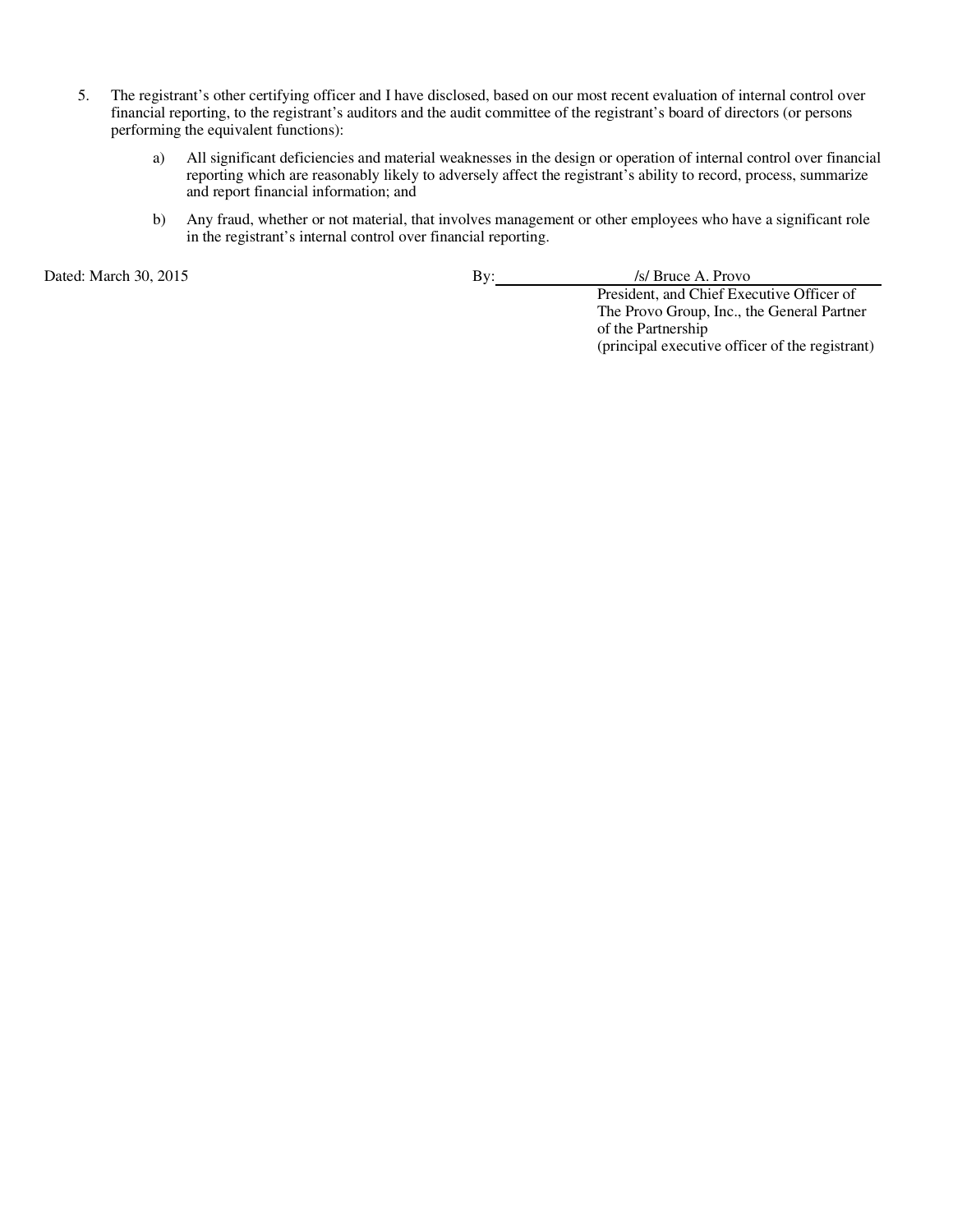5. The registrant's other certifying officer and I have disclosed, based on our most recent evaluation of internal control over financial reporting, to the registrant's auditors and the audit committee of the registrant's board of directors (or persons performing the equivalent functions):

   a) All significant deficiencies and material weaknesses in the design or operation of internal control over financial reporting which are reasonably likely to adversely affect the registrant's ability to record, process, summarize and report financial information; and

   b) Any fraud, whether or not material, that involves management or other employees who have a significant role in the registrant's internal control over financial reporting.

Dated: March 30, 2015

By: /s/ Bruce A. Provo
President, and Chief Executive Officer of
The Provo Group, Inc., the General Partner
of the Partnership
(principal executive officer of the registrant)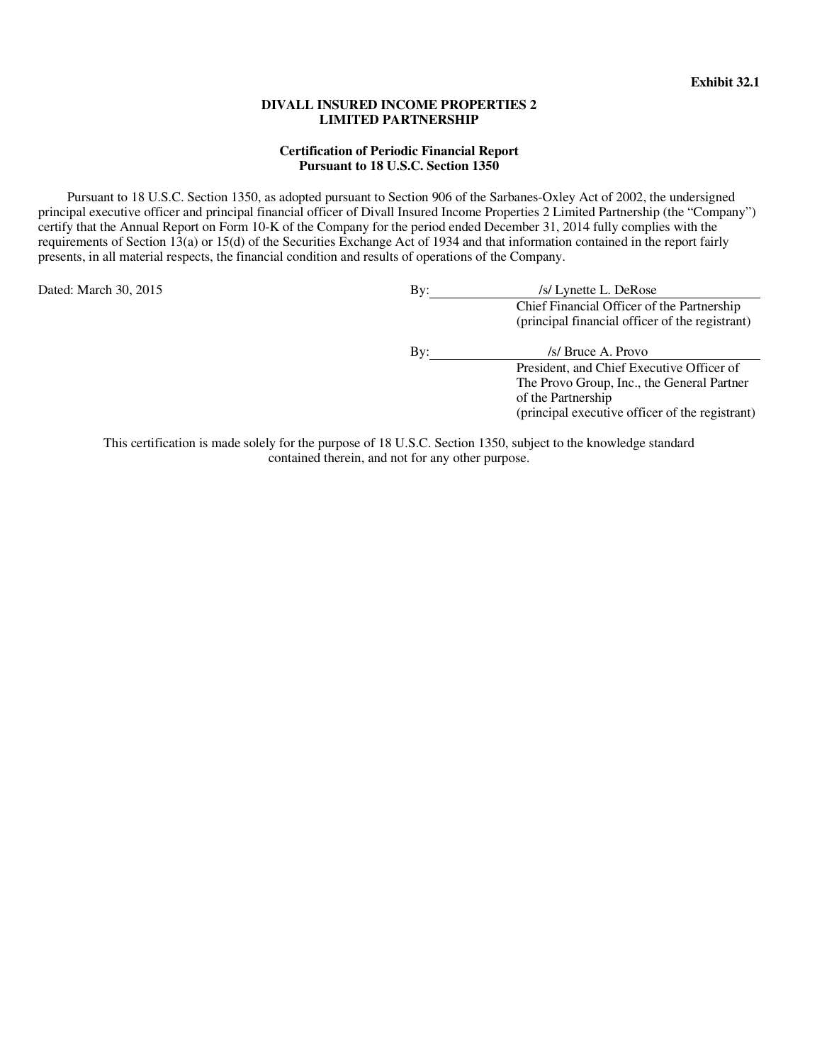**Exhibit 32.1**

**DIVALL INSURED INCOME PROPERTIES 2**
**LIMITED PARTNERSHIP**

**Certification of Periodic Financial Report**
**Pursuant to 18 U.S.C. Section 1350**

Pursuant to 18 U.S.C. Section 1350, as adopted pursuant to Section 906 of the Sarbanes-Oxley Act of 2002, the undersigned principal executive officer and principal financial officer of Divall Insured Income Properties 2 Limited Partnership (the "Company") certify that the Annual Report on Form 10-K of the Company for the period ended December 31, 2014 fully complies with the requirements of Section 13(a) or 15(d) of the Securities Exchange Act of 1934 and that information contained in the report fairly presents, in all material respects, the financial condition and results of operations of the Company.

Dated: March 30, 2015

By: /s/ Lynette L. DeRose
Chief Financial Officer of the Partnership
(principal financial officer of the registrant)

By: /s/ Bruce A. Provo
President, and Chief Executive Officer of The Provo Group, Inc., the General Partner of the Partnership
(principal executive officer of the registrant)

This certification is made solely for the purpose of 18 U.S.C. Section 1350, subject to the knowledge standard contained therein, and not for any other purpose.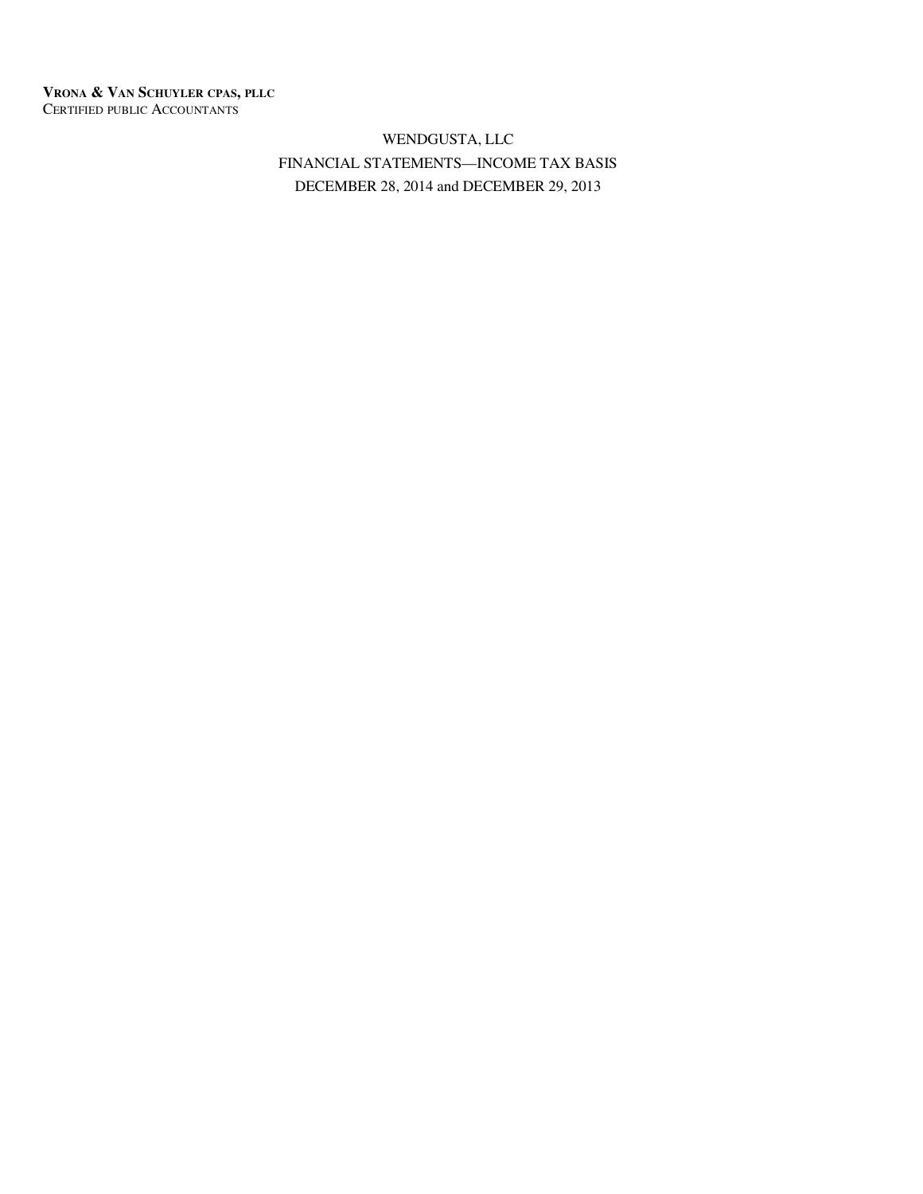**VRONA & VAN SCHUYLER CPAS, PLLC**
CERTIFIED PUBLIC ACCOUNTANTS

# WENDGUSTA, LLC

## FINANCIAL STATEMENTS—INCOME TAX BASIS

## DECEMBER 28, 2014 and DECEMBER 29, 2013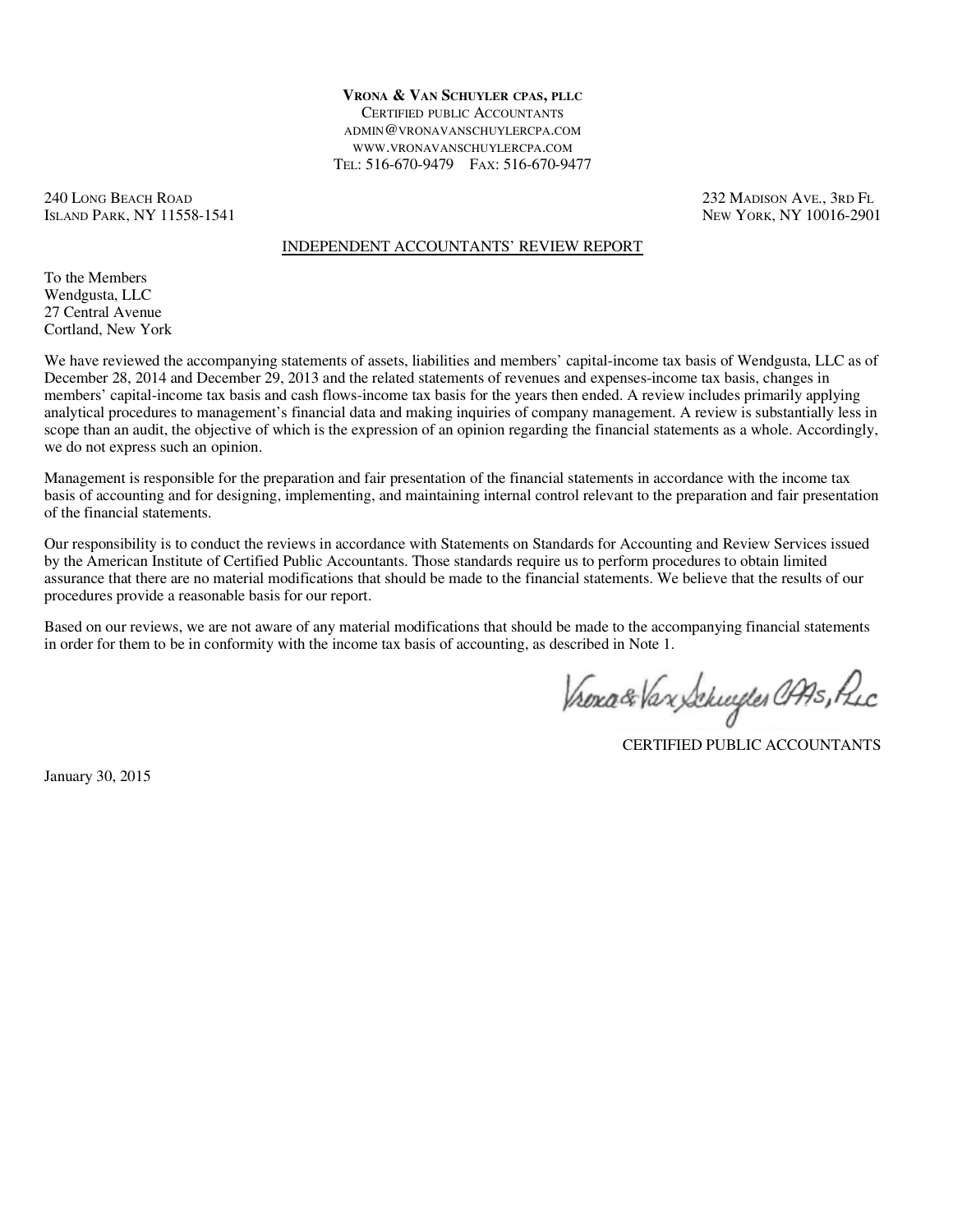**VRONA & VAN SCHUYLER CPAS, PLLC**
CERTIFIED PUBLIC ACCOUNTANTS
ADMIN@VRONAVANSCHUYLERCPA.COM
WWW.VRONAVANSCHUYLERCPA.COM
TEL: 516-670-9479 FAX: 516-670-9477

240 LONG BEACH ROAD
ISLAND PARK, NY 11558-1541

232 MADISON AVE., 3RD FL
NEW YORK, NY 10016-2901

## INDEPENDENT ACCOUNTANTS' REVIEW REPORT

To the Members
Wendgusta, LLC
27 Central Avenue
Cortland, New York

We have reviewed the accompanying statements of assets, liabilities and members' capital-income tax basis of Wendgusta, LLC as of December 28, 2014 and December 29, 2013 and the related statements of revenues and expenses-income tax basis, changes in members' capital-income tax basis and cash flows-income tax basis for the years then ended. A review includes primarily applying analytical procedures to management's financial data and making inquiries of company management. A review is substantially less in scope than an audit, the objective of which is the expression of an opinion regarding the financial statements as a whole. Accordingly, we do not express such an opinion.

Management is responsible for the preparation and fair presentation of the financial statements in accordance with the income tax basis of accounting and for designing, implementing, and maintaining internal control relevant to the preparation and fair presentation of the financial statements.

Our responsibility is to conduct the reviews in accordance with Statements on Standards for Accounting and Review Services issued by the American Institute of Certified Public Accountants. Those standards require us to perform procedures to obtain limited assurance that there are no material modifications that should be made to the financial statements. We believe that the results of our procedures provide a reasonable basis for our report.

Based on our reviews, we are not aware of any material modifications that should be made to the accompanying financial statements in order for them to be in conformity with the income tax basis of accounting, as described in Note 1.

Vrona & Van Schuyler CPAs, PLLC

CERTIFIED PUBLIC ACCOUNTANTS

January 30, 2015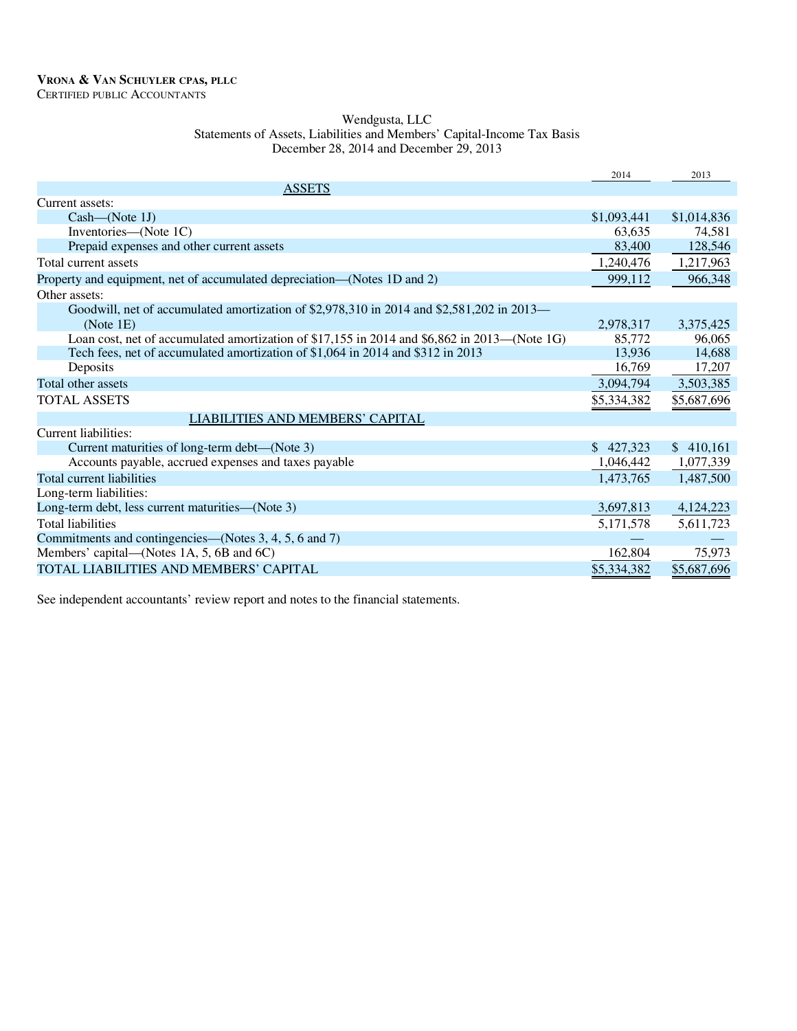**VRONA & VAN SCHUYLER CPAS, PLLC**
CERTIFIED PUBLIC ACCOUNTANTS

Wendgusta, LLC
Statements of Assets, Liabilities and Members' Capital-Income Tax Basis
December 28, 2014 and December 29, 2013

| | 2014 | 2013 |
|---|---|---|
| ASSETS | | |
| Current assets: | | |
| Cash—(Note 1J) | $1,093,441 | $1,014,836 |
| Inventories—(Note 1C) | 63,635 | 74,581 |
| Prepaid expenses and other current assets | 83,400 | 128,546 |
| Total current assets | 1,240,476 | 1,217,963 |
| Property and equipment, net of accumulated depreciation—(Notes 1D and 2) | 999,112 | 966,348 |
| Other assets: | | |
| Goodwill, net of accumulated amortization of $2,978,310 in 2014 and $2,581,202 in 2013—(Note 1E) | 2,978,317 | 3,375,425 |
| Loan cost, net of accumulated amortization of $17,155 in 2014 and $6,862 in 2013—(Note 1G) | 85,772 | 96,065 |
| Tech fees, net of accumulated amortization of $1,064 in 2014 and $312 in 2013 | 13,936 | 14,688 |
| Deposits | 16,769 | 17,207 |
| Total other assets | 3,094,794 | 3,503,385 |
| TOTAL ASSETS | $5,334,382 | $5,687,696 |
| LIABILITIES AND MEMBERS' CAPITAL | | |
| Current liabilities: | | |
| Current maturities of long-term debt—(Note 3) | $ 427,323 | $ 410,161 |
| Accounts payable, accrued expenses and taxes payable | 1,046,442 | 1,077,339 |
| Total current liabilities | 1,473,765 | 1,487,500 |
| Long-term liabilities: | | |
| Long-term debt, less current maturities—(Note 3) | 3,697,813 | 4,124,223 |
| Total liabilities | 5,171,578 | 5,611,723 |
| Commitments and contingencies—(Notes 3, 4, 5, 6 and 7) | — | — |
| Members' capital—(Notes 1A, 5, 6B and 6C) | 162,804 | 75,973 |
| TOTAL LIABILITIES AND MEMBERS' CAPITAL | $5,334,382 | $5,687,696 |

See independent accountants' review report and notes to the financial statements.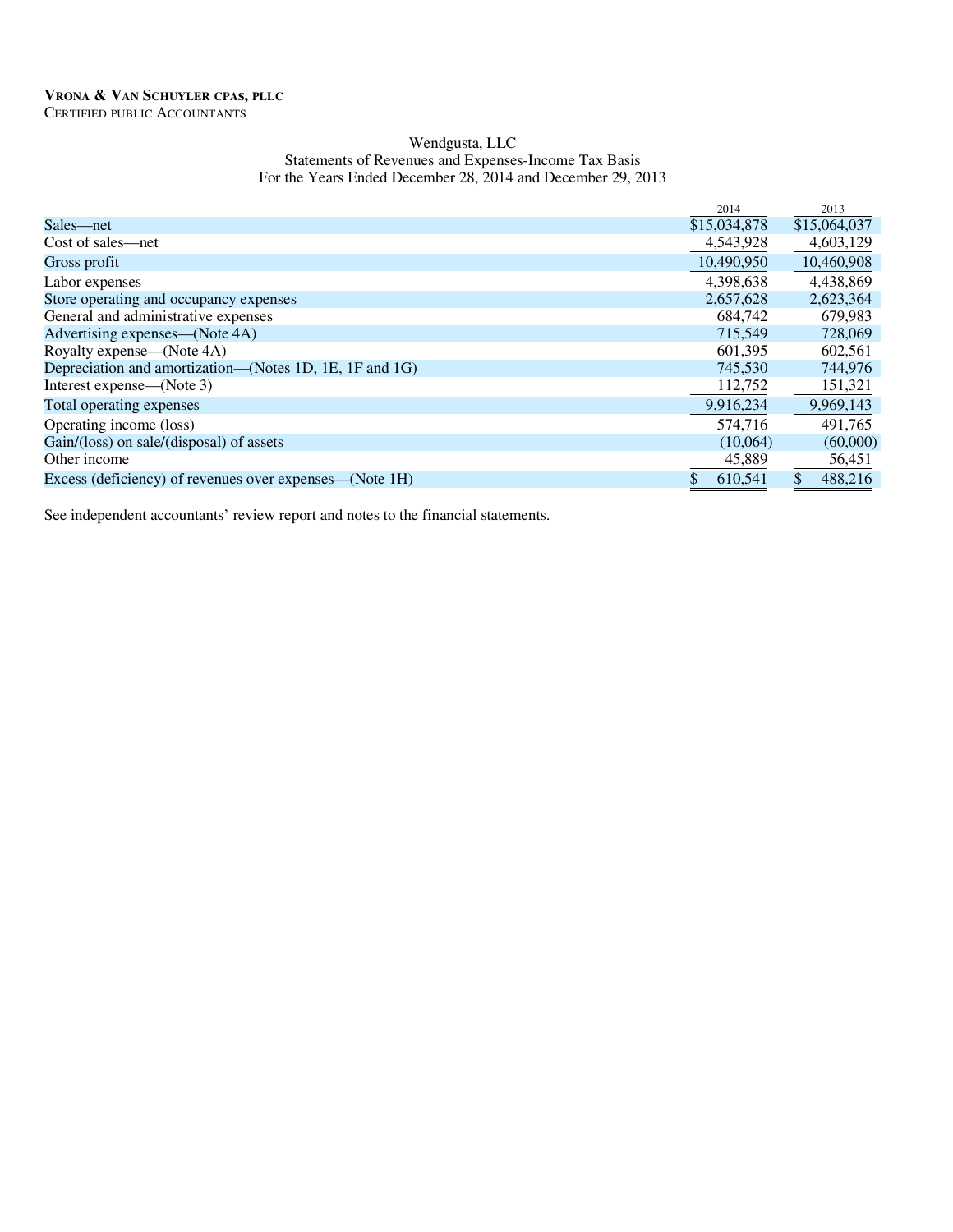**VRONA & VAN SCHUYLER CPAS, PLLC**
CERTIFIED PUBLIC ACCOUNTANTS

Wendgusta, LLC
Statements of Revenues and Expenses-Income Tax Basis
For the Years Ended December 28, 2014 and December 29, 2013

| | 2014 | 2013 |
|---|---|---|
| Sales—net | $15,034,878 | $15,064,037 |
| Cost of sales—net | 4,543,928 | 4,603,129 |
| Gross profit | 10,490,950 | 10,460,908 |
| Labor expenses | 4,398,638 | 4,438,869 |
| Store operating and occupancy expenses | 2,657,628 | 2,623,364 |
| General and administrative expenses | 684,742 | 679,983 |
| Advertising expenses—(Note 4A) | 715,549 | 728,069 |
| Royalty expense—(Note 4A) | 601,395 | 602,561 |
| Depreciation and amortization—(Notes 1D, 1E, 1F and 1G) | 745,530 | 744,976 |
| Interest expense—(Note 3) | 112,752 | 151,321 |
| Total operating expenses | 9,916,234 | 9,969,143 |
| Operating income (loss) | 574,716 | 491,765 |
| Gain/(loss) on sale/(disposal) of assets | (10,064) | (60,000) |
| Other income | 45,889 | 56,451 |
| Excess (deficiency) of revenues over expenses—(Note 1H) | $ 610,541 | $ 488,216 |

See independent accountants' review report and notes to the financial statements.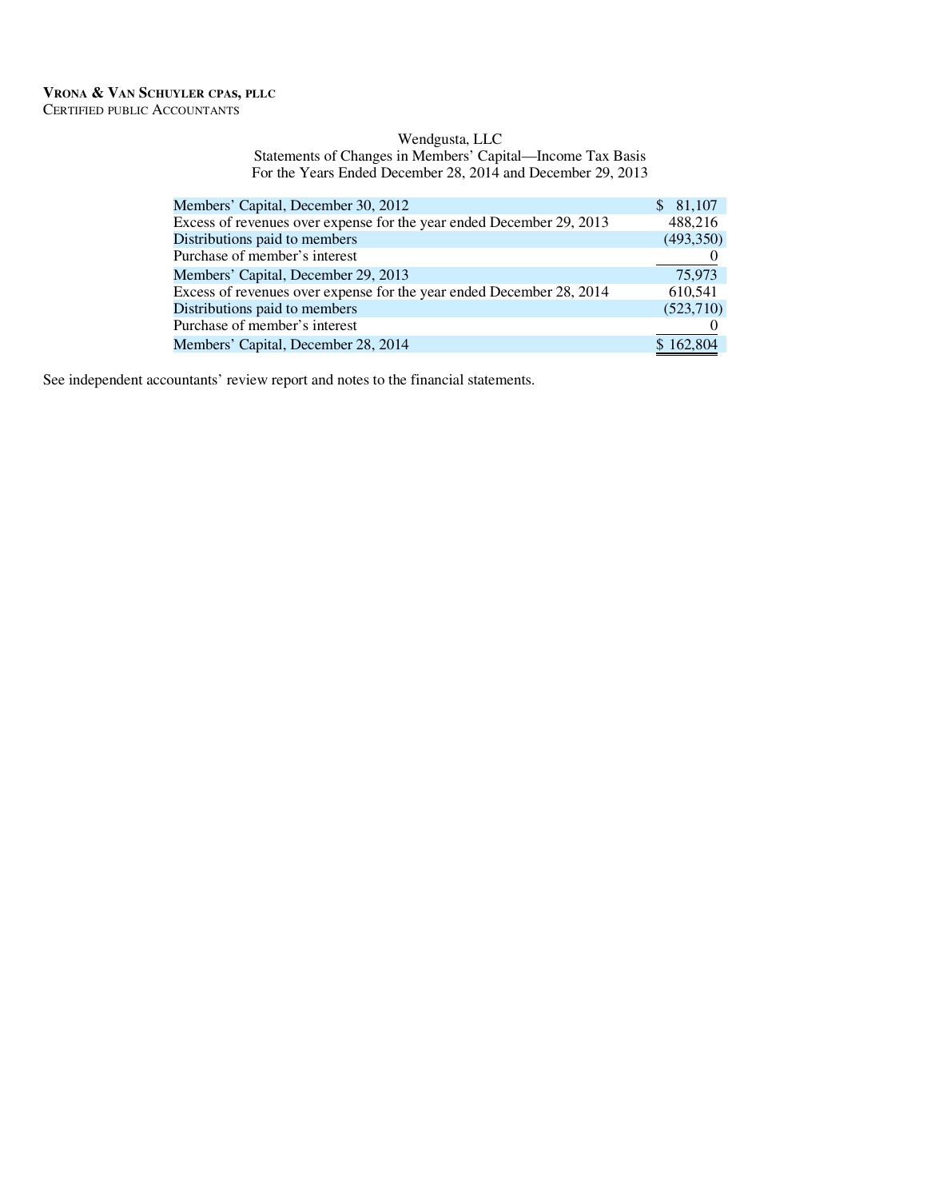**VRONA & VAN SCHUYLER CPAS, PLLC**
CERTIFIED PUBLIC ACCOUNTANTS

Wendgusta, LLC
Statements of Changes in Members' Capital—Income Tax Basis
For the Years Ended December 28, 2014 and December 29, 2013

| | |
|---|---|
| Members' Capital, December 30, 2012 | $ 81,107 |
| Excess of revenues over expense for the year ended December 29, 2013 | 488,216 |
| Distributions paid to members | (493,350) |
| Purchase of member's interest | 0 |
| Members' Capital, December 29, 2013 | 75,973 |
| Excess of revenues over expense for the year ended December 28, 2014 | 610,541 |
| Distributions paid to members | (523,710) |
| Purchase of member's interest | 0 |
| Members' Capital, December 28, 2014 | $ 162,804 |

See independent accountants' review report and notes to the financial statements.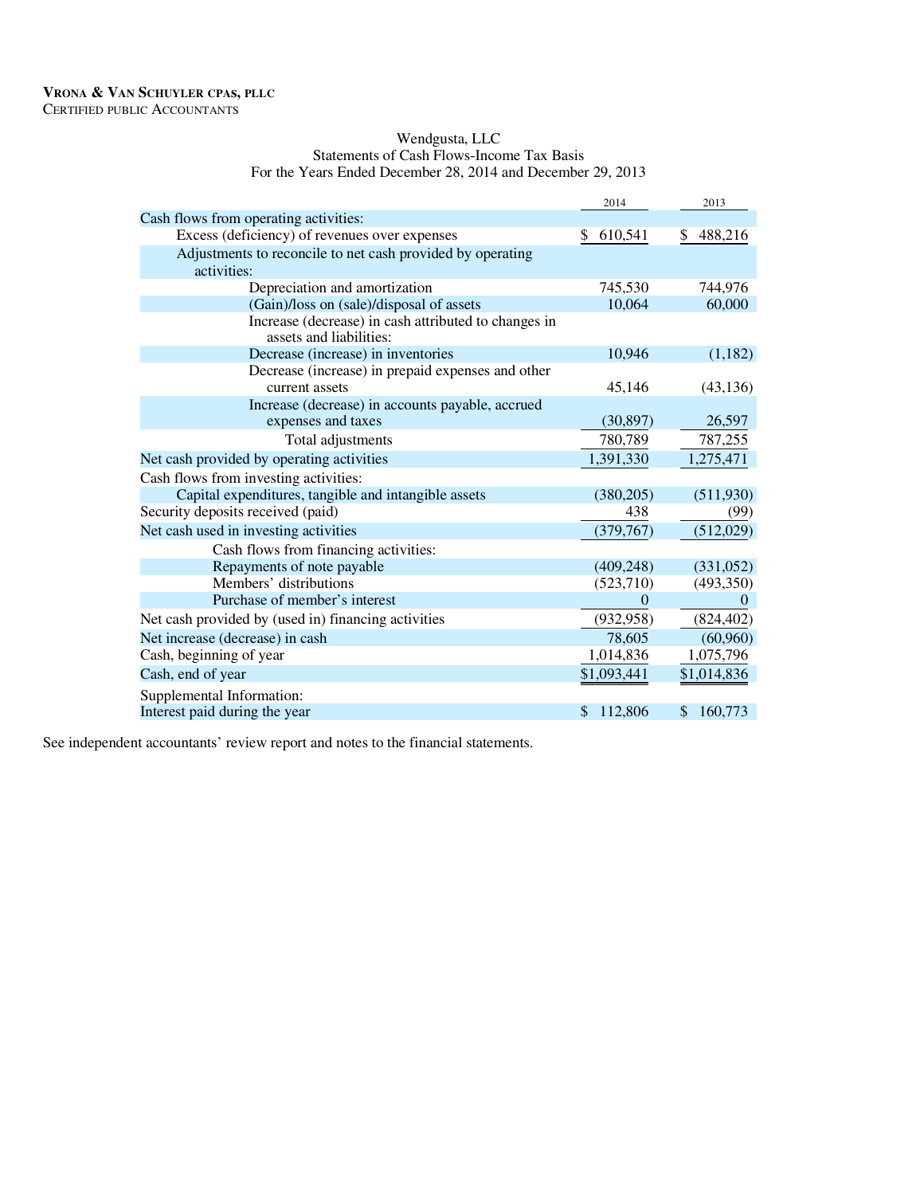**VRONA & VAN SCHUYLER CPAS, PLLC**
CERTIFIED PUBLIC ACCOUNTANTS

Wendgusta, LLC
Statements of Cash Flows-Income Tax Basis
For the Years Ended December 28, 2014 and December 29, 2013

| | 2014 | 2013 |
|---|---|---|
| Cash flows from operating activities: | | |
| Excess (deficiency) of revenues over expenses | $ 610,541 | $ 488,216 |
| Adjustments to reconcile to net cash provided by operating activities: | | |
| Depreciation and amortization | 745,530 | 744,976 |
| (Gain)/loss on (sale)/disposal of assets | 10,064 | 60,000 |
| Increase (decrease) in cash attributed to changes in assets and liabilities: | | |
| Decrease (increase) in inventories | 10,946 | (1,182) |
| Decrease (increase) in prepaid expenses and other current assets | 45,146 | (43,136) |
| Increase (decrease) in accounts payable, accrued expenses and taxes | (30,897) | 26,597 |
| Total adjustments | 780,789 | 787,255 |
| Net cash provided by operating activities | 1,391,330 | 1,275,471 |
| Cash flows from investing activities: | | |
| Capital expenditures, tangible and intangible assets | (380,205) | (511,930) |
| Security deposits received (paid) | 438 | (99) |
| Net cash used in investing activities | (379,767) | (512,029) |
| Cash flows from financing activities: | | |
| Repayments of note payable | (409,248) | (331,052) |
| Members' distributions | (523,710) | (493,350) |
| Purchase of member's interest | 0 | 0 |
| Net cash provided by (used in) financing activities | (932,958) | (824,402) |
| Net increase (decrease) in cash | 78,605 | (60,960) |
| Cash, beginning of year | 1,014,836 | 1,075,796 |
| Cash, end of year | $1,093,441 | $1,014,836 |
| Supplemental Information: | | |
| Interest paid during the year | $ 112,806 | $ 160,773 |

See independent accountants' review report and notes to the financial statements.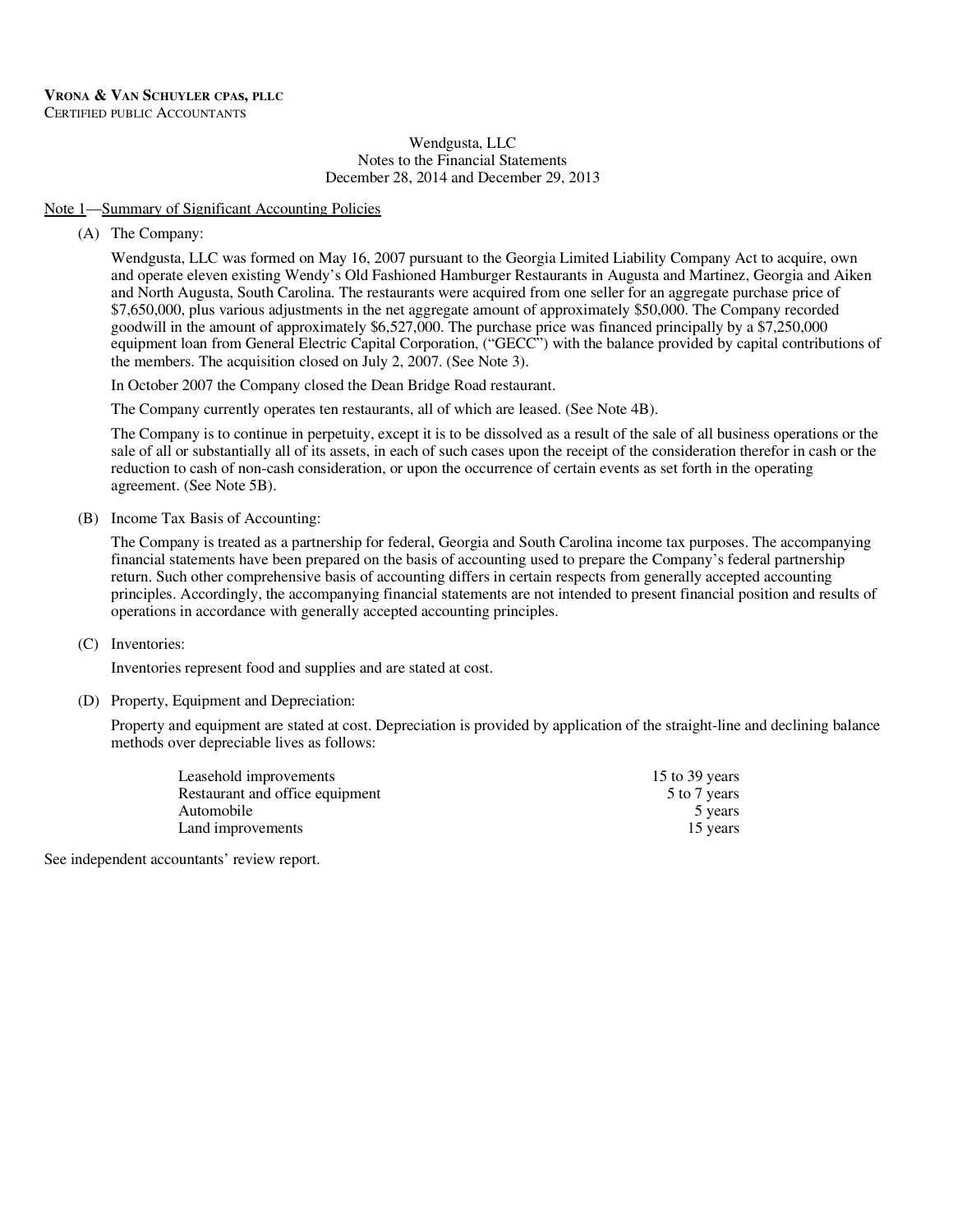**VRONA & VAN SCHUYLER CPAS, PLLC**
CERTIFIED PUBLIC ACCOUNTANTS

Wendgusta, LLC
Notes to the Financial Statements
December 28, 2014 and December 29, 2013

Note 1—Summary of Significant Accounting Policies

(A) The Company:

Wendgusta, LLC was formed on May 16, 2007 pursuant to the Georgia Limited Liability Company Act to acquire, own and operate eleven existing Wendy's Old Fashioned Hamburger Restaurants in Augusta and Martinez, Georgia and Aiken and North Augusta, South Carolina. The restaurants were acquired from one seller for an aggregate purchase price of $7,650,000, plus various adjustments in the net aggregate amount of approximately $50,000. The Company recorded goodwill in the amount of approximately $6,527,000. The purchase price was financed principally by a $7,250,000 equipment loan from General Electric Capital Corporation, ("GECC") with the balance provided by capital contributions of the members. The acquisition closed on July 2, 2007. (See Note 3).

In October 2007 the Company closed the Dean Bridge Road restaurant.

The Company currently operates ten restaurants, all of which are leased. (See Note 4B).

The Company is to continue in perpetuity, except it is to be dissolved as a result of the sale of all business operations or the sale of all or substantially all of its assets, in each of such cases upon the receipt of the consideration therefor in cash or the reduction to cash of non-cash consideration, or upon the occurrence of certain events as set forth in the operating agreement. (See Note 5B).

(B) Income Tax Basis of Accounting:

The Company is treated as a partnership for federal, Georgia and South Carolina income tax purposes. The accompanying financial statements have been prepared on the basis of accounting used to prepare the Company's federal partnership return. Such other comprehensive basis of accounting differs in certain respects from generally accepted accounting principles. Accordingly, the accompanying financial statements are not intended to present financial position and results of operations in accordance with generally accepted accounting principles.

(C) Inventories:

Inventories represent food and supplies and are stated at cost.

(D) Property, Equipment and Depreciation:

Property and equipment are stated at cost. Depreciation is provided by application of the straight-line and declining balance methods over depreciable lives as follows:

| | |
|---|---|
| Leasehold improvements | 15 to 39 years |
| Restaurant and office equipment | 5 to 7 years |
| Automobile | 5 years |
| Land improvements | 15 years |

See independent accountants' review report.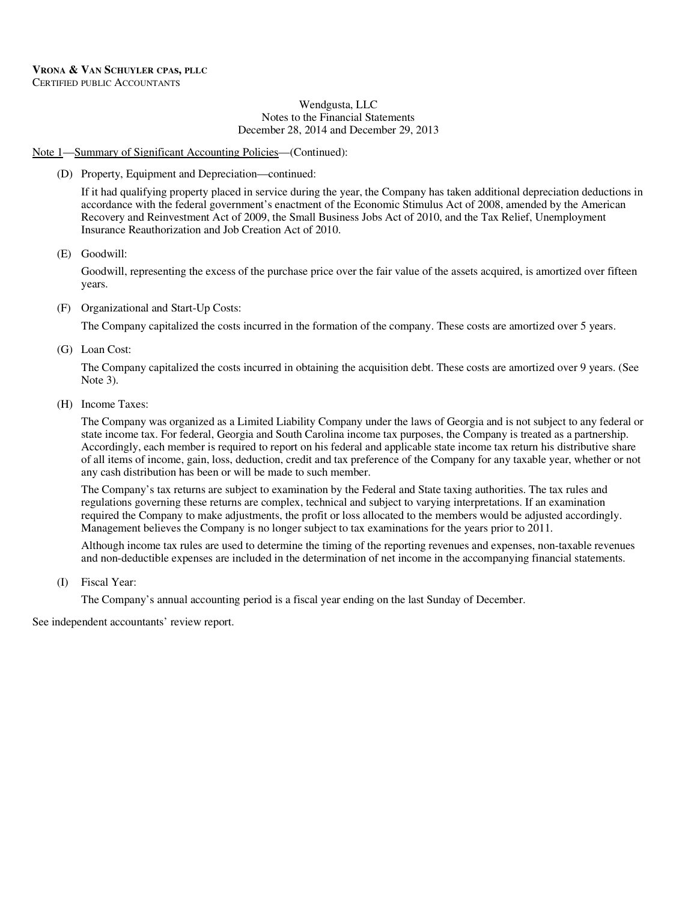**VRONA & VAN SCHUYLER CPAS, PLLC**
CERTIFIED PUBLIC ACCOUNTANTS

Wendgusta, LLC
Notes to the Financial Statements
December 28, 2014 and December 29, 2013

Note 1—Summary of Significant Accounting Policies—(Continued):

(D) Property, Equipment and Depreciation—continued:

If it had qualifying property placed in service during the year, the Company has taken additional depreciation deductions in accordance with the federal government's enactment of the Economic Stimulus Act of 2008, amended by the American Recovery and Reinvestment Act of 2009, the Small Business Jobs Act of 2010, and the Tax Relief, Unemployment Insurance Reauthorization and Job Creation Act of 2010.

(E) Goodwill:

Goodwill, representing the excess of the purchase price over the fair value of the assets acquired, is amortized over fifteen years.

(F) Organizational and Start-Up Costs:

The Company capitalized the costs incurred in the formation of the company. These costs are amortized over 5 years.

(G) Loan Cost:

The Company capitalized the costs incurred in obtaining the acquisition debt. These costs are amortized over 9 years. (See Note 3).

(H) Income Taxes:

The Company was organized as a Limited Liability Company under the laws of Georgia and is not subject to any federal or state income tax. For federal, Georgia and South Carolina income tax purposes, the Company is treated as a partnership. Accordingly, each member is required to report on his federal and applicable state income tax return his distributive share of all items of income, gain, loss, deduction, credit and tax preference of the Company for any taxable year, whether or not any cash distribution has been or will be made to such member.

The Company's tax returns are subject to examination by the Federal and State taxing authorities. The tax rules and regulations governing these returns are complex, technical and subject to varying interpretations. If an examination required the Company to make adjustments, the profit or loss allocated to the members would be adjusted accordingly. Management believes the Company is no longer subject to tax examinations for the years prior to 2011.

Although income tax rules are used to determine the timing of the reporting revenues and expenses, non-taxable revenues and non-deductible expenses are included in the determination of net income in the accompanying financial statements.

(I) Fiscal Year:

The Company's annual accounting period is a fiscal year ending on the last Sunday of December.

See independent accountants' review report.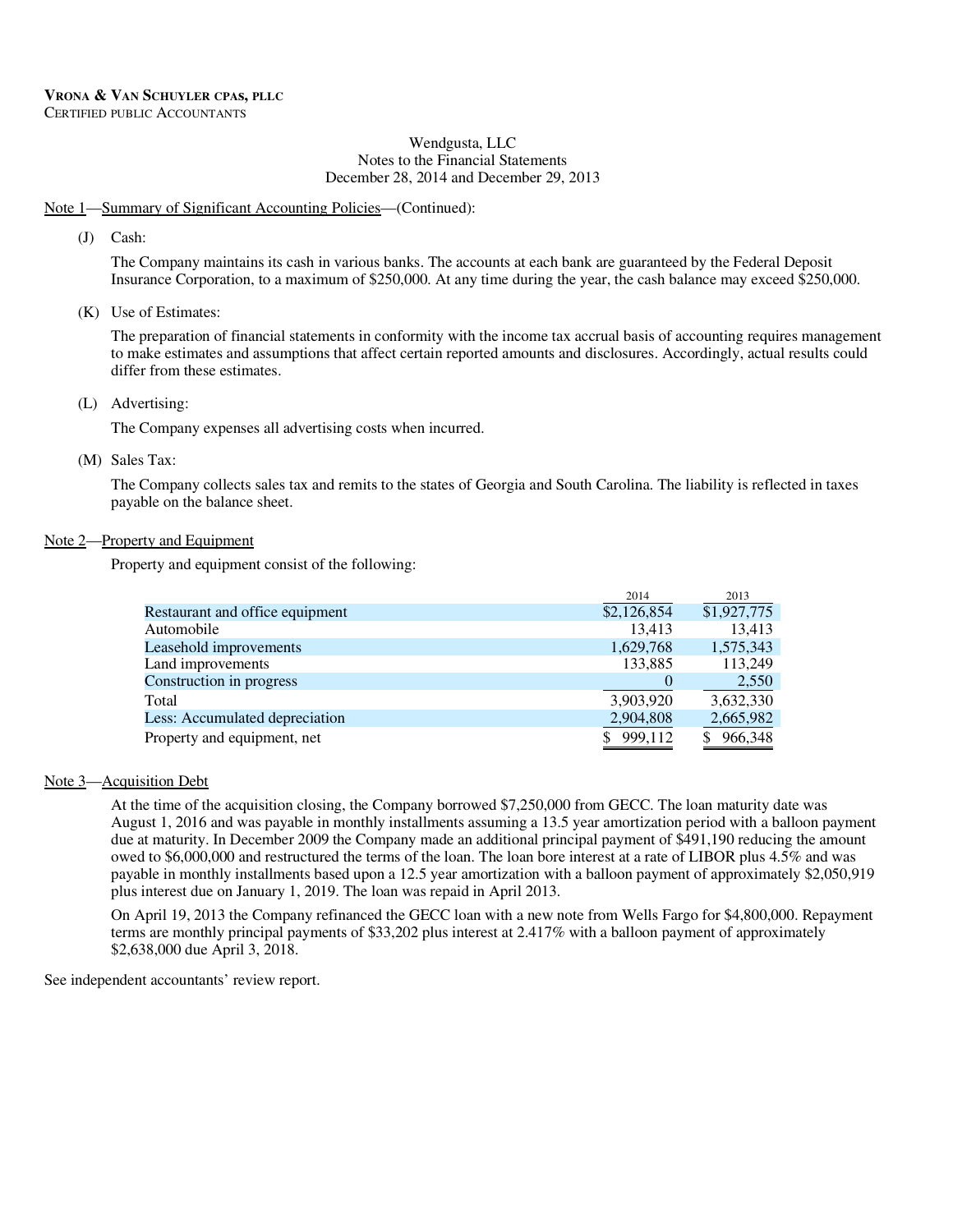**Vrona & Van Schuyler cpas, pllc**
Certified public Accountants

Wendgusta, LLC
Notes to the Financial Statements
December 28, 2014 and December 29, 2013

Note 1—Summary of Significant Accounting Policies—(Continued):

(J) Cash:

The Company maintains its cash in various banks. The accounts at each bank are guaranteed by the Federal Deposit Insurance Corporation, to a maximum of $250,000. At any time during the year, the cash balance may exceed $250,000.

(K) Use of Estimates:

The preparation of financial statements in conformity with the income tax accrual basis of accounting requires management to make estimates and assumptions that affect certain reported amounts and disclosures. Accordingly, actual results could differ from these estimates.

(L) Advertising:

The Company expenses all advertising costs when incurred.

(M) Sales Tax:

The Company collects sales tax and remits to the states of Georgia and South Carolina. The liability is reflected in taxes payable on the balance sheet.

Note 2—Property and Equipment

Property and equipment consist of the following:

| | 2014 | 2013 |
|---|---|---|
| Restaurant and office equipment | $2,126,854 | $1,927,775 |
| Automobile | 13,413 | 13,413 |
| Leasehold improvements | 1,629,768 | 1,575,343 |
| Land improvements | 133,885 | 113,249 |
| Construction in progress | 0 | 2,550 |
| Total | 3,903,920 | 3,632,330 |
| Less: Accumulated depreciation | 2,904,808 | 2,665,982 |
| Property and equipment, net | $ 999,112 | $ 966,348 |

Note 3—Acquisition Debt

At the time of the acquisition closing, the Company borrowed $7,250,000 from GECC. The loan maturity date was August 1, 2016 and was payable in monthly installments assuming a 13.5 year amortization period with a balloon payment due at maturity. In December 2009 the Company made an additional principal payment of $491,190 reducing the amount owed to $6,000,000 and restructured the terms of the loan. The loan bore interest at a rate of LIBOR plus 4.5% and was payable in monthly installments based upon a 12.5 year amortization with a balloon payment of approximately $2,050,919 plus interest due on January 1, 2019. The loan was repaid in April 2013.

On April 19, 2013 the Company refinanced the GECC loan with a new note from Wells Fargo for $4,800,000. Repayment terms are monthly principal payments of $33,202 plus interest at 2.417% with a balloon payment of approximately $2,638,000 due April 3, 2018.

See independent accountants' review report.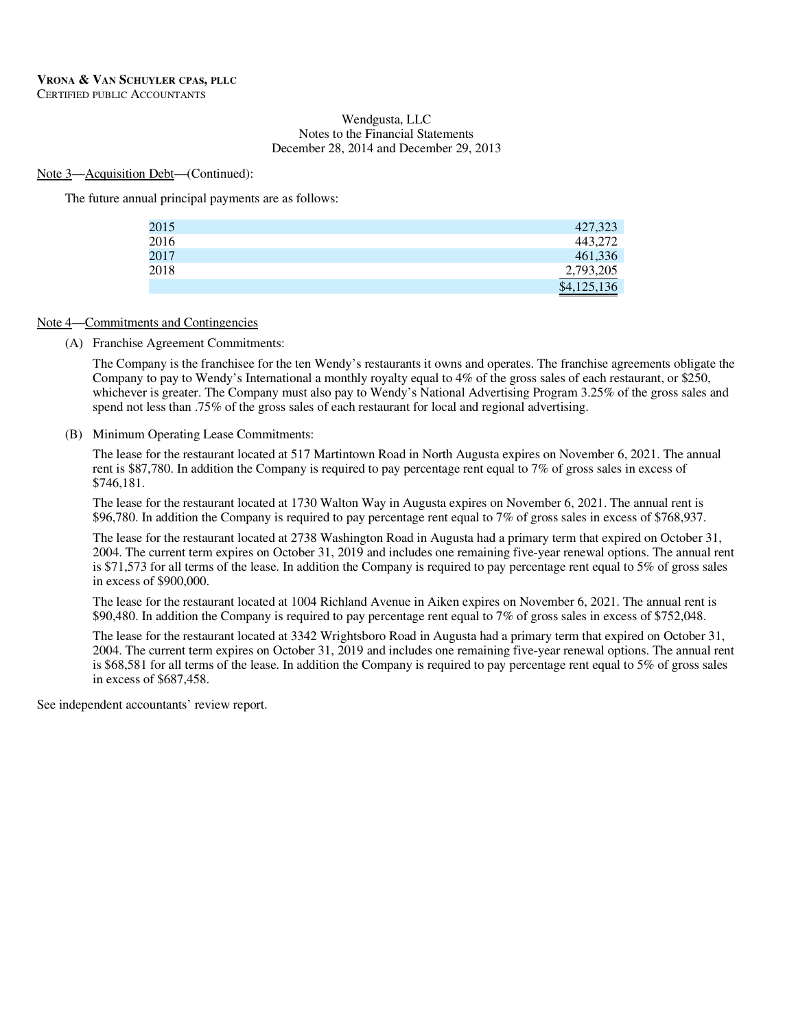**VRONA & VAN SCHUYLER CPAS, PLLC**
CERTIFIED PUBLIC ACCOUNTANTS

Wendgusta, LLC
Notes to the Financial Statements
December 28, 2014 and December 29, 2013

Note 3—Acquisition Debt—(Continued):

The future annual principal payments are as follows:

| | |
|---|---|
| 2015 | 427,323 |
| 2016 | 443,272 |
| 2017 | 461,336 |
| 2018 | 2,793,205 |
| | $4,125,136 |

Note 4—Commitments and Contingencies

(A) Franchise Agreement Commitments:

The Company is the franchisee for the ten Wendy's restaurants it owns and operates. The franchise agreements obligate the Company to pay to Wendy's International a monthly royalty equal to 4% of the gross sales of each restaurant, or $250, whichever is greater. The Company must also pay to Wendy's National Advertising Program 3.25% of the gross sales and spend not less than .75% of the gross sales of each restaurant for local and regional advertising.

(B) Minimum Operating Lease Commitments:

The lease for the restaurant located at 517 Martintown Road in North Augusta expires on November 6, 2021. The annual rent is $87,780. In addition the Company is required to pay percentage rent equal to 7% of gross sales in excess of $746,181.

The lease for the restaurant located at 1730 Walton Way in Augusta expires on November 6, 2021. The annual rent is $96,780. In addition the Company is required to pay percentage rent equal to 7% of gross sales in excess of $768,937.

The lease for the restaurant located at 2738 Washington Road in Augusta had a primary term that expired on October 31, 2004. The current term expires on October 31, 2019 and includes one remaining five-year renewal options. The annual rent is $71,573 for all terms of the lease. In addition the Company is required to pay percentage rent equal to 5% of gross sales in excess of $900,000.

The lease for the restaurant located at 1004 Richland Avenue in Aiken expires on November 6, 2021. The annual rent is $90,480. In addition the Company is required to pay percentage rent equal to 7% of gross sales in excess of $752,048.

The lease for the restaurant located at 3342 Wrightsboro Road in Augusta had a primary term that expired on October 31, 2004. The current term expires on October 31, 2019 and includes one remaining five-year renewal options. The annual rent is $68,581 for all terms of the lease. In addition the Company is required to pay percentage rent equal to 5% of gross sales in excess of $687,458.

See independent accountants' review report.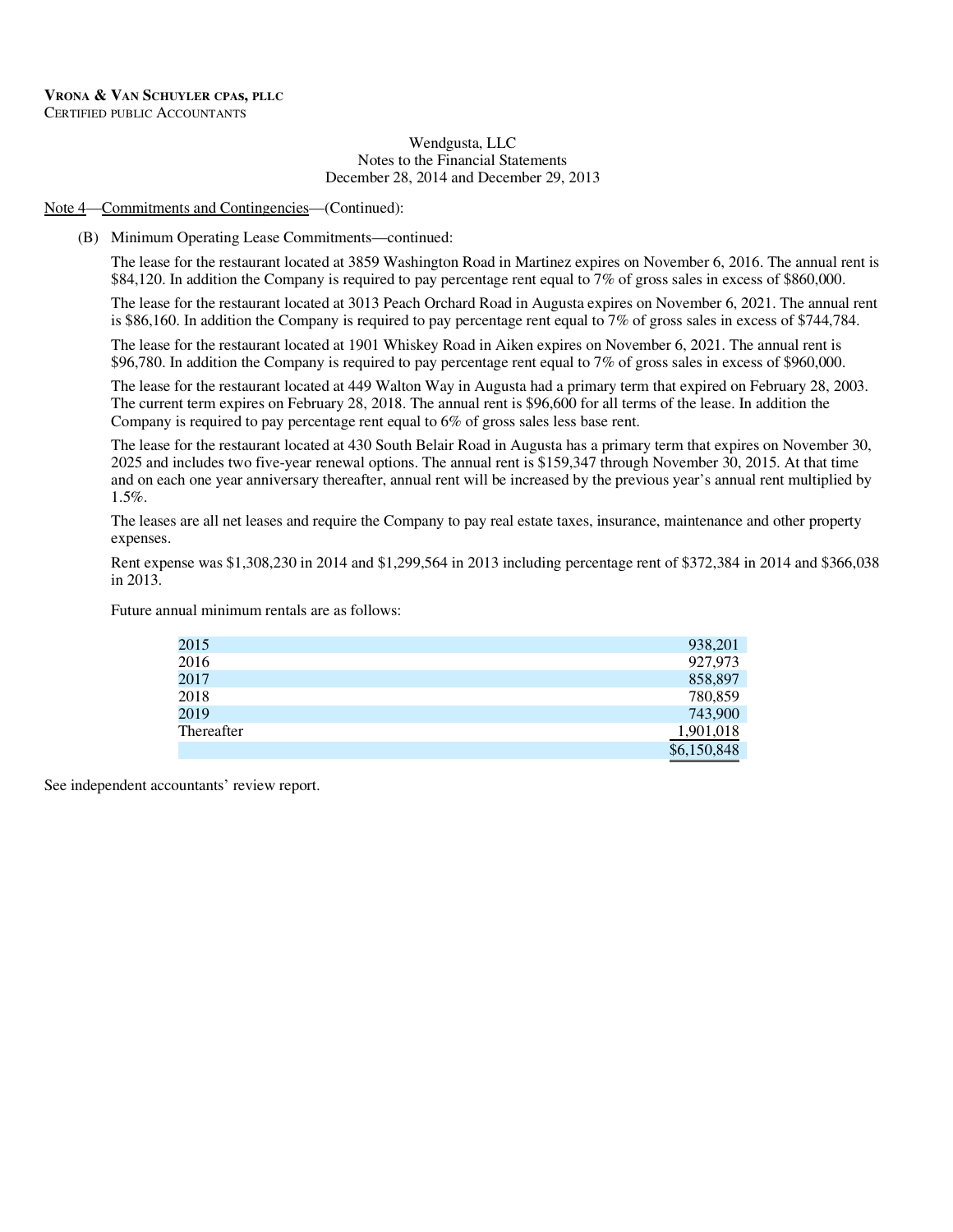**VRONA & VAN SCHUYLER CPAS, PLLC**
CERTIFIED PUBLIC ACCOUNTANTS

Wendgusta, LLC
Notes to the Financial Statements
December 28, 2014 and December 29, 2013

Note 4—Commitments and Contingencies—(Continued):

(B) Minimum Operating Lease Commitments—continued:

The lease for the restaurant located at 3859 Washington Road in Martinez expires on November 6, 2016. The annual rent is $84,120. In addition the Company is required to pay percentage rent equal to 7% of gross sales in excess of $860,000.

The lease for the restaurant located at 3013 Peach Orchard Road in Augusta expires on November 6, 2021. The annual rent is $86,160. In addition the Company is required to pay percentage rent equal to 7% of gross sales in excess of $744,784.

The lease for the restaurant located at 1901 Whiskey Road in Aiken expires on November 6, 2021. The annual rent is $96,780. In addition the Company is required to pay percentage rent equal to 7% of gross sales in excess of $960,000.

The lease for the restaurant located at 449 Walton Way in Augusta had a primary term that expired on February 28, 2003. The current term expires on February 28, 2018. The annual rent is $96,600 for all terms of the lease. In addition the Company is required to pay percentage rent equal to 6% of gross sales less base rent.

The lease for the restaurant located at 430 South Belair Road in Augusta has a primary term that expires on November 30, 2025 and includes two five-year renewal options. The annual rent is $159,347 through November 30, 2015. At that time and on each one year anniversary thereafter, annual rent will be increased by the previous year's annual rent multiplied by 1.5%.

The leases are all net leases and require the Company to pay real estate taxes, insurance, maintenance and other property expenses.

Rent expense was $1,308,230 in 2014 and $1,299,564 in 2013 including percentage rent of $372,384 in 2014 and $366,038 in 2013.

Future annual minimum rentals are as follows:

| | |
|---|---:|
| 2015 | 938,201 |
| 2016 | 927,973 |
| 2017 | 858,897 |
| 2018 | 780,859 |
| 2019 | 743,900 |
| Thereafter | 1,901,018 |
| | $6,150,848 |

See independent accountants' review report.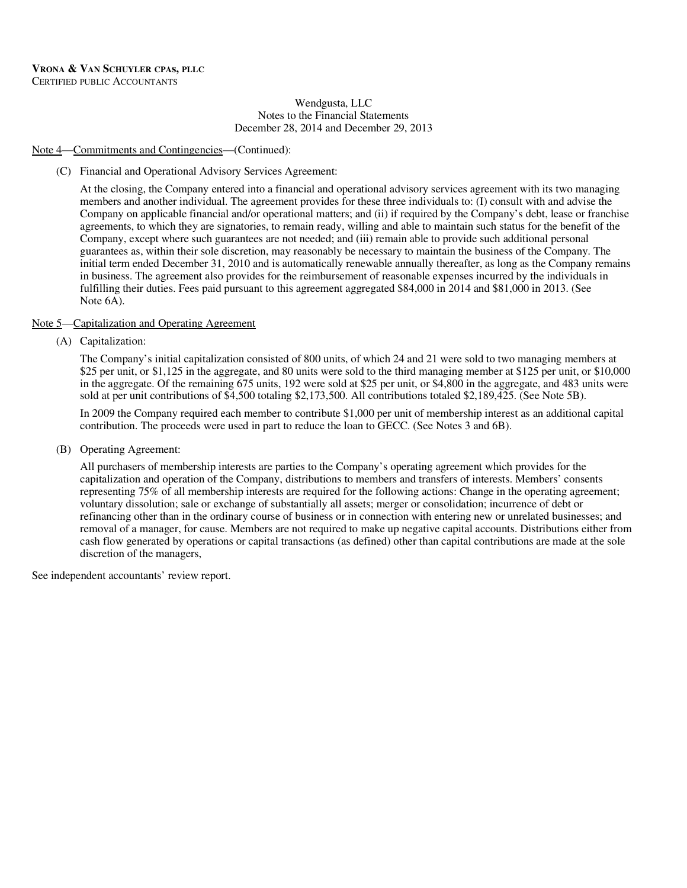VRONA & VAN SCHUYLER CPAS, PLLC
CERTIFIED PUBLIC ACCOUNTANTS

Wendgusta, LLC
Notes to the Financial Statements
December 28, 2014 and December 29, 2013

Note 4—Commitments and Contingencies—(Continued):

(C) Financial and Operational Advisory Services Agreement:

At the closing, the Company entered into a financial and operational advisory services agreement with its two managing members and another individual. The agreement provides for these three individuals to: (I) consult with and advise the Company on applicable financial and/or operational matters; and (ii) if required by the Company's debt, lease or franchise agreements, to which they are signatories, to remain ready, willing and able to maintain such status for the benefit of the Company, except where such guarantees are not needed; and (iii) remain able to provide such additional personal guarantees as, within their sole discretion, may reasonably be necessary to maintain the business of the Company. The initial term ended December 31, 2010 and is automatically renewable annually thereafter, as long as the Company remains in business. The agreement also provides for the reimbursement of reasonable expenses incurred by the individuals in fulfilling their duties. Fees paid pursuant to this agreement aggregated $84,000 in 2014 and $81,000 in 2013. (See Note 6A).

Note 5—Capitalization and Operating Agreement

(A) Capitalization:

The Company's initial capitalization consisted of 800 units, of which 24 and 21 were sold to two managing members at $25 per unit, or $1,125 in the aggregate, and 80 units were sold to the third managing member at $125 per unit, or $10,000 in the aggregate. Of the remaining 675 units, 192 were sold at $25 per unit, or $4,800 in the aggregate, and 483 units were sold at per unit contributions of $4,500 totaling $2,173,500. All contributions totaled $2,189,425. (See Note 5B).

In 2009 the Company required each member to contribute $1,000 per unit of membership interest as an additional capital contribution. The proceeds were used in part to reduce the loan to GECC. (See Notes 3 and 6B).

(B) Operating Agreement:

All purchasers of membership interests are parties to the Company's operating agreement which provides for the capitalization and operation of the Company, distributions to members and transfers of interests. Members' consents representing 75% of all membership interests are required for the following actions: Change in the operating agreement; voluntary dissolution; sale or exchange of substantially all assets; merger or consolidation; incurrence of debt or refinancing other than in the ordinary course of business or in connection with entering new or unrelated businesses; and removal of a manager, for cause. Members are not required to make up negative capital accounts. Distributions either from cash flow generated by operations or capital transactions (as defined) other than capital contributions are made at the sole discretion of the managers,

See independent accountants' review report.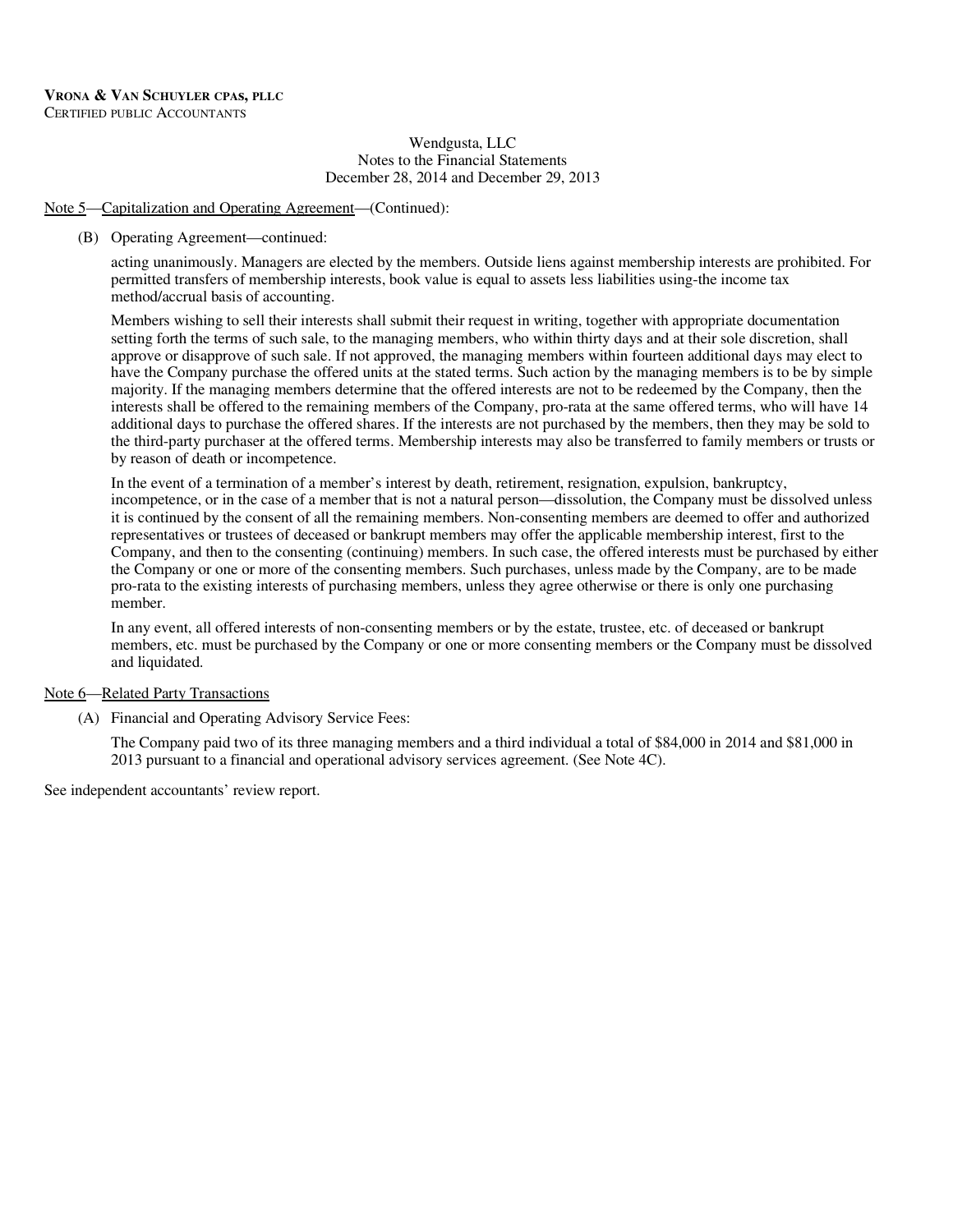Wendgusta, LLC
Notes to the Financial Statements
December 28, 2014 and December 29, 2013

Note 5—Capitalization and Operating Agreement—(Continued):

(B) Operating Agreement—continued:

acting unanimously. Managers are elected by the members. Outside liens against membership interests are prohibited. For permitted transfers of membership interests, book value is equal to assets less liabilities using-the income tax method/accrual basis of accounting.

Members wishing to sell their interests shall submit their request in writing, together with appropriate documentation setting forth the terms of such sale, to the managing members, who within thirty days and at their sole discretion, shall approve or disapprove of such sale. If not approved, the managing members within fourteen additional days may elect to have the Company purchase the offered units at the stated terms. Such action by the managing members is to be by simple majority. If the managing members determine that the offered interests are not to be redeemed by the Company, then the interests shall be offered to the remaining members of the Company, pro-rata at the same offered terms, who will have 14 additional days to purchase the offered shares. If the interests are not purchased by the members, then they may be sold to the third-party purchaser at the offered terms. Membership interests may also be transferred to family members or trusts or by reason of death or incompetence.

In the event of a termination of a member's interest by death, retirement, resignation, expulsion, bankruptcy, incompetence, or in the case of a member that is not a natural person—dissolution, the Company must be dissolved unless it is continued by the consent of all the remaining members. Non-consenting members are deemed to offer and authorized representatives or trustees of deceased or bankrupt members may offer the applicable membership interest, first to the Company, and then to the consenting (continuing) members. In such case, the offered interests must be purchased by either the Company or one or more of the consenting members. Such purchases, unless made by the Company, are to be made pro-rata to the existing interests of purchasing members, unless they agree otherwise or there is only one purchasing member.

In any event, all offered interests of non-consenting members or by the estate, trustee, etc. of deceased or bankrupt members, etc. must be purchased by the Company or one or more consenting members or the Company must be dissolved and liquidated.

Note 6—Related Party Transactions

(A) Financial and Operating Advisory Service Fees:

The Company paid two of its three managing members and a third individual a total of $84,000 in 2014 and $81,000 in 2013 pursuant to a financial and operational advisory services agreement. (See Note 4C).

See independent accountants' review report.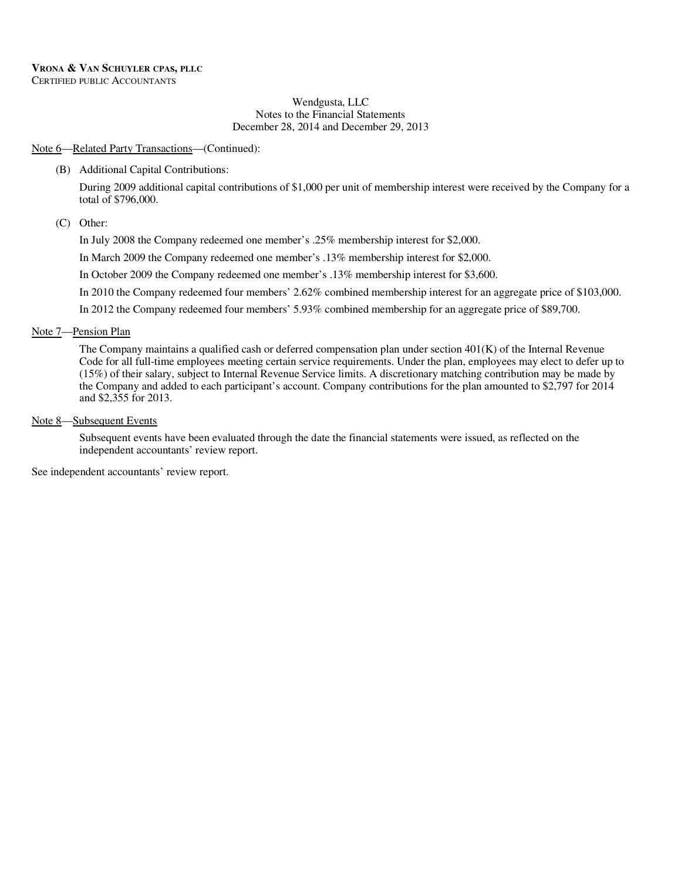Wendgusta, LLC
Notes to the Financial Statements
December 28, 2014 and December 29, 2013

Note 6—Related Party Transactions—(Continued):

(B) Additional Capital Contributions:

During 2009 additional capital contributions of $1,000 per unit of membership interest were received by the Company for a total of $796,000.

(C) Other:

In July 2008 the Company redeemed one member's .25% membership interest for $2,000.

In March 2009 the Company redeemed one member's .13% membership interest for $2,000.

In October 2009 the Company redeemed one member's .13% membership interest for $3,600.

In 2010 the Company redeemed four members' 2.62% combined membership interest for an aggregate price of $103,000.

In 2012 the Company redeemed four members' 5.93% combined membership for an aggregate price of $89,700.

Note 7—Pension Plan

The Company maintains a qualified cash or deferred compensation plan under section 401(K) of the Internal Revenue Code for all full-time employees meeting certain service requirements. Under the plan, employees may elect to defer up to (15%) of their salary, subject to Internal Revenue Service limits. A discretionary matching contribution may be made by the Company and added to each participant's account. Company contributions for the plan amounted to $2,797 for 2014 and $2,355 for 2013.

Note 8—Subsequent Events

Subsequent events have been evaluated through the date the financial statements were issued, as reflected on the independent accountants' review report.

See independent accountants' review report.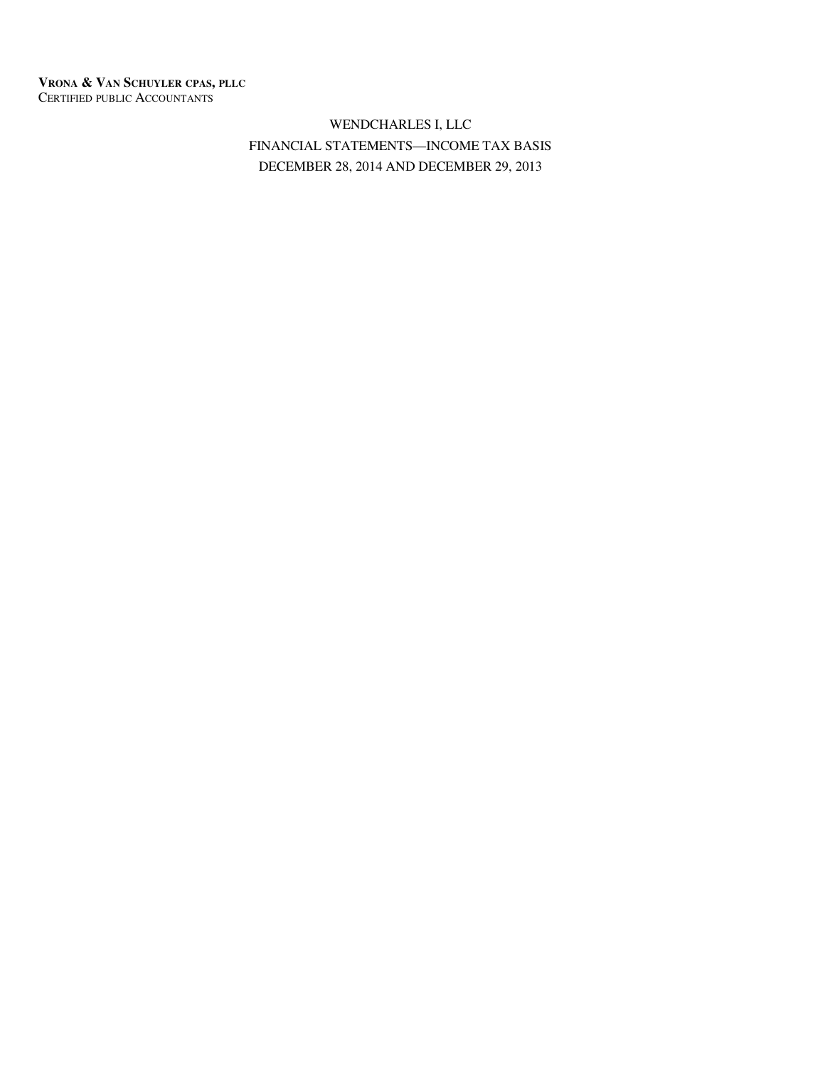**VRONA & VAN SCHUYLER CPAS, PLLC**
CERTIFIED PUBLIC ACCOUNTANTS

# WENDCHARLES I, LLC

## FINANCIAL STATEMENTS—INCOME TAX BASIS

## DECEMBER 28, 2014 AND DECEMBER 29, 2013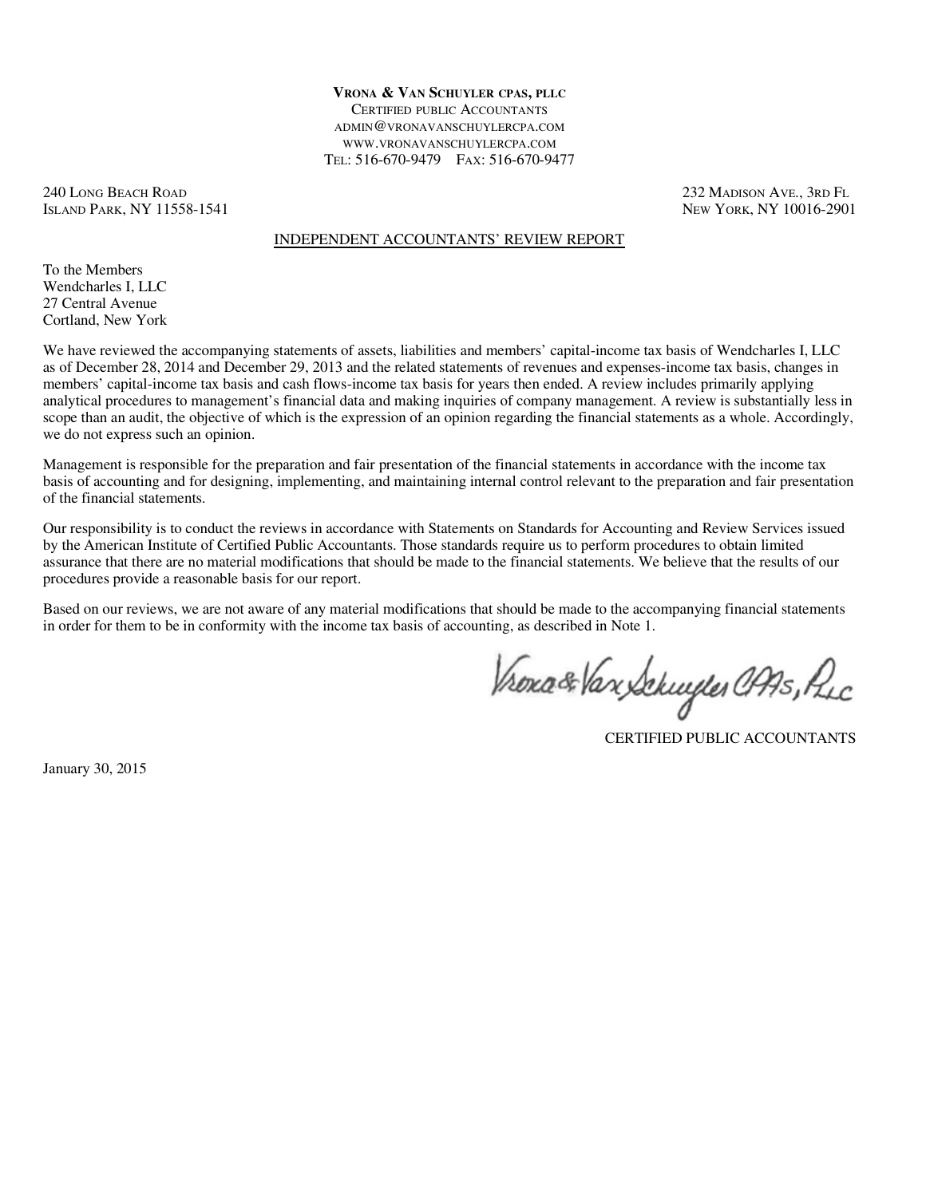**VRONA & VAN SCHUYLER CPAS, PLLC**
CERTIFIED PUBLIC ACCOUNTANTS
ADMIN@VRONAVANSCHUYLERCPA.COM
WWW.VRONAVANSCHUYLERCPA.COM
TEL: 516-670-9479 FAX: 516-670-9477

240 LONG BEACH ROAD
ISLAND PARK, NY 11558-1541

232 MADISON AVE., 3RD FL
NEW YORK, NY 10016-2901

## INDEPENDENT ACCOUNTANTS' REVIEW REPORT

To the Members
Wendcharles I, LLC
27 Central Avenue
Cortland, New York

We have reviewed the accompanying statements of assets, liabilities and members' capital-income tax basis of Wendcharles I, LLC as of December 28, 2014 and December 29, 2013 and the related statements of revenues and expenses-income tax basis, changes in members' capital-income tax basis and cash flows-income tax basis for years then ended. A review includes primarily applying analytical procedures to management's financial data and making inquiries of company management. A review is substantially less in scope than an audit, the objective of which is the expression of an opinion regarding the financial statements as a whole. Accordingly, we do not express such an opinion.

Management is responsible for the preparation and fair presentation of the financial statements in accordance with the income tax basis of accounting and for designing, implementing, and maintaining internal control relevant to the preparation and fair presentation of the financial statements.

Our responsibility is to conduct the reviews in accordance with Statements on Standards for Accounting and Review Services issued by the American Institute of Certified Public Accountants. Those standards require us to perform procedures to obtain limited assurance that there are no material modifications that should be made to the financial statements. We believe that the results of our procedures provide a reasonable basis for our report.

Based on our reviews, we are not aware of any material modifications that should be made to the accompanying financial statements in order for them to be in conformity with the income tax basis of accounting, as described in Note 1.

Vrona & Van Schuyler CPAs, PLLC

CERTIFIED PUBLIC ACCOUNTANTS

January 30, 2015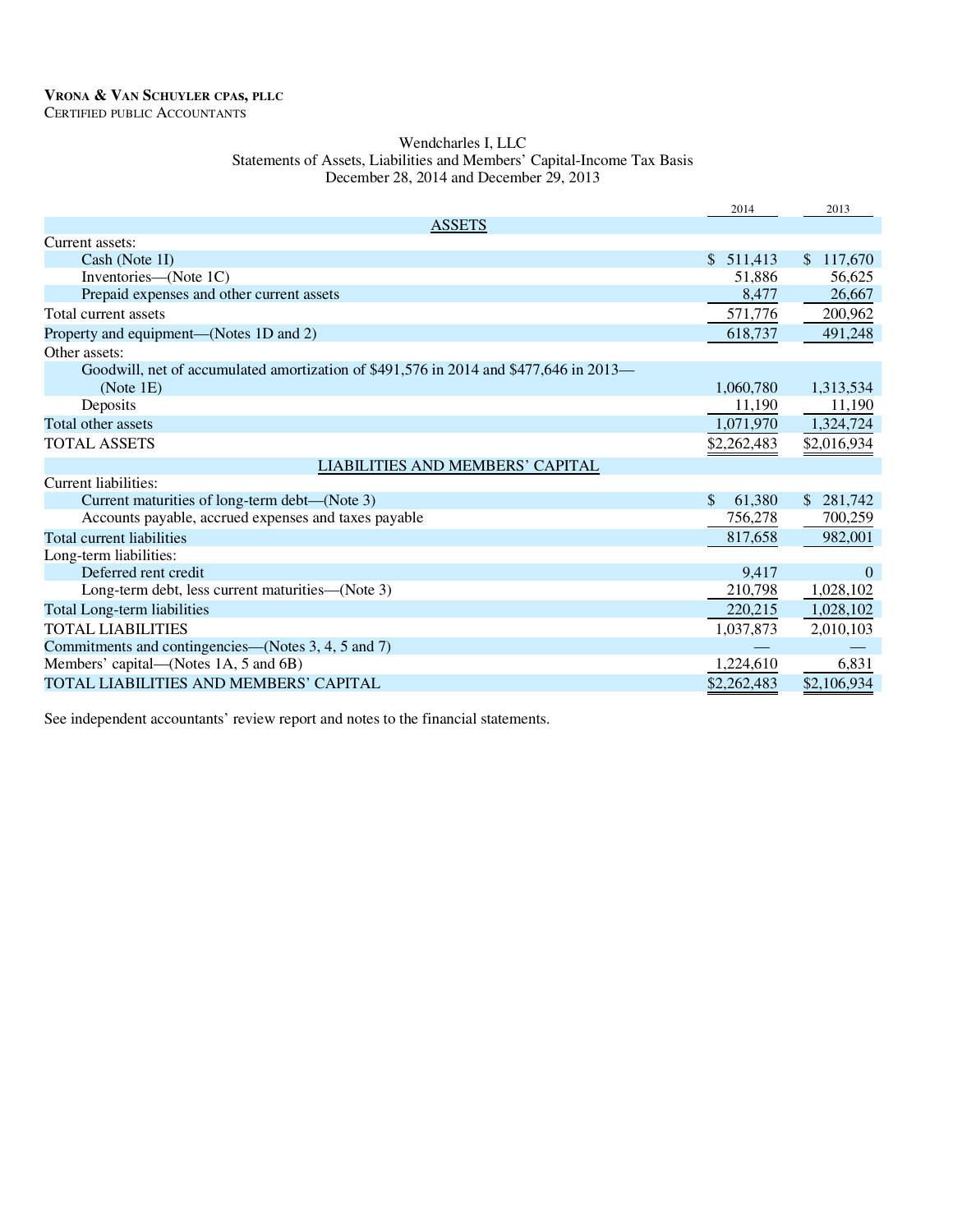**VRONA & VAN SCHUYLER CPAS, PLLC**
CERTIFIED PUBLIC ACCOUNTANTS

Wendcharles I, LLC
Statements of Assets, Liabilities and Members' Capital-Income Tax Basis
December 28, 2014 and December 29, 2013

| | 2014 | 2013 |
|---|---|---|
| ASSETS | | |
| Current assets: | | |
| Cash (Note 1I) | $ 511,413 | $ 117,670 |
| Inventories—(Note 1C) | 51,886 | 56,625 |
| Prepaid expenses and other current assets | 8,477 | 26,667 |
| Total current assets | 571,776 | 200,962 |
| Property and equipment—(Notes 1D and 2) | 618,737 | 491,248 |
| Other assets: | | |
| Goodwill, net of accumulated amortization of $491,576 in 2014 and $477,646 in 2013—(Note 1E) | 1,060,780 | 1,313,534 |
| Deposits | 11,190 | 11,190 |
| Total other assets | 1,071,970 | 1,324,724 |
| TOTAL ASSETS | $2,262,483 | $2,016,934 |
| LIABILITIES AND MEMBERS' CAPITAL | | |
| Current liabilities: | | |
| Current maturities of long-term debt—(Note 3) | $ 61,380 | $ 281,742 |
| Accounts payable, accrued expenses and taxes payable | 756,278 | 700,259 |
| Total current liabilities | 817,658 | 982,001 |
| Long-term liabilities: | | |
| Deferred rent credit | 9,417 | 0 |
| Long-term debt, less current maturities—(Note 3) | 210,798 | 1,028,102 |
| Total Long-term liabilities | 220,215 | 1,028,102 |
| TOTAL LIABILITIES | 1,037,873 | 2,010,103 |
| Commitments and contingencies—(Notes 3, 4, 5 and 7) | — | — |
| Members' capital—(Notes 1A, 5 and 6B) | 1,224,610 | 6,831 |
| TOTAL LIABILITIES AND MEMBERS' CAPITAL | $2,262,483 | $2,106,934 |

See independent accountants' review report and notes to the financial statements.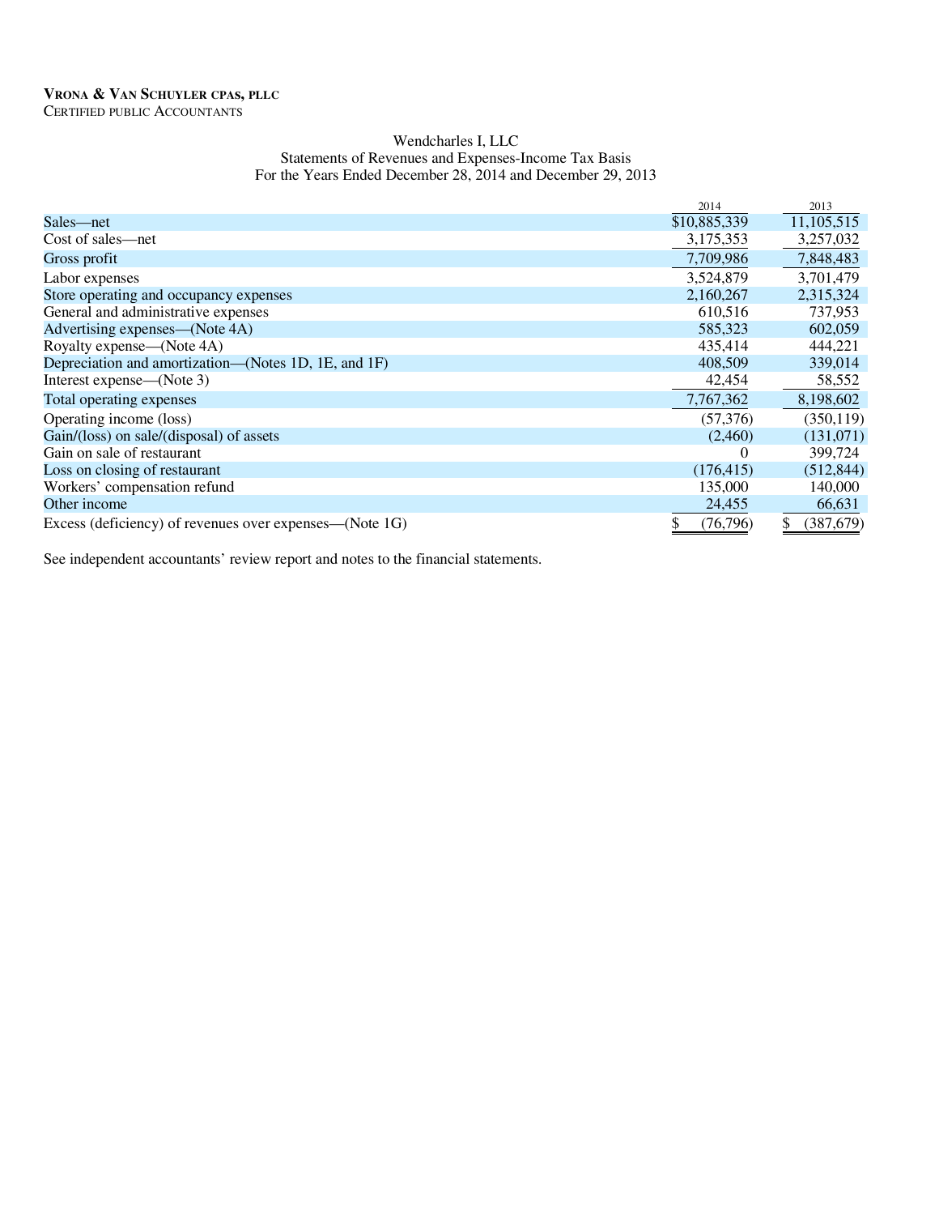**VRONA & VAN SCHUYLER CPAS, PLLC**
CERTIFIED PUBLIC ACCOUNTANTS

Wendcharles I, LLC
Statements of Revenues and Expenses-Income Tax Basis
For the Years Ended December 28, 2014 and December 29, 2013

| | 2014 | 2013 |
|---|---|---|
| Sales—net | $10,885,339 | 11,105,515 |
| Cost of sales—net | 3,175,353 | 3,257,032 |
| Gross profit | 7,709,986 | 7,848,483 |
| Labor expenses | 3,524,879 | 3,701,479 |
| Store operating and occupancy expenses | 2,160,267 | 2,315,324 |
| General and administrative expenses | 610,516 | 737,953 |
| Advertising expenses—(Note 4A) | 585,323 | 602,059 |
| Royalty expense—(Note 4A) | 435,414 | 444,221 |
| Depreciation and amortization—(Notes 1D, 1E, and 1F) | 408,509 | 339,014 |
| Interest expense—(Note 3) | 42,454 | 58,552 |
| Total operating expenses | 7,767,362 | 8,198,602 |
| Operating income (loss) | (57,376) | (350,119) |
| Gain/(loss) on sale/(disposal) of assets | (2,460) | (131,071) |
| Gain on sale of restaurant | 0 | 399,724 |
| Loss on closing of restaurant | (176,415) | (512,844) |
| Workers' compensation refund | 135,000 | 140,000 |
| Other income | 24,455 | 66,631 |
| Excess (deficiency) of revenues over expenses—(Note 1G) | $ (76,796) | $ (387,679) |

See independent accountants' review report and notes to the financial statements.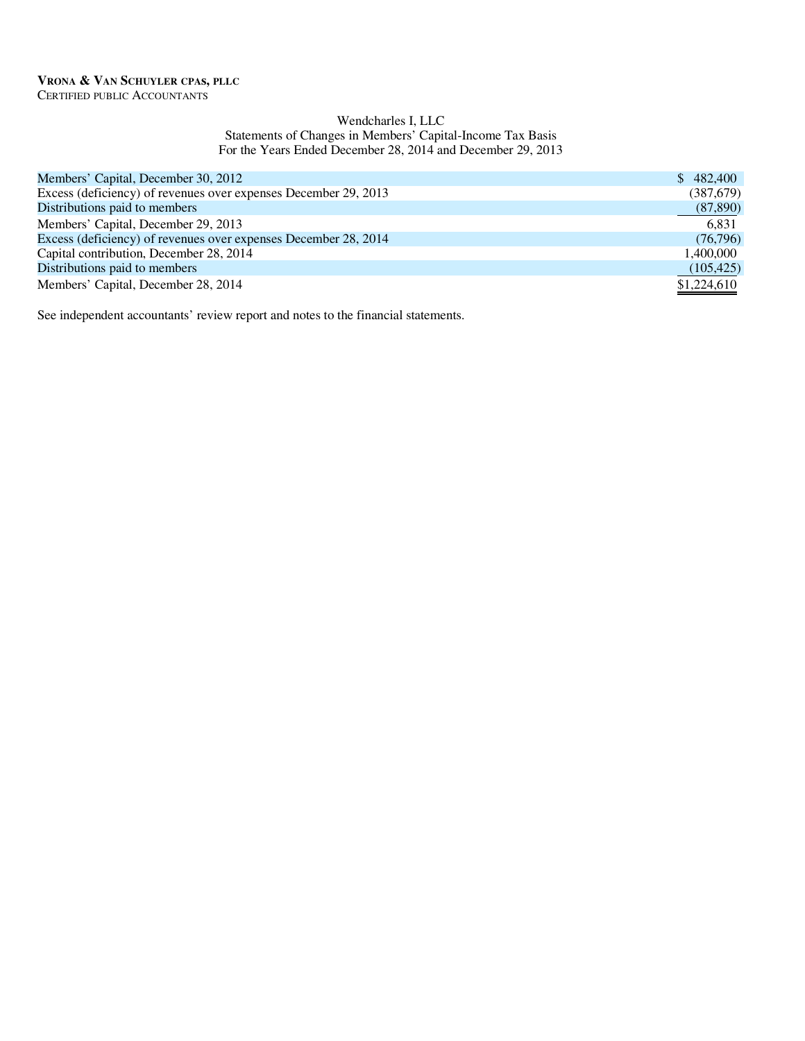**VRONA & VAN SCHUYLER CPAS, PLLC**
CERTIFIED PUBLIC ACCOUNTANTS

Wendcharles I, LLC
Statements of Changes in Members' Capital-Income Tax Basis
For the Years Ended December 28, 2014 and December 29, 2013

| | |
|---|---:|
| Members' Capital, December 30, 2012 | $ 482,400 |
| Excess (deficiency) of revenues over expenses December 29, 2013 | (387,679) |
| Distributions paid to members | (87,890) |
| Members' Capital, December 29, 2013 | 6,831 |
| Excess (deficiency) of revenues over expenses December 28, 2014 | (76,796) |
| Capital contribution, December 28, 2014 | 1,400,000 |
| Distributions paid to members | (105,425) |
| Members' Capital, December 28, 2014 | $1,224,610 |

See independent accountants' review report and notes to the financial statements.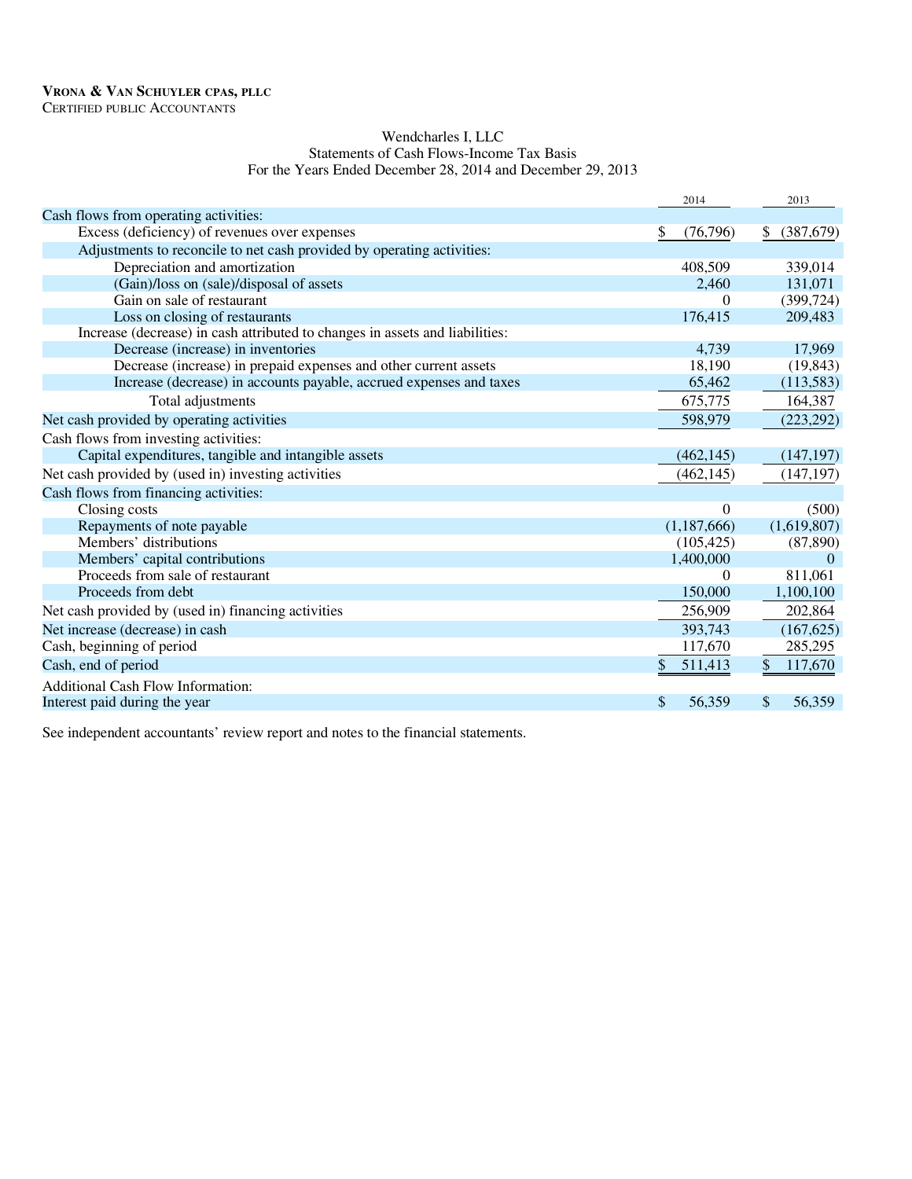**VRONA & VAN SCHUYLER CPAS, PLLC**
CERTIFIED PUBLIC ACCOUNTANTS

Wendcharles I, LLC
Statements of Cash Flows-Income Tax Basis
For the Years Ended December 28, 2014 and December 29, 2013

| | 2014 | 2013 |
|---|---|---|
| Cash flows from operating activities: | | |
| Excess (deficiency) of revenues over expenses | $ (76,796) | $ (387,679) |
| Adjustments to reconcile to net cash provided by operating activities: | | |
| Depreciation and amortization | 408,509 | 339,014 |
| (Gain)/loss on (sale)/disposal of assets | 2,460 | 131,071 |
| Gain on sale of restaurant | 0 | (399,724) |
| Loss on closing of restaurants | 176,415 | 209,483 |
| Increase (decrease) in cash attributed to changes in assets and liabilities: | | |
| Decrease (increase) in inventories | 4,739 | 17,969 |
| Decrease (increase) in prepaid expenses and other current assets | 18,190 | (19,843) |
| Increase (decrease) in accounts payable, accrued expenses and taxes | 65,462 | (113,583) |
| Total adjustments | 675,775 | 164,387 |
| Net cash provided by operating activities | 598,979 | (223,292) |
| Cash flows from investing activities: | | |
| Capital expenditures, tangible and intangible assets | (462,145) | (147,197) |
| Net cash provided by (used in) investing activities | (462,145) | (147,197) |
| Cash flows from financing activities: | | |
| Closing costs | 0 | (500) |
| Repayments of note payable | (1,187,666) | (1,619,807) |
| Members' distributions | (105,425) | (87,890) |
| Members' capital contributions | 1,400,000 | 0 |
| Proceeds from sale of restaurant | 0 | 811,061 |
| Proceeds from debt | 150,000 | 1,100,100 |
| Net cash provided by (used in) financing activities | 256,909 | 202,864 |
| Net increase (decrease) in cash | 393,743 | (167,625) |
| Cash, beginning of period | 117,670 | 285,295 |
| Cash, end of period | $ 511,413 | $ 117,670 |
| Additional Cash Flow Information: | | |
| Interest paid during the year | $ 56,359 | $ 56,359 |

See independent accountants' review report and notes to the financial statements.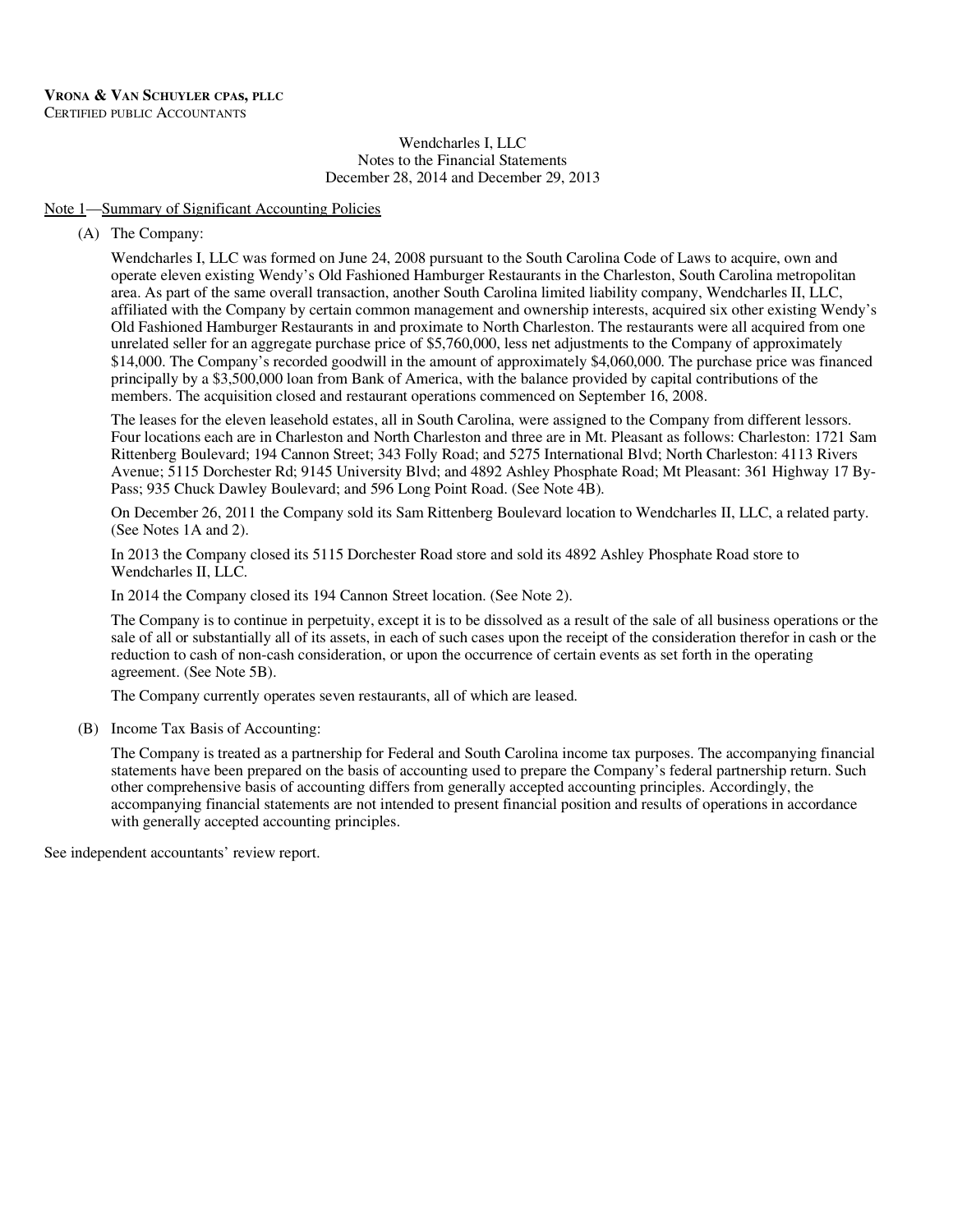**VRONA & VAN SCHUYLER CPAS, PLLC**
CERTIFIED PUBLIC ACCOUNTANTS

Wendcharles I, LLC
Notes to the Financial Statements
December 28, 2014 and December 29, 2013

Note 1—Summary of Significant Accounting Policies

(A) The Company:

Wendcharles I, LLC was formed on June 24, 2008 pursuant to the South Carolina Code of Laws to acquire, own and operate eleven existing Wendy's Old Fashioned Hamburger Restaurants in the Charleston, South Carolina metropolitan area. As part of the same overall transaction, another South Carolina limited liability company, Wendcharles II, LLC, affiliated with the Company by certain common management and ownership interests, acquired six other existing Wendy's Old Fashioned Hamburger Restaurants in and proximate to North Charleston. The restaurants were all acquired from one unrelated seller for an aggregate purchase price of $5,760,000, less net adjustments to the Company of approximately $14,000. The Company's recorded goodwill in the amount of approximately $4,060,000. The purchase price was financed principally by a $3,500,000 loan from Bank of America, with the balance provided by capital contributions of the members. The acquisition closed and restaurant operations commenced on September 16, 2008.

The leases for the eleven leasehold estates, all in South Carolina, were assigned to the Company from different lessors. Four locations each are in Charleston and North Charleston and three are in Mt. Pleasant as follows: Charleston: 1721 Sam Rittenberg Boulevard; 194 Cannon Street; 343 Folly Road; and 5275 International Blvd; North Charleston: 4113 Rivers Avenue; 5115 Dorchester Rd; 9145 University Blvd; and 4892 Ashley Phosphate Road; Mt Pleasant: 361 Highway 17 By-Pass; 935 Chuck Dawley Boulevard; and 596 Long Point Road. (See Note 4B).

On December 26, 2011 the Company sold its Sam Rittenberg Boulevard location to Wendcharles II, LLC, a related party. (See Notes 1A and 2).

In 2013 the Company closed its 5115 Dorchester Road store and sold its 4892 Ashley Phosphate Road store to Wendcharles II, LLC.

In 2014 the Company closed its 194 Cannon Street location. (See Note 2).

The Company is to continue in perpetuity, except it is to be dissolved as a result of the sale of all business operations or the sale of all or substantially all of its assets, in each of such cases upon the receipt of the consideration therefor in cash or the reduction to cash of non-cash consideration, or upon the occurrence of certain events as set forth in the operating agreement. (See Note 5B).

The Company currently operates seven restaurants, all of which are leased.

(B) Income Tax Basis of Accounting:

The Company is treated as a partnership for Federal and South Carolina income tax purposes. The accompanying financial statements have been prepared on the basis of accounting used to prepare the Company's federal partnership return. Such other comprehensive basis of accounting differs from generally accepted accounting principles. Accordingly, the accompanying financial statements are not intended to present financial position and results of operations in accordance with generally accepted accounting principles.

See independent accountants' review report.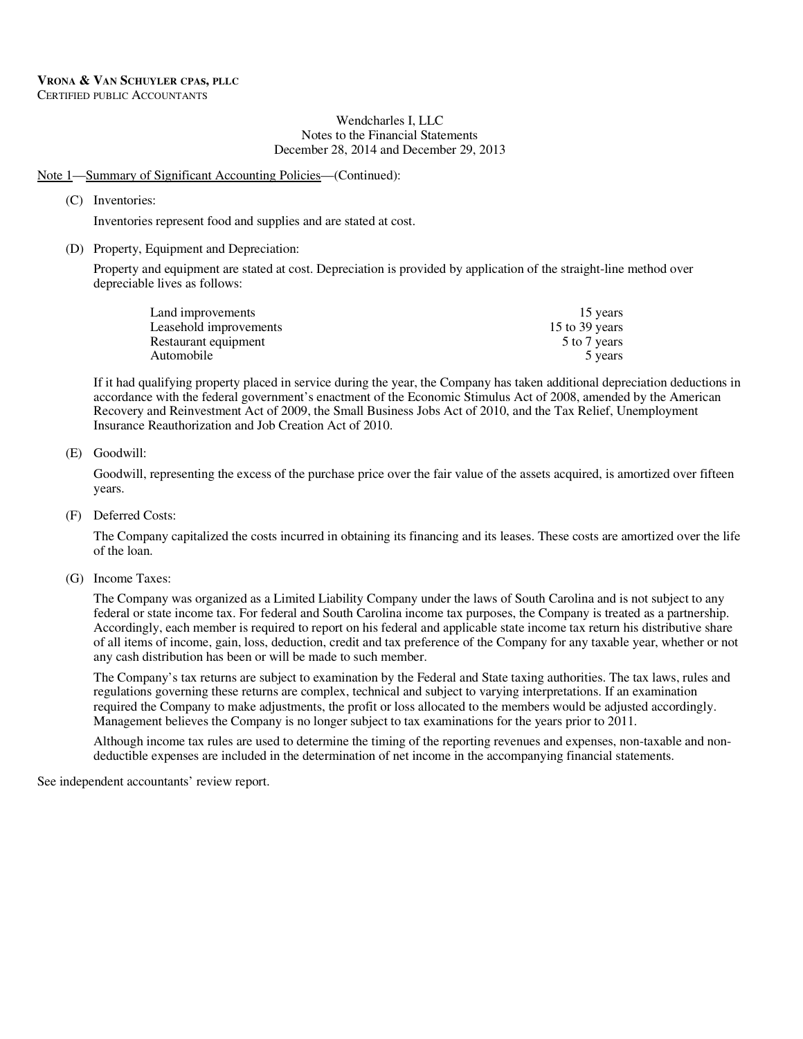**VRONA & VAN SCHUYLER CPAS, PLLC**
CERTIFIED PUBLIC ACCOUNTANTS

Wendcharles I, LLC
Notes to the Financial Statements
December 28, 2014 and December 29, 2013

Note 1—Summary of Significant Accounting Policies—(Continued):

(C) Inventories:

Inventories represent food and supplies and are stated at cost.

(D) Property, Equipment and Depreciation:

Property and equipment are stated at cost. Depreciation is provided by application of the straight-line method over depreciable lives as follows:

| | |
|---|---|
| Land improvements | 15 years |
| Leasehold improvements | 15 to 39 years |
| Restaurant equipment | 5 to 7 years |
| Automobile | 5 years |

If it had qualifying property placed in service during the year, the Company has taken additional depreciation deductions in accordance with the federal government's enactment of the Economic Stimulus Act of 2008, amended by the American Recovery and Reinvestment Act of 2009, the Small Business Jobs Act of 2010, and the Tax Relief, Unemployment Insurance Reauthorization and Job Creation Act of 2010.

(E) Goodwill:

Goodwill, representing the excess of the purchase price over the fair value of the assets acquired, is amortized over fifteen years.

(F) Deferred Costs:

The Company capitalized the costs incurred in obtaining its financing and its leases. These costs are amortized over the life of the loan.

(G) Income Taxes:

The Company was organized as a Limited Liability Company under the laws of South Carolina and is not subject to any federal or state income tax. For federal and South Carolina income tax purposes, the Company is treated as a partnership. Accordingly, each member is required to report on his federal and applicable state income tax return his distributive share of all items of income, gain, loss, deduction, credit and tax preference of the Company for any taxable year, whether or not any cash distribution has been or will be made to such member.

The Company's tax returns are subject to examination by the Federal and State taxing authorities. The tax laws, rules and regulations governing these returns are complex, technical and subject to varying interpretations. If an examination required the Company to make adjustments, the profit or loss allocated to the members would be adjusted accordingly. Management believes the Company is no longer subject to tax examinations for the years prior to 2011.

Although income tax rules are used to determine the timing of the reporting revenues and expenses, non-taxable and non-deductible expenses are included in the determination of net income in the accompanying financial statements.

See independent accountants' review report.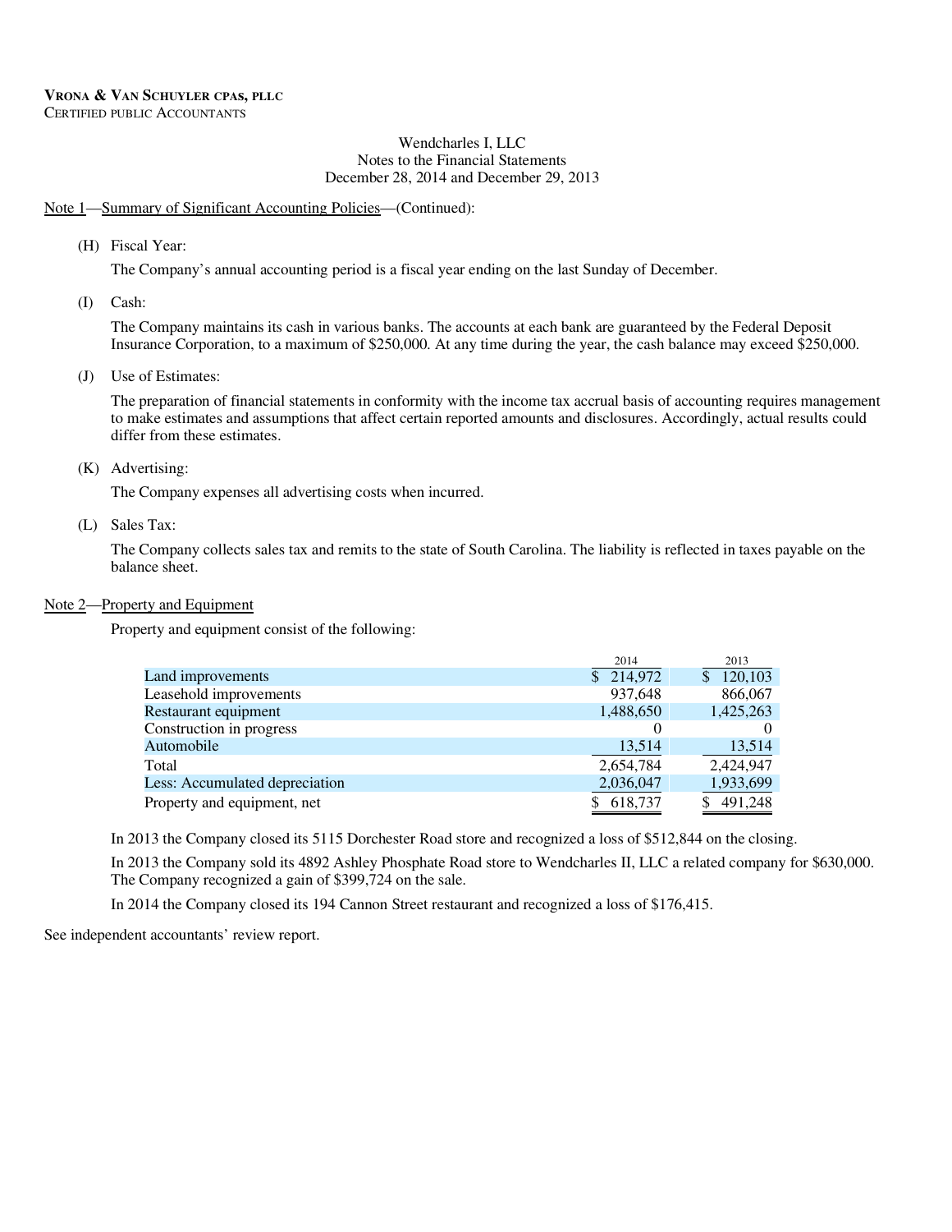**VRONA & VAN SCHUYLER CPAS, PLLC**
CERTIFIED PUBLIC ACCOUNTANTS

Wendcharles I, LLC
Notes to the Financial Statements
December 28, 2014 and December 29, 2013

Note 1—Summary of Significant Accounting Policies—(Continued):

(H) Fiscal Year:

The Company's annual accounting period is a fiscal year ending on the last Sunday of December.

(I) Cash:

The Company maintains its cash in various banks. The accounts at each bank are guaranteed by the Federal Deposit Insurance Corporation, to a maximum of $250,000. At any time during the year, the cash balance may exceed $250,000.

(J) Use of Estimates:

The preparation of financial statements in conformity with the income tax accrual basis of accounting requires management to make estimates and assumptions that affect certain reported amounts and disclosures. Accordingly, actual results could differ from these estimates.

(K) Advertising:

The Company expenses all advertising costs when incurred.

(L) Sales Tax:

The Company collects sales tax and remits to the state of South Carolina. The liability is reflected in taxes payable on the balance sheet.

Note 2—Property and Equipment

Property and equipment consist of the following:

| | 2014 | 2013 |
|---|---|---|
| Land improvements | $ 214,972 | $ 120,103 |
| Leasehold improvements | 937,648 | 866,067 |
| Restaurant equipment | 1,488,650 | 1,425,263 |
| Construction in progress | 0 | 0 |
| Automobile | 13,514 | 13,514 |
| Total | 2,654,784 | 2,424,947 |
| Less: Accumulated depreciation | 2,036,047 | 1,933,699 |
| Property and equipment, net | $ 618,737 | $ 491,248 |

In 2013 the Company closed its 5115 Dorchester Road store and recognized a loss of $512,844 on the closing.

In 2013 the Company sold its 4892 Ashley Phosphate Road store to Wendcharles II, LLC a related company for $630,000. The Company recognized a gain of $399,724 on the sale.

In 2014 the Company closed its 194 Cannon Street restaurant and recognized a loss of $176,415.

See independent accountants' review report.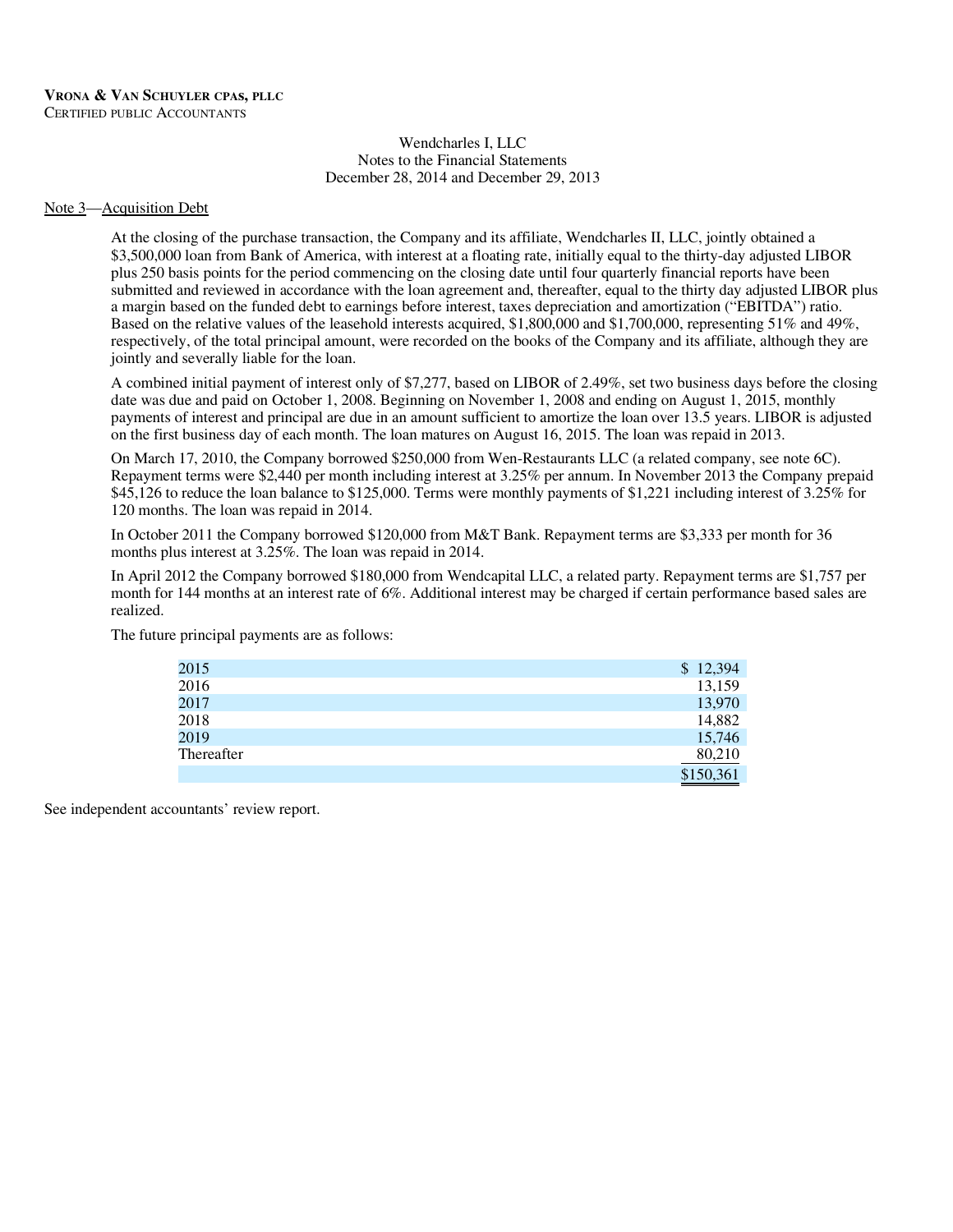**Vrona & Van Schuyler CPAs, PLLC**
Certified Public Accountants

Wendcharles I, LLC
Notes to the Financial Statements
December 28, 2014 and December 29, 2013

Note 3—Acquisition Debt

At the closing of the purchase transaction, the Company and its affiliate, Wendcharles II, LLC, jointly obtained a $3,500,000 loan from Bank of America, with interest at a floating rate, initially equal to the thirty-day adjusted LIBOR plus 250 basis points for the period commencing on the closing date until four quarterly financial reports have been submitted and reviewed in accordance with the loan agreement and, thereafter, equal to the thirty day adjusted LIBOR plus a margin based on the funded debt to earnings before interest, taxes depreciation and amortization ("EBITDA") ratio. Based on the relative values of the leasehold interests acquired, $1,800,000 and $1,700,000, representing 51% and 49%, respectively, of the total principal amount, were recorded on the books of the Company and its affiliate, although they are jointly and severally liable for the loan.

A combined initial payment of interest only of $7,277, based on LIBOR of 2.49%, set two business days before the closing date was due and paid on October 1, 2008. Beginning on November 1, 2008 and ending on August 1, 2015, monthly payments of interest and principal are due in an amount sufficient to amortize the loan over 13.5 years. LIBOR is adjusted on the first business day of each month. The loan matures on August 16, 2015. The loan was repaid in 2013.

On March 17, 2010, the Company borrowed $250,000 from Wen-Restaurants LLC (a related company, see note 6C). Repayment terms were $2,440 per month including interest at 3.25% per annum. In November 2013 the Company prepaid $45,126 to reduce the loan balance to $125,000. Terms were monthly payments of $1,221 including interest of 3.25% for 120 months. The loan was repaid in 2014.

In October 2011 the Company borrowed $120,000 from M&T Bank. Repayment terms are $3,333 per month for 36 months plus interest at 3.25%. The loan was repaid in 2014.

In April 2012 the Company borrowed $180,000 from Wendcapital LLC, a related party. Repayment terms are $1,757 per month for 144 months at an interest rate of 6%. Additional interest may be charged if certain performance based sales are realized.

The future principal payments are as follows:

| | |
|---|---|
| 2015 | $ 12,394 |
| 2016 | 13,159 |
| 2017 | 13,970 |
| 2018 | 14,882 |
| 2019 | 15,746 |
| Thereafter | 80,210 |
| | $150,361 |

See independent accountants' review report.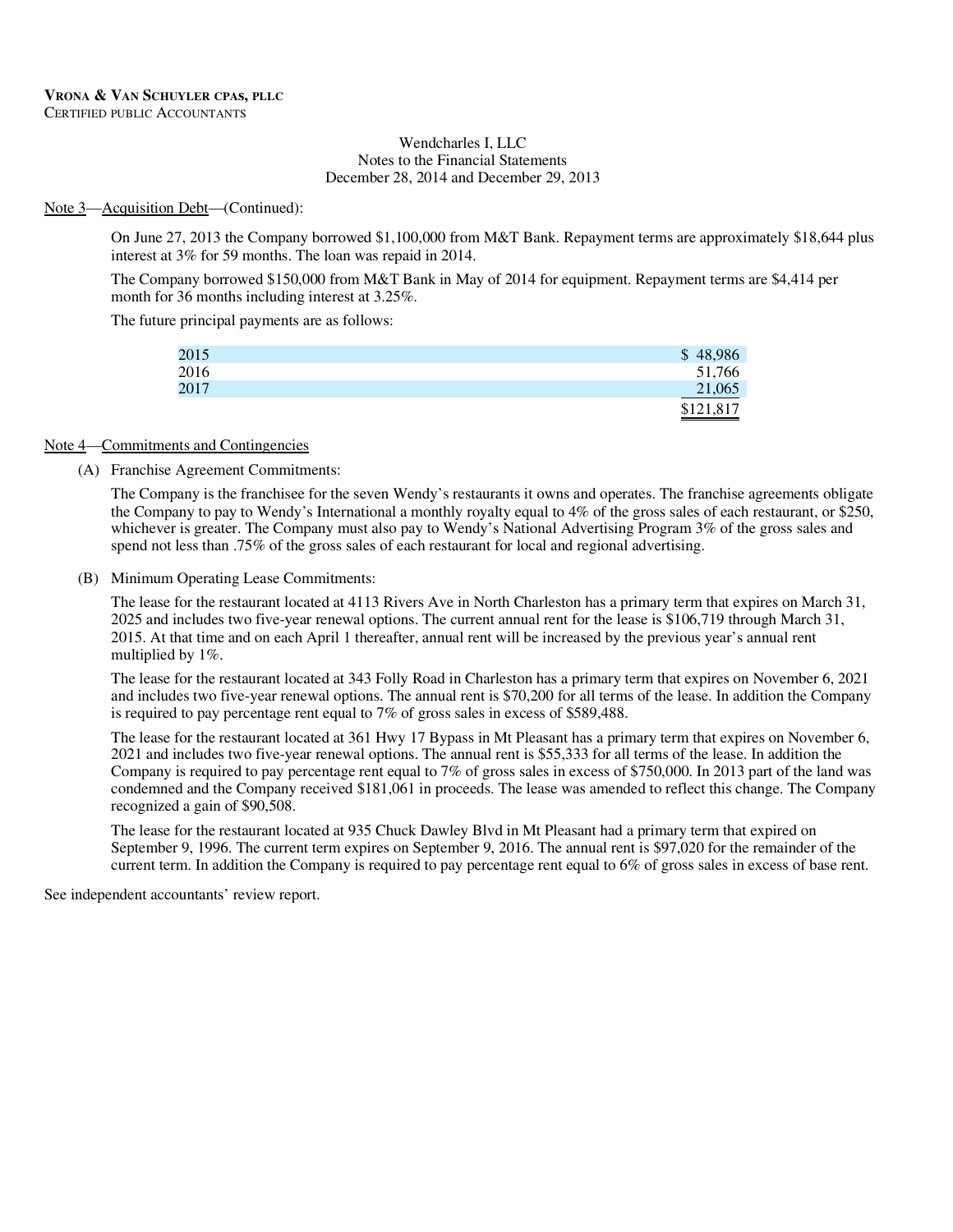**VRONA & VAN SCHUYLER CPAS, PLLC**
CERTIFIED PUBLIC ACCOUNTANTS

Wendcharles I, LLC
Notes to the Financial Statements
December 28, 2014 and December 29, 2013

Note 3—Acquisition Debt—(Continued):

On June 27, 2013 the Company borrowed $1,100,000 from M&T Bank. Repayment terms are approximately $18,644 plus interest at 3% for 59 months. The loan was repaid in 2014.

The Company borrowed $150,000 from M&T Bank in May of 2014 for equipment. Repayment terms are $4,414 per month for 36 months including interest at 3.25%.

The future principal payments are as follows:

| | |
|---|---|
| 2015 | $ 48,986 |
| 2016 | 51,766 |
| 2017 | 21,065 |
| | $121,817 |

Note 4—Commitments and Contingencies

(A) Franchise Agreement Commitments:

The Company is the franchisee for the seven Wendy's restaurants it owns and operates. The franchise agreements obligate the Company to pay to Wendy's International a monthly royalty equal to 4% of the gross sales of each restaurant, or $250, whichever is greater. The Company must also pay to Wendy's National Advertising Program 3% of the gross sales and spend not less than .75% of the gross sales of each restaurant for local and regional advertising.

(B) Minimum Operating Lease Commitments:

The lease for the restaurant located at 4113 Rivers Ave in North Charleston has a primary term that expires on March 31, 2025 and includes two five-year renewal options. The current annual rent for the lease is $106,719 through March 31, 2015. At that time and on each April 1 thereafter, annual rent will be increased by the previous year's annual rent multiplied by 1%.

The lease for the restaurant located at 343 Folly Road in Charleston has a primary term that expires on November 6, 2021 and includes two five-year renewal options. The annual rent is $70,200 for all terms of the lease. In addition the Company is required to pay percentage rent equal to 7% of gross sales in excess of $589,488.

The lease for the restaurant located at 361 Hwy 17 Bypass in Mt Pleasant has a primary term that expires on November 6, 2021 and includes two five-year renewal options. The annual rent is $55,333 for all terms of the lease. In addition the Company is required to pay percentage rent equal to 7% of gross sales in excess of $750,000. In 2013 part of the land was condemned and the Company received $181,061 in proceeds. The lease was amended to reflect this change. The Company recognized a gain of $90,508.

The lease for the restaurant located at 935 Chuck Dawley Blvd in Mt Pleasant had a primary term that expired on September 9, 1996. The current term expires on September 9, 2016. The annual rent is $97,020 for the remainder of the current term. In addition the Company is required to pay percentage rent equal to 6% of gross sales in excess of base rent.

See independent accountants' review report.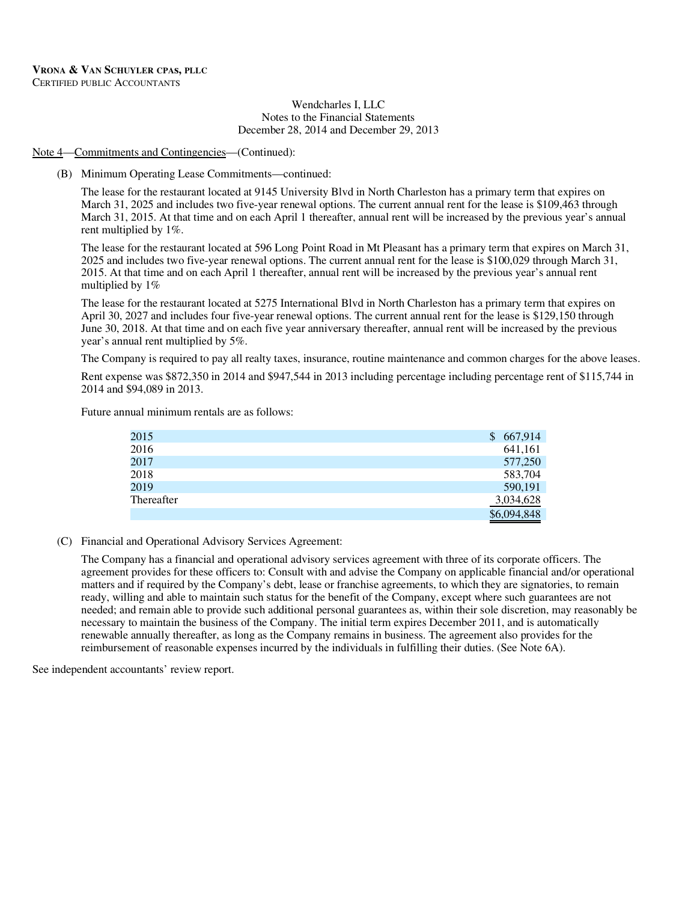**VRONA & VAN SCHUYLER CPAS, PLLC**
CERTIFIED PUBLIC ACCOUNTANTS

Wendcharles I, LLC
Notes to the Financial Statements
December 28, 2014 and December 29, 2013

Note 4—Commitments and Contingencies—(Continued):

(B) Minimum Operating Lease Commitments—continued:

The lease for the restaurant located at 9145 University Blvd in North Charleston has a primary term that expires on March 31, 2025 and includes two five-year renewal options. The current annual rent for the lease is $109,463 through March 31, 2015. At that time and on each April 1 thereafter, annual rent will be increased by the previous year's annual rent multiplied by 1%.

The lease for the restaurant located at 596 Long Point Road in Mt Pleasant has a primary term that expires on March 31, 2025 and includes two five-year renewal options. The current annual rent for the lease is $100,029 through March 31, 2015. At that time and on each April 1 thereafter, annual rent will be increased by the previous year's annual rent multiplied by 1%

The lease for the restaurant located at 5275 International Blvd in North Charleston has a primary term that expires on April 30, 2027 and includes four five-year renewal options. The current annual rent for the lease is $129,150 through June 30, 2018. At that time and on each five year anniversary thereafter, annual rent will be increased by the previous year's annual rent multiplied by 5%.

The Company is required to pay all realty taxes, insurance, routine maintenance and common charges for the above leases.

Rent expense was $872,350 in 2014 and $947,544 in 2013 including percentage including percentage rent of $115,744 in 2014 and $94,089 in 2013.

Future annual minimum rentals are as follows:

| | |
|---|---|
| 2015 | $ 667,914 |
| 2016 | 641,161 |
| 2017 | 577,250 |
| 2018 | 583,704 |
| 2019 | 590,191 |
| Thereafter | 3,034,628 |
| | $6,094,848 |

(C) Financial and Operational Advisory Services Agreement:

The Company has a financial and operational advisory services agreement with three of its corporate officers. The agreement provides for these officers to: Consult with and advise the Company on applicable financial and/or operational matters and if required by the Company's debt, lease or franchise agreements, to which they are signatories, to remain ready, willing and able to maintain such status for the benefit of the Company, except where such guarantees are not needed; and remain able to provide such additional personal guarantees as, within their sole discretion, may reasonably be necessary to maintain the business of the Company. The initial term expires December 2011, and is automatically renewable annually thereafter, as long as the Company remains in business. The agreement also provides for the reimbursement of reasonable expenses incurred by the individuals in fulfilling their duties. (See Note 6A).

See independent accountants' review report.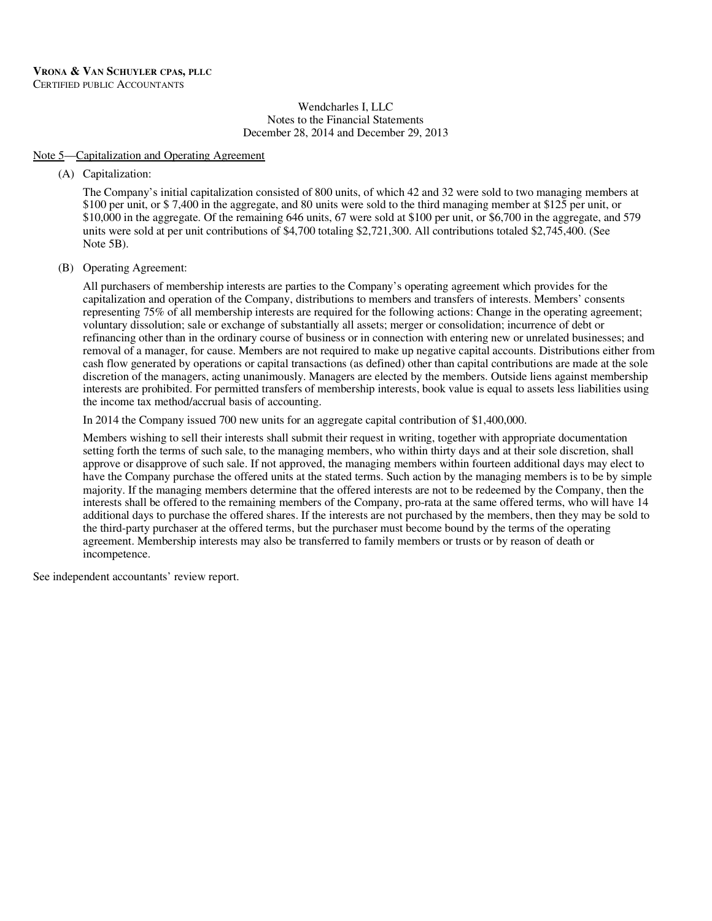VRONA & VAN SCHUYLER CPAS, PLLC
CERTIFIED PUBLIC ACCOUNTANTS

Wendcharles I, LLC
Notes to the Financial Statements
December 28, 2014 and December 29, 2013

Note 5—Capitalization and Operating Agreement

(A) Capitalization:

The Company's initial capitalization consisted of 800 units, of which 42 and 32 were sold to two managing members at $100 per unit, or $ 7,400 in the aggregate, and 80 units were sold to the third managing member at $125 per unit, or $10,000 in the aggregate. Of the remaining 646 units, 67 were sold at $100 per unit, or $6,700 in the aggregate, and 579 units were sold at per unit contributions of $4,700 totaling $2,721,300. All contributions totaled $2,745,400. (See Note 5B).

(B) Operating Agreement:

All purchasers of membership interests are parties to the Company's operating agreement which provides for the capitalization and operation of the Company, distributions to members and transfers of interests. Members' consents representing 75% of all membership interests are required for the following actions: Change in the operating agreement; voluntary dissolution; sale or exchange of substantially all assets; merger or consolidation; incurrence of debt or refinancing other than in the ordinary course of business or in connection with entering new or unrelated businesses; and removal of a manager, for cause. Members are not required to make up negative capital accounts. Distributions either from cash flow generated by operations or capital transactions (as defined) other than capital contributions are made at the sole discretion of the managers, acting unanimously. Managers are elected by the members. Outside liens against membership interests are prohibited. For permitted transfers of membership interests, book value is equal to assets less liabilities using the income tax method/accrual basis of accounting.

In 2014 the Company issued 700 new units for an aggregate capital contribution of $1,400,000.

Members wishing to sell their interests shall submit their request in writing, together with appropriate documentation setting forth the terms of such sale, to the managing members, who within thirty days and at their sole discretion, shall approve or disapprove of such sale. If not approved, the managing members within fourteen additional days may elect to have the Company purchase the offered units at the stated terms. Such action by the managing members is to be by simple majority. If the managing members determine that the offered interests are not to be redeemed by the Company, then the interests shall be offered to the remaining members of the Company, pro-rata at the same offered terms, who will have 14 additional days to purchase the offered shares. If the interests are not purchased by the members, then they may be sold to the third-party purchaser at the offered terms, but the purchaser must become bound by the terms of the operating agreement. Membership interests may also be transferred to family members or trusts or by reason of death or incompetence.

See independent accountants' review report.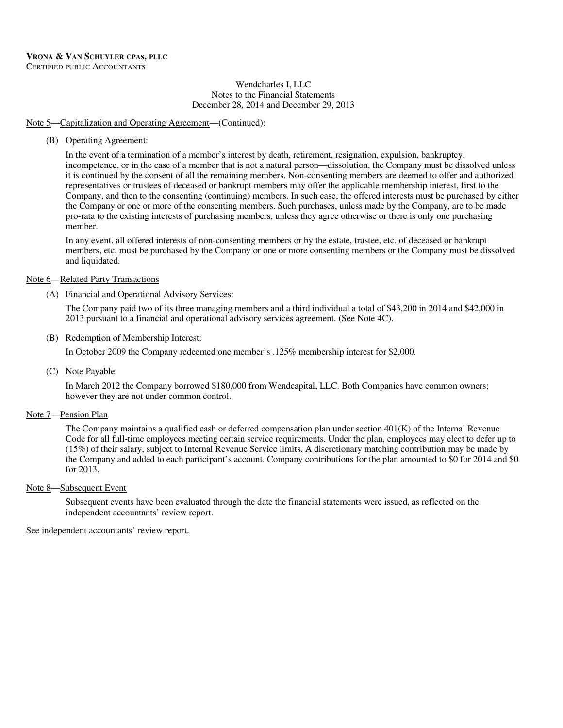Wendcharles I, LLC
Notes to the Financial Statements
December 28, 2014 and December 29, 2013

Note 5—Capitalization and Operating Agreement—(Continued):

(B) Operating Agreement:

In the event of a termination of a member's interest by death, retirement, resignation, expulsion, bankruptcy, incompetence, or in the case of a member that is not a natural person—dissolution, the Company must be dissolved unless it is continued by the consent of all the remaining members. Non-consenting members are deemed to offer and authorized representatives or trustees of deceased or bankrupt members may offer the applicable membership interest, first to the Company, and then to the consenting (continuing) members. In such case, the offered interests must be purchased by either the Company or one or more of the consenting members. Such purchases, unless made by the Company, are to be made pro-rata to the existing interests of purchasing members, unless they agree otherwise or there is only one purchasing member.

In any event, all offered interests of non-consenting members or by the estate, trustee, etc. of deceased or bankrupt members, etc. must be purchased by the Company or one or more consenting members or the Company must be dissolved and liquidated.

Note 6—Related Party Transactions

(A) Financial and Operational Advisory Services:

The Company paid two of its three managing members and a third individual a total of $43,200 in 2014 and $42,000 in 2013 pursuant to a financial and operational advisory services agreement. (See Note 4C).

(B) Redemption of Membership Interest:

In October 2009 the Company redeemed one member's .125% membership interest for $2,000.

(C) Note Payable:

In March 2012 the Company borrowed $180,000 from Wendcapital, LLC. Both Companies have common owners; however they are not under common control.

Note 7—Pension Plan

The Company maintains a qualified cash or deferred compensation plan under section 401(K) of the Internal Revenue Code for all full-time employees meeting certain service requirements. Under the plan, employees may elect to defer up to (15%) of their salary, subject to Internal Revenue Service limits. A discretionary matching contribution may be made by the Company and added to each participant's account. Company contributions for the plan amounted to $0 for 2014 and $0 for 2013.

Note 8—Subsequent Event

Subsequent events have been evaluated through the date the financial statements were issued, as reflected on the independent accountants' review report.

See independent accountants' review report.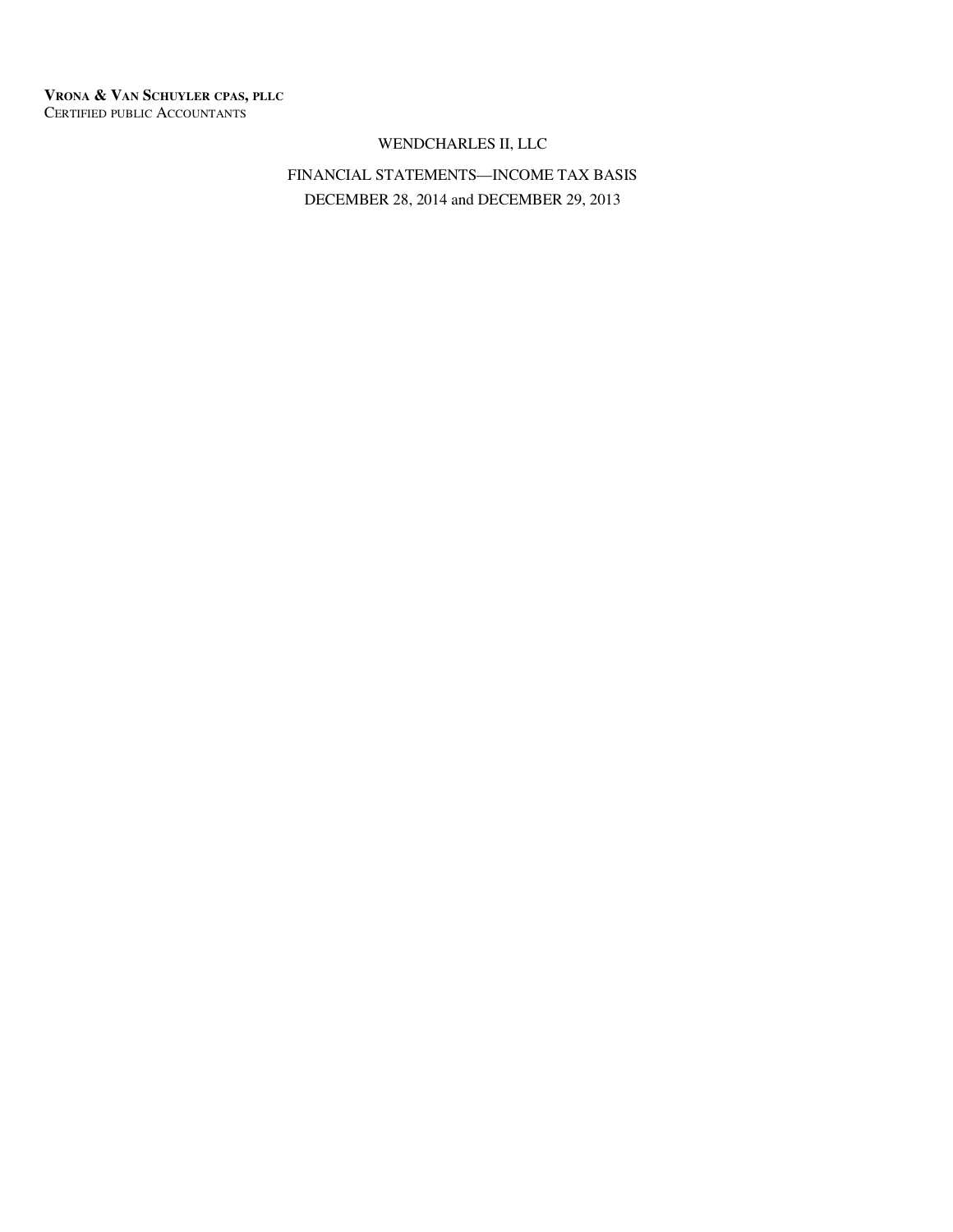**VRONA & VAN SCHUYLER CPAS, PLLC**
CERTIFIED PUBLIC ACCOUNTANTS

# WENDCHARLES II, LLC

## FINANCIAL STATEMENTS—INCOME TAX BASIS

DECEMBER 28, 2014 and DECEMBER 29, 2013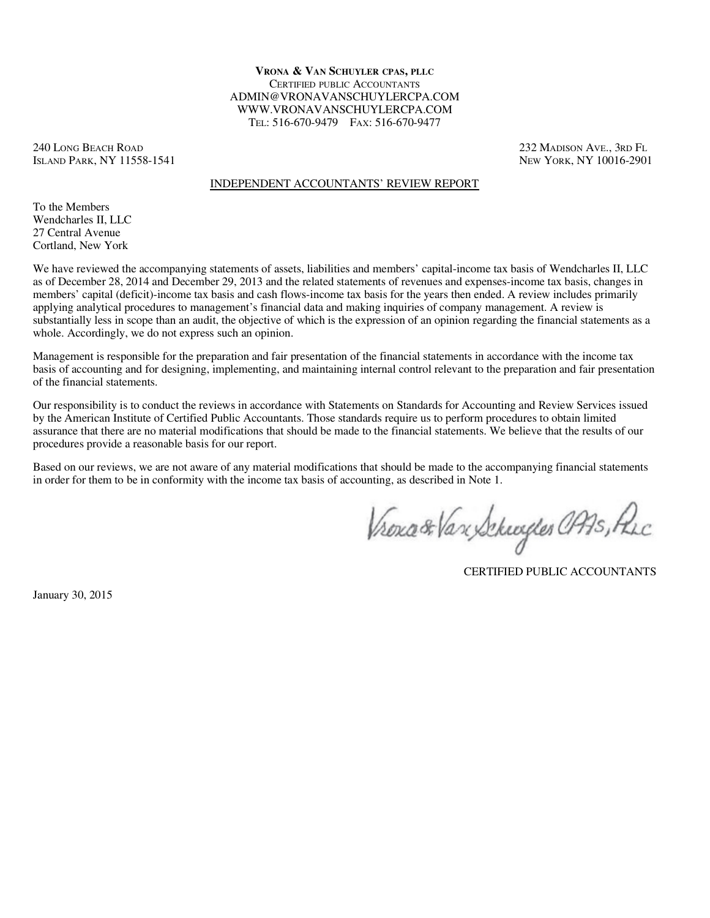**Vrona & Van Schuyler cpas, pllc**
Certified public Accountants
ADMIN@VRONAVANSCHUYLERCPA.COM
WWW.VRONAVANSCHUYLERCPA.COM
Tel: 516-670-9479 Fax: 516-670-9477

240 Long Beach Road
Island Park, NY 11558-1541

232 Madison Ave., 3rd Fl
New York, NY 10016-2901

## INDEPENDENT ACCOUNTANTS' REVIEW REPORT

To the Members
Wendcharles II, LLC
27 Central Avenue
Cortland, New York

We have reviewed the accompanying statements of assets, liabilities and members' capital-income tax basis of Wendcharles II, LLC as of December 28, 2014 and December 29, 2013 and the related statements of revenues and expenses-income tax basis, changes in members' capital (deficit)-income tax basis and cash flows-income tax basis for the years then ended. A review includes primarily applying analytical procedures to management's financial data and making inquiries of company management. A review is substantially less in scope than an audit, the objective of which is the expression of an opinion regarding the financial statements as a whole. Accordingly, we do not express such an opinion.

Management is responsible for the preparation and fair presentation of the financial statements in accordance with the income tax basis of accounting and for designing, implementing, and maintaining internal control relevant to the preparation and fair presentation of the financial statements.

Our responsibility is to conduct the reviews in accordance with Statements on Standards for Accounting and Review Services issued by the American Institute of Certified Public Accountants. Those standards require us to perform procedures to obtain limited assurance that there are no material modifications that should be made to the financial statements. We believe that the results of our procedures provide a reasonable basis for our report.

Based on our reviews, we are not aware of any material modifications that should be made to the accompanying financial statements in order for them to be in conformity with the income tax basis of accounting, as described in Note 1.

Vrona & Van Schuyler CPAs, PLLC

CERTIFIED PUBLIC ACCOUNTANTS

January 30, 2015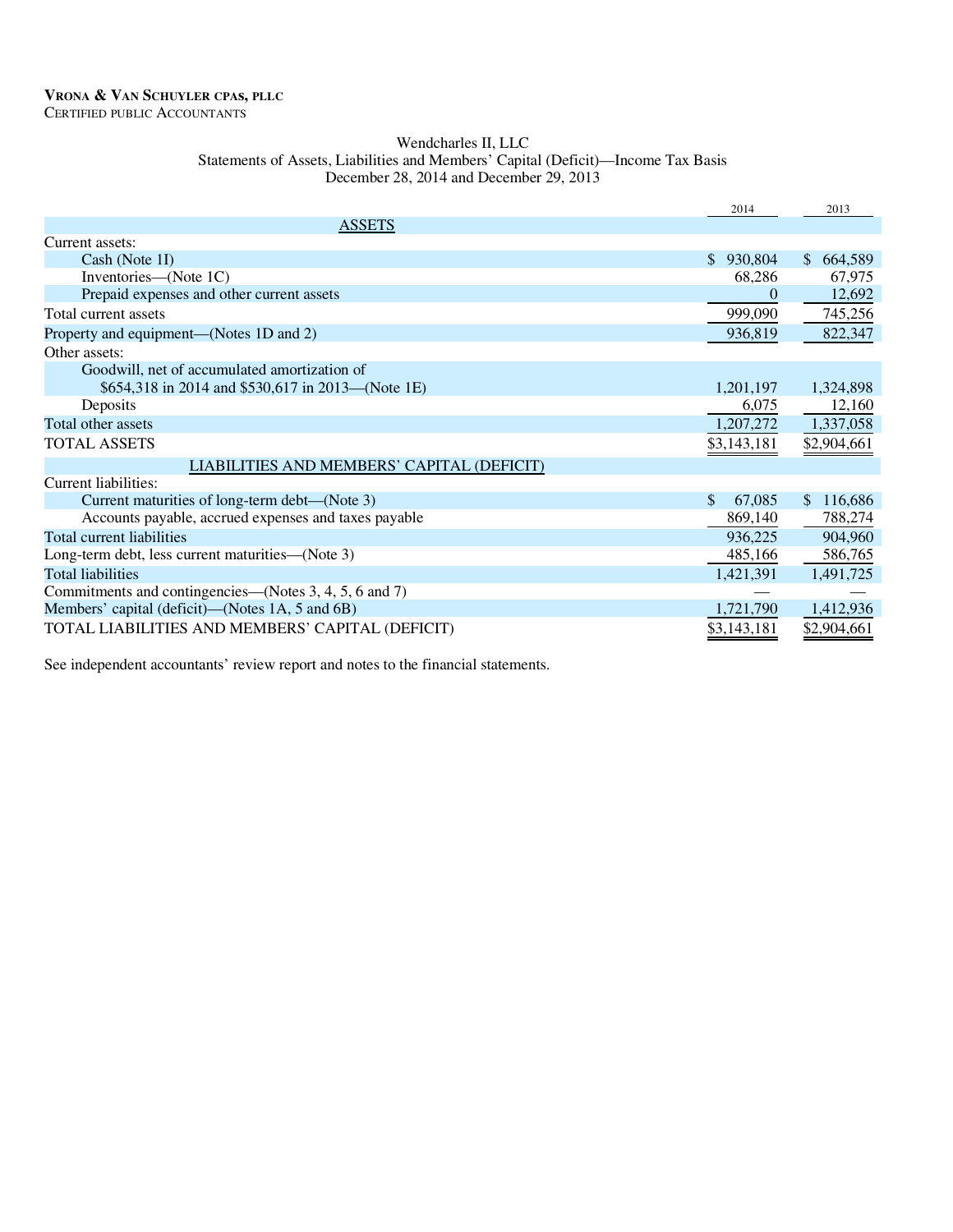**VRONA & VAN SCHUYLER CPAS, PLLC**
CERTIFIED PUBLIC ACCOUNTANTS

Wendcharles II, LLC
Statements of Assets, Liabilities and Members' Capital (Deficit)—Income Tax Basis
December 28, 2014 and December 29, 2013

| | 2014 | 2013 |
|---|---|---|
| ASSETS | | |
| Current assets: | | |
| Cash (Note 1I) | $ 930,804 | $ 664,589 |
| Inventories—(Note 1C) | 68,286 | 67,975 |
| Prepaid expenses and other current assets | 0 | 12,692 |
| Total current assets | 999,090 | 745,256 |
| Property and equipment—(Notes 1D and 2) | 936,819 | 822,347 |
| Other assets: | | |
| Goodwill, net of accumulated amortization of $654,318 in 2014 and $530,617 in 2013—(Note 1E) | 1,201,197 | 1,324,898 |
| Deposits | 6,075 | 12,160 |
| Total other assets | 1,207,272 | 1,337,058 |
| TOTAL ASSETS | $3,143,181 | $2,904,661 |
| LIABILITIES AND MEMBERS' CAPITAL (DEFICIT) | | |
| Current liabilities: | | |
| Current maturities of long-term debt—(Note 3) | $ 67,085 | $ 116,686 |
| Accounts payable, accrued expenses and taxes payable | 869,140 | 788,274 |
| Total current liabilities | 936,225 | 904,960 |
| Long-term debt, less current maturities—(Note 3) | 485,166 | 586,765 |
| Total liabilities | 1,421,391 | 1,491,725 |
| Commitments and contingencies—(Notes 3, 4, 5, 6 and 7) | — | — |
| Members' capital (deficit)—(Notes 1A, 5 and 6B) | 1,721,790 | 1,412,936 |
| TOTAL LIABILITIES AND MEMBERS' CAPITAL (DEFICIT) | $3,143,181 | $2,904,661 |

See independent accountants' review report and notes to the financial statements.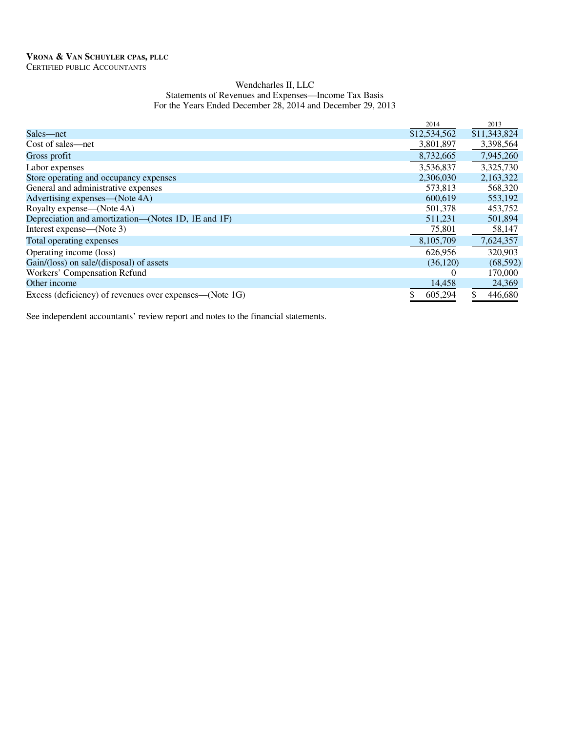**VRONA & VAN SCHUYLER CPAS, PLLC**
CERTIFIED PUBLIC ACCOUNTANTS

Wendcharles II, LLC
Statements of Revenues and Expenses—Income Tax Basis
For the Years Ended December 28, 2014 and December 29, 2013

| | 2014 | 2013 |
|---|---|---|
| Sales—net | $12,534,562 | $11,343,824 |
| Cost of sales—net | 3,801,897 | 3,398,564 |
| Gross profit | 8,732,665 | 7,945,260 |
| Labor expenses | 3,536,837 | 3,325,730 |
| Store operating and occupancy expenses | 2,306,030 | 2,163,322 |
| General and administrative expenses | 573,813 | 568,320 |
| Advertising expenses—(Note 4A) | 600,619 | 553,192 |
| Royalty expense—(Note 4A) | 501,378 | 453,752 |
| Depreciation and amortization—(Notes 1D, 1E and 1F) | 511,231 | 501,894 |
| Interest expense—(Note 3) | 75,801 | 58,147 |
| Total operating expenses | 8,105,709 | 7,624,357 |
| Operating income (loss) | 626,956 | 320,903 |
| Gain/(loss) on sale/(disposal) of assets | (36,120) | (68,592) |
| Workers' Compensation Refund | 0 | 170,000 |
| Other income | 14,458 | 24,369 |
| Excess (deficiency) of revenues over expenses—(Note 1G) | $ 605,294 | $ 446,680 |

See independent accountants' review report and notes to the financial statements.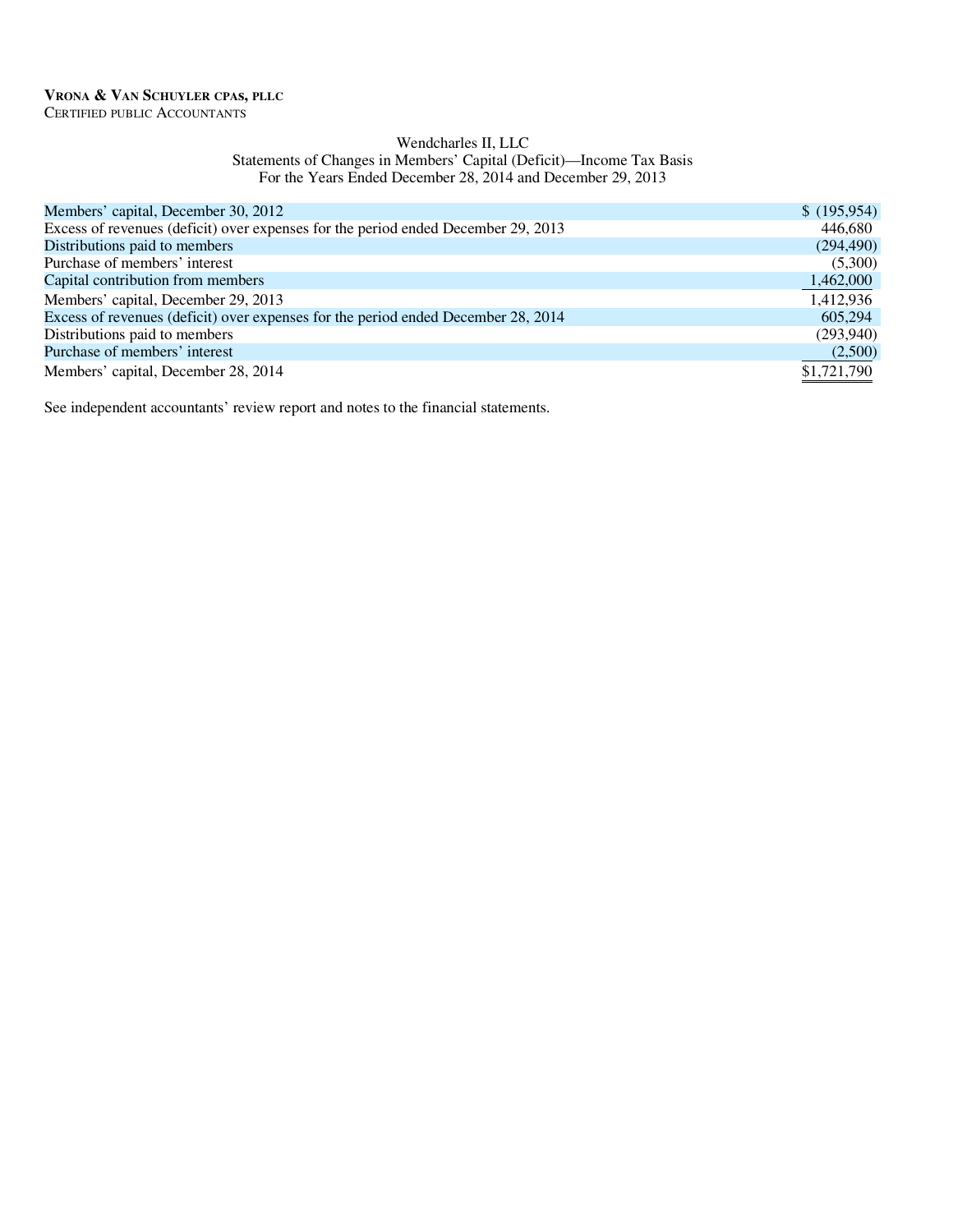**VRONA & VAN SCHUYLER CPAS, PLLC**
CERTIFIED PUBLIC ACCOUNTANTS

Wendcharles II, LLC
Statements of Changes in Members' Capital (Deficit)—Income Tax Basis
For the Years Ended December 28, 2014 and December 29, 2013

| | |
|---|---|
| Members' capital, December 30, 2012 | $ (195,954) |
| Excess of revenues (deficit) over expenses for the period ended December 29, 2013 | 446,680 |
| Distributions paid to members | (294,490) |
| Purchase of members' interest | (5,300) |
| Capital contribution from members | 1,462,000 |
| Members' capital, December 29, 2013 | 1,412,936 |
| Excess of revenues (deficit) over expenses for the period ended December 28, 2014 | 605,294 |
| Distributions paid to members | (293,940) |
| Purchase of members' interest | (2,500) |
| Members' capital, December 28, 2014 | $1,721,790 |

See independent accountants' review report and notes to the financial statements.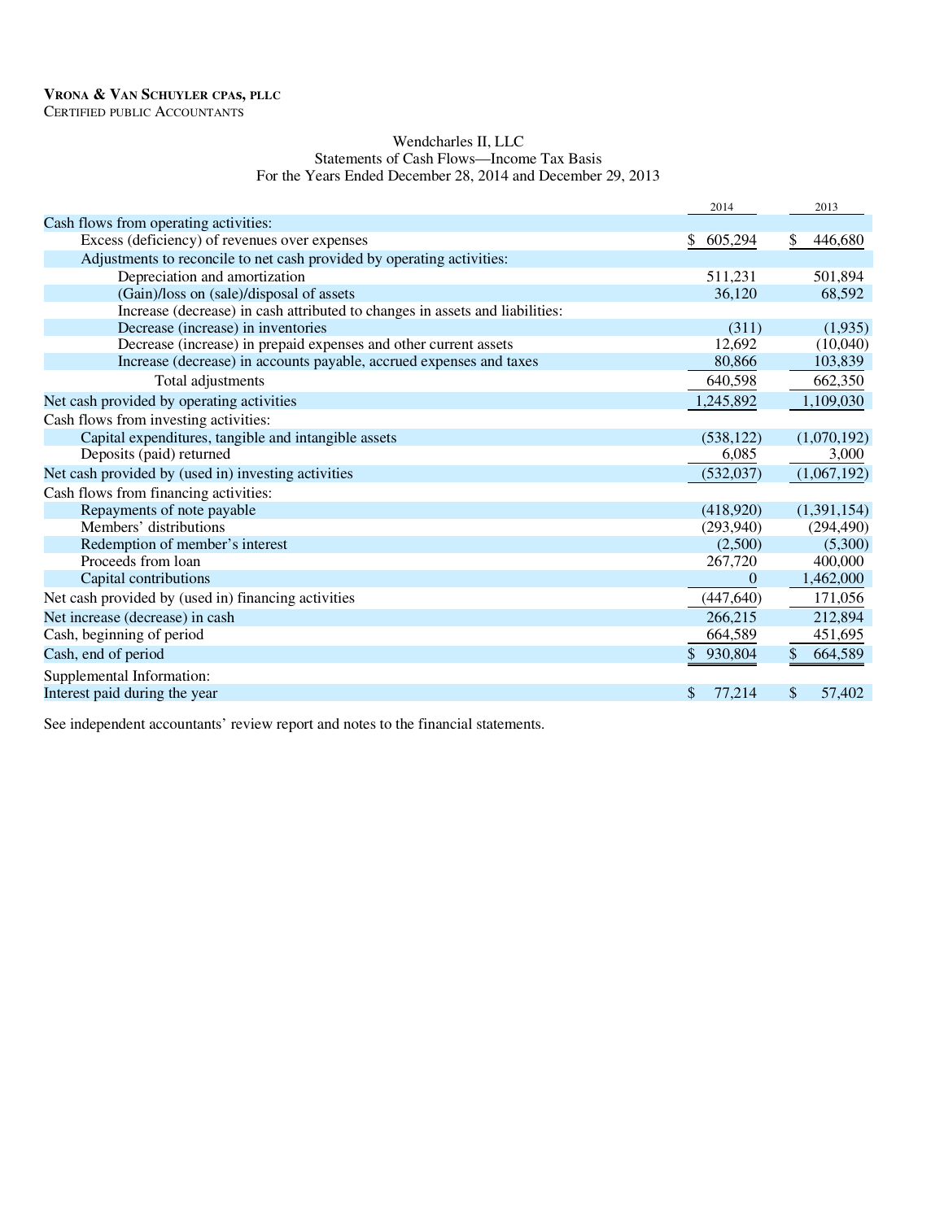**VRONA & VAN SCHUYLER CPAS, PLLC**
CERTIFIED PUBLIC ACCOUNTANTS

Wendcharles II, LLC
Statements of Cash Flows—Income Tax Basis
For the Years Ended December 28, 2014 and December 29, 2013

| | 2014 | 2013 |
|---|---|---|
| Cash flows from operating activities: | | |
| Excess (deficiency) of revenues over expenses | $ 605,294 | $ 446,680 |
| Adjustments to reconcile to net cash provided by operating activities: | | |
| Depreciation and amortization | 511,231 | 501,894 |
| (Gain)/loss on (sale)/disposal of assets | 36,120 | 68,592 |
| Increase (decrease) in cash attributed to changes in assets and liabilities: | | |
| Decrease (increase) in inventories | (311) | (1,935) |
| Decrease (increase) in prepaid expenses and other current assets | 12,692 | (10,040) |
| Increase (decrease) in accounts payable, accrued expenses and taxes | 80,866 | 103,839 |
| Total adjustments | 640,598 | 662,350 |
| Net cash provided by operating activities | 1,245,892 | 1,109,030 |
| Cash flows from investing activities: | | |
| Capital expenditures, tangible and intangible assets | (538,122) | (1,070,192) |
| Deposits (paid) returned | 6,085 | 3,000 |
| Net cash provided by (used in) investing activities | (532,037) | (1,067,192) |
| Cash flows from financing activities: | | |
| Repayments of note payable | (418,920) | (1,391,154) |
| Members' distributions | (293,940) | (294,490) |
| Redemption of member's interest | (2,500) | (5,300) |
| Proceeds from loan | 267,720 | 400,000 |
| Capital contributions | 0 | 1,462,000 |
| Net cash provided by (used in) financing activities | (447,640) | 171,056 |
| Net increase (decrease) in cash | 266,215 | 212,894 |
| Cash, beginning of period | 664,589 | 451,695 |
| Cash, end of period | $ 930,804 | $ 664,589 |
| Supplemental Information: | | |
| Interest paid during the year | $ 77,214 | $ 57,402 |

See independent accountants' review report and notes to the financial statements.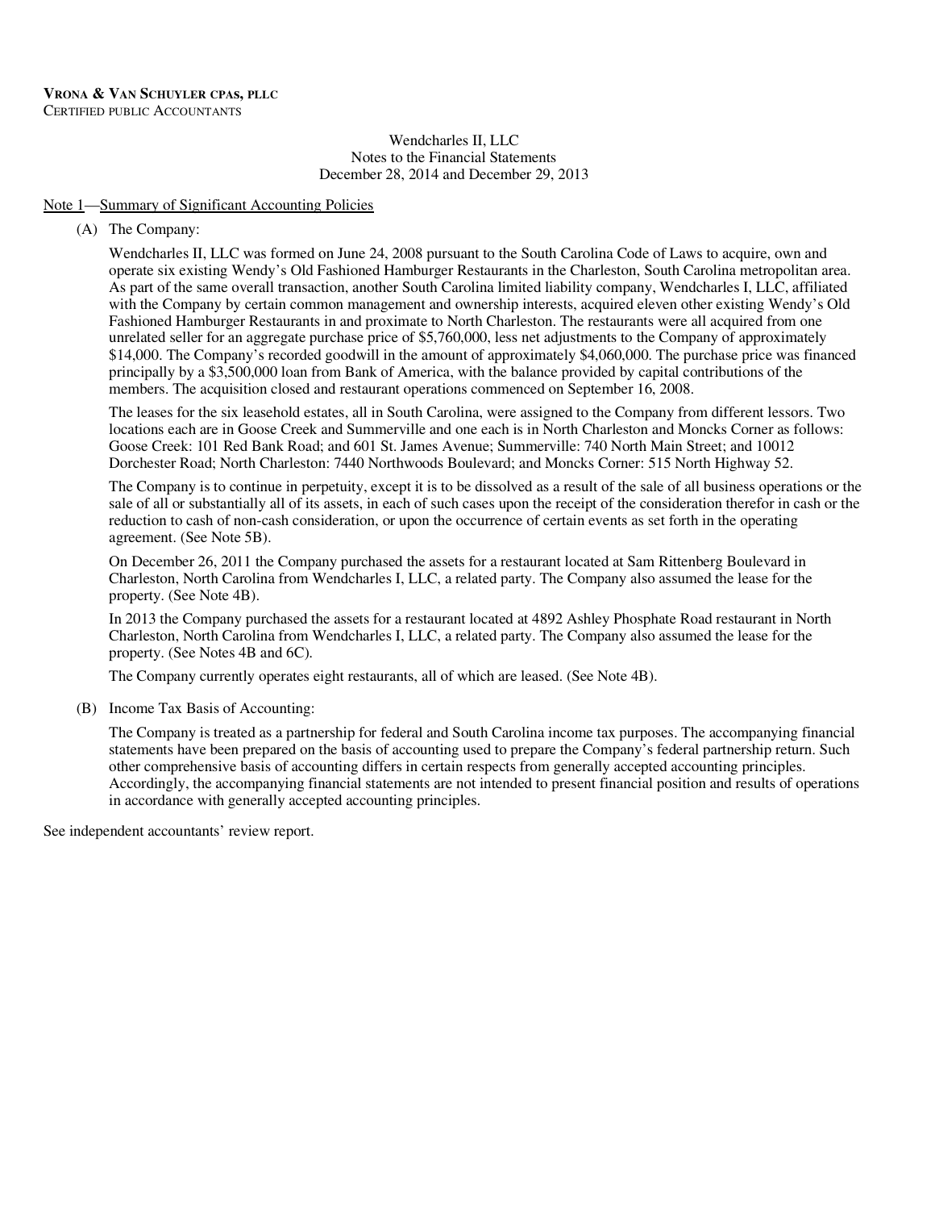**VRONA & VAN SCHUYLER CPAS, PLLC**
CERTIFIED PUBLIC ACCOUNTANTS

Wendcharles II, LLC
Notes to the Financial Statements
December 28, 2014 and December 29, 2013

Note 1—Summary of Significant Accounting Policies

(A) The Company:

Wendcharles II, LLC was formed on June 24, 2008 pursuant to the South Carolina Code of Laws to acquire, own and operate six existing Wendy's Old Fashioned Hamburger Restaurants in the Charleston, South Carolina metropolitan area. As part of the same overall transaction, another South Carolina limited liability company, Wendcharles I, LLC, affiliated with the Company by certain common management and ownership interests, acquired eleven other existing Wendy's Old Fashioned Hamburger Restaurants in and proximate to North Charleston. The restaurants were all acquired from one unrelated seller for an aggregate purchase price of $5,760,000, less net adjustments to the Company of approximately $14,000. The Company's recorded goodwill in the amount of approximately $4,060,000. The purchase price was financed principally by a $3,500,000 loan from Bank of America, with the balance provided by capital contributions of the members. The acquisition closed and restaurant operations commenced on September 16, 2008.

The leases for the six leasehold estates, all in South Carolina, were assigned to the Company from different lessors. Two locations each are in Goose Creek and Summerville and one each is in North Charleston and Moncks Corner as follows: Goose Creek: 101 Red Bank Road; and 601 St. James Avenue; Summerville: 740 North Main Street; and 10012 Dorchester Road; North Charleston: 7440 Northwoods Boulevard; and Moncks Corner: 515 North Highway 52.

The Company is to continue in perpetuity, except it is to be dissolved as a result of the sale of all business operations or the sale of all or substantially all of its assets, in each of such cases upon the receipt of the consideration therefor in cash or the reduction to cash of non-cash consideration, or upon the occurrence of certain events as set forth in the operating agreement. (See Note 5B).

On December 26, 2011 the Company purchased the assets for a restaurant located at Sam Rittenberg Boulevard in Charleston, North Carolina from Wendcharles I, LLC, a related party. The Company also assumed the lease for the property. (See Note 4B).

In 2013 the Company purchased the assets for a restaurant located at 4892 Ashley Phosphate Road restaurant in North Charleston, North Carolina from Wendcharles I, LLC, a related party. The Company also assumed the lease for the property. (See Notes 4B and 6C).

The Company currently operates eight restaurants, all of which are leased. (See Note 4B).

(B) Income Tax Basis of Accounting:

The Company is treated as a partnership for federal and South Carolina income tax purposes. The accompanying financial statements have been prepared on the basis of accounting used to prepare the Company's federal partnership return. Such other comprehensive basis of accounting differs in certain respects from generally accepted accounting principles. Accordingly, the accompanying financial statements are not intended to present financial position and results of operations in accordance with generally accepted accounting principles.

See independent accountants' review report.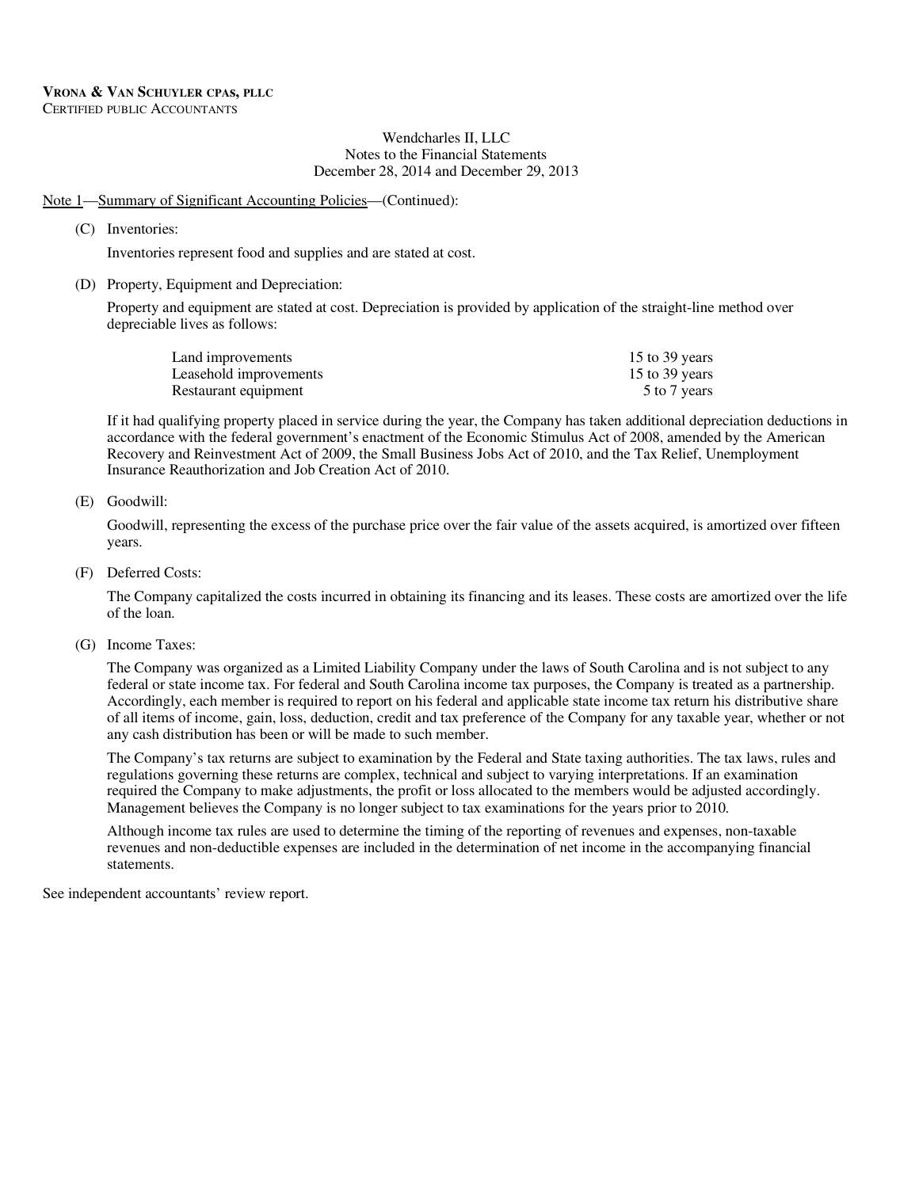Wendcharles II, LLC
Notes to the Financial Statements
December 28, 2014 and December 29, 2013

Note 1—Summary of Significant Accounting Policies—(Continued):

(C) Inventories:

Inventories represent food and supplies and are stated at cost.

(D) Property, Equipment and Depreciation:

Property and equipment are stated at cost. Depreciation is provided by application of the straight-line method over depreciable lives as follows:

| | |
|---|---|
| Land improvements | 15 to 39 years |
| Leasehold improvements | 15 to 39 years |
| Restaurant equipment | 5 to 7 years |

If it had qualifying property placed in service during the year, the Company has taken additional depreciation deductions in accordance with the federal government's enactment of the Economic Stimulus Act of 2008, amended by the American Recovery and Reinvestment Act of 2009, the Small Business Jobs Act of 2010, and the Tax Relief, Unemployment Insurance Reauthorization and Job Creation Act of 2010.

(E) Goodwill:

Goodwill, representing the excess of the purchase price over the fair value of the assets acquired, is amortized over fifteen years.

(F) Deferred Costs:

The Company capitalized the costs incurred in obtaining its financing and its leases. These costs are amortized over the life of the loan.

(G) Income Taxes:

The Company was organized as a Limited Liability Company under the laws of South Carolina and is not subject to any federal or state income tax. For federal and South Carolina income tax purposes, the Company is treated as a partnership. Accordingly, each member is required to report on his federal and applicable state income tax return his distributive share of all items of income, gain, loss, deduction, credit and tax preference of the Company for any taxable year, whether or not any cash distribution has been or will be made to such member.

The Company's tax returns are subject to examination by the Federal and State taxing authorities. The tax laws, rules and regulations governing these returns are complex, technical and subject to varying interpretations. If an examination required the Company to make adjustments, the profit or loss allocated to the members would be adjusted accordingly. Management believes the Company is no longer subject to tax examinations for the years prior to 2010.

Although income tax rules are used to determine the timing of the reporting of revenues and expenses, non-taxable revenues and non-deductible expenses are included in the determination of net income in the accompanying financial statements.

See independent accountants' review report.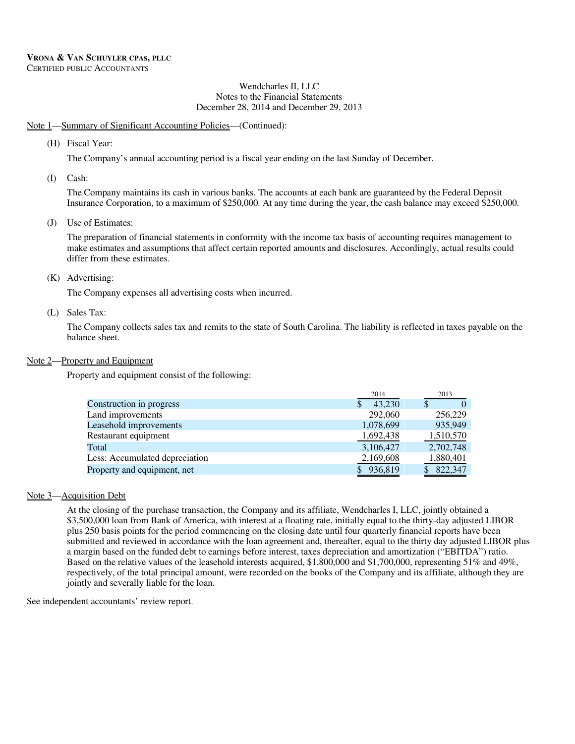**VRONA & VAN SCHUYLER CPAS, PLLC**
CERTIFIED PUBLIC ACCOUNTANTS

Wendcharles II, LLC
Notes to the Financial Statements
December 28, 2014 and December 29, 2013

Note 1—Summary of Significant Accounting Policies—(Continued):

(H) Fiscal Year:

The Company's annual accounting period is a fiscal year ending on the last Sunday of December.

(I) Cash:

The Company maintains its cash in various banks. The accounts at each bank are guaranteed by the Federal Deposit Insurance Corporation, to a maximum of $250,000. At any time during the year, the cash balance may exceed $250,000.

(J) Use of Estimates:

The preparation of financial statements in conformity with the income tax basis of accounting requires management to make estimates and assumptions that affect certain reported amounts and disclosures. Accordingly, actual results could differ from these estimates.

(K) Advertising:

The Company expenses all advertising costs when incurred.

(L) Sales Tax:

The Company collects sales tax and remits to the state of South Carolina. The liability is reflected in taxes payable on the balance sheet.

Note 2—Property and Equipment

Property and equipment consist of the following:

| | 2014 | 2013 |
|---|---|---|
| Construction in progress | $ 43,230 | $ 0 |
| Land improvements | 292,060 | 256,229 |
| Leasehold improvements | 1,078,699 | 935,949 |
| Restaurant equipment | 1,692,438 | 1,510,570 |
| Total | 3,106,427 | 2,702,748 |
| Less: Accumulated depreciation | 2,169,608 | 1,880,401 |
| Property and equipment, net | $ 936,819 | $ 822,347 |

Note 3—Acquisition Debt

At the closing of the purchase transaction, the Company and its affiliate, Wendcharles I, LLC, jointly obtained a $3,500,000 loan from Bank of America, with interest at a floating rate, initially equal to the thirty-day adjusted LIBOR plus 250 basis points for the period commencing on the closing date until four quarterly financial reports have been submitted and reviewed in accordance with the loan agreement and, thereafter, equal to the thirty day adjusted LIBOR plus a margin based on the funded debt to earnings before interest, taxes depreciation and amortization ("EBITDA") ratio. Based on the relative values of the leasehold interests acquired, $1,800,000 and $1,700,000, representing 51% and 49%, respectively, of the total principal amount, were recorded on the books of the Company and its affiliate, although they are jointly and severally liable for the loan.

See independent accountants' review report.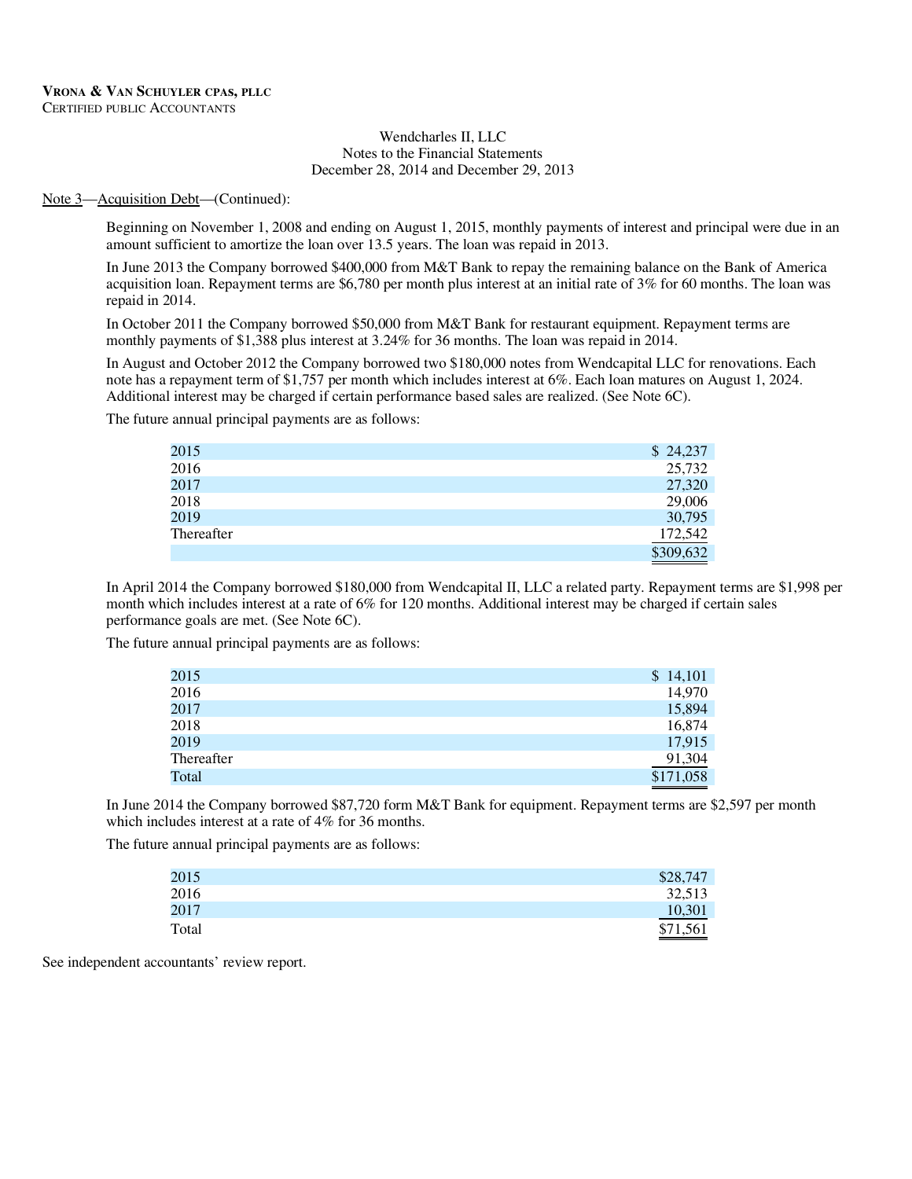Wendcharles II, LLC
Notes to the Financial Statements
December 28, 2014 and December 29, 2013

Note 3—Acquisition Debt—(Continued):

Beginning on November 1, 2008 and ending on August 1, 2015, monthly payments of interest and principal were due in an amount sufficient to amortize the loan over 13.5 years. The loan was repaid in 2013.

In June 2013 the Company borrowed $400,000 from M&T Bank to repay the remaining balance on the Bank of America acquisition loan. Repayment terms are $6,780 per month plus interest at an initial rate of 3% for 60 months. The loan was repaid in 2014.

In October 2011 the Company borrowed $50,000 from M&T Bank for restaurant equipment. Repayment terms are monthly payments of $1,388 plus interest at 3.24% for 36 months. The loan was repaid in 2014.

In August and October 2012 the Company borrowed two $180,000 notes from Wendcapital LLC for renovations. Each note has a repayment term of $1,757 per month which includes interest at 6%. Each loan matures on August 1, 2024. Additional interest may be charged if certain performance based sales are realized. (See Note 6C).

The future annual principal payments are as follows:

| | |
|---|---|
| 2015 | $ 24,237 |
| 2016 | 25,732 |
| 2017 | 27,320 |
| 2018 | 29,006 |
| 2019 | 30,795 |
| Thereafter | 172,542 |
| | $309,632 |

In April 2014 the Company borrowed $180,000 from Wendcapital II, LLC a related party. Repayment terms are $1,998 per month which includes interest at a rate of 6% for 120 months. Additional interest may be charged if certain sales performance goals are met. (See Note 6C).

The future annual principal payments are as follows:

| | |
|---|---|
| 2015 | $ 14,101 |
| 2016 | 14,970 |
| 2017 | 15,894 |
| 2018 | 16,874 |
| 2019 | 17,915 |
| Thereafter | 91,304 |
| Total | $171,058 |

In June 2014 the Company borrowed $87,720 form M&T Bank for equipment. Repayment terms are $2,597 per month which includes interest at a rate of 4% for 36 months.

The future annual principal payments are as follows:

| | |
|---|---|
| 2015 | $28,747 |
| 2016 | 32,513 |
| 2017 | 10,301 |
| Total | $71,561 |

See independent accountants' review report.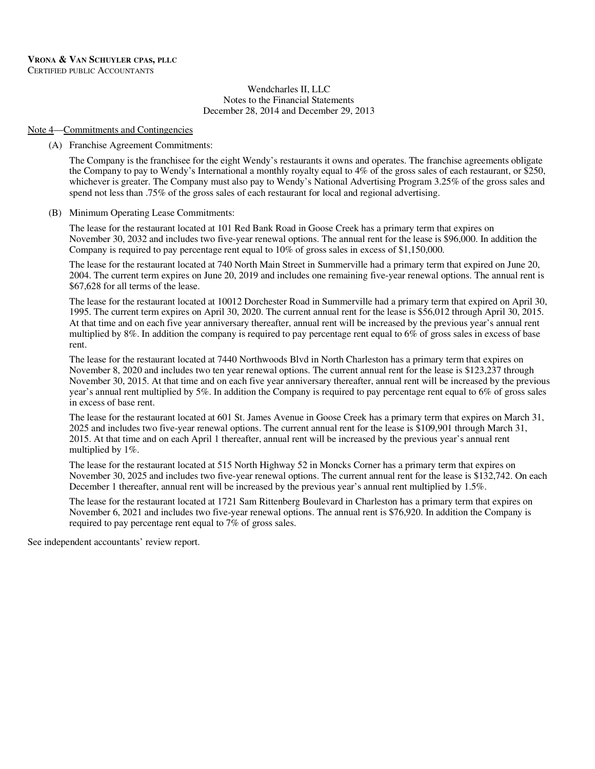**VRONA & VAN SCHUYLER CPAS, PLLC**
CERTIFIED PUBLIC ACCOUNTANTS

Wendcharles II, LLC
Notes to the Financial Statements
December 28, 2014 and December 29, 2013

Note 4—Commitments and Contingencies

(A) Franchise Agreement Commitments:

The Company is the franchisee for the eight Wendy's restaurants it owns and operates. The franchise agreements obligate the Company to pay to Wendy's International a monthly royalty equal to 4% of the gross sales of each restaurant, or $250, whichever is greater. The Company must also pay to Wendy's National Advertising Program 3.25% of the gross sales and spend not less than .75% of the gross sales of each restaurant for local and regional advertising.

(B) Minimum Operating Lease Commitments:

The lease for the restaurant located at 101 Red Bank Road in Goose Creek has a primary term that expires on November 30, 2032 and includes two five-year renewal options. The annual rent for the lease is $96,000. In addition the Company is required to pay percentage rent equal to 10% of gross sales in excess of $1,150,000.

The lease for the restaurant located at 740 North Main Street in Summerville had a primary term that expired on June 20, 2004. The current term expires on June 20, 2019 and includes one remaining five-year renewal options. The annual rent is $67,628 for all terms of the lease.

The lease for the restaurant located at 10012 Dorchester Road in Summerville had a primary term that expired on April 30, 1995. The current term expires on April 30, 2020. The current annual rent for the lease is $56,012 through April 30, 2015. At that time and on each five year anniversary thereafter, annual rent will be increased by the previous year's annual rent multiplied by 8%. In addition the company is required to pay percentage rent equal to 6% of gross sales in excess of base rent.

The lease for the restaurant located at 7440 Northwoods Blvd in North Charleston has a primary term that expires on November 8, 2020 and includes two ten year renewal options. The current annual rent for the lease is $123,237 through November 30, 2015. At that time and on each five year anniversary thereafter, annual rent will be increased by the previous year's annual rent multiplied by 5%. In addition the Company is required to pay percentage rent equal to 6% of gross sales in excess of base rent.

The lease for the restaurant located at 601 St. James Avenue in Goose Creek has a primary term that expires on March 31, 2025 and includes two five-year renewal options. The current annual rent for the lease is $109,901 through March 31, 2015. At that time and on each April 1 thereafter, annual rent will be increased by the previous year's annual rent multiplied by 1%.

The lease for the restaurant located at 515 North Highway 52 in Moncks Corner has a primary term that expires on November 30, 2025 and includes two five-year renewal options. The current annual rent for the lease is $132,742. On each December 1 thereafter, annual rent will be increased by the previous year's annual rent multiplied by 1.5%.

The lease for the restaurant located at 1721 Sam Rittenberg Boulevard in Charleston has a primary term that expires on November 6, 2021 and includes two five-year renewal options. The annual rent is $76,920. In addition the Company is required to pay percentage rent equal to 7% of gross sales.

See independent accountants' review report.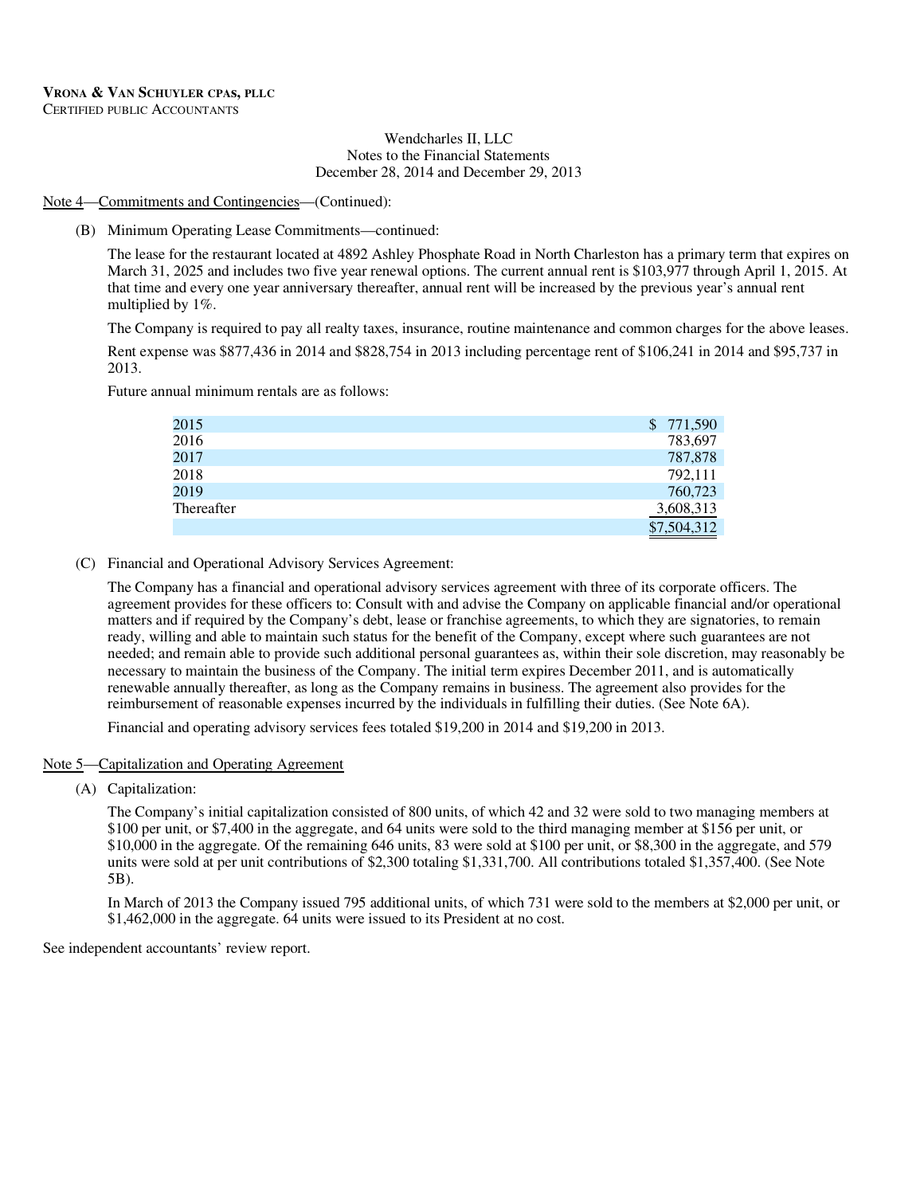**VRONA & VAN SCHUYLER CPAS, PLLC**
CERTIFIED PUBLIC ACCOUNTANTS

Wendcharles II, LLC
Notes to the Financial Statements
December 28, 2014 and December 29, 2013

Note 4—Commitments and Contingencies—(Continued):

(B) Minimum Operating Lease Commitments—continued:

The lease for the restaurant located at 4892 Ashley Phosphate Road in North Charleston has a primary term that expires on March 31, 2025 and includes two five year renewal options. The current annual rent is $103,977 through April 1, 2015. At that time and every one year anniversary thereafter, annual rent will be increased by the previous year's annual rent multiplied by 1%.

The Company is required to pay all realty taxes, insurance, routine maintenance and common charges for the above leases.

Rent expense was $877,436 in 2014 and $828,754 in 2013 including percentage rent of $106,241 in 2014 and $95,737 in 2013.

Future annual minimum rentals are as follows:

| | |
|---|---|
| 2015 | $ 771,590 |
| 2016 | 783,697 |
| 2017 | 787,878 |
| 2018 | 792,111 |
| 2019 | 760,723 |
| Thereafter | 3,608,313 |
| | $7,504,312 |

(C) Financial and Operational Advisory Services Agreement:

The Company has a financial and operational advisory services agreement with three of its corporate officers. The agreement provides for these officers to: Consult with and advise the Company on applicable financial and/or operational matters and if required by the Company's debt, lease or franchise agreements, to which they are signatories, to remain ready, willing and able to maintain such status for the benefit of the Company, except where such guarantees are not needed; and remain able to provide such additional personal guarantees as, within their sole discretion, may reasonably be necessary to maintain the business of the Company. The initial term expires December 2011, and is automatically renewable annually thereafter, as long as the Company remains in business. The agreement also provides for the reimbursement of reasonable expenses incurred by the individuals in fulfilling their duties. (See Note 6A).

Financial and operating advisory services fees totaled $19,200 in 2014 and $19,200 in 2013.

Note 5—Capitalization and Operating Agreement

(A) Capitalization:

The Company's initial capitalization consisted of 800 units, of which 42 and 32 were sold to two managing members at $100 per unit, or $7,400 in the aggregate, and 64 units were sold to the third managing member at $156 per unit, or $10,000 in the aggregate. Of the remaining 646 units, 83 were sold at $100 per unit, or $8,300 in the aggregate, and 579 units were sold at per unit contributions of $2,300 totaling $1,331,700. All contributions totaled $1,357,400. (See Note 5B).

In March of 2013 the Company issued 795 additional units, of which 731 were sold to the members at $2,000 per unit, or $1,462,000 in the aggregate. 64 units were issued to its President at no cost.

See independent accountants' review report.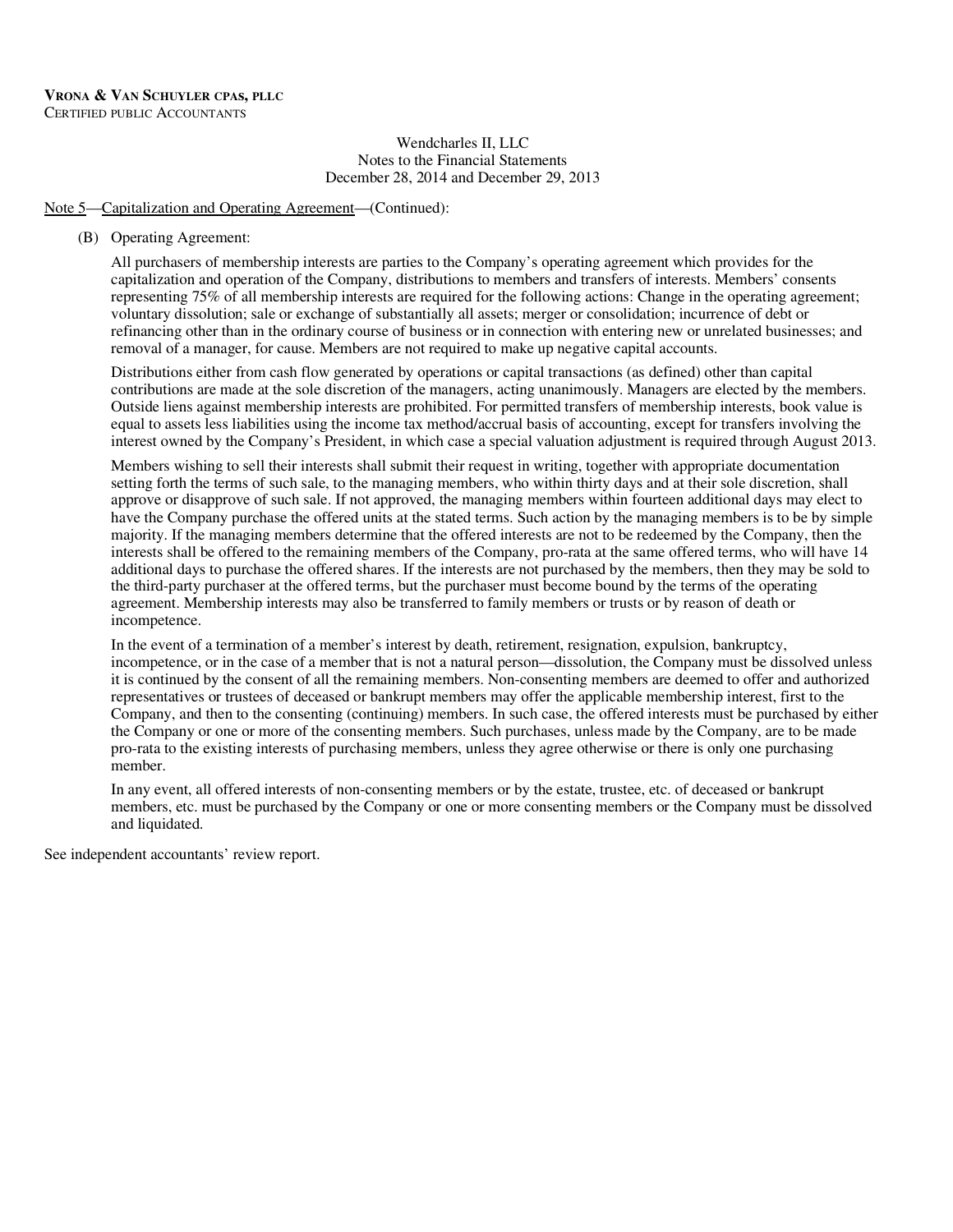Wendcharles II, LLC
Notes to the Financial Statements
December 28, 2014 and December 29, 2013

Note 5—Capitalization and Operating Agreement—(Continued):

(B) Operating Agreement:

All purchasers of membership interests are parties to the Company's operating agreement which provides for the capitalization and operation of the Company, distributions to members and transfers of interests. Members' consents representing 75% of all membership interests are required for the following actions: Change in the operating agreement; voluntary dissolution; sale or exchange of substantially all assets; merger or consolidation; incurrence of debt or refinancing other than in the ordinary course of business or in connection with entering new or unrelated businesses; and removal of a manager, for cause. Members are not required to make up negative capital accounts.

Distributions either from cash flow generated by operations or capital transactions (as defined) other than capital contributions are made at the sole discretion of the managers, acting unanimously. Managers are elected by the members. Outside liens against membership interests are prohibited. For permitted transfers of membership interests, book value is equal to assets less liabilities using the income tax method/accrual basis of accounting, except for transfers involving the interest owned by the Company's President, in which case a special valuation adjustment is required through August 2013.

Members wishing to sell their interests shall submit their request in writing, together with appropriate documentation setting forth the terms of such sale, to the managing members, who within thirty days and at their sole discretion, shall approve or disapprove of such sale. If not approved, the managing members within fourteen additional days may elect to have the Company purchase the offered units at the stated terms. Such action by the managing members is to be by simple majority. If the managing members determine that the offered interests are not to be redeemed by the Company, then the interests shall be offered to the remaining members of the Company, pro-rata at the same offered terms, who will have 14 additional days to purchase the offered shares. If the interests are not purchased by the members, then they may be sold to the third-party purchaser at the offered terms, but the purchaser must become bound by the terms of the operating agreement. Membership interests may also be transferred to family members or trusts or by reason of death or incompetence.

In the event of a termination of a member's interest by death, retirement, resignation, expulsion, bankruptcy, incompetence, or in the case of a member that is not a natural person—dissolution, the Company must be dissolved unless it is continued by the consent of all the remaining members. Non-consenting members are deemed to offer and authorized representatives or trustees of deceased or bankrupt members may offer the applicable membership interest, first to the Company, and then to the consenting (continuing) members. In such case, the offered interests must be purchased by either the Company or one or more of the consenting members. Such purchases, unless made by the Company, are to be made pro-rata to the existing interests of purchasing members, unless they agree otherwise or there is only one purchasing member.

In any event, all offered interests of non-consenting members or by the estate, trustee, etc. of deceased or bankrupt members, etc. must be purchased by the Company or one or more consenting members or the Company must be dissolved and liquidated.

See independent accountants' review report.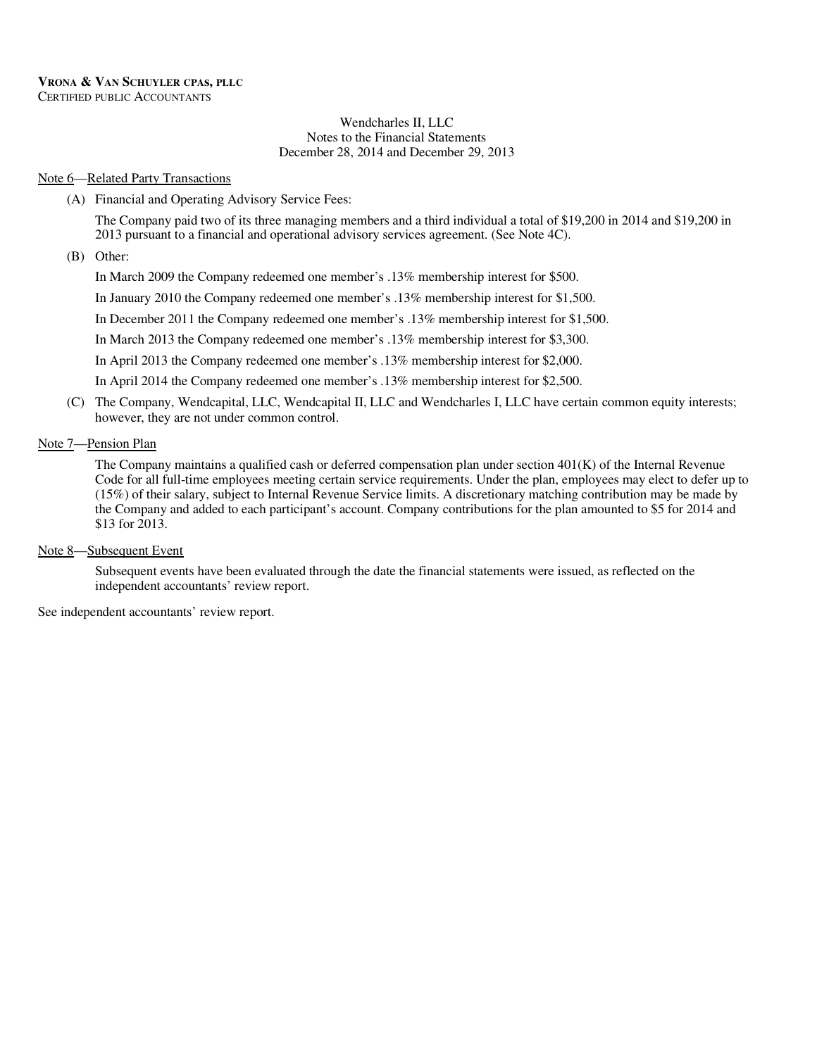**Vrona & Van Schuyler cpas, pllc**
Certified public Accountants

Wendcharles II, LLC
Notes to the Financial Statements
December 28, 2014 and December 29, 2013

Note 6—Related Party Transactions

(A) Financial and Operating Advisory Service Fees:

The Company paid two of its three managing members and a third individual a total of $19,200 in 2014 and $19,200 in 2013 pursuant to a financial and operational advisory services agreement. (See Note 4C).

(B) Other:

In March 2009 the Company redeemed one member's .13% membership interest for $500.

In January 2010 the Company redeemed one member's .13% membership interest for $1,500.

In December 2011 the Company redeemed one member's .13% membership interest for $1,500.

In March 2013 the Company redeemed one member's .13% membership interest for $3,300.

In April 2013 the Company redeemed one member's .13% membership interest for $2,000.

In April 2014 the Company redeemed one member's .13% membership interest for $2,500.

(C) The Company, Wendcapital, LLC, Wendcapital II, LLC and Wendcharles I, LLC have certain common equity interests; however, they are not under common control.

Note 7—Pension Plan

The Company maintains a qualified cash or deferred compensation plan under section 401(K) of the Internal Revenue Code for all full-time employees meeting certain service requirements. Under the plan, employees may elect to defer up to (15%) of their salary, subject to Internal Revenue Service limits. A discretionary matching contribution may be made by the Company and added to each participant's account. Company contributions for the plan amounted to $5 for 2014 and $13 for 2013.

Note 8—Subsequent Event

Subsequent events have been evaluated through the date the financial statements were issued, as reflected on the independent accountants' review report.

See independent accountants' review report.